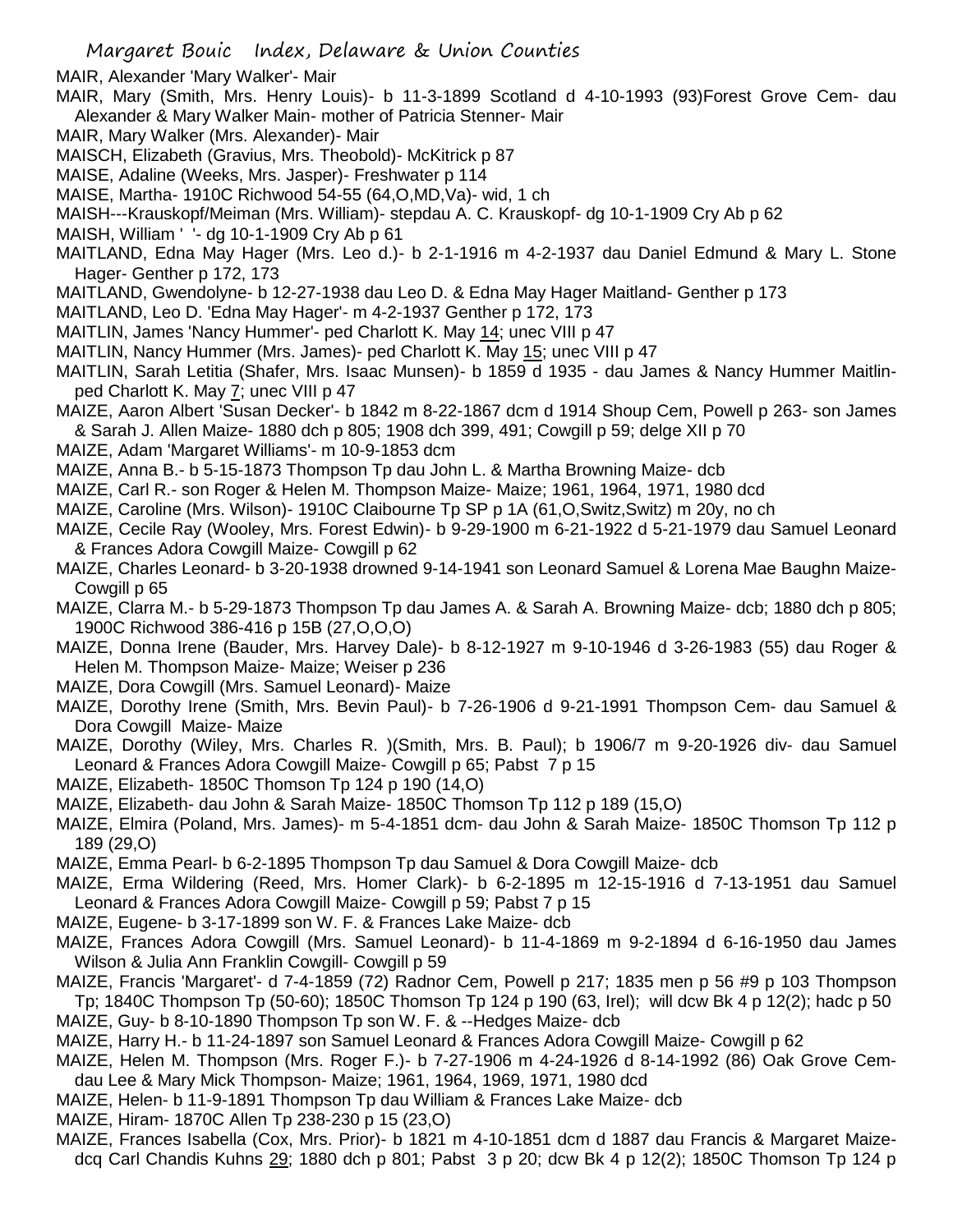# Margaret Bouic Index, Delaware & Union Counties

MAIR, Alexander 'Mary Walker'- Mair

MAIR, Mary (Smith, Mrs. Henry Louis)- b 11-3-1899 Scotland d 4-10-1993 (93)Forest Grove Cem- dau Alexander & Mary Walker Main- mother of Patricia Stenner- Mair

MAIR, Mary Walker (Mrs. Alexander)- Mair

MAISCH, Elizabeth (Gravius, Mrs. Theobold)- McKitrick p 87

MAISE, Adaline (Weeks, Mrs. Jasper)- Freshwater p 114

MAISE, Martha- 1910C Richwood 54-55 (64,O,MD,Va)- wid, 1 ch

MAISH---Krauskopf/Meiman (Mrs. William)- stepdau A. C. Krauskopf- dg 10-1-1909 Cry Ab p 62

MAISH, William ' '- dg 10-1-1909 Cry Ab p 61

MAITLAND, Edna May Hager (Mrs. Leo d.)- b 2-1-1916 m 4-2-1937 dau Daniel Edmund & Mary L. Stone Hager- Genther p 172, 173

MAITLAND, Gwendolyne- b 12-27-1938 dau Leo D. & Edna May Hager Maitland- Genther p 173

MAITLAND, Leo D. 'Edna May Hager'- m 4-2-1937 Genther p 172, 173

MAITLIN, James 'Nancy Hummer'- ped Charlott K. May 14; unec VIII p 47

MAITLIN, Nancy Hummer (Mrs. James)- ped Charlott K. May 15; unec VIII p 47

MAITLIN, Sarah Letitia (Shafer, Mrs. Isaac Munsen)- b 1859 d 1935 - dau James & Nancy Hummer Maitlin- ped Charlott K. May 7; unec VIII p 47

MAIZE, Aaron Albert 'Susan Decker'- b 1842 m 8-22-1867 dcm d 1914 Shoup Cem, Powell p 263- son James & Sarah J. Allen Maize- 1880 dch p 805; 1908 dch 399, 491; Cowgill p 59; delge XII p 70

MAIZE, Adam 'Margaret Williams'- m 10-9-1853 dcm

MAIZE, Anna B.- b 5-15-1873 Thompson Tp dau John L. & Martha Browning Maize- dcb

MAIZE, Carl R.- son Roger & Helen M. Thompson Maize- Maize; 1961, 1964, 1971, 1980 dcd

MAIZE, Caroline (Mrs. Wilson)- 1910C Claibourne Tp SP p 1A (61,O,Switz,Switz) m 20y, no ch

MAIZE, Cecile Ray (Wooley, Mrs. Forest Edwin)- b 9-29-1900 m 6-21-1922 d 5-21-1979 dau Samuel Leonard & Frances Adora Cowgill Maize- Cowgill p 62

MAIZE, Charles Leonard- b 3-20-1938 drowned 9-14-1941 son Leonard Samuel & Lorena Mae Baughn Maize- Cowgill p 65

MAIZE, Clarra M.- b 5-29-1873 Thompson Tp dau James A. & Sarah A. Browning Maize- dcb; 1880 dch p 805; 1900C Richwood 386-416 p 15B (27,O,O,O)

MAIZE, Donna Irene (Bauder, Mrs. Harvey Dale)- b 8-12-1927 m 9-10-1946 d 3-26-1983 (55) dau Roger & Helen M. Thompson Maize- Maize; Weiser p 236

MAIZE, Dora Cowgill (Mrs. Samuel Leonard)- Maize

MAIZE, Dorothy Irene (Smith, Mrs. Bevin Paul)- b 7-26-1906 d 9-21-1991 Thompson Cem- dau Samuel & Dora Cowgill Maize- Maize

MAIZE, Dorothy (Wiley, Mrs. Charles R. )(Smith, Mrs. B. Paul); b 1906/7 m 9-20-1926 div- dau Samuel Leonard & Frances Adora Cowgill Maize- Cowgill p 65; Pabst 7 p 15

MAIZE, Elizabeth- 1850C Thomson Tp 124 p 190 (14,O)

MAIZE, Elizabeth- dau John & Sarah Maize- 1850C Thomson Tp 112 p 189 (15,O)

MAIZE, Elmira (Poland, Mrs. James)- m 5-4-1851 dcm- dau John & Sarah Maize- 1850C Thomson Tp 112 p 189 (29,O)

MAIZE, Emma Pearl- b 6-2-1895 Thompson Tp dau Samuel & Dora Cowgill Maize- dcb

MAIZE, Erma Wildering (Reed, Mrs. Homer Clark)- b 6-2-1895 m 12-15-1916 d 7-13-1951 dau Samuel Leonard & Frances Adora Cowgill Maize- Cowgill p 59; Pabst 7 p 15

MAIZE, Eugene- b 3-17-1899 son W. F. & Frances Lake Maize- dcb

MAIZE, Frances Adora Cowgill (Mrs. Samuel Leonard)- b 11-4-1869 m 9-2-1894 d 6-16-1950 dau James Wilson & Julia Ann Franklin Cowgill- Cowgill p 59

MAIZE, Francis 'Margaret'- d 7-4-1859 (72) Radnor Cem, Powell p 217; 1835 men p 56 #9 p 103 Thompson Tp; 1840C Thompson Tp (50-60); 1850C Thomson Tp 124 p 190 (63, Irel); will dcw Bk 4 p 12(2); hadc p 50

MAIZE, Guy- b 8-10-1890 Thompson Tp son W. F. & --Hedges Maize- dcb

MAIZE, Harry H.- b 11-24-1897 son Samuel Leonard & Frances Adora Cowgill Maize- Cowgill p 62

MAIZE, Helen M. Thompson (Mrs. Roger F.)- b 7-27-1906 m 4-24-1926 d 8-14-1992 (86) Oak Grove Cem- dau Lee & Mary Mick Thompson- Maize; 1961, 1964, 1969, 1971, 1980 dcd

MAIZE, Helen- b 11-9-1891 Thompson Tp dau William & Frances Lake Maize- dcb

MAIZE, Hiram- 1870C Allen Tp 238-230 p 15 (23,O)

MAIZE, Frances Isabella (Cox, Mrs. Prior)- b 1821 m 4-10-1851 dcm d 1887 dau Francis & Margaret Maize- dcq Carl Chandis Kuhns 29; 1880 dch p 801; Pabst 3 p 20; dcw Bk 4 p 12(2); 1850C Thomson Tp 124 p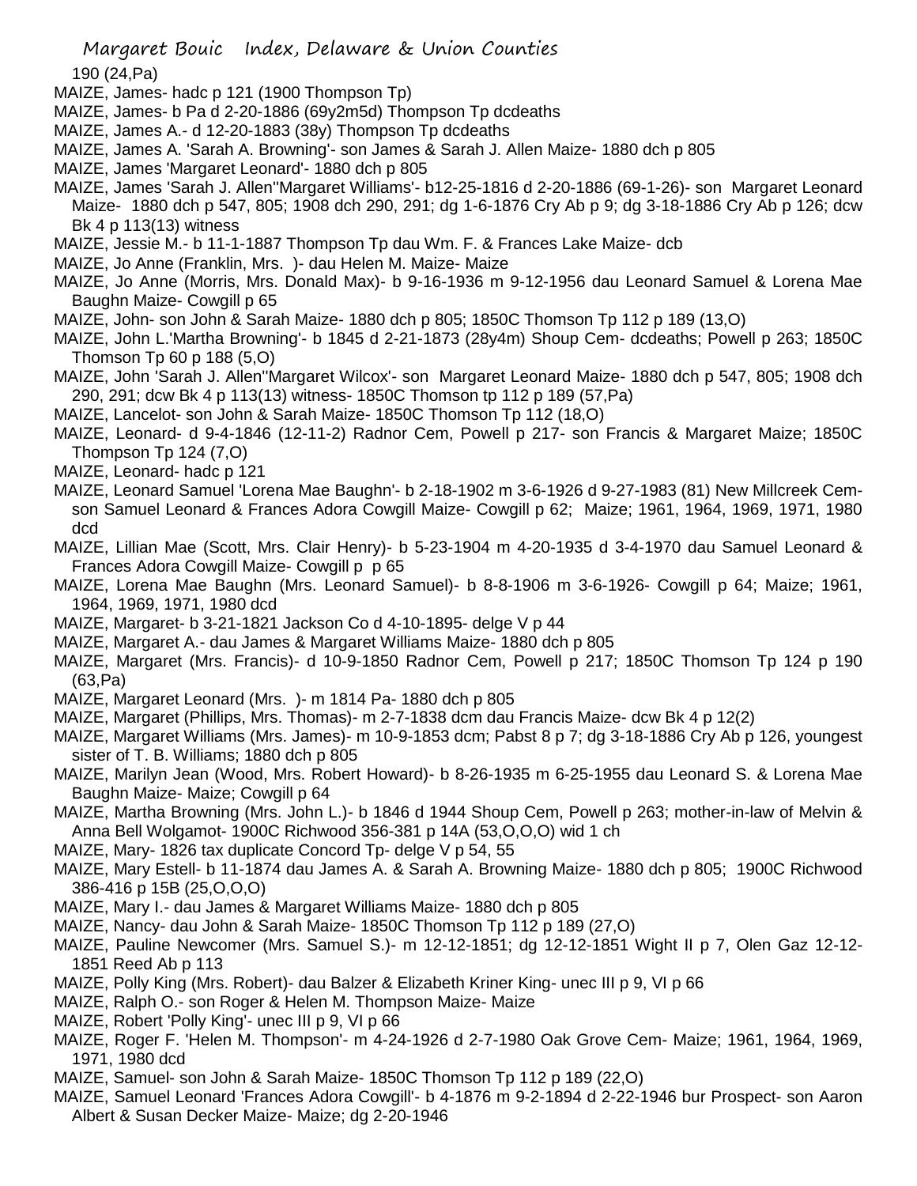190 (24,Pa)

MAIZE, James- hadc p 121 (1900 Thompson Tp)

MAIZE, James- b Pa d 2-20-1886 (69y2m5d) Thompson Tp dcdeaths

MAIZE, James A.- d 12-20-1883 (38y) Thompson Tp dcdeaths

MAIZE, James A. 'Sarah A. Browning'- son James & Sarah J. Allen Maize- 1880 dch p 805

MAIZE, James 'Margaret Leonard'- 1880 dch p 805

MAIZE, James 'Sarah J. Allen''Margaret Williams'- b12-25-1816 d 2-20-1886 (69-1-26)- son Margaret Leonard Maize- 1880 dch p 547, 805; 1908 dch 290, 291; dg 1-6-1876 Cry Ab p 9; dg 3-18-1886 Cry Ab p 126; dcw Bk 4 p 113(13) witness

MAIZE, Jessie M.- b 11-1-1887 Thompson Tp dau Wm. F. & Frances Lake Maize- dcb

MAIZE, Jo Anne (Franklin, Mrs. )- dau Helen M. Maize- Maize

MAIZE, Jo Anne (Morris, Mrs. Donald Max)- b 9-16-1936 m 9-12-1956 dau Leonard Samuel & Lorena Mae Baughn Maize- Cowgill p 65

MAIZE, John- son John & Sarah Maize- 1880 dch p 805; 1850C Thomson Tp 112 p 189 (13,O)

MAIZE, John L.'Martha Browning'- b 1845 d 2-21-1873 (28y4m) Shoup Cem- dcdeaths; Powell p 263; 1850C Thomson Tp 60 p 188 (5,O)

MAIZE, John 'Sarah J. Allen''Margaret Wilcox'- son Margaret Leonard Maize- 1880 dch p 547, 805; 1908 dch 290, 291; dcw Bk 4 p 113(13) witness- 1850C Thomson tp 112 p 189 (57,Pa)

MAIZE, Lancelot- son John & Sarah Maize- 1850C Thomson Tp 112 (18,O)

MAIZE, Leonard- d 9-4-1846 (12-11-2) Radnor Cem, Powell p 217- son Francis & Margaret Maize; 1850C Thompson Tp 124 (7,O)

MAIZE, Leonard- hadc p 121

MAIZE, Leonard Samuel 'Lorena Mae Baughn'- b 2-18-1902 m 3-6-1926 d 9-27-1983 (81) New Millcreek Cem- son Samuel Leonard & Frances Adora Cowgill Maize- Cowgill p 62; Maize; 1961, 1964, 1969, 1971, 1980 dcd

MAIZE, Lillian Mae (Scott, Mrs. Clair Henry)- b 5-23-1904 m 4-20-1935 d 3-4-1970 dau Samuel Leonard & Frances Adora Cowgill Maize- Cowgill p p 65

MAIZE, Lorena Mae Baughn (Mrs. Leonard Samuel)- b 8-8-1906 m 3-6-1926- Cowgill p 64; Maize; 1961, 1964, 1969, 1971, 1980 dcd

MAIZE, Margaret- b 3-21-1821 Jackson Co d 4-10-1895- delge V p 44

MAIZE, Margaret A.- dau James & Margaret Williams Maize- 1880 dch p 805

MAIZE, Margaret (Mrs. Francis)- d 10-9-1850 Radnor Cem, Powell p 217; 1850C Thomson Tp 124 p 190 (63,Pa)

MAIZE, Margaret Leonard (Mrs. )- m 1814 Pa- 1880 dch p 805

MAIZE, Margaret (Phillips, Mrs. Thomas)- m 2-7-1838 dcm dau Francis Maize- dcw Bk 4 p 12(2)

MAIZE, Margaret Williams (Mrs. James)- m 10-9-1853 dcm; Pabst 8 p 7; dg 3-18-1886 Cry Ab p 126, youngest sister of T. B. Williams; 1880 dch p 805

MAIZE, Marilyn Jean (Wood, Mrs. Robert Howard)- b 8-26-1935 m 6-25-1955 dau Leonard S. & Lorena Mae Baughn Maize- Maize; Cowgill p 64

MAIZE, Martha Browning (Mrs. John L.)- b 1846 d 1944 Shoup Cem, Powell p 263; mother-in-law of Melvin & Anna Bell Wolgamot- 1900C Richwood 356-381 p 14A (53,O,O,O) wid 1 ch

MAIZE, Mary- 1826 tax duplicate Concord Tp- delge V p 54, 55

MAIZE, Mary Estell- b 11-1874 dau James A. & Sarah A. Browning Maize- 1880 dch p 805; 1900C Richwood 386-416 p 15B (25,O,O,O)

MAIZE, Mary I.- dau James & Margaret Williams Maize- 1880 dch p 805

MAIZE, Nancy- dau John & Sarah Maize- 1850C Thomson Tp 112 p 189 (27,O)

MAIZE, Pauline Newcomer (Mrs. Samuel S.)- m 12-12-1851; dg 12-12-1851 Wight II p 7, Olen Gaz 12-12-1851 Reed Ab p 113

MAIZE, Polly King (Mrs. Robert)- dau Balzer & Elizabeth Kriner King- unec III p 9, VI p 66

MAIZE, Ralph O.- son Roger & Helen M. Thompson Maize- Maize

MAIZE, Robert 'Polly King'- unec III p 9, VI p 66

MAIZE, Roger F. 'Helen M. Thompson'- m 4-24-1926 d 2-7-1980 Oak Grove Cem- Maize; 1961, 1964, 1969, 1971, 1980 dcd

MAIZE, Samuel- son John & Sarah Maize- 1850C Thomson Tp 112 p 189 (22,O)

MAIZE, Samuel Leonard 'Frances Adora Cowgill'- b 4-1876 m 9-2-1894 d 2-22-1946 bur Prospect- son Aaron Albert & Susan Decker Maize- Maize; dg 2-20-1946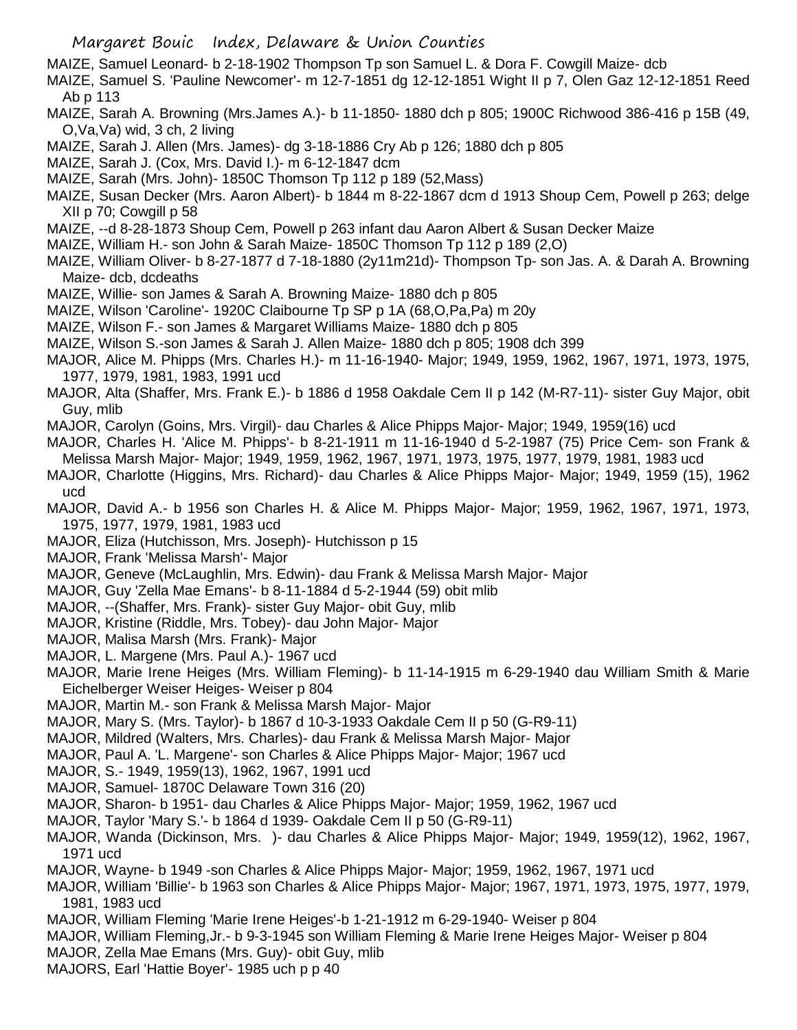MAIZE, Samuel Leonard- b 2-18-1902 Thompson Tp son Samuel L. & Dora F. Cowgill Maize- dcb

MAIZE, Samuel S. 'Pauline Newcomer'- m 12-7-1851 dg 12-12-1851 Wight II p 7, Olen Gaz 12-12-1851 Reed Ab p 113

MAIZE, Sarah A. Browning (Mrs.James A.)- b 11-1850- 1880 dch p 805; 1900C Richwood 386-416 p 15B (49, O,Va,Va) wid, 3 ch, 2 living

MAIZE, Sarah J. Allen (Mrs. James)- dg 3-18-1886 Cry Ab p 126; 1880 dch p 805

MAIZE, Sarah J. (Cox, Mrs. David I.)- m 6-12-1847 dcm

MAIZE, Sarah (Mrs. John)- 1850C Thomson Tp 112 p 189 (52,Mass)

MAIZE, Susan Decker (Mrs. Aaron Albert)- b 1844 m 8-22-1867 dcm d 1913 Shoup Cem, Powell p 263; delge XII p 70; Cowgill p 58

MAIZE, --d 8-28-1873 Shoup Cem, Powell p 263 infant dau Aaron Albert & Susan Decker Maize

MAIZE, William H.- son John & Sarah Maize- 1850C Thomson Tp 112 p 189 (2,O)

MAIZE, William Oliver- b 8-27-1877 d 7-18-1880 (2y11m21d)- Thompson Tp- son Jas. A. & Darah A. Browning Maize- dcb, dcdeaths

MAIZE, Willie- son James & Sarah A. Browning Maize- 1880 dch p 805

MAIZE, Wilson 'Caroline'- 1920C Claibourne Tp SP p 1A (68,O,Pa,Pa) m 20y

MAIZE, Wilson F.- son James & Margaret Williams Maize- 1880 dch p 805

MAIZE, Wilson S.-son James & Sarah J. Allen Maize- 1880 dch p 805; 1908 dch 399

MAJOR, Alice M. Phipps (Mrs. Charles H.)- m 11-16-1940- Major; 1949, 1959, 1962, 1967, 1971, 1973, 1975, 1977, 1979, 1981, 1983, 1991 ucd

MAJOR, Alta (Shaffer, Mrs. Frank E.)- b 1886 d 1958 Oakdale Cem II p 142 (M-R7-11)- sister Guy Major, obit Guy, mlib

MAJOR, Carolyn (Goins, Mrs. Virgil)- dau Charles & Alice Phipps Major- Major; 1949, 1959(16) ucd

MAJOR, Charles H. 'Alice M. Phipps'- b 8-21-1911 m 11-16-1940 d 5-2-1987 (75) Price Cem- son Frank & Melissa Marsh Major- Major; 1949, 1959, 1962, 1967, 1971, 1973, 1975, 1977, 1979, 1981, 1983 ucd

MAJOR, Charlotte (Higgins, Mrs. Richard)- dau Charles & Alice Phipps Major- Major; 1949, 1959 (15), 1962 ucd

MAJOR, David A.- b 1956 son Charles H. & Alice M. Phipps Major- Major; 1959, 1962, 1967, 1971, 1973, 1975, 1977, 1979, 1981, 1983 ucd

MAJOR, Eliza (Hutchisson, Mrs. Joseph)- Hutchisson p 15

MAJOR, Frank 'Melissa Marsh'- Major

MAJOR, Geneve (McLaughlin, Mrs. Edwin)- dau Frank & Melissa Marsh Major- Major

MAJOR, Guy 'Zella Mae Emans'- b 8-11-1884 d 5-2-1944 (59) obit mlib

MAJOR, --(Shaffer, Mrs. Frank)- sister Guy Major- obit Guy, mlib

MAJOR, Kristine (Riddle, Mrs. Tobey)- dau John Major- Major

MAJOR, Malisa Marsh (Mrs. Frank)- Major

MAJOR, L. Margene (Mrs. Paul A.)- 1967 ucd

MAJOR, Marie Irene Heiges (Mrs. William Fleming)- b 11-14-1915 m 6-29-1940 dau William Smith & Marie Eichelberger Weiser Heiges- Weiser p 804

MAJOR, Martin M.- son Frank & Melissa Marsh Major- Major

MAJOR, Mary S. (Mrs. Taylor)- b 1867 d 10-3-1933 Oakdale Cem II p 50 (G-R9-11)

MAJOR, Mildred (Walters, Mrs. Charles)- dau Frank & Melissa Marsh Major- Major

MAJOR, Paul A. 'L. Margene'- son Charles & Alice Phipps Major- Major; 1967 ucd

MAJOR, S.- 1949, 1959(13), 1962, 1967, 1991 ucd

MAJOR, Samuel- 1870C Delaware Town 316 (20)

MAJOR, Sharon- b 1951- dau Charles & Alice Phipps Major- Major; 1959, 1962, 1967 ucd

MAJOR, Taylor 'Mary S.'- b 1864 d 1939- Oakdale Cem II p 50 (G-R9-11)

MAJOR, Wanda (Dickinson, Mrs.  )- dau Charles & Alice Phipps Major- Major; 1949, 1959(12), 1962, 1967, 1971 ucd

MAJOR, Wayne- b 1949 -son Charles & Alice Phipps Major- Major; 1959, 1962, 1967, 1971 ucd

MAJOR, William 'Billie'- b 1963 son Charles & Alice Phipps Major- Major; 1967, 1971, 1973, 1975, 1977, 1979, 1981, 1983 ucd

MAJOR, William Fleming 'Marie Irene Heiges'-b 1-21-1912 m 6-29-1940- Weiser p 804

MAJOR, William Fleming,Jr.- b 9-3-1945 son William Fleming & Marie Irene Heiges Major- Weiser p 804

MAJOR, Zella Mae Emans (Mrs. Guy)- obit Guy, mlib

MAJORS, Earl 'Hattie Boyer'- 1985 uch p p 40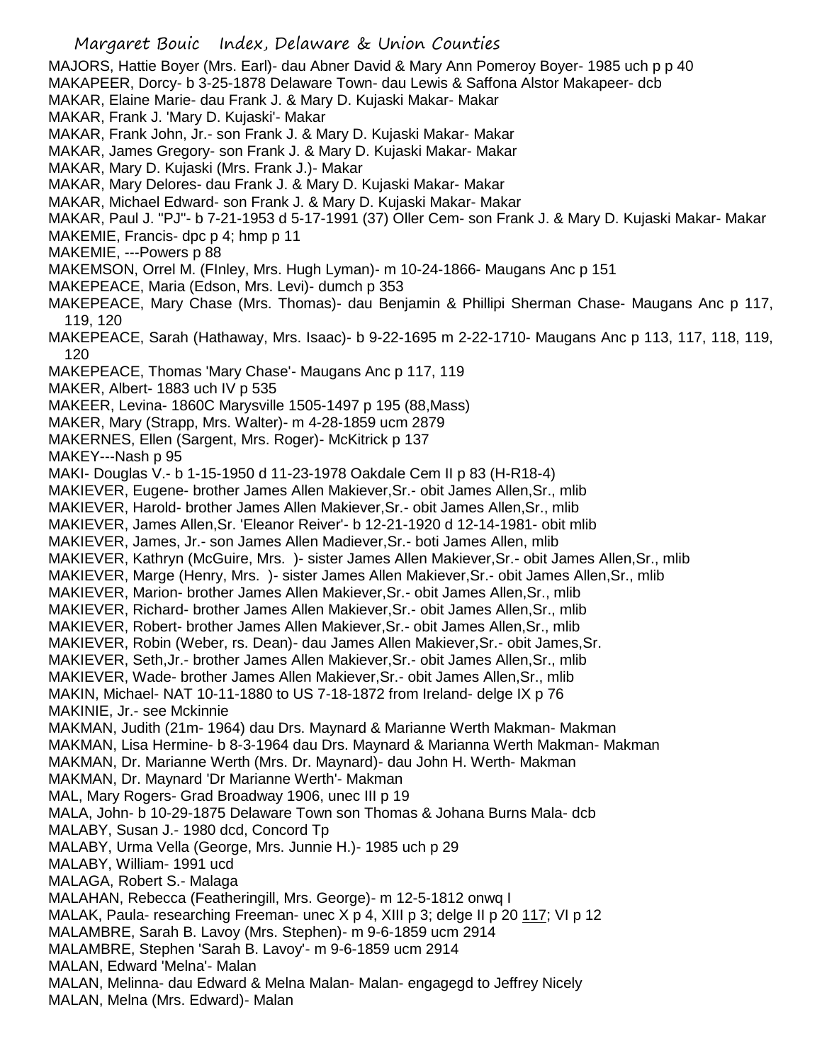MAJORS, Hattie Boyer (Mrs. Earl)- dau Abner David & Mary Ann Pomeroy Boyer- 1985 uch p p 40
MAKAPEER, Dorcy- b 3-25-1878 Delaware Town- dau Lewis & Saffona Alstor Makapeer- dcb
MAKAR, Elaine Marie- dau Frank J. & Mary D. Kujaski Makar- Makar
MAKAR, Frank J. 'Mary D. Kujaski'- Makar
MAKAR, Frank John, Jr.- son Frank J. & Mary D. Kujaski Makar- Makar
MAKAR, James Gregory- son Frank J. & Mary D. Kujaski Makar- Makar
MAKAR, Mary D. Kujaski (Mrs. Frank J.)- Makar
MAKAR, Mary Delores- dau Frank J. & Mary D. Kujaski Makar- Makar
MAKAR, Michael Edward- son Frank J. & Mary D. Kujaski Makar- Makar
MAKAR, Paul J. "PJ"- b 7-21-1953 d 5-17-1991 (37) Oller Cem- son Frank J. & Mary D. Kujaski Makar- Makar
MAKEMIE, Francis- dpc p 4; hmp p 11
MAKEMIE, ---Powers p 88
MAKEMSON, Orrel M. (FInley, Mrs. Hugh Lyman)- m 10-24-1866- Maugans Anc p 151
MAKEPEACE, Maria (Edson, Mrs. Levi)- dumch p 353
MAKEPEACE, Mary Chase (Mrs. Thomas)- dau Benjamin & Phillipi Sherman Chase- Maugans Anc p 117, 119, 120
MAKEPEACE, Sarah (Hathaway, Mrs. Isaac)- b 9-22-1695 m 2-22-1710- Maugans Anc p 113, 117, 118, 119, 120
MAKEPEACE, Thomas 'Mary Chase'- Maugans Anc p 117, 119
MAKER, Albert- 1883 uch IV p 535
MAKEER, Levina- 1860C Marysville 1505-1497 p 195 (88,Mass)
MAKER, Mary (Strapp, Mrs. Walter)- m 4-28-1859 ucm 2879
MAKERNES, Ellen (Sargent, Mrs. Roger)- McKitrick p 137
MAKEY---Nash p 95
MAKI- Douglas V.- b 1-15-1950 d 11-23-1978 Oakdale Cem II p 83 (H-R18-4)
MAKIEVER, Eugene- brother James Allen Makiever,Sr.- obit James Allen,Sr., mlib
MAKIEVER, Harold- brother James Allen Makiever,Sr.- obit James Allen,Sr., mlib
MAKIEVER, James Allen,Sr. 'Eleanor Reiver'- b 12-21-1920 d 12-14-1981- obit mlib
MAKIEVER, James, Jr.- son James Allen Madiever,Sr.- boti James Allen, mlib
MAKIEVER, Kathryn (McGuire, Mrs. )- sister James Allen Makiever,Sr.- obit James Allen,Sr., mlib
MAKIEVER, Marge (Henry, Mrs. )- sister James Allen Makiever,Sr.- obit James Allen,Sr., mlib
MAKIEVER, Marion- brother James Allen Makiever,Sr.- obit James Allen,Sr., mlib
MAKIEVER, Richard- brother James Allen Makiever,Sr.- obit James Allen,Sr., mlib
MAKIEVER, Robert- brother James Allen Makiever,Sr.- obit James Allen,Sr., mlib
MAKIEVER, Robin (Weber, rs. Dean)- dau James Allen Makiever,Sr.- obit James,Sr.
MAKIEVER, Seth,Jr.- brother James Allen Makiever,Sr.- obit James Allen,Sr., mlib
MAKIEVER, Wade- brother James Allen Makiever,Sr.- obit James Allen,Sr., mlib
MAKIN, Michael- NAT 10-11-1880 to US 7-18-1872 from Ireland- delge IX p 76
MAKINIE, Jr.- see Mckinnie
MAKMAN, Judith (21m- 1964) dau Drs. Maynard & Marianne Werth Makman- Makman
MAKMAN, Lisa Hermine- b 8-3-1964 dau Drs. Maynard & Marianna Werth Makman- Makman
MAKMAN, Dr. Marianne Werth (Mrs. Dr. Maynard)- dau John H. Werth- Makman
MAKMAN, Dr. Maynard 'Dr Marianne Werth'- Makman
MAL, Mary Rogers- Grad Broadway 1906, unec III p 19
MALA, John- b 10-29-1875 Delaware Town son Thomas & Johana Burns Mala- dcb
MALABY, Susan J.- 1980 dcd, Concord Tp
MALABY, Urma Vella (George, Mrs. Junnie H.)- 1985 uch p 29
MALABY, William- 1991 ucd
MALAGA, Robert S.- Malaga
MALAHAN, Rebecca (Featheringill, Mrs. George)- m 12-5-1812 onwq I
MALAK, Paula- researching Freeman- unec X p 4, XIII p 3; delge II p 20 117; VI p 12
MALAMBRE, Sarah B. Lavoy (Mrs. Stephen)- m 9-6-1859 ucm 2914
MALAMBRE, Stephen 'Sarah B. Lavoy'- m 9-6-1859 ucm 2914
MALAN, Edward 'Melna'- Malan
MALAN, Melinna- dau Edward & Melna Malan- Malan- engagegd to Jeffrey Nicely
MALAN, Melna (Mrs. Edward)- Malan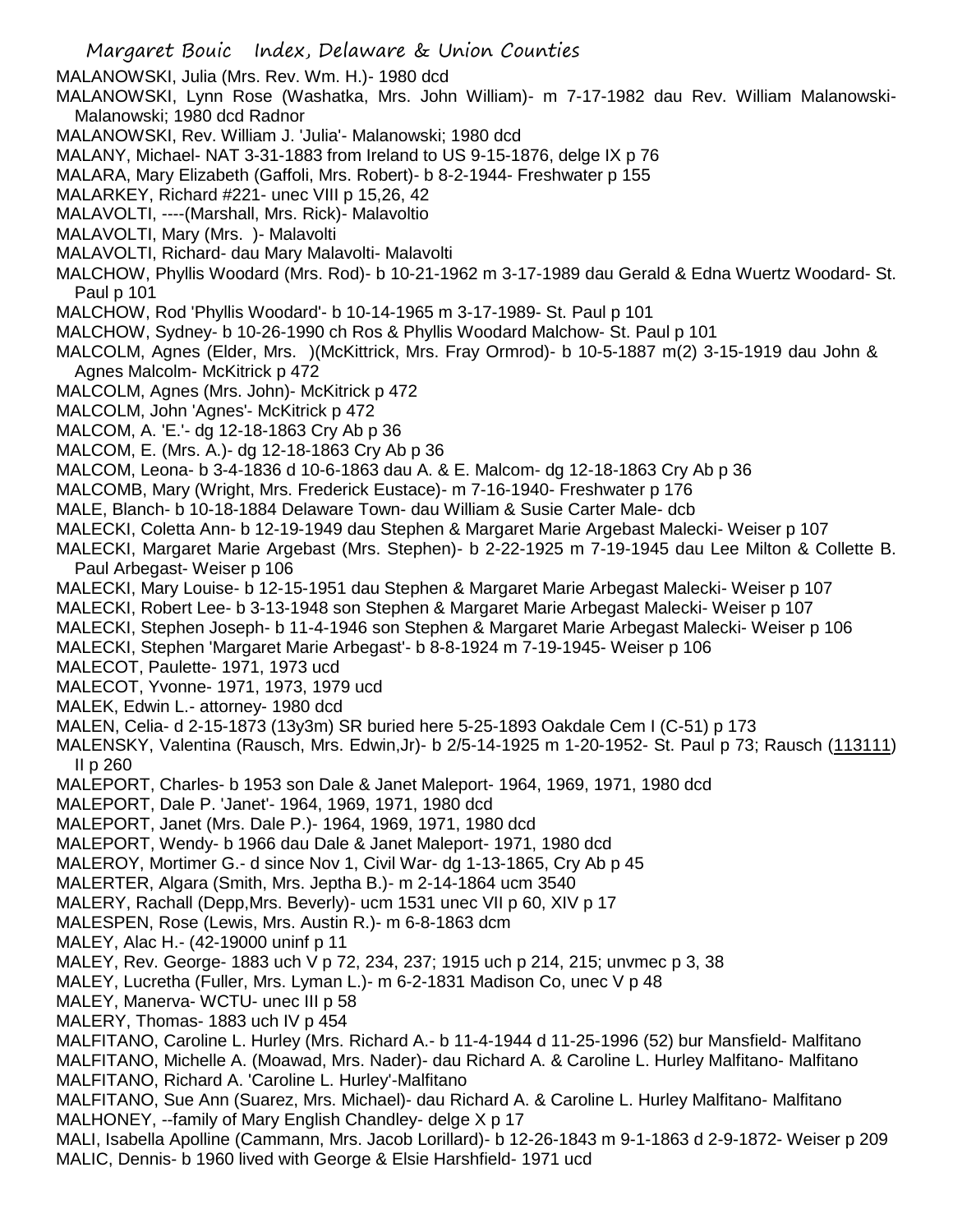MALANOWSKI, Julia (Mrs. Rev. Wm. H.)- 1980 dcd

MALANOWSKI, Lynn Rose (Washatka, Mrs. John William)- m 7-17-1982 dau Rev. William Malanowski- Malanowski; 1980 dcd Radnor

MALANOWSKI, Rev. William J. 'Julia'- Malanowski; 1980 dcd

MALANY, Michael- NAT 3-31-1883 from Ireland to US 9-15-1876, delge IX p 76

MALARA, Mary Elizabeth (Gaffoli, Mrs. Robert)- b 8-2-1944- Freshwater p 155

MALARKEY, Richard #221- unec VIII p 15,26, 42

MALAVOLTI, ----(Marshall, Mrs. Rick)- Malavoltio

MALAVOLTI, Mary (Mrs. )- Malavolti

MALAVOLTI, Richard- dau Mary Malavolti- Malavolti

MALCHOW, Phyllis Woodard (Mrs. Rod)- b 10-21-1962 m 3-17-1989 dau Gerald & Edna Wuertz Woodard- St. Paul p 101

MALCHOW, Rod 'Phyllis Woodard'- b 10-14-1965 m 3-17-1989- St. Paul p 101

MALCHOW, Sydney- b 10-26-1990 ch Ros & Phyllis Woodard Malchow- St. Paul p 101

MALCOLM, Agnes (Elder, Mrs. )(McKittrick, Mrs. Fray Ormrod)- b 10-5-1887 m(2) 3-15-1919 dau John & Agnes Malcolm- McKitrick p 472

MALCOLM, Agnes (Mrs. John)- McKitrick p 472

MALCOLM, John 'Agnes'- McKitrick p 472

MALCOM, A. 'E.'- dg 12-18-1863 Cry Ab p 36

MALCOM, E. (Mrs. A.)- dg 12-18-1863 Cry Ab p 36

MALCOM, Leona- b 3-4-1836 d 10-6-1863 dau A. & E. Malcom- dg 12-18-1863 Cry Ab p 36

MALCOMB, Mary (Wright, Mrs. Frederick Eustace)- m 7-16-1940- Freshwater p 176

MALE, Blanch- b 10-18-1884 Delaware Town- dau William & Susie Carter Male- dcb

MALECKI, Coletta Ann- b 12-19-1949 dau Stephen & Margaret Marie Argebast Malecki- Weiser p 107

MALECKI, Margaret Marie Argebast (Mrs. Stephen)- b 2-22-1925 m 7-19-1945 dau Lee Milton & Collette B. Paul Arbegast- Weiser p 106

MALECKI, Mary Louise- b 12-15-1951 dau Stephen & Margaret Marie Arbegast Malecki- Weiser p 107

MALECKI, Robert Lee- b 3-13-1948 son Stephen & Margaret Marie Arbegast Malecki- Weiser p 107

MALECKI, Stephen Joseph- b 11-4-1946 son Stephen & Margaret Marie Arbegast Malecki- Weiser p 106

MALECKI, Stephen 'Margaret Marie Arbegast'- b 8-8-1924 m 7-19-1945- Weiser p 106

MALECOT, Paulette- 1971, 1973 ucd

MALECOT, Yvonne- 1971, 1973, 1979 ucd

MALEK, Edwin L.- attorney- 1980 dcd

MALEN, Celia- d 2-15-1873 (13y3m) SR buried here 5-25-1893 Oakdale Cem I (C-51) p 173

MALENSKY, Valentina (Rausch, Mrs. Edwin,Jr)- b 2/5-14-1925 m 1-20-1952- St. Paul p 73; Rausch (113111) II p 260

MALEPORT, Charles- b 1953 son Dale & Janet Maleport- 1964, 1969, 1971, 1980 dcd

MALEPORT, Dale P. 'Janet'- 1964, 1969, 1971, 1980 dcd

MALEPORT, Janet (Mrs. Dale P.)- 1964, 1969, 1971, 1980 dcd

MALEPORT, Wendy- b 1966 dau Dale & Janet Maleport- 1971, 1980 dcd

MALEROY, Mortimer G.- d since Nov 1, Civil War- dg 1-13-1865, Cry Ab p 45

MALERTER, Algara (Smith, Mrs. Jeptha B.)- m 2-14-1864 ucm 3540

MALERY, Rachall (Depp,Mrs. Beverly)- ucm 1531 unec VII p 60, XIV p 17

MALESPEN, Rose (Lewis, Mrs. Austin R.)- m 6-8-1863 dcm

MALEY, Alac H.- (42-19000 uninf p 11

MALEY, Rev. George- 1883 uch V p 72, 234, 237; 1915 uch p 214, 215; unvmec p 3, 38

MALEY, Lucretha (Fuller, Mrs. Lyman L.)- m 6-2-1831 Madison Co, unec V p 48

MALEY, Manerva- WCTU- unec III p 58

MALERY, Thomas- 1883 uch IV p 454

MALFITANO, Caroline L. Hurley (Mrs. Richard A.- b 11-4-1944 d 11-25-1996 (52) bur Mansfield- Malfitano

MALFITANO, Michelle A. (Moawad, Mrs. Nader)- dau Richard A. & Caroline L. Hurley Malfitano- Malfitano

MALFITANO, Richard A. 'Caroline L. Hurley'-Malfitano

MALFITANO, Sue Ann (Suarez, Mrs. Michael)- dau Richard A. & Caroline L. Hurley Malfitano- Malfitano

MALHONEY, --family of Mary English Chandley- delge X p 17

MALI, Isabella Apolline (Cammann, Mrs. Jacob Lorillard)- b 12-26-1843 m 9-1-1863 d 2-9-1872- Weiser p 209

MALIC, Dennis- b 1960 lived with George & Elsie Harshfield- 1971 ucd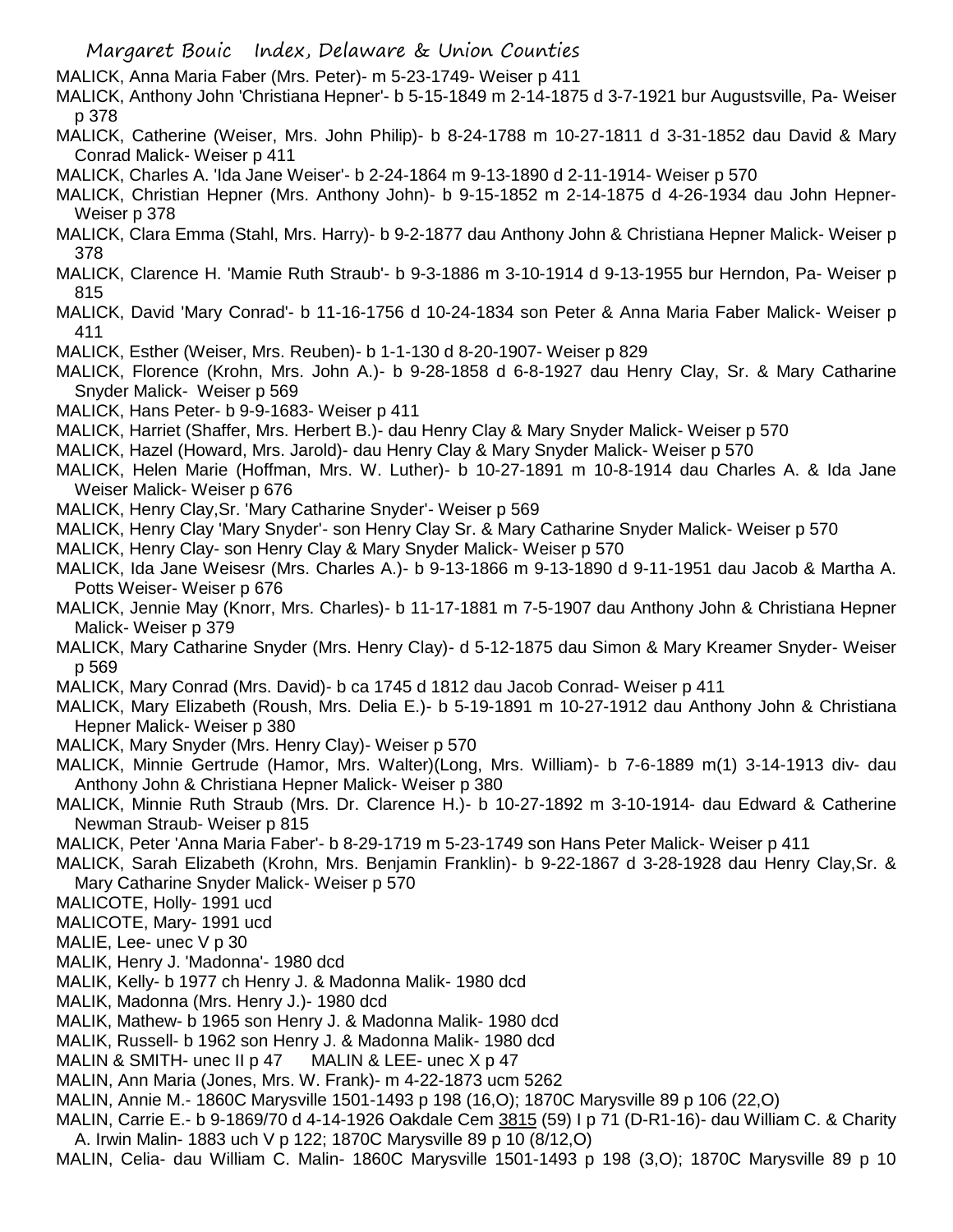MALICK, Anna Maria Faber (Mrs. Peter)- m 5-23-1749- Weiser p 411

MALICK, Anthony John 'Christiana Hepner'- b 5-15-1849 m 2-14-1875 d 3-7-1921 bur Augustsville, Pa- Weiser p 378

MALICK, Catherine (Weiser, Mrs. John Philip)- b 8-24-1788 m 10-27-1811 d 3-31-1852 dau David & Mary Conrad Malick- Weiser p 411

MALICK, Charles A. 'Ida Jane Weiser'- b 2-24-1864 m 9-13-1890 d 2-11-1914- Weiser p 570

MALICK, Christian Hepner (Mrs. Anthony John)- b 9-15-1852 m 2-14-1875 d 4-26-1934 dau John Hepner- Weiser p 378

MALICK, Clara Emma (Stahl, Mrs. Harry)- b 9-2-1877 dau Anthony John & Christiana Hepner Malick- Weiser p 378

MALICK, Clarence H. 'Mamie Ruth Straub'- b 9-3-1886 m 3-10-1914 d 9-13-1955 bur Herndon, Pa- Weiser p 815

MALICK, David 'Mary Conrad'- b 11-16-1756 d 10-24-1834 son Peter & Anna Maria Faber Malick- Weiser p 411

MALICK, Esther (Weiser, Mrs. Reuben)- b 1-1-130 d 8-20-1907- Weiser p 829

MALICK, Florence (Krohn, Mrs. John A.)- b 9-28-1858 d 6-8-1927 dau Henry Clay, Sr. & Mary Catharine Snyder Malick- Weiser p 569

MALICK, Hans Peter- b 9-9-1683- Weiser p 411

MALICK, Harriet (Shaffer, Mrs. Herbert B.)- dau Henry Clay & Mary Snyder Malick- Weiser p 570

MALICK, Hazel (Howard, Mrs. Jarold)- dau Henry Clay & Mary Snyder Malick- Weiser p 570

MALICK, Helen Marie (Hoffman, Mrs. W. Luther)- b 10-27-1891 m 10-8-1914 dau Charles A. & Ida Jane Weiser Malick- Weiser p 676

MALICK, Henry Clay,Sr. 'Mary Catharine Snyder'- Weiser p 569

MALICK, Henry Clay 'Mary Snyder'- son Henry Clay Sr. & Mary Catharine Snyder Malick- Weiser p 570

MALICK, Henry Clay- son Henry Clay & Mary Snyder Malick- Weiser p 570

MALICK, Ida Jane Weisesr (Mrs. Charles A.)- b 9-13-1866 m 9-13-1890 d 9-11-1951 dau Jacob & Martha A. Potts Weiser- Weiser p 676

MALICK, Jennie May (Knorr, Mrs. Charles)- b 11-17-1881 m 7-5-1907 dau Anthony John & Christiana Hepner Malick- Weiser p 379

MALICK, Mary Catharine Snyder (Mrs. Henry Clay)- d 5-12-1875 dau Simon & Mary Kreamer Snyder- Weiser p 569

MALICK, Mary Conrad (Mrs. David)- b ca 1745 d 1812 dau Jacob Conrad- Weiser p 411

MALICK, Mary Elizabeth (Roush, Mrs. Delia E.)- b 5-19-1891 m 10-27-1912 dau Anthony John & Christiana Hepner Malick- Weiser p 380

MALICK, Mary Snyder (Mrs. Henry Clay)- Weiser p 570

MALICK, Minnie Gertrude (Hamor, Mrs. Walter)(Long, Mrs. William)- b 7-6-1889 m(1) 3-14-1913 div- dau Anthony John & Christiana Hepner Malick- Weiser p 380

MALICK, Minnie Ruth Straub (Mrs. Dr. Clarence H.)- b 10-27-1892 m 3-10-1914- dau Edward & Catherine Newman Straub- Weiser p 815

MALICK, Peter 'Anna Maria Faber'- b 8-29-1719 m 5-23-1749 son Hans Peter Malick- Weiser p 411

MALICK, Sarah Elizabeth (Krohn, Mrs. Benjamin Franklin)- b 9-22-1867 d 3-28-1928 dau Henry Clay,Sr. & Mary Catharine Snyder Malick- Weiser p 570

MALICOTE, Holly- 1991 ucd

MALICOTE, Mary- 1991 ucd

MALIE, Lee- unec V p 30

MALIK, Henry J. 'Madonna'- 1980 dcd

MALIK, Kelly- b 1977 ch Henry J. & Madonna Malik- 1980 dcd

MALIK, Madonna (Mrs. Henry J.)- 1980 dcd

MALIK, Mathew- b 1965 son Henry J. & Madonna Malik- 1980 dcd

MALIK, Russell- b 1962 son Henry J. & Madonna Malik- 1980 dcd

MALIN & SMITH- unec II p 47     MALIN & LEE- unec X p 47

MALIN, Ann Maria (Jones, Mrs. W. Frank)- m 4-22-1873 ucm 5262

MALIN, Annie M.- 1860C Marysville 1501-1493 p 198 (16,O); 1870C Marysville 89 p 106 (22,O)

MALIN, Carrie E.- b 9-1869/70 d 4-14-1926 Oakdale Cem 3815 (59) I p 71 (D-R1-16)- dau William C. & Charity A. Irwin Malin- 1883 uch V p 122; 1870C Marysville 89 p 10 (8/12,O)

MALIN, Celia- dau William C. Malin- 1860C Marysville 1501-1493 p 198 (3,O); 1870C Marysville 89 p 10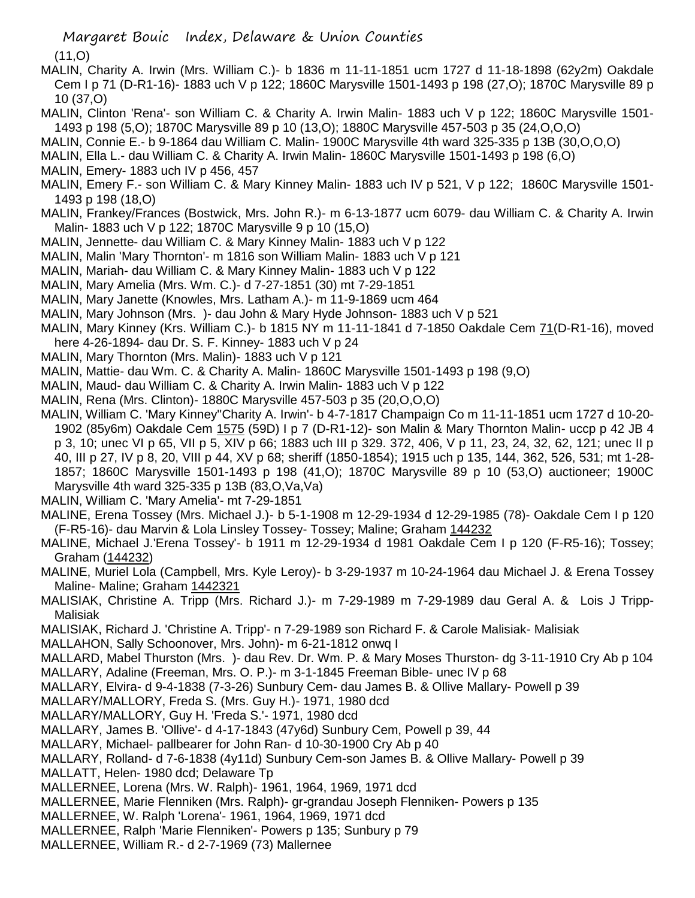(11,O)

MALIN, Charity A. Irwin (Mrs. William C.)- b 1836 m 11-11-1851 ucm 1727 d 11-18-1898 (62y2m) Oakdale Cem I p 71 (D-R1-16)- 1883 uch V p 122; 1860C Marysville 1501-1493 p 198 (27,O); 1870C Marysville 89 p 10 (37,O)

MALIN, Clinton 'Rena'- son William C. & Charity A. Irwin Malin- 1883 uch V p 122; 1860C Marysville 1501-1493 p 198 (5,O); 1870C Marysville 89 p 10 (13,O); 1880C Marysville 457-503 p 35 (24,O,O,O)

MALIN, Connie E.- b 9-1864 dau William C. Malin- 1900C Marysville 4th ward 325-335 p 13B (30,O,O,O)

MALIN, Ella L.- dau William C. & Charity A. Irwin Malin- 1860C Marysville 1501-1493 p 198 (6,O)

MALIN, Emery- 1883 uch IV p 456, 457

MALIN, Emery F.- son William C. & Mary Kinney Malin- 1883 uch IV p 521, V p 122; 1860C Marysville 1501-1493 p 198 (18,O)

MALIN, Frankey/Frances (Bostwick, Mrs. John R.)- m 6-13-1877 ucm 6079- dau William C. & Charity A. Irwin Malin- 1883 uch V p 122; 1870C Marysville 9 p 10 (15,O)

MALIN, Jennette- dau William C. & Mary Kinney Malin- 1883 uch V p 122

MALIN, Malin 'Mary Thornton'- m 1816 son William Malin- 1883 uch V p 121

MALIN, Mariah- dau William C. & Mary Kinney Malin- 1883 uch V p 122

MALIN, Mary Amelia (Mrs. Wm. C.)- d 7-27-1851 (30) mt 7-29-1851

MALIN, Mary Janette (Knowles, Mrs. Latham A.)- m 11-9-1869 ucm 464

MALIN, Mary Johnson (Mrs. )- dau John & Mary Hyde Johnson- 1883 uch V p 521

MALIN, Mary Kinney (Krs. William C.)- b 1815 NY m 11-11-1841 d 7-1850 Oakdale Cem 71(D-R1-16), moved here 4-26-1894- dau Dr. S. F. Kinney- 1883 uch V p 24

MALIN, Mary Thornton (Mrs. Malin)- 1883 uch V p 121

MALIN, Mattie- dau Wm. C. & Charity A. Malin- 1860C Marysville 1501-1493 p 198 (9,O)

MALIN, Maud- dau William C. & Charity A. Irwin Malin- 1883 uch V p 122

MALIN, Rena (Mrs. Clinton)- 1880C Marysville 457-503 p 35 (20,O,O,O)

MALIN, William C. 'Mary Kinney''Charity A. Irwin'- b 4-7-1817 Champaign Co m 11-11-1851 ucm 1727 d 10-20-1902 (85y6m) Oakdale Cem 1575 (59D) I p 7 (D-R1-12)- son Malin & Mary Thornton Malin- uccp p 42 JB 4 p 3, 10; unec VI p 65, VII p 5, XIV p 66; 1883 uch III p 329. 372, 406, V p 11, 23, 24, 32, 62, 121; unec II p 40, III p 27, IV p 8, 20, VIII p 44, XV p 68; sheriff (1850-1854); 1915 uch p 135, 144, 362, 526, 531; mt 1-28-1857; 1860C Marysville 1501-1493 p 198 (41,O); 1870C Marysville 89 p 10 (53,O) auctioneer; 1900C Marysville 4th ward 325-335 p 13B (83,O,Va,Va)

MALIN, William C. 'Mary Amelia'- mt 7-29-1851

MALINE, Erena Tossey (Mrs. Michael J.)- b 5-1-1908 m 12-29-1934 d 12-29-1985 (78)- Oakdale Cem I p 120 (F-R5-16)- dau Marvin & Lola Linsley Tossey- Tossey; Maline; Graham 144232

MALINE, Michael J.'Erena Tossey'- b 1911 m 12-29-1934 d 1981 Oakdale Cem I p 120 (F-R5-16); Tossey; Graham (144232)

MALINE, Muriel Lola (Campbell, Mrs. Kyle Leroy)- b 3-29-1937 m 10-24-1964 dau Michael J. & Erena Tossey Maline- Maline; Graham 1442321

MALISIAK, Christine A. Tripp (Mrs. Richard J.)- m 7-29-1989 m 7-29-1989 dau Geral A. & Lois J Tripp- Malisiak

MALISIAK, Richard J. 'Christine A. Tripp'- n 7-29-1989 son Richard F. & Carole Malisiak- Malisiak

MALLAHON, Sally Schoonover, Mrs. John)- m 6-21-1812 onwq I

MALLARD, Mabel Thurston (Mrs. )- dau Rev. Dr. Wm. P. & Mary Moses Thurston- dg 3-11-1910 Cry Ab p 104

MALLARY, Adaline (Freeman, Mrs. O. P.)- m 3-1-1845 Freeman Bible- unec IV p 68

MALLARY, Elvira- d 9-4-1838 (7-3-26) Sunbury Cem- dau James B. & Ollive Mallary- Powell p 39

MALLARY/MALLORY, Freda S. (Mrs. Guy H.)- 1971, 1980 dcd

MALLARY/MALLORY, Guy H. 'Freda S.'- 1971, 1980 dcd

MALLARY, James B. 'Ollive'- d 4-17-1843 (47y6d) Sunbury Cem, Powell p 39, 44

MALLARY, Michael- pallbearer for John Ran- d 10-30-1900 Cry Ab p 40

MALLARY, Rolland- d 7-6-1838 (4y11d) Sunbury Cem-son James B. & Ollive Mallary- Powell p 39

MALLATT, Helen- 1980 dcd; Delaware Tp

MALLERNEE, Lorena (Mrs. W. Ralph)- 1961, 1964, 1969, 1971 dcd

MALLERNEE, Marie Flenniken (Mrs. Ralph)- gr-grandau Joseph Flenniken- Powers p 135

MALLERNEE, W. Ralph 'Lorena'- 1961, 1964, 1969, 1971 dcd

MALLERNEE, Ralph 'Marie Flenniken'- Powers p 135; Sunbury p 79

MALLERNEE, William R.- d 2-7-1969 (73) Mallernee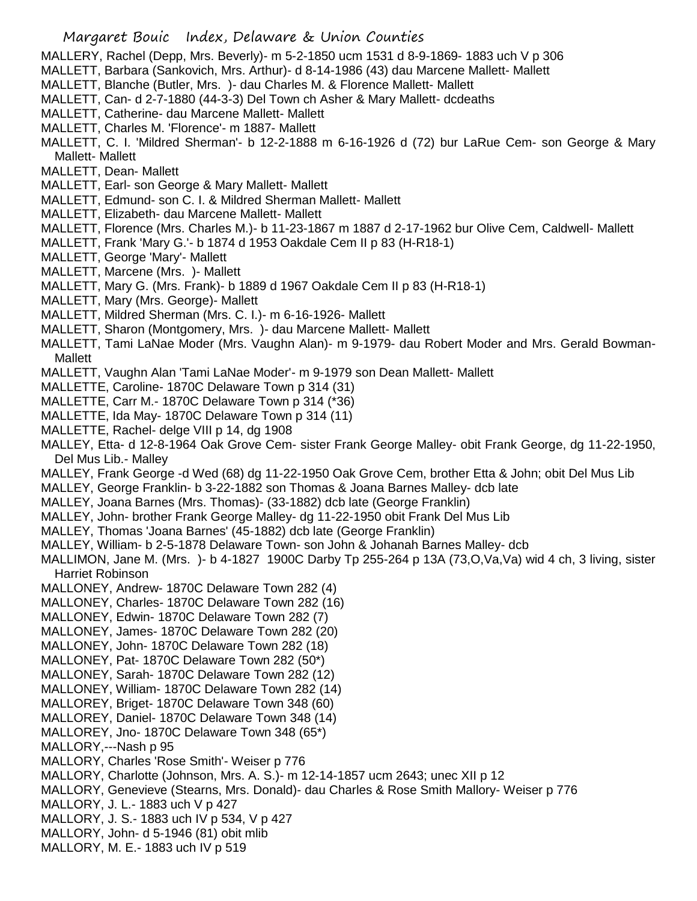MALLERY, Rachel (Depp, Mrs. Beverly)- m 5-2-1850 ucm 1531 d 8-9-1869- 1883 uch V p 306

MALLETT, Barbara (Sankovich, Mrs. Arthur)- d 8-14-1986 (43) dau Marcene Mallett- Mallett

MALLETT, Blanche (Butler, Mrs. )- dau Charles M. & Florence Mallett- Mallett

MALLETT, Can- d 2-7-1880 (44-3-3) Del Town ch Asher & Mary Mallett- dcdeaths

MALLETT, Catherine- dau Marcene Mallett- Mallett

MALLETT, Charles M. 'Florence'- m 1887- Mallett

MALLETT, C. I. 'Mildred Sherman'- b 12-2-1888 m 6-16-1926 d (72) bur LaRue Cem- son George & Mary Mallett- Mallett

MALLETT, Dean- Mallett

MALLETT, Earl- son George & Mary Mallett- Mallett

MALLETT, Edmund- son C. I. & Mildred Sherman Mallett- Mallett

MALLETT, Elizabeth- dau Marcene Mallett- Mallett

MALLETT, Florence (Mrs. Charles M.)- b 11-23-1867 m 1887 d 2-17-1962 bur Olive Cem, Caldwell- Mallett

MALLETT, Frank 'Mary G.'- b 1874 d 1953 Oakdale Cem II p 83 (H-R18-1)

MALLETT, George 'Mary'- Mallett

MALLETT, Marcene (Mrs. )- Mallett

MALLETT, Mary G. (Mrs. Frank)- b 1889 d 1967 Oakdale Cem II p 83 (H-R18-1)

MALLETT, Mary (Mrs. George)- Mallett

MALLETT, Mildred Sherman (Mrs. C. I.)- m 6-16-1926- Mallett

MALLETT, Sharon (Montgomery, Mrs. )- dau Marcene Mallett- Mallett

MALLETT, Tami LaNae Moder (Mrs. Vaughn Alan)- m 9-1979- dau Robert Moder and Mrs. Gerald Bowman- Mallett

MALLETT, Vaughn Alan 'Tami LaNae Moder'- m 9-1979 son Dean Mallett- Mallett

MALLETTE, Caroline- 1870C Delaware Town p 314 (31)

MALLETTE, Carr M.- 1870C Delaware Town p 314 (*36)

MALLETTE, Ida May- 1870C Delaware Town p 314 (11)

MALLETTE, Rachel- delge VIII p 14, dg 1908

MALLEY, Etta- d 12-8-1964 Oak Grove Cem- sister Frank George Malley- obit Frank George, dg 11-22-1950, Del Mus Lib.- Malley

MALLEY, Frank George -d Wed (68) dg 11-22-1950 Oak Grove Cem, brother Etta & John; obit Del Mus Lib

MALLEY, George Franklin- b 3-22-1882 son Thomas & Joana Barnes Malley- dcb late

MALLEY, Joana Barnes (Mrs. Thomas)- (33-1882) dcb late (George Franklin)

MALLEY, John- brother Frank George Malley- dg 11-22-1950 obit Frank Del Mus Lib

MALLEY, Thomas 'Joana Barnes' (45-1882) dcb late (George Franklin)

MALLEY, William- b 2-5-1878 Delaware Town- son John & Johanah Barnes Malley- dcb

MALLIMON, Jane M. (Mrs. )- b 4-1827 1900C Darby Tp 255-264 p 13A (73,O,Va,Va) wid 4 ch, 3 living, sister Harriet Robinson

MALLONEY, Andrew- 1870C Delaware Town 282 (4)

MALLONEY, Charles- 1870C Delaware Town 282 (16)

MALLONEY, Edwin- 1870C Delaware Town 282 (7)

MALLONEY, James- 1870C Delaware Town 282 (20)

MALLONEY, John- 1870C Delaware Town 282 (18)

MALLONEY, Pat- 1870C Delaware Town 282 (50*)

MALLONEY, Sarah- 1870C Delaware Town 282 (12)

MALLONEY, William- 1870C Delaware Town 282 (14)

MALLOREY, Briget- 1870C Delaware Town 348 (60)

MALLOREY, Daniel- 1870C Delaware Town 348 (14)

MALLOREY, Jno- 1870C Delaware Town 348 (65*)

MALLORY,---Nash p 95

MALLORY, Charles 'Rose Smith'- Weiser p 776

MALLORY, Charlotte (Johnson, Mrs. A. S.)- m 12-14-1857 ucm 2643; unec XII p 12

MALLORY, Genevieve (Stearns, Mrs. Donald)- dau Charles & Rose Smith Mallory- Weiser p 776

MALLORY, J. L.- 1883 uch V p 427

MALLORY, J. S.- 1883 uch IV p 534, V p 427

MALLORY, John- d 5-1946 (81) obit mlib

MALLORY, M. E.- 1883 uch IV p 519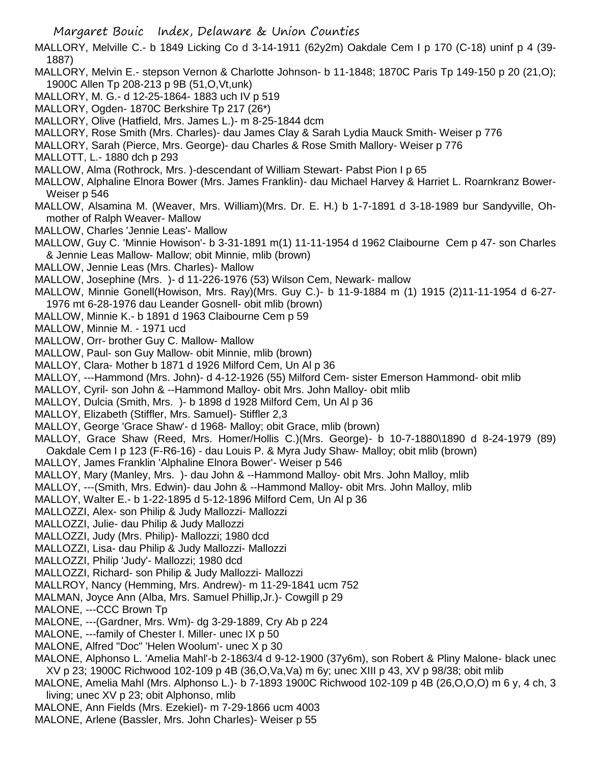MALLORY, Melville C.- b 1849 Licking Co d 3-14-1911 (62y2m) Oakdale Cem I p 170 (C-18) uninf p 4 (39-1887)

MALLORY, Melvin E.- stepson Vernon & Charlotte Johnson- b 11-1848; 1870C Paris Tp 149-150 p 20 (21,O); 1900C Allen Tp 208-213 p 9B (51,O,Vt,unk)

MALLORY, M. G.- d 12-25-1864- 1883 uch IV p 519

MALLORY, Ogden- 1870C Berkshire Tp 217 (26*)

MALLORY, Olive (Hatfield, Mrs. James L.)- m 8-25-1844 dcm

MALLORY, Rose Smith (Mrs. Charles)- dau James Clay & Sarah Lydia Mauck Smith- Weiser p 776

MALLORY, Sarah (Pierce, Mrs. George)- dau Charles & Rose Smith Mallory- Weiser p 776

MALLOTT, L.- 1880 dch p 293

MALLOW, Alma (Rothrock, Mrs. )-descendant of William Stewart- Pabst Pion I p 65

MALLOW, Alphaline Elnora Bower (Mrs. James Franklin)- dau Michael Harvey & Harriet L. Roarnkranz Bower- Weiser p 546

MALLOW, Alsamina M. (Weaver, Mrs. William)(Mrs. Dr. E. H.) b 1-7-1891 d 3-18-1989 bur Sandyville, Oh- mother of Ralph Weaver- Mallow

MALLOW, Charles 'Jennie Leas'- Mallow

MALLOW, Guy C. 'Minnie Howison'- b 3-31-1891 m(1) 11-11-1954 d 1962 Claibourne Cem p 47- son Charles & Jennie Leas Mallow- Mallow; obit Minnie, mlib (brown)

MALLOW, Jennie Leas (Mrs. Charles)- Mallow

MALLOW, Josephine (Mrs. )- d 11-226-1976 (53) Wilson Cem, Newark- mallow

MALLOW, Minnie Gonell(Howison, Mrs. Ray)(Mrs. Guy C.)- b 11-9-1884 m (1) 1915 (2)11-11-1954 d 6-27-1976 mt 6-28-1976 dau Leander Gosnell- obit mlib (brown)

MALLOW, Minnie K.- b 1891 d 1963 Claibourne Cem p 59

MALLOW, Minnie M. - 1971 ucd

MALLOW, Orr- brother Guy C. Mallow- Mallow

MALLOW, Paul- son Guy Mallow- obit Minnie, mlib (brown)

MALLOY, Clara- Mother b 1871 d 1926 Milford Cem, Un Al p 36

MALLOY, ---Hammond (Mrs. John)- d 4-12-1926 (55) Milford Cem- sister Emerson Hammond- obit mlib

MALLOY, Cyril- son John & --Hammond Malloy- obit Mrs. John Malloy- obit mlib

MALLOY, Dulcia (Smith, Mrs. )- b 1898 d 1928 Milford Cem, Un Al p 36

MALLOY, Elizabeth (Stiffler, Mrs. Samuel)- Stiffler 2,3

MALLOY, George 'Grace Shaw'- d 1968- Malloy; obit Grace, mlib (brown)

MALLOY, Grace Shaw (Reed, Mrs. Homer/Hollis C.)(Mrs. George)- b 10-7-1880\1890 d 8-24-1979 (89) Oakdale Cem I p 123 (F-R6-16) - dau Louis P. & Myra Judy Shaw- Malloy; obit mlib (brown)

MALLOY, James Franklin 'Alphaline Elnora Bower'- Weiser p 546

MALLOY, Mary (Manley, Mrs. )- dau John & --Hammond Malloy- obit Mrs. John Malloy, mlib

MALLOY, ---(Smith, Mrs. Edwin)- dau John & --Hammond Malloy- obit Mrs. John Malloy, mlib

MALLOY, Walter E.- b 1-22-1895 d 5-12-1896 Milford Cem, Un Al p 36

MALLOZZI, Alex- son Philip & Judy Mallozzi- Mallozzi

MALLOZZI, Julie- dau Philip & Judy Mallozzi

MALLOZZI, Judy (Mrs. Philip)- Mallozzi; 1980 dcd

MALLOZZI, Lisa- dau Philip & Judy Mallozzi- Mallozzi

MALLOZZI, Philip 'Judy'- Mallozzi; 1980 dcd

MALLOZZI, Richard- son Philip & Judy Mallozzi- Mallozzi

MALLROY, Nancy (Hemming, Mrs. Andrew)- m 11-29-1841 ucm 752

MALMAN, Joyce Ann (Alba, Mrs. Samuel Phillip,Jr.)- Cowgill p 29

MALONE, ---CCC Brown Tp

MALONE, ---(Gardner, Mrs. Wm)- dg 3-29-1889, Cry Ab p 224

MALONE, ---family of Chester I. Miller- unec IX p 50

MALONE, Alfred "Doc" 'Helen Woolum'- unec X p 30

MALONE, Alphonso L. 'Amelia Mahl'-b 2-1863/4 d 9-12-1900 (37y6m), son Robert & Pliny Malone- black unec XV p 23; 1900C Richwood 102-109 p 4B (36,O,Va,Va) m 6y; unec XIII p 43, XV p 98/38; obit mlib

MALONE, Amelia Mahl (Mrs. Alphonso L.)- b 7-1893 1900C Richwood 102-109 p 4B (26,O,O,O) m 6 y, 4 ch, 3 living; unec XV p 23; obit Alphonso, mlib

MALONE, Ann Fields (Mrs. Ezekiel)- m 7-29-1866 ucm 4003

MALONE, Arlene (Bassler, Mrs. John Charles)- Weiser p 55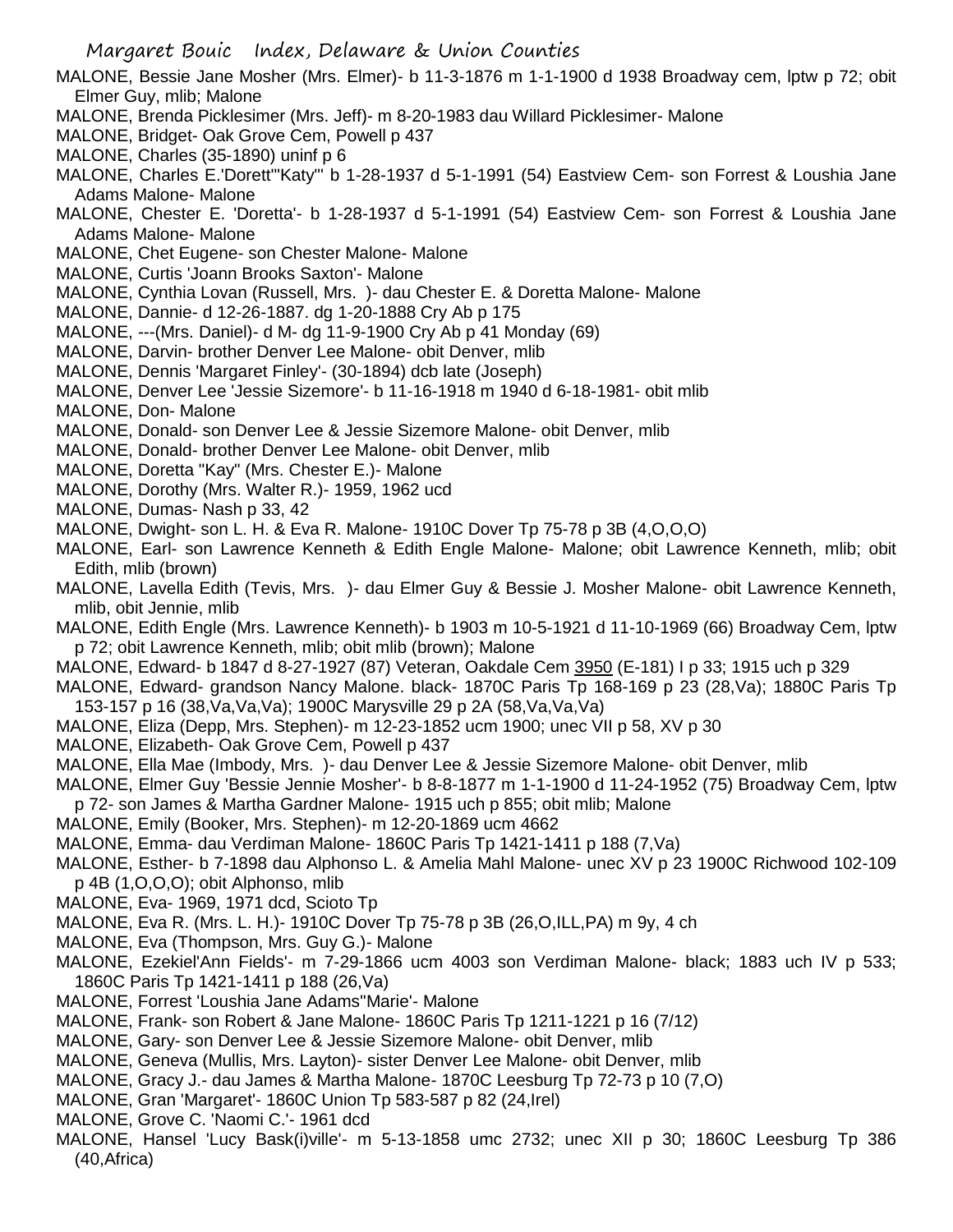MALONE, Bessie Jane Mosher (Mrs. Elmer)- b 11-3-1876 m 1-1-1900 d 1938 Broadway cem, lptw p 72; obit Elmer Guy, mlib; Malone

MALONE, Brenda Picklesimer (Mrs. Jeff)- m 8-20-1983 dau Willard Picklesimer- Malone

MALONE, Bridget- Oak Grove Cem, Powell p 437

MALONE, Charles (35-1890) uninf p 6

MALONE, Charles E.'Dorett'"Katy"' b 1-28-1937 d 5-1-1991 (54) Eastview Cem- son Forrest & Loushia Jane Adams Malone- Malone

MALONE, Chester E. 'Doretta'- b 1-28-1937 d 5-1-1991 (54) Eastview Cem- son Forrest & Loushia Jane Adams Malone- Malone

MALONE, Chet Eugene- son Chester Malone- Malone

MALONE, Curtis 'Joann Brooks Saxton'- Malone

MALONE, Cynthia Lovan (Russell, Mrs. )- dau Chester E. & Doretta Malone- Malone

MALONE, Dannie- d 12-26-1887. dg 1-20-1888 Cry Ab p 175

MALONE, ---(Mrs. Daniel)- d M- dg 11-9-1900 Cry Ab p 41 Monday (69)

MALONE, Darvin- brother Denver Lee Malone- obit Denver, mlib

MALONE, Dennis 'Margaret Finley'- (30-1894) dcb late (Joseph)

MALONE, Denver Lee 'Jessie Sizemore'- b 11-16-1918 m 1940 d 6-18-1981- obit mlib

MALONE, Don- Malone

MALONE, Donald- son Denver Lee & Jessie Sizemore Malone- obit Denver, mlib

MALONE, Donald- brother Denver Lee Malone- obit Denver, mlib

MALONE, Doretta "Kay" (Mrs. Chester E.)- Malone

MALONE, Dorothy (Mrs. Walter R.)- 1959, 1962 ucd

MALONE, Dumas- Nash p 33, 42

MALONE, Dwight- son L. H. & Eva R. Malone- 1910C Dover Tp 75-78 p 3B (4,O,O,O)

MALONE, Earl- son Lawrence Kenneth & Edith Engle Malone- Malone; obit Lawrence Kenneth, mlib; obit Edith, mlib (brown)

MALONE, Lavella Edith (Tevis, Mrs. )- dau Elmer Guy & Bessie J. Mosher Malone- obit Lawrence Kenneth, mlib, obit Jennie, mlib

MALONE, Edith Engle (Mrs. Lawrence Kenneth)- b 1903 m 10-5-1921 d 11-10-1969 (66) Broadway Cem, lptw p 72; obit Lawrence Kenneth, mlib; obit mlib (brown); Malone

MALONE, Edward- b 1847 d 8-27-1927 (87) Veteran, Oakdale Cem <u>3950</u> (E-181) I p 33; 1915 uch p 329

MALONE, Edward- grandson Nancy Malone. black- 1870C Paris Tp 168-169 p 23 (28,Va); 1880C Paris Tp 153-157 p 16 (38,Va,Va,Va); 1900C Marysville 29 p 2A (58,Va,Va,Va)

MALONE, Eliza (Depp, Mrs. Stephen)- m 12-23-1852 ucm 1900; unec VII p 58, XV p 30

MALONE, Elizabeth- Oak Grove Cem, Powell p 437

MALONE, Ella Mae (Imbody, Mrs. )- dau Denver Lee & Jessie Sizemore Malone- obit Denver, mlib

MALONE, Elmer Guy 'Bessie Jennie Mosher'- b 8-8-1877 m 1-1-1900 d 11-24-1952 (75) Broadway Cem, lptw p 72- son James & Martha Gardner Malone- 1915 uch p 855; obit mlib; Malone

MALONE, Emily (Booker, Mrs. Stephen)- m 12-20-1869 ucm 4662

MALONE, Emma- dau Verdiman Malone- 1860C Paris Tp 1421-1411 p 188 (7,Va)

MALONE, Esther- b 7-1898 dau Alphonso L. & Amelia Mahl Malone- unec XV p 23 1900C Richwood 102-109 p 4B (1,O,O,O); obit Alphonso, mlib

MALONE, Eva- 1969, 1971 dcd, Scioto Tp

MALONE, Eva R. (Mrs. L. H.)- 1910C Dover Tp 75-78 p 3B (26,O,ILL,PA) m 9y, 4 ch

MALONE, Eva (Thompson, Mrs. Guy G.)- Malone

MALONE, Ezekiel'Ann Fields'- m 7-29-1866 ucm 4003 son Verdiman Malone- black; 1883 uch IV p 533; 1860C Paris Tp 1421-1411 p 188 (26,Va)

MALONE, Forrest 'Loushia Jane Adams"Marie'- Malone

MALONE, Frank- son Robert & Jane Malone- 1860C Paris Tp 1211-1221 p 16 (7/12)

MALONE, Gary- son Denver Lee & Jessie Sizemore Malone- obit Denver, mlib

MALONE, Geneva (Mullis, Mrs. Layton)- sister Denver Lee Malone- obit Denver, mlib

MALONE, Gracy J.- dau James & Martha Malone- 1870C Leesburg Tp 72-73 p 10 (7,O)

MALONE, Gran 'Margaret'- 1860C Union Tp 583-587 p 82 (24,Irel)

MALONE, Grove C. 'Naomi C.'- 1961 dcd

MALONE, Hansel 'Lucy Bask(i)ville'- m 5-13-1858 umc 2732; unec XII p 30; 1860C Leesburg Tp 386 (40,Africa)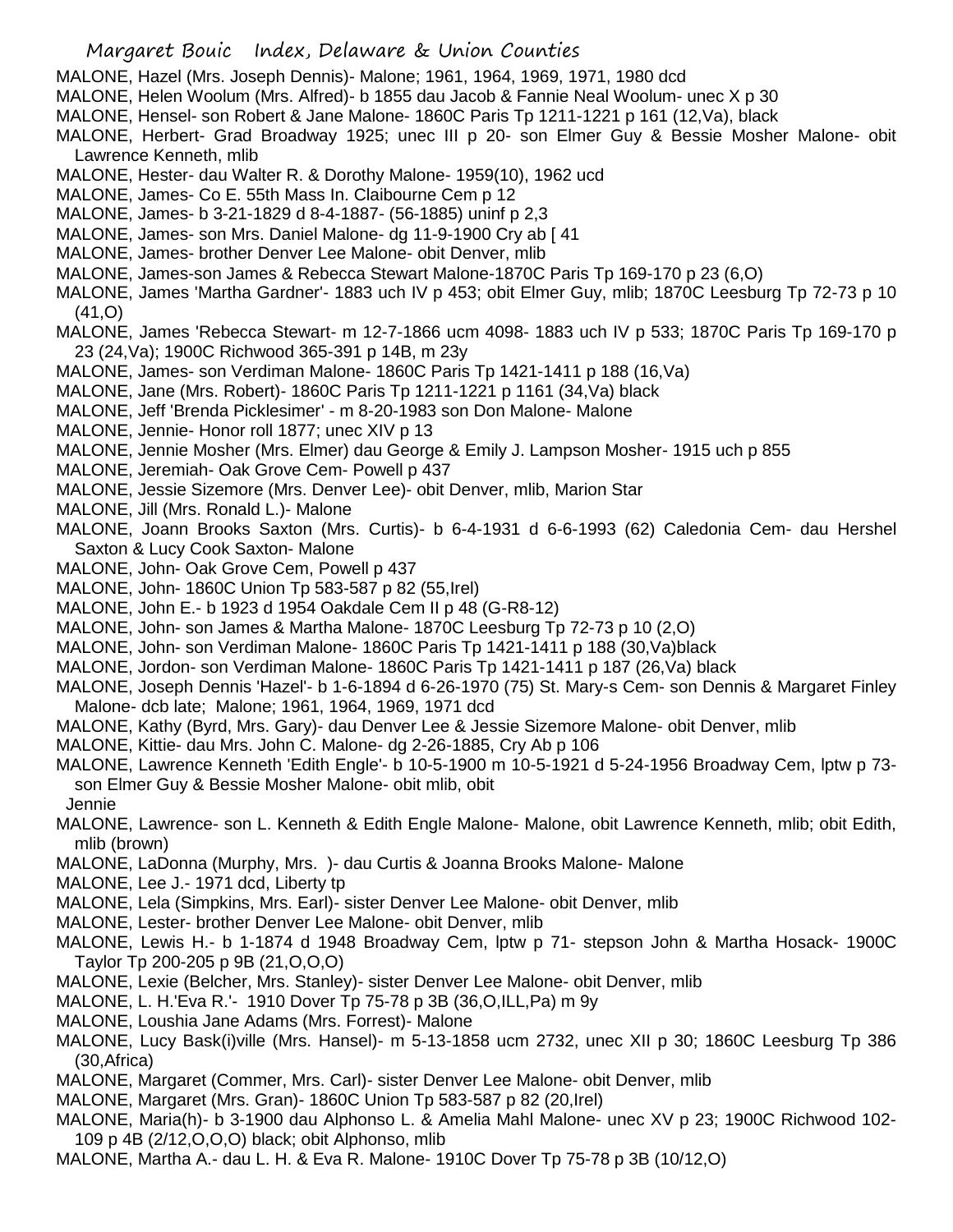MALONE, Hazel (Mrs. Joseph Dennis)- Malone; 1961, 1964, 1969, 1971, 1980 dcd

MALONE, Helen Woolum (Mrs. Alfred)- b 1855 dau Jacob & Fannie Neal Woolum- unec X p 30

MALONE, Hensel- son Robert & Jane Malone- 1860C Paris Tp 1211-1221 p 161 (12,Va), black

MALONE, Herbert- Grad Broadway 1925; unec III p 20- son Elmer Guy & Bessie Mosher Malone- obit Lawrence Kenneth, mlib

MALONE, Hester- dau Walter R. & Dorothy Malone- 1959(10), 1962 ucd

MALONE, James- Co E. 55th Mass In. Claibourne Cem p 12

MALONE, James- b 3-21-1829 d 8-4-1887- (56-1885) uninf p 2,3

MALONE, James- son Mrs. Daniel Malone- dg 11-9-1900 Cry ab [ 41

MALONE, James- brother Denver Lee Malone- obit Denver, mlib

MALONE, James-son James & Rebecca Stewart Malone-1870C Paris Tp 169-170 p 23 (6,O)

MALONE, James 'Martha Gardner'- 1883 uch IV p 453; obit Elmer Guy, mlib; 1870C Leesburg Tp 72-73 p 10 (41,O)

MALONE, James 'Rebecca Stewart- m 12-7-1866 ucm 4098- 1883 uch IV p 533; 1870C Paris Tp 169-170 p 23 (24,Va); 1900C Richwood 365-391 p 14B, m 23y

MALONE, James- son Verdiman Malone- 1860C Paris Tp 1421-1411 p 188 (16,Va)

MALONE, Jane (Mrs. Robert)- 1860C Paris Tp 1211-1221 p 1161 (34,Va) black

MALONE, Jeff 'Brenda Picklesimer' - m 8-20-1983 son Don Malone- Malone

MALONE, Jennie- Honor roll 1877; unec XIV p 13

MALONE, Jennie Mosher (Mrs. Elmer) dau George & Emily J. Lampson Mosher- 1915 uch p 855

MALONE, Jeremiah- Oak Grove Cem- Powell p 437

MALONE, Jessie Sizemore (Mrs. Denver Lee)- obit Denver, mlib, Marion Star

MALONE, Jill (Mrs. Ronald L.)- Malone

MALONE, Joann Brooks Saxton (Mrs. Curtis)- b 6-4-1931 d 6-6-1993 (62) Caledonia Cem- dau Hershel Saxton & Lucy Cook Saxton- Malone

MALONE, John- Oak Grove Cem, Powell p 437

MALONE, John- 1860C Union Tp 583-587 p 82 (55,Irel)

MALONE, John E.- b 1923 d 1954 Oakdale Cem II p 48 (G-R8-12)

MALONE, John- son James & Martha Malone- 1870C Leesburg Tp 72-73 p 10 (2,O)

MALONE, John- son Verdiman Malone- 1860C Paris Tp 1421-1411 p 188 (30,Va)black

MALONE, Jordon- son Verdiman Malone- 1860C Paris Tp 1421-1411 p 187 (26,Va) black

MALONE, Joseph Dennis 'Hazel'- b 1-6-1894 d 6-26-1970 (75) St. Mary-s Cem- son Dennis & Margaret Finley Malone- dcb late; Malone; 1961, 1964, 1969, 1971 dcd

MALONE, Kathy (Byrd, Mrs. Gary)- dau Denver Lee & Jessie Sizemore Malone- obit Denver, mlib

MALONE, Kittie- dau Mrs. John C. Malone- dg 2-26-1885, Cry Ab p 106

MALONE, Lawrence Kenneth 'Edith Engle'- b 10-5-1900 m 10-5-1921 d 5-24-1956 Broadway Cem, lptw p 73- son Elmer Guy & Bessie Mosher Malone- obit mlib, obit Jennie

MALONE, Lawrence- son L. Kenneth & Edith Engle Malone- Malone, obit Lawrence Kenneth, mlib; obit Edith, mlib (brown)

MALONE, LaDonna (Murphy, Mrs. )- dau Curtis & Joanna Brooks Malone- Malone

MALONE, Lee J.- 1971 dcd, Liberty tp

MALONE, Lela (Simpkins, Mrs. Earl)- sister Denver Lee Malone- obit Denver, mlib

MALONE, Lester- brother Denver Lee Malone- obit Denver, mlib

MALONE, Lewis H.- b 1-1874 d 1948 Broadway Cem, lptw p 71- stepson John & Martha Hosack- 1900C Taylor Tp 200-205 p 9B (21,O,O,O)

MALONE, Lexie (Belcher, Mrs. Stanley)- sister Denver Lee Malone- obit Denver, mlib

MALONE, L. H.'Eva R.'- 1910 Dover Tp 75-78 p 3B (36,O,ILL,Pa) m 9y

MALONE, Loushia Jane Adams (Mrs. Forrest)- Malone

MALONE, Lucy Bask(i)ville (Mrs. Hansel)- m 5-13-1858 ucm 2732, unec XII p 30; 1860C Leesburg Tp 386 (30,Africa)

MALONE, Margaret (Commer, Mrs. Carl)- sister Denver Lee Malone- obit Denver, mlib

MALONE, Margaret (Mrs. Gran)- 1860C Union Tp 583-587 p 82 (20,Irel)

MALONE, Maria(h)- b 3-1900 dau Alphonso L. & Amelia Mahl Malone- unec XV p 23; 1900C Richwood 102-109 p 4B (2/12,O,O,O) black; obit Alphonso, mlib

MALONE, Martha A.- dau L. H. & Eva R. Malone- 1910C Dover Tp 75-78 p 3B (10/12,O)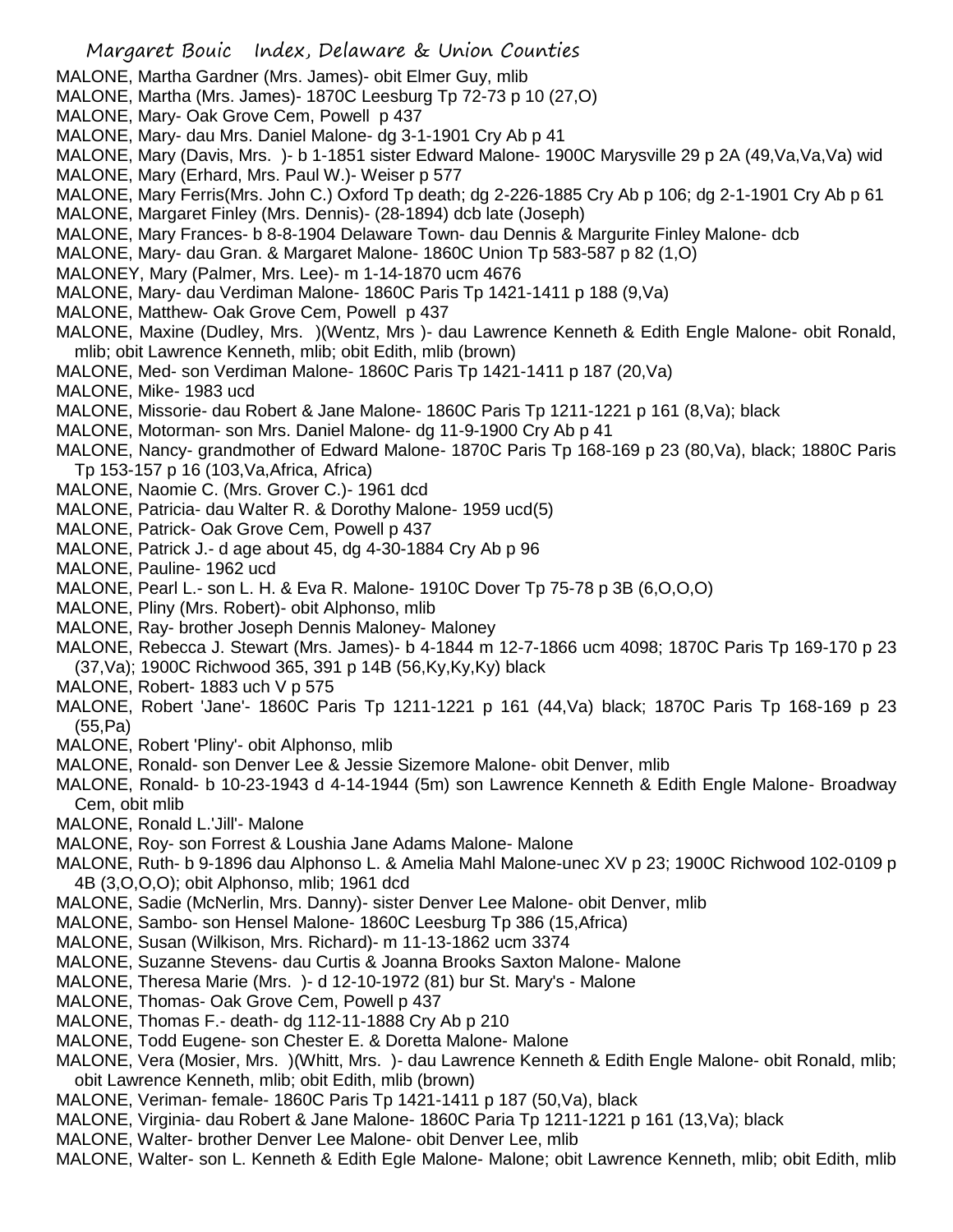MALONE, Martha Gardner (Mrs. James)- obit Elmer Guy, mlib
MALONE, Martha (Mrs. James)- 1870C Leesburg Tp 72-73 p 10 (27,O)
MALONE, Mary- Oak Grove Cem, Powell p 437
MALONE, Mary- dau Mrs. Daniel Malone- dg 3-1-1901 Cry Ab p 41
MALONE, Mary (Davis, Mrs. )- b 1-1851 sister Edward Malone- 1900C Marysville 29 p 2A (49,Va,Va,Va) wid
MALONE, Mary (Erhard, Mrs. Paul W.)- Weiser p 577
MALONE, Mary Ferris(Mrs. John C.) Oxford Tp death; dg 2-226-1885 Cry Ab p 106; dg 2-1-1901 Cry Ab p 61
MALONE, Margaret Finley (Mrs. Dennis)- (28-1894) dcb late (Joseph)
MALONE, Mary Frances- b 8-8-1904 Delaware Town- dau Dennis & Margurite Finley Malone- dcb
MALONE, Mary- dau Gran. & Margaret Malone- 1860C Union Tp 583-587 p 82 (1,O)
MALONEY, Mary (Palmer, Mrs. Lee)- m 1-14-1870 ucm 4676
MALONE, Mary- dau Verdiman Malone- 1860C Paris Tp 1421-1411 p 188 (9,Va)
MALONE, Matthew- Oak Grove Cem, Powell p 437
MALONE, Maxine (Dudley, Mrs. )(Wentz, Mrs )- dau Lawrence Kenneth & Edith Engle Malone- obit Ronald, mlib; obit Lawrence Kenneth, mlib; obit Edith, mlib (brown)
MALONE, Med- son Verdiman Malone- 1860C Paris Tp 1421-1411 p 187 (20,Va)
MALONE, Mike- 1983 ucd
MALONE, Missorie- dau Robert & Jane Malone- 1860C Paris Tp 1211-1221 p 161 (8,Va); black
MALONE, Motorman- son Mrs. Daniel Malone- dg 11-9-1900 Cry Ab p 41
MALONE, Nancy- grandmother of Edward Malone- 1870C Paris Tp 168-169 p 23 (80,Va), black; 1880C Paris Tp 153-157 p 16 (103,Va,Africa, Africa)
MALONE, Naomie C. (Mrs. Grover C.)- 1961 dcd
MALONE, Patricia- dau Walter R. & Dorothy Malone- 1959 ucd(5)
MALONE, Patrick- Oak Grove Cem, Powell p 437
MALONE, Patrick J.- d age about 45, dg 4-30-1884 Cry Ab p 96
MALONE, Pauline- 1962 ucd
MALONE, Pearl L.- son L. H. & Eva R. Malone- 1910C Dover Tp 75-78 p 3B (6,O,O,O)
MALONE, Pliny (Mrs. Robert)- obit Alphonso, mlib
MALONE, Ray- brother Joseph Dennis Maloney- Maloney
MALONE, Rebecca J. Stewart (Mrs. James)- b 4-1844 m 12-7-1866 ucm 4098; 1870C Paris Tp 169-170 p 23 (37,Va); 1900C Richwood 365, 391 p 14B (56,Ky,Ky,Ky) black
MALONE, Robert- 1883 uch V p 575
MALONE, Robert 'Jane'- 1860C Paris Tp 1211-1221 p 161 (44,Va) black; 1870C Paris Tp 168-169 p 23 (55,Pa)
MALONE, Robert 'Pliny'- obit Alphonso, mlib
MALONE, Ronald- son Denver Lee & Jessie Sizemore Malone- obit Denver, mlib
MALONE, Ronald- b 10-23-1943 d 4-14-1944 (5m) son Lawrence Kenneth & Edith Engle Malone- Broadway Cem, obit mlib
MALONE, Ronald L.'Jill'- Malone
MALONE, Roy- son Forrest & Loushia Jane Adams Malone- Malone
MALONE, Ruth- b 9-1896 dau Alphonso L. & Amelia Mahl Malone-unec XV p 23; 1900C Richwood 102-0109 p 4B (3,O,O,O); obit Alphonso, mlib; 1961 dcd
MALONE, Sadie (McNerlin, Mrs. Danny)- sister Denver Lee Malone- obit Denver, mlib
MALONE, Sambo- son Hensel Malone- 1860C Leesburg Tp 386 (15,Africa)
MALONE, Susan (Wilkison, Mrs. Richard)- m 11-13-1862 ucm 3374
MALONE, Suzanne Stevens- dau Curtis & Joanna Brooks Saxton Malone- Malone
MALONE, Theresa Marie (Mrs. )- d 12-10-1972 (81) bur St. Mary's - Malone
MALONE, Thomas- Oak Grove Cem, Powell p 437
MALONE, Thomas F.- death- dg 112-11-1888 Cry Ab p 210
MALONE, Todd Eugene- son Chester E. & Doretta Malone- Malone
MALONE, Vera (Mosier, Mrs. )(Whitt, Mrs. )- dau Lawrence Kenneth & Edith Engle Malone- obit Ronald, mlib; obit Lawrence Kenneth, mlib; obit Edith, mlib (brown)
MALONE, Veriman- female- 1860C Paris Tp 1421-1411 p 187 (50,Va), black
MALONE, Virginia- dau Robert & Jane Malone- 1860C Paria Tp 1211-1221 p 161 (13,Va); black
MALONE, Walter- brother Denver Lee Malone- obit Denver Lee, mlib
MALONE, Walter- son L. Kenneth & Edith Egle Malone- Malone; obit Lawrence Kenneth, mlib; obit Edith, mlib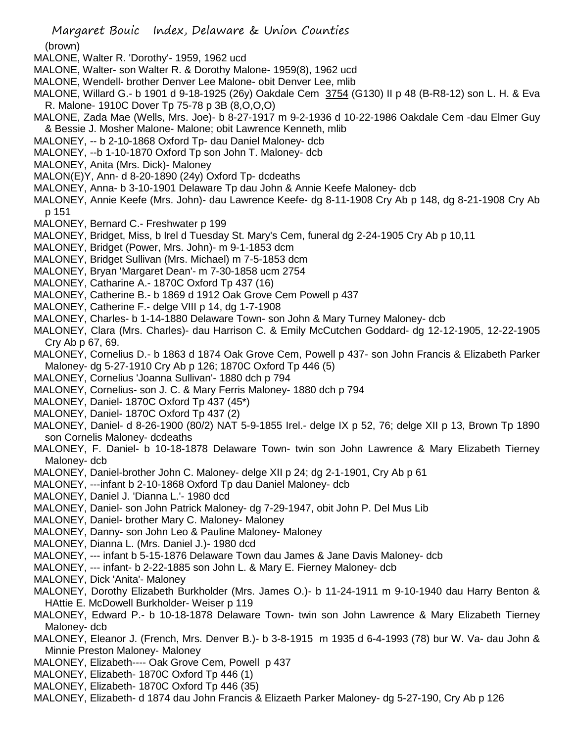(brown)

MALONE, Walter R. 'Dorothy'- 1959, 1962 ucd

MALONE, Walter- son Walter R. & Dorothy Malone- 1959(8), 1962 ucd

MALONE, Wendell- brother Denver Lee Malone- obit Denver Lee, mlib

MALONE, Willard G.- b 1901 d 9-18-1925 (26y) Oakdale Cem 3754 (G130) II p 48 (B-R8-12) son L. H. & Eva R. Malone- 1910C Dover Tp 75-78 p 3B (8,O,O,O)

MALONE, Zada Mae (Wells, Mrs. Joe)- b 8-27-1917 m 9-2-1936 d 10-22-1986 Oakdale Cem -dau Elmer Guy & Bessie J. Mosher Malone- Malone; obit Lawrence Kenneth, mlib

MALONEY, -- b 2-10-1868 Oxford Tp- dau Daniel Maloney- dcb

MALONEY, --b 1-10-1870 Oxford Tp son John T. Maloney- dcb

MALONEY, Anita (Mrs. Dick)- Maloney

MALON(E)Y, Ann- d 8-20-1890 (24y) Oxford Tp- dcdeaths

MALONEY, Anna- b 3-10-1901 Delaware Tp dau John & Annie Keefe Maloney- dcb

MALONEY, Annie Keefe (Mrs. John)- dau Lawrence Keefe- dg 8-11-1908 Cry Ab p 148, dg 8-21-1908 Cry Ab p 151

MALONEY, Bernard C.- Freshwater p 199

MALONEY, Bridget, Miss, b Irel d Tuesday St. Mary's Cem, funeral dg 2-24-1905 Cry Ab p 10,11

MALONEY, Bridget (Power, Mrs. John)- m 9-1-1853 dcm

MALONEY, Bridget Sullivan (Mrs. Michael) m 7-5-1853 dcm

MALONEY, Bryan 'Margaret Dean'- m 7-30-1858 ucm 2754

MALONEY, Catharine A.- 1870C Oxford Tp 437 (16)

MALONEY, Catherine B.- b 1869 d 1912 Oak Grove Cem Powell p 437

MALONEY, Catherine F.- delge VIII p 14, dg 1-7-1908

MALONEY, Charles- b 1-14-1880 Delaware Town- son John & Mary Turney Maloney- dcb

MALONEY, Clara (Mrs. Charles)- dau Harrison C. & Emily McCutchen Goddard- dg 12-12-1905, 12-22-1905 Cry Ab p 67, 69.

MALONEY, Cornelius D.- b 1863 d 1874 Oak Grove Cem, Powell p 437- son John Francis & Elizabeth Parker Maloney- dg 5-27-1910 Cry Ab p 126; 1870C Oxford Tp 446 (5)

MALONEY, Cornelius 'Joanna Sullivan'- 1880 dch p 794

MALONEY, Cornelius- son J. C. & Mary Ferris Maloney- 1880 dch p 794

MALONEY, Daniel- 1870C Oxford Tp 437 (45*)

MALONEY, Daniel- 1870C Oxford Tp 437 (2)

MALONEY, Daniel- d 8-26-1900 (80/2) NAT 5-9-1855 Irel.- delge IX p 52, 76; delge XII p 13, Brown Tp 1890 son Cornelis Maloney- dcdeaths

MALONEY, F. Daniel- b 10-18-1878 Delaware Town- twin son John Lawrence & Mary Elizabeth Tierney Maloney- dcb

MALONEY, Daniel-brother John C. Maloney- delge XII p 24; dg 2-1-1901, Cry Ab p 61

MALONEY, ---infant b 2-10-1868 Oxford Tp dau Daniel Maloney- dcb

MALONEY, Daniel J. 'Dianna L.'- 1980 dcd

MALONEY, Daniel- son John Patrick Maloney- dg 7-29-1947, obit John P. Del Mus Lib

MALONEY, Daniel- brother Mary C. Maloney- Maloney

MALONEY, Danny- son John Leo & Pauline Maloney- Maloney

MALONEY, Dianna L. (Mrs. Daniel J.)- 1980 dcd

MALONEY, --- infant b 5-15-1876 Delaware Town dau James & Jane Davis Maloney- dcb

MALONEY, --- infant- b 2-22-1885 son John L. & Mary E. Fierney Maloney- dcb

MALONEY, Dick 'Anita'- Maloney

MALONEY, Dorothy Elizabeth Burkholder (Mrs. James O.)- b 11-24-1911 m 9-10-1940 dau Harry Benton & HAttie E. McDowell Burkholder- Weiser p 119

MALONEY, Edward P.- b 10-18-1878 Delaware Town- twin son John Lawrence & Mary Elizabeth Tierney Maloney- dcb

MALONEY, Eleanor J. (French, Mrs. Denver B.)- b 3-8-1915 m 1935 d 6-4-1993 (78) bur W. Va- dau John & Minnie Preston Maloney- Maloney

MALONEY, Elizabeth---- Oak Grove Cem, Powell p 437

MALONEY, Elizabeth- 1870C Oxford Tp 446 (1)

MALONEY, Elizabeth- 1870C Oxford Tp 446 (35)

MALONEY, Elizabeth- d 1874 dau John Francis & Elizaeth Parker Maloney- dg 5-27-190, Cry Ab p 126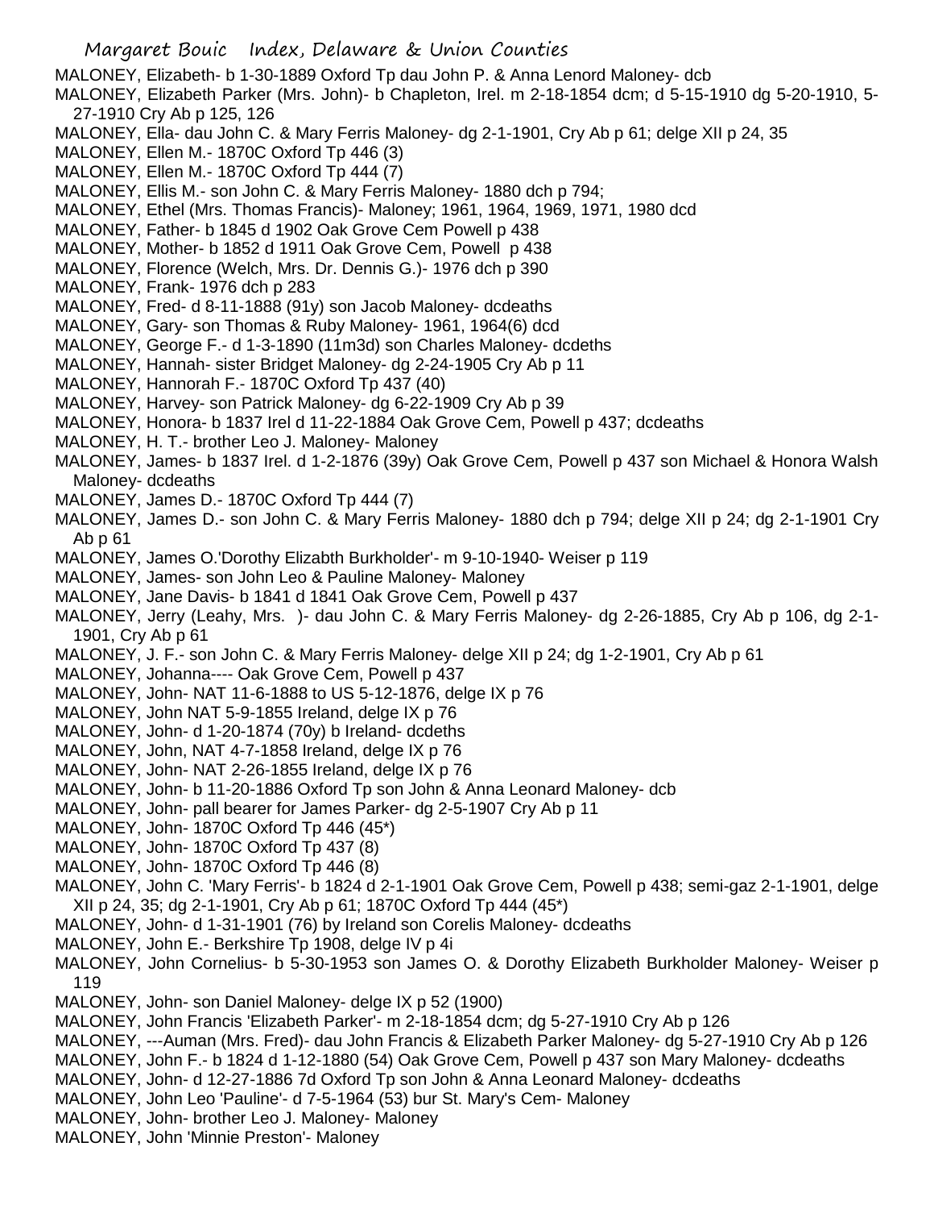MALONEY, Elizabeth- b 1-30-1889 Oxford Tp dau John P. & Anna Lenord Maloney- dcb

MALONEY, Elizabeth Parker (Mrs. John)- b Chapleton, Irel. m 2-18-1854 dcm; d 5-15-1910 dg 5-20-1910, 5-27-1910 Cry Ab p 125, 126

MALONEY, Ella- dau John C. & Mary Ferris Maloney- dg 2-1-1901, Cry Ab p 61; delge XII p 24, 35

MALONEY, Ellen M.- 1870C Oxford Tp 446 (3)

MALONEY, Ellen M.- 1870C Oxford Tp 444 (7)

MALONEY, Ellis M.- son John C. & Mary Ferris Maloney- 1880 dch p 794;

MALONEY, Ethel (Mrs. Thomas Francis)- Maloney; 1961, 1964, 1969, 1971, 1980 dcd

MALONEY, Father- b 1845 d 1902 Oak Grove Cem Powell p 438

MALONEY, Mother- b 1852 d 1911 Oak Grove Cem, Powell p 438

MALONEY, Florence (Welch, Mrs. Dr. Dennis G.)- 1976 dch p 390

MALONEY, Frank- 1976 dch p 283

MALONEY, Fred- d 8-11-1888 (91y) son Jacob Maloney- dcdeaths

MALONEY, Gary- son Thomas & Ruby Maloney- 1961, 1964(6) dcd

MALONEY, George F.- d 1-3-1890 (11m3d) son Charles Maloney- dcdeths

MALONEY, Hannah- sister Bridget Maloney- dg 2-24-1905 Cry Ab p 11

MALONEY, Hannorah F.- 1870C Oxford Tp 437 (40)

MALONEY, Harvey- son Patrick Maloney- dg 6-22-1909 Cry Ab p 39

MALONEY, Honora- b 1837 Irel d 11-22-1884 Oak Grove Cem, Powell p 437; dcdeaths

MALONEY, H. T.- brother Leo J. Maloney- Maloney

MALONEY, James- b 1837 Irel. d 1-2-1876 (39y) Oak Grove Cem, Powell p 437 son Michael & Honora Walsh Maloney- dcdeaths

MALONEY, James D.- 1870C Oxford Tp 444 (7)

MALONEY, James D.- son John C. & Mary Ferris Maloney- 1880 dch p 794; delge XII p 24; dg 2-1-1901 Cry Ab p 61

MALONEY, James O.'Dorothy Elizabth Burkholder'- m 9-10-1940- Weiser p 119

MALONEY, James- son John Leo & Pauline Maloney- Maloney

MALONEY, Jane Davis- b 1841 d 1841 Oak Grove Cem, Powell p 437

MALONEY, Jerry (Leahy, Mrs. )- dau John C. & Mary Ferris Maloney- dg 2-26-1885, Cry Ab p 106, dg 2-1-1901, Cry Ab p 61

MALONEY, J. F.- son John C. & Mary Ferris Maloney- delge XII p 24; dg 1-2-1901, Cry Ab p 61

MALONEY, Johanna---- Oak Grove Cem, Powell p 437

MALONEY, John- NAT 11-6-1888 to US 5-12-1876, delge IX p 76

MALONEY, John NAT 5-9-1855 Ireland, delge IX p 76

MALONEY, John- d 1-20-1874 (70y) b Ireland- dcdeths

MALONEY, John, NAT 4-7-1858 Ireland, delge IX p 76

MALONEY, John- NAT 2-26-1855 Ireland, delge IX p 76

MALONEY, John- b 11-20-1886 Oxford Tp son John & Anna Leonard Maloney- dcb

MALONEY, John- pall bearer for James Parker- dg 2-5-1907 Cry Ab p 11

MALONEY, John- 1870C Oxford Tp 446 (45*)

MALONEY, John- 1870C Oxford Tp 437 (8)

MALONEY, John- 1870C Oxford Tp 446 (8)

MALONEY, John C. 'Mary Ferris'- b 1824 d 2-1-1901 Oak Grove Cem, Powell p 438; semi-gaz 2-1-1901, delge XII p 24, 35; dg 2-1-1901, Cry Ab p 61; 1870C Oxford Tp 444 (45*)

MALONEY, John- d 1-31-1901 (76) by Ireland son Corelis Maloney- dcdeaths

MALONEY, John E.- Berkshire Tp 1908, delge IV p 4i

MALONEY, John Cornelius- b 5-30-1953 son James O. & Dorothy Elizabeth Burkholder Maloney- Weiser p 119

MALONEY, John- son Daniel Maloney- delge IX p 52 (1900)

MALONEY, John Francis 'Elizabeth Parker'- m 2-18-1854 dcm; dg 5-27-1910 Cry Ab p 126

MALONEY, ---Auman (Mrs. Fred)- dau John Francis & Elizabeth Parker Maloney- dg 5-27-1910 Cry Ab p 126

MALONEY, John F.- b 1824 d 1-12-1880 (54) Oak Grove Cem, Powell p 437 son Mary Maloney- dcdeaths

MALONEY, John- d 12-27-1886 7d Oxford Tp son John & Anna Leonard Maloney- dcdeaths

MALONEY, John Leo 'Pauline'- d 7-5-1964 (53) bur St. Mary's Cem- Maloney

MALONEY, John- brother Leo J. Maloney- Maloney

MALONEY, John 'Minnie Preston'- Maloney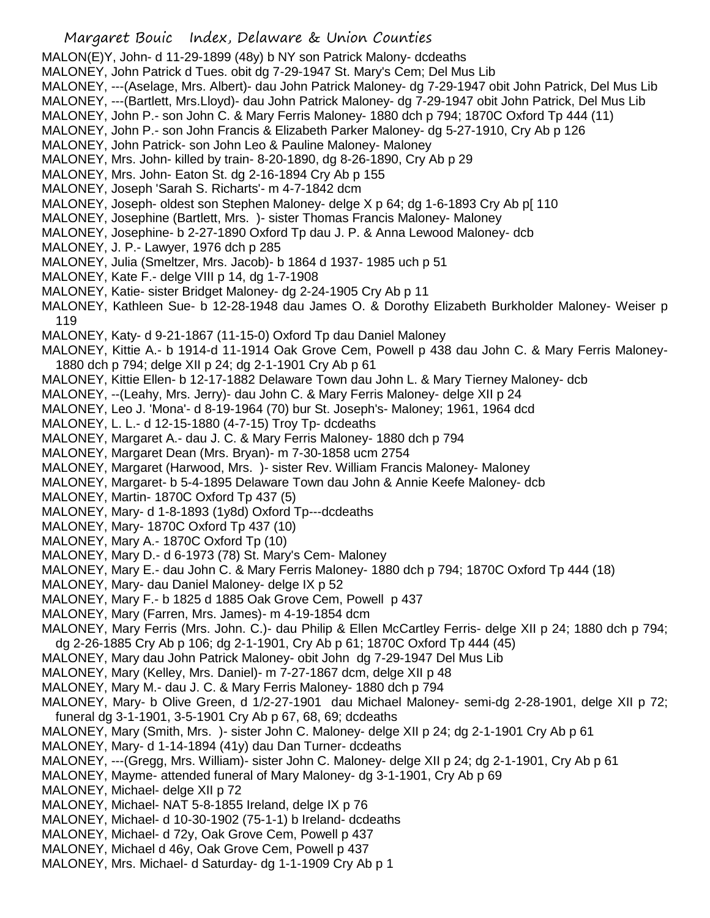MALON(E)Y, John- d 11-29-1899 (48y) b NY son Patrick Malony- dcdeaths
MALONEY, John Patrick d Tues. obit dg 7-29-1947 St. Mary's Cem; Del Mus Lib
MALONEY, ---(Aselage, Mrs. Albert)- dau John Patrick Maloney- dg 7-29-1947 obit John Patrick, Del Mus Lib
MALONEY, ---(Bartlett, Mrs.Lloyd)- dau John Patrick Maloney- dg 7-29-1947 obit John Patrick, Del Mus Lib
MALONEY, John P.- son John C. & Mary Ferris Maloney- 1880 dch p 794; 1870C Oxford Tp 444 (11)
MALONEY, John P.- son John Francis & Elizabeth Parker Maloney- dg 5-27-1910, Cry Ab p 126
MALONEY, John Patrick- son John Leo & Pauline Maloney- Maloney
MALONEY, Mrs. John- killed by train- 8-20-1890, dg 8-26-1890, Cry Ab p 29
MALONEY, Mrs. John- Eaton St. dg 2-16-1894 Cry Ab p 155
MALONEY, Joseph 'Sarah S. Richarts'- m 4-7-1842 dcm
MALONEY, Joseph- oldest son Stephen Maloney- delge X p 64; dg 1-6-1893 Cry Ab p[ 110
MALONEY, Josephine (Bartlett, Mrs. )- sister Thomas Francis Maloney- Maloney
MALONEY, Josephine- b 2-27-1890 Oxford Tp dau J. P. & Anna Lewood Maloney- dcb
MALONEY, J. P.- Lawyer, 1976 dch p 285
MALONEY, Julia (Smeltzer, Mrs. Jacob)- b 1864 d 1937- 1985 uch p 51
MALONEY, Kate F.- delge VIII p 14, dg 1-7-1908
MALONEY, Katie- sister Bridget Maloney- dg 2-24-1905 Cry Ab p 11
MALONEY, Kathleen Sue- b 12-28-1948 dau James O. & Dorothy Elizabeth Burkholder Maloney- Weiser p 119
MALONEY, Katy- d 9-21-1867 (11-15-0) Oxford Tp dau Daniel Maloney
MALONEY, Kittie A.- b 1914-d 11-1914 Oak Grove Cem, Powell p 438 dau John C. & Mary Ferris Maloney- 1880 dch p 794; delge XII p 24; dg 2-1-1901 Cry Ab p 61
MALONEY, Kittie Ellen- b 12-17-1882 Delaware Town dau John L. & Mary Tierney Maloney- dcb
MALONEY, --(Leahy, Mrs. Jerry)- dau John C. & Mary Ferris Maloney- delge XII p 24
MALONEY, Leo J. 'Mona'- d 8-19-1964 (70) bur St. Joseph's- Maloney; 1961, 1964 dcd
MALONEY, L. L.- d 12-15-1880 (4-7-15) Troy Tp- dcdeaths
MALONEY, Margaret A.- dau J. C. & Mary Ferris Maloney- 1880 dch p 794
MALONEY, Margaret Dean (Mrs. Bryan)- m 7-30-1858 ucm 2754
MALONEY, Margaret (Harwood, Mrs. )- sister Rev. William Francis Maloney- Maloney
MALONEY, Margaret- b 5-4-1895 Delaware Town dau John & Annie Keefe Maloney- dcb
MALONEY, Martin- 1870C Oxford Tp 437 (5)
MALONEY, Mary- d 1-8-1893 (1y8d) Oxford Tp---dcdeaths
MALONEY, Mary- 1870C Oxford Tp 437 (10)
MALONEY, Mary A.- 1870C Oxford Tp (10)
MALONEY, Mary D.- d 6-1973 (78) St. Mary's Cem- Maloney
MALONEY, Mary E.- dau John C. & Mary Ferris Maloney- 1880 dch p 794; 1870C Oxford Tp 444 (18)
MALONEY, Mary- dau Daniel Maloney- delge IX p 52
MALONEY, Mary F.- b 1825 d 1885 Oak Grove Cem, Powell p 437
MALONEY, Mary (Farren, Mrs. James)- m 4-19-1854 dcm
MALONEY, Mary Ferris (Mrs. John. C.)- dau Philip & Ellen McCartley Ferris- delge XII p 24; 1880 dch p 794; dg 2-26-1885 Cry Ab p 106; dg 2-1-1901, Cry Ab p 61; 1870C Oxford Tp 444 (45)
MALONEY, Mary dau John Patrick Maloney- obit John dg 7-29-1947 Del Mus Lib
MALONEY, Mary (Kelley, Mrs. Daniel)- m 7-27-1867 dcm, delge XII p 48
MALONEY, Mary M.- dau J. C. & Mary Ferris Maloney- 1880 dch p 794
MALONEY, Mary- b Olive Green, d 1/2-27-1901 dau Michael Maloney- semi-dg 2-28-1901, delge XII p 72; funeral dg 3-1-1901, 3-5-1901 Cry Ab p 67, 68, 69; dcdeaths
MALONEY, Mary (Smith, Mrs. )- sister John C. Maloney- delge XII p 24; dg 2-1-1901 Cry Ab p 61
MALONEY, Mary- d 1-14-1894 (41y) dau Dan Turner- dcdeaths
MALONEY, ---(Gregg, Mrs. William)- sister John C. Maloney- delge XII p 24; dg 2-1-1901, Cry Ab p 61
MALONEY, Mayme- attended funeral of Mary Maloney- dg 3-1-1901, Cry Ab p 69
MALONEY, Michael- delge XII p 72
MALONEY, Michael- NAT 5-8-1855 Ireland, delge IX p 76
MALONEY, Michael- d 10-30-1902 (75-1-1) b Ireland- dcdeaths
MALONEY, Michael- d 72y, Oak Grove Cem, Powell p 437
MALONEY, Michael d 46y, Oak Grove Cem, Powell p 437
MALONEY, Mrs. Michael- d Saturday- dg 1-1-1909 Cry Ab p 1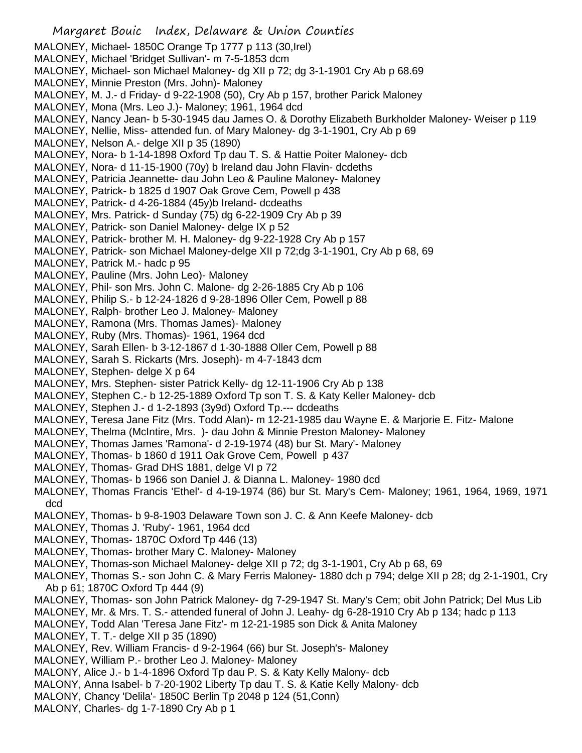MALONEY, Michael- 1850C Orange Tp 1777 p 113 (30,Irel)
MALONEY, Michael 'Bridget Sullivan'- m 7-5-1853 dcm
MALONEY, Michael- son Michael Maloney- dg XII p 72; dg 3-1-1901 Cry Ab p 68.69
MALONEY, Minnie Preston (Mrs. John)- Maloney
MALONEY, M. J.- d Friday- d 9-22-1908 (50), Cry Ab p 157, brother Parick Maloney
MALONEY, Mona (Mrs. Leo J.)- Maloney; 1961, 1964 dcd
MALONEY, Nancy Jean- b 5-30-1945 dau James O. & Dorothy Elizabeth Burkholder Maloney- Weiser p 119
MALONEY, Nellie, Miss- attended fun. of Mary Maloney- dg 3-1-1901, Cry Ab p 69
MALONEY, Nelson A.- delge XII p 35 (1890)
MALONEY, Nora- b 1-14-1898 Oxford Tp dau T. S. & Hattie Poiter Maloney- dcb
MALONEY, Nora- d 11-15-1900 (70y) b Ireland dau John Flavin- dcdeths
MALONEY, Patricia Jeannette- dau John Leo & Pauline Maloney- Maloney
MALONEY, Patrick- b 1825 d 1907 Oak Grove Cem, Powell p 438
MALONEY, Patrick- d 4-26-1884 (45y)b Ireland- dcdeaths
MALONEY, Mrs. Patrick- d Sunday (75) dg 6-22-1909 Cry Ab p 39
MALONEY, Patrick- son Daniel Maloney- delge IX p 52
MALONEY, Patrick- brother M. H. Maloney- dg 9-22-1928 Cry Ab p 157
MALONEY, Patrick- son Michael Maloney-delge XII p 72;dg 3-1-1901, Cry Ab p 68, 69
MALONEY, Patrick M.- hadc p 95
MALONEY, Pauline (Mrs. John Leo)- Maloney
MALONEY, Phil- son Mrs. John C. Malone- dg 2-26-1885 Cry Ab p 106
MALONEY, Philip S.- b 12-24-1826 d 9-28-1896 Oller Cem, Powell p 88
MALONEY, Ralph- brother Leo J. Maloney- Maloney
MALONEY, Ramona (Mrs. Thomas James)- Maloney
MALONEY, Ruby (Mrs. Thomas)- 1961, 1964 dcd
MALONEY, Sarah Ellen- b 3-12-1867 d 1-30-1888 Oller Cem, Powell p 88
MALONEY, Sarah S. Rickarts (Mrs. Joseph)- m 4-7-1843 dcm
MALONEY, Stephen- delge X p 64
MALONEY, Mrs. Stephen- sister Patrick Kelly- dg 12-11-1906 Cry Ab p 138
MALONEY, Stephen C.- b 12-25-1889 Oxford Tp son T. S. & Katy Keller Maloney- dcb
MALONEY, Stephen J.- d 1-2-1893 (3y9d) Oxford Tp.--- dcdeaths
MALONEY, Teresa Jane Fitz (Mrs. Todd Alan)- m 12-21-1985 dau Wayne E. & Marjorie E. Fitz- Malone
MALONEY, Thelma (McIntire, Mrs. )- dau John & Minnie Preston Maloney- Maloney
MALONEY, Thomas James 'Ramona'- d 2-19-1974 (48) bur St. Mary'- Maloney
MALONEY, Thomas- b 1860 d 1911 Oak Grove Cem, Powell p 437
MALONEY, Thomas- Grad DHS 1881, delge VI p 72
MALONEY, Thomas- b 1966 son Daniel J. & Dianna L. Maloney- 1980 dcd
MALONEY, Thomas Francis 'Ethel'- d 4-19-1974 (86) bur St. Mary's Cem- Maloney; 1961, 1964, 1969, 1971 dcd
MALONEY, Thomas- b 9-8-1903 Delaware Town son J. C. & Ann Keefe Maloney- dcb
MALONEY, Thomas J. 'Ruby'- 1961, 1964 dcd
MALONEY, Thomas- 1870C Oxford Tp 446 (13)
MALONEY, Thomas- brother Mary C. Maloney- Maloney
MALONEY, Thomas-son Michael Maloney- delge XII p 72; dg 3-1-1901, Cry Ab p 68, 69
MALONEY, Thomas S.- son John C. & Mary Ferris Maloney- 1880 dch p 794; delge XII p 28; dg 2-1-1901, Cry Ab p 61; 1870C Oxford Tp 444 (9)
MALONEY, Thomas- son John Patrick Maloney- dg 7-29-1947 St. Mary's Cem; obit John Patrick; Del Mus Lib
MALONEY, Mr. & Mrs. T. S.- attended funeral of John J. Leahy- dg 6-28-1910 Cry Ab p 134; hadc p 113
MALONEY, Todd Alan 'Teresa Jane Fitz'- m 12-21-1985 son Dick & Anita Maloney
MALONEY, T. T.- delge XII p 35 (1890)
MALONEY, Rev. William Francis- d 9-2-1964 (66) bur St. Joseph's- Maloney
MALONEY, William P.- brother Leo J. Maloney- Maloney
MALONY, Alice J.- b 1-4-1896 Oxford Tp dau P. S. & Katy Kelly Malony- dcb
MALONY, Anna Isabel- b 7-20-1902 Liberty Tp dau T. S. & Katie Kelly Malony- dcb
MALONY, Chancy 'Delila'- 1850C Berlin Tp 2048 p 124 (51,Conn)
MALONY, Charles- dg 1-7-1890 Cry Ab p 1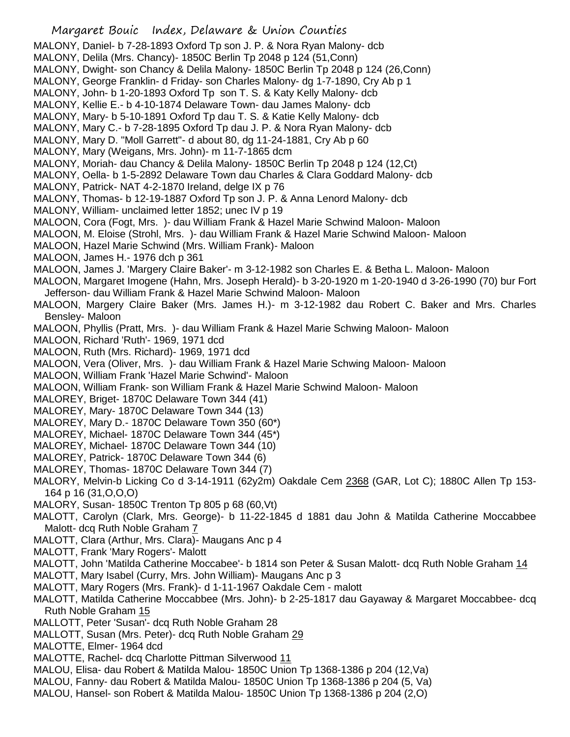MALONY, Daniel- b 7-28-1893 Oxford Tp son J. P. & Nora Ryan Malony- dcb
MALONY, Delila (Mrs. Chancy)- 1850C Berlin Tp 2048 p 124 (51,Conn)
MALONY, Dwight- son Chancy & Delila Malony- 1850C Berlin Tp 2048 p 124 (26,Conn)
MALONY, George Franklin- d Friday- son Charles Malony- dg 1-7-1890, Cry Ab p 1
MALONY, John- b 1-20-1893 Oxford Tp son T. S. & Katy Kelly Malony- dcb
MALONY, Kellie E.- b 4-10-1874 Delaware Town- dau James Malony- dcb
MALONY, Mary- b 5-10-1891 Oxford Tp dau T. S. & Katie Kelly Malony- dcb
MALONY, Mary C.- b 7-28-1895 Oxford Tp dau J. P. & Nora Ryan Malony- dcb
MALONY, Mary D. "Moll Garrett"- d about 80, dg 11-24-1881, Cry Ab p 60
MALONY, Mary (Weigans, Mrs. John)- m 11-7-1865 dcm
MALONY, Moriah- dau Chancy & Delila Malony- 1850C Berlin Tp 2048 p 124 (12,Ct)
MALONY, Oella- b 1-5-2892 Delaware Town dau Charles & Clara Goddard Malony- dcb
MALONY, Patrick- NAT 4-2-1870 Ireland, delge IX p 76
MALONY, Thomas- b 12-19-1887 Oxford Tp son J. P. & Anna Lenord Malony- dcb
MALONY, William- unclaimed letter 1852; unec IV p 19
MALOON, Cora (Fogt, Mrs. )- dau William Frank & Hazel Marie Schwind Maloon- Maloon
MALOON, M. Eloise (Strohl, Mrs. )- dau William Frank & Hazel Marie Schwind Maloon- Maloon
MALOON, Hazel Marie Schwind (Mrs. William Frank)- Maloon
MALOON, James H.- 1976 dch p 361
MALOON, James J. 'Margery Claire Baker'- m 3-12-1982 son Charles E. & Betha L. Maloon- Maloon
MALOON, Margaret Imogene (Hahn, Mrs. Joseph Herald)- b 3-20-1920 m 1-20-1940 d 3-26-1990 (70) bur Fort Jefferson- dau William Frank & Hazel Marie Schwind Maloon- Maloon
MALOON, Margery Claire Baker (Mrs. James H.)- m 3-12-1982 dau Robert C. Baker and Mrs. Charles Bensley- Maloon
MALOON, Phyllis (Pratt, Mrs. )- dau William Frank & Hazel Marie Schwing Maloon- Maloon
MALOON, Richard 'Ruth'- 1969, 1971 dcd
MALOON, Ruth (Mrs. Richard)- 1969, 1971 dcd
MALOON, Vera (Oliver, Mrs. )- dau William Frank & Hazel Marie Schwing Maloon- Maloon
MALOON, William Frank 'Hazel Marie Schwind'- Maloon
MALOON, William Frank- son William Frank & Hazel Marie Schwind Maloon- Maloon
MALOREY, Briget- 1870C Delaware Town 344 (41)
MALOREY, Mary- 1870C Delaware Town 344 (13)
MALOREY, Mary D.- 1870C Delaware Town 350 (60*)
MALOREY, Michael- 1870C Delaware Town 344 (45*)
MALOREY, Michael- 1870C Delaware Town 344 (10)
MALOREY, Patrick- 1870C Delaware Town 344 (6)
MALOREY, Thomas- 1870C Delaware Town 344 (7)
MALORY, Melvin-b Licking Co d 3-14-1911 (62y2m) Oakdale Cem 2368 (GAR, Lot C); 1880C Allen Tp 153-164 p 16 (31,O,O,O)
MALORY, Susan- 1850C Trenton Tp 805 p 68 (60,Vt)
MALOTT, Carolyn (Clark, Mrs. George)- b 11-22-1845 d 1881 dau John & Matilda Catherine Moccabbee Malott- dcq Ruth Noble Graham 7
MALOTT, Clara (Arthur, Mrs. Clara)- Maugans Anc p 4
MALOTT, Frank 'Mary Rogers'- Malott
MALOTT, John 'Matilda Catherine Moccabee'- b 1814 son Peter & Susan Malott- dcq Ruth Noble Graham 14
MALOTT, Mary Isabel (Curry, Mrs. John William)- Maugans Anc p 3
MALOTT, Mary Rogers (Mrs. Frank)- d 1-11-1967 Oakdale Cem - malott
MALOTT, Matilda Catherine Moccabbee (Mrs. John)- b 2-25-1817 dau Gayaway & Margaret Moccabbee- dcq Ruth Noble Graham 15
MALLOTT, Peter 'Susan'- dcq Ruth Noble Graham 28
MALLOTT, Susan (Mrs. Peter)- dcq Ruth Noble Graham 29
MALOTTE, Elmer- 1964 dcd
MALOTTE, Rachel- dcq Charlotte Pittman Silverwood 11
MALOU, Elisa- dau Robert & Matilda Malou- 1850C Union Tp 1368-1386 p 204 (12,Va)
MALOU, Fanny- dau Robert & Matilda Malou- 1850C Union Tp 1368-1386 p 204 (5, Va)
MALOU, Hansel- son Robert & Matilda Malou- 1850C Union Tp 1368-1386 p 204 (2,O)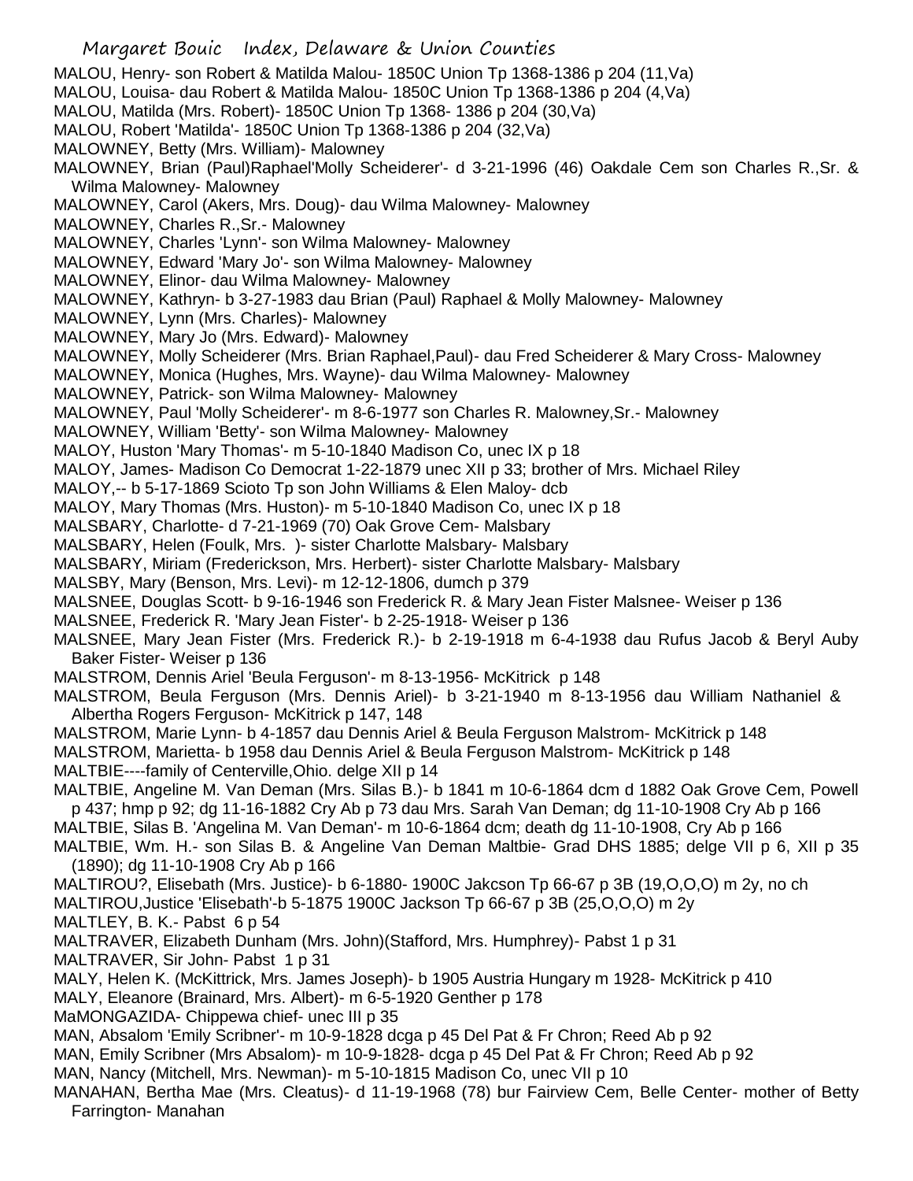MALOU, Henry- son Robert & Matilda Malou- 1850C Union Tp 1368-1386 p 204 (11,Va)
MALOU, Louisa- dau Robert & Matilda Malou- 1850C Union Tp 1368-1386 p 204 (4,Va)
MALOU, Matilda (Mrs. Robert)- 1850C Union Tp 1368- 1386 p 204 (30,Va)
MALOU, Robert 'Matilda'- 1850C Union Tp 1368-1386 p 204 (32,Va)
MALOWNEY, Betty (Mrs. William)- Malowney
MALOWNEY, Brian (Paul)Raphael'Molly Scheiderer'- d 3-21-1996 (46) Oakdale Cem son Charles R.,Sr. & Wilma Malowney- Malowney
MALOWNEY, Carol (Akers, Mrs. Doug)- dau Wilma Malowney- Malowney
MALOWNEY, Charles R.,Sr.- Malowney
MALOWNEY, Charles 'Lynn'- son Wilma Malowney- Malowney
MALOWNEY, Edward 'Mary Jo'- son Wilma Malowney- Malowney
MALOWNEY, Elinor- dau Wilma Malowney- Malowney
MALOWNEY, Kathryn- b 3-27-1983 dau Brian (Paul) Raphael & Molly Malowney- Malowney
MALOWNEY, Lynn (Mrs. Charles)- Malowney
MALOWNEY, Mary Jo (Mrs. Edward)- Malowney
MALOWNEY, Molly Scheiderer (Mrs. Brian Raphael,Paul)- dau Fred Scheiderer & Mary Cross- Malowney
MALOWNEY, Monica (Hughes, Mrs. Wayne)- dau Wilma Malowney- Malowney
MALOWNEY, Patrick- son Wilma Malowney- Malowney
MALOWNEY, Paul 'Molly Scheiderer'- m 8-6-1977 son Charles R. Malowney,Sr.- Malowney
MALOWNEY, William 'Betty'- son Wilma Malowney- Malowney
MALOY, Huston 'Mary Thomas'- m 5-10-1840 Madison Co, unec IX p 18
MALOY, James- Madison Co Democrat 1-22-1879 unec XII p 33; brother of Mrs. Michael Riley
MALOY,-- b 5-17-1869 Scioto Tp son John Williams & Elen Maloy- dcb
MALOY, Mary Thomas (Mrs. Huston)- m 5-10-1840 Madison Co, unec IX p 18
MALSBARY, Charlotte- d 7-21-1969 (70) Oak Grove Cem- Malsbary
MALSBARY, Helen (Foulk, Mrs. )- sister Charlotte Malsbary- Malsbary
MALSBARY, Miriam (Frederickson, Mrs. Herbert)- sister Charlotte Malsbary- Malsbary
MALSBY, Mary (Benson, Mrs. Levi)- m 12-12-1806, dumch p 379
MALSNEE, Douglas Scott- b 9-16-1946 son Frederick R. & Mary Jean Fister Malsnee- Weiser p 136
MALSNEE, Frederick R. 'Mary Jean Fister'- b 2-25-1918- Weiser p 136
MALSNEE, Mary Jean Fister (Mrs. Frederick R.)- b 2-19-1918 m 6-4-1938 dau Rufus Jacob & Beryl Auby Baker Fister- Weiser p 136
MALSTROM, Dennis Ariel 'Beula Ferguson'- m 8-13-1956- McKitrick p 148
MALSTROM, Beula Ferguson (Mrs. Dennis Ariel)- b 3-21-1940 m 8-13-1956 dau William Nathaniel & Albertha Rogers Ferguson- McKitrick p 147, 148
MALSTROM, Marie Lynn- b 4-1857 dau Dennis Ariel & Beula Ferguson Malstrom- McKitrick p 148
MALSTROM, Marietta- b 1958 dau Dennis Ariel & Beula Ferguson Malstrom- McKitrick p 148
MALTBIE----family of Centerville,Ohio. delge XII p 14
MALTBIE, Angeline M. Van Deman (Mrs. Silas B.)- b 1841 m 10-6-1864 dcm d 1882 Oak Grove Cem, Powell p 437; hmp p 92; dg 11-16-1882 Cry Ab p 73 dau Mrs. Sarah Van Deman; dg 11-10-1908 Cry Ab p 166
MALTBIE, Silas B. 'Angelina M. Van Deman'- m 10-6-1864 dcm; death dg 11-10-1908, Cry Ab p 166
MALTBIE, Wm. H.- son Silas B. & Angeline Van Deman Maltbie- Grad DHS 1885; delge VII p 6, XII p 35 (1890); dg 11-10-1908 Cry Ab p 166
MALTIROU?, Elisebath (Mrs. Justice)- b 6-1880- 1900C Jakcson Tp 66-67 p 3B (19,O,O,O) m 2y, no ch
MALTIROU,Justice 'Elisebath'-b 5-1875 1900C Jackson Tp 66-67 p 3B (25,O,O,O) m 2y
MALTLEY, B. K.- Pabst 6 p 54
MALTRAVER, Elizabeth Dunham (Mrs. John)(Stafford, Mrs. Humphrey)- Pabst 1 p 31
MALTRAVER, Sir John- Pabst 1 p 31
MALY, Helen K. (McKittrick, Mrs. James Joseph)- b 1905 Austria Hungary m 1928- McKitrick p 410
MALY, Eleanore (Brainard, Mrs. Albert)- m 6-5-1920 Genther p 178
MaMONGAZIDA- Chippewa chief- unec III p 35
MAN, Absalom 'Emily Scribner'- m 10-9-1828 dcga p 45 Del Pat & Fr Chron; Reed Ab p 92
MAN, Emily Scribner (Mrs Absalom)- m 10-9-1828- dcga p 45 Del Pat & Fr Chron; Reed Ab p 92
MAN, Nancy (Mitchell, Mrs. Newman)- m 5-10-1815 Madison Co, unec VII p 10
MANAHAN, Bertha Mae (Mrs. Cleatus)- d 11-19-1968 (78) bur Fairview Cem, Belle Center- mother of Betty Farrington- Manahan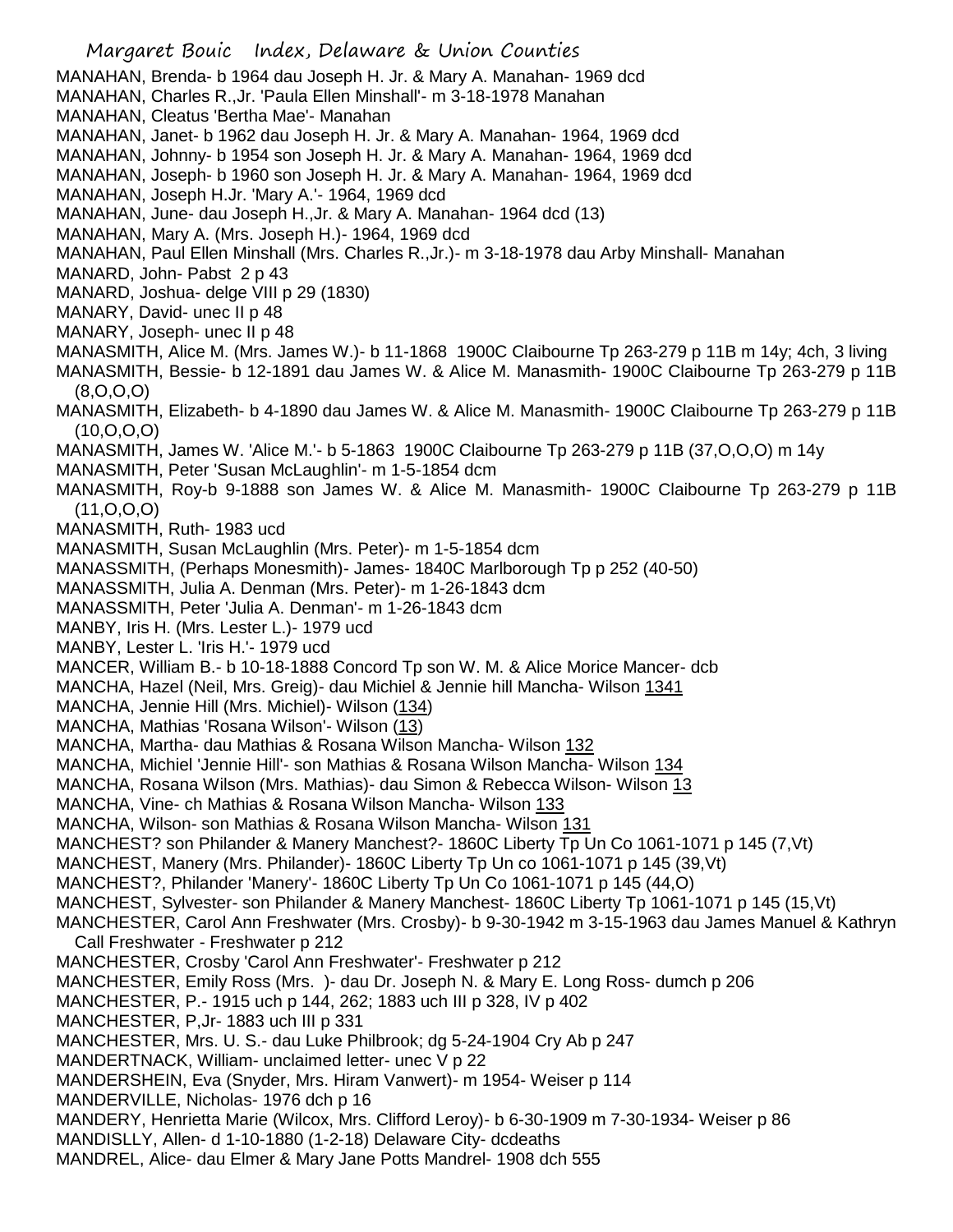MANAHAN, Brenda- b 1964 dau Joseph H. Jr. & Mary A. Manahan- 1969 dcd
MANAHAN, Charles R.,Jr. 'Paula Ellen Minshall'- m 3-18-1978 Manahan
MANAHAN, Cleatus 'Bertha Mae'- Manahan
MANAHAN, Janet- b 1962 dau Joseph H. Jr. & Mary A. Manahan- 1964, 1969 dcd
MANAHAN, Johnny- b 1954 son Joseph H. Jr. & Mary A. Manahan- 1964, 1969 dcd
MANAHAN, Joseph- b 1960 son Joseph H. Jr. & Mary A. Manahan- 1964, 1969 dcd
MANAHAN, Joseph H.Jr. 'Mary A.'- 1964, 1969 dcd
MANAHAN, June- dau Joseph H.,Jr. & Mary A. Manahan- 1964 dcd (13)
MANAHAN, Mary A. (Mrs. Joseph H.)- 1964, 1969 dcd
MANAHAN, Paul Ellen Minshall (Mrs. Charles R.,Jr.)- m 3-18-1978 dau Arby Minshall- Manahan
MANARD, John- Pabst 2 p 43
MANARD, Joshua- delge VIII p 29 (1830)
MANARY, David- unec II p 48
MANARY, Joseph- unec II p 48
MANASMITH, Alice M. (Mrs. James W.)- b 11-1868 1900C Claibourne Tp 263-279 p 11B m 14y; 4ch, 3 living
MANASMITH, Bessie- b 12-1891 dau James W. & Alice M. Manasmith- 1900C Claibourne Tp 263-279 p 11B (8,O,O,O)
MANASMITH, Elizabeth- b 4-1890 dau James W. & Alice M. Manasmith- 1900C Claibourne Tp 263-279 p 11B (10,O,O,O)
MANASMITH, James W. 'Alice M.'- b 5-1863 1900C Claibourne Tp 263-279 p 11B (37,O,O,O) m 14y
MANASMITH, Peter 'Susan McLaughlin'- m 1-5-1854 dcm
MANASMITH, Roy-b 9-1888 son James W. & Alice M. Manasmith- 1900C Claibourne Tp 263-279 p 11B (11,O,O,O)
MANASMITH, Ruth- 1983 ucd
MANASMITH, Susan McLaughlin (Mrs. Peter)- m 1-5-1854 dcm
MANASSMITH, (Perhaps Monesmith)- James- 1840C Marlborough Tp p 252 (40-50)
MANASSMITH, Julia A. Denman (Mrs. Peter)- m 1-26-1843 dcm
MANASSMITH, Peter 'Julia A. Denman'- m 1-26-1843 dcm
MANBY, Iris H. (Mrs. Lester L.)- 1979 ucd
MANBY, Lester L. 'Iris H.'- 1979 ucd
MANCER, William B.- b 10-18-1888 Concord Tp son W. M. & Alice Morice Mancer- dcb
MANCHA, Hazel (Neil, Mrs. Greig)- dau Michiel & Jennie hill Mancha- Wilson 1341
MANCHA, Jennie Hill (Mrs. Michiel)- Wilson (134)
MANCHA, Mathias 'Rosana Wilson'- Wilson (13)
MANCHA, Martha- dau Mathias & Rosana Wilson Mancha- Wilson 132
MANCHA, Michiel 'Jennie Hill'- son Mathias & Rosana Wilson Mancha- Wilson 134
MANCHA, Rosana Wilson (Mrs. Mathias)- dau Simon & Rebecca Wilson- Wilson 13
MANCHA, Vine- ch Mathias & Rosana Wilson Mancha- Wilson 133
MANCHA, Wilson- son Mathias & Rosana Wilson Mancha- Wilson 131
MANCHEST? son Philander & Manery Manchest?- 1860C Liberty Tp Un Co 1061-1071 p 145 (7,Vt)
MANCHEST, Manery (Mrs. Philander)- 1860C Liberty Tp Un co 1061-1071 p 145 (39,Vt)
MANCHEST?, Philander 'Manery'- 1860C Liberty Tp Un Co 1061-1071 p 145 (44,O)
MANCHEST, Sylvester- son Philander & Manery Manchest- 1860C Liberty Tp 1061-1071 p 145 (15,Vt)
MANCHESTER, Carol Ann Freshwater (Mrs. Crosby)- b 9-30-1942 m 3-15-1963 dau James Manuel & Kathryn Call Freshwater - Freshwater p 212
MANCHESTER, Crosby 'Carol Ann Freshwater'- Freshwater p 212
MANCHESTER, Emily Ross (Mrs. )- dau Dr. Joseph N. & Mary E. Long Ross- dumch p 206
MANCHESTER, P.- 1915 uch p 144, 262; 1883 uch III p 328, IV p 402
MANCHESTER, P,Jr- 1883 uch III p 331
MANCHESTER, Mrs. U. S.- dau Luke Philbrook; dg 5-24-1904 Cry Ab p 247
MANDERTNACK, William- unclaimed letter- unec V p 22
MANDERSHEIN, Eva (Snyder, Mrs. Hiram Vanwert)- m 1954- Weiser p 114
MANDERVILLE, Nicholas- 1976 dch p 16
MANDERY, Henrietta Marie (Wilcox, Mrs. Clifford Leroy)- b 6-30-1909 m 7-30-1934- Weiser p 86
MANDISLLY, Allen- d 1-10-1880 (1-2-18) Delaware City- dcdeaths
MANDREL, Alice- dau Elmer & Mary Jane Potts Mandrel- 1908 dch 555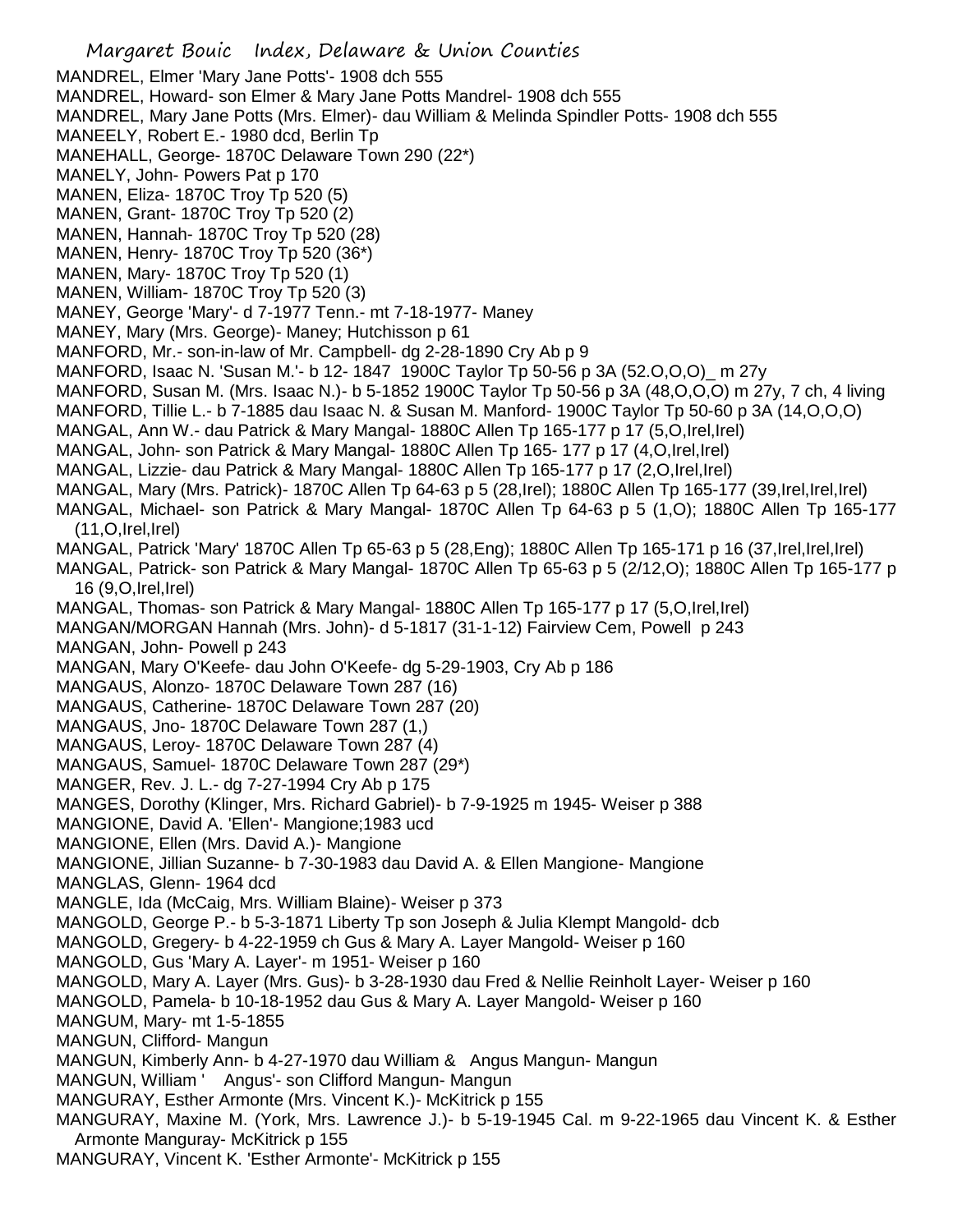MANDREL, Elmer 'Mary Jane Potts'- 1908 dch 555
MANDREL, Howard- son Elmer & Mary Jane Potts Mandrel- 1908 dch 555
MANDREL, Mary Jane Potts (Mrs. Elmer)- dau William & Melinda Spindler Potts- 1908 dch 555
MANEELY, Robert E.- 1980 dcd, Berlin Tp
MANEHALL, George- 1870C Delaware Town 290 (22*)
MANELY, John- Powers Pat p 170
MANEN, Eliza- 1870C Troy Tp 520 (5)
MANEN, Grant- 1870C Troy Tp 520 (2)
MANEN, Hannah- 1870C Troy Tp 520 (28)
MANEN, Henry- 1870C Troy Tp 520 (36*)
MANEN, Mary- 1870C Troy Tp 520 (1)
MANEN, William- 1870C Troy Tp 520 (3)
MANEY, George 'Mary'- d 7-1977 Tenn.- mt 7-18-1977- Maney
MANEY, Mary (Mrs. George)- Maney; Hutchisson p 61
MANFORD, Mr.- son-in-law of Mr. Campbell- dg 2-28-1890 Cry Ab p 9
MANFORD, Isaac N. 'Susan M.'- b 12- 1847 1900C Taylor Tp 50-56 p 3A (52.O,O,O)_ m 27y
MANFORD, Susan M. (Mrs. Isaac N.)- b 5-1852 1900C Taylor Tp 50-56 p 3A (48,O,O,O) m 27y, 7 ch, 4 living
MANFORD, Tillie L.- b 7-1885 dau Isaac N. & Susan M. Manford- 1900C Taylor Tp 50-60 p 3A (14,O,O,O)
MANGAL, Ann W.- dau Patrick & Mary Mangal- 1880C Allen Tp 165-177 p 17 (5,O,Irel,Irel)
MANGAL, John- son Patrick & Mary Mangal- 1880C Allen Tp 165- 177 p 17 (4,O,Irel,Irel)
MANGAL, Lizzie- dau Patrick & Mary Mangal- 1880C Allen Tp 165-177 p 17 (2,O,Irel,Irel)
MANGAL, Mary (Mrs. Patrick)- 1870C Allen Tp 64-63 p 5 (28,Irel); 1880C Allen Tp 165-177 (39,Irel,Irel,Irel)
MANGAL, Michael- son Patrick & Mary Mangal- 1870C Allen Tp 64-63 p 5 (1,O); 1880C Allen Tp 165-177 (11,O,Irel,Irel)
MANGAL, Patrick 'Mary' 1870C Allen Tp 65-63 p 5 (28,Eng); 1880C Allen Tp 165-171 p 16 (37,Irel,Irel,Irel)
MANGAL, Patrick- son Patrick & Mary Mangal- 1870C Allen Tp 65-63 p 5 (2/12,O); 1880C Allen Tp 165-177 p 16 (9,O,Irel,Irel)
MANGAL, Thomas- son Patrick & Mary Mangal- 1880C Allen Tp 165-177 p 17 (5,O,Irel,Irel)
MANGAN/MORGAN Hannah (Mrs. John)- d 5-1817 (31-1-12) Fairview Cem, Powell p 243
MANGAN, John- Powell p 243
MANGAN, Mary O'Keefe- dau John O'Keefe- dg 5-29-1903, Cry Ab p 186
MANGAUS, Alonzo- 1870C Delaware Town 287 (16)
MANGAUS, Catherine- 1870C Delaware Town 287 (20)
MANGAUS, Jno- 1870C Delaware Town 287 (1,)
MANGAUS, Leroy- 1870C Delaware Town 287 (4)
MANGAUS, Samuel- 1870C Delaware Town 287 (29*)
MANGER, Rev. J. L.- dg 7-27-1994 Cry Ab p 175
MANGES, Dorothy (Klinger, Mrs. Richard Gabriel)- b 7-9-1925 m 1945- Weiser p 388
MANGIONE, David A. 'Ellen'- Mangione;1983 ucd
MANGIONE, Ellen (Mrs. David A.)- Mangione
MANGIONE, Jillian Suzanne- b 7-30-1983 dau David A. & Ellen Mangione- Mangione
MANGLAS, Glenn- 1964 dcd
MANGLE, Ida (McCaig, Mrs. William Blaine)- Weiser p 373
MANGOLD, George P.- b 5-3-1871 Liberty Tp son Joseph & Julia Klempt Mangold- dcb
MANGOLD, Gregery- b 4-22-1959 ch Gus & Mary A. Layer Mangold- Weiser p 160
MANGOLD, Gus 'Mary A. Layer'- m 1951- Weiser p 160
MANGOLD, Mary A. Layer (Mrs. Gus)- b 3-28-1930 dau Fred & Nellie Reinholt Layer- Weiser p 160
MANGOLD, Pamela- b 10-18-1952 dau Gus & Mary A. Layer Mangold- Weiser p 160
MANGUM, Mary- mt 1-5-1855
MANGUN, Clifford- Mangun
MANGUN, Kimberly Ann- b 4-27-1970 dau William & Angus Mangun- Mangun
MANGUN, William ' Angus'- son Clifford Mangun- Mangun
MANGURAY, Esther Armonte (Mrs. Vincent K.)- McKitrick p 155
MANGURAY, Maxine M. (York, Mrs. Lawrence J.)- b 5-19-1945 Cal. m 9-22-1965 dau Vincent K. & Esther Armonte Manguray- McKitrick p 155
MANGURAY, Vincent K. 'Esther Armonte'- McKitrick p 155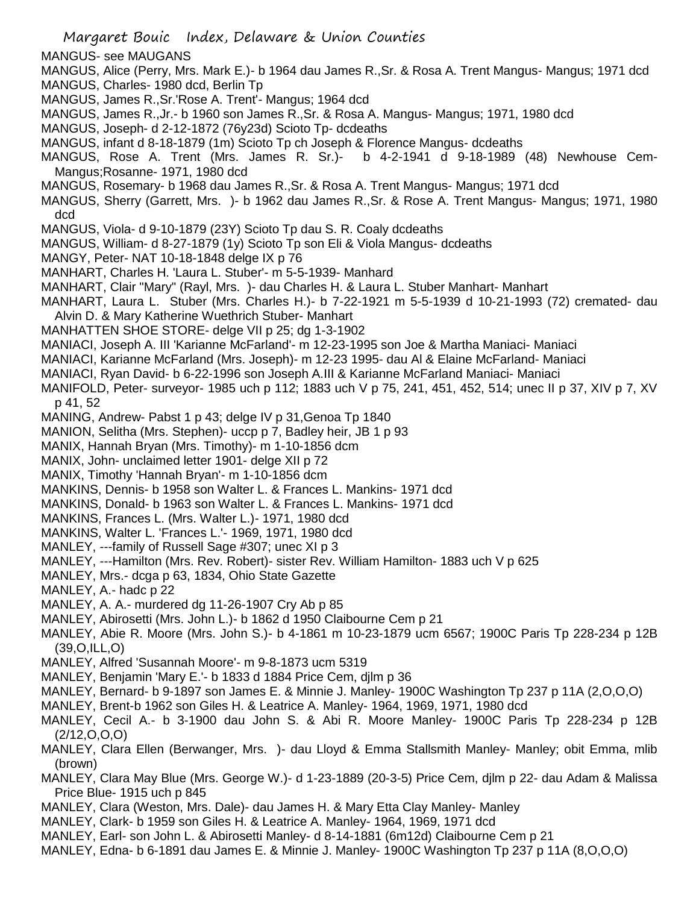MANGUS- see MAUGANS

MANGUS, Alice (Perry, Mrs. Mark E.)- b 1964 dau James R.,Sr. & Rosa A. Trent Mangus- Mangus; 1971 dcd

MANGUS, Charles- 1980 dcd, Berlin Tp

MANGUS, James R.,Sr.'Rose A. Trent'- Mangus; 1964 dcd

MANGUS, James R.,Jr.- b 1960 son James R.,Sr. & Rosa A. Mangus- Mangus; 1971, 1980 dcd

MANGUS, Joseph- d 2-12-1872 (76y23d) Scioto Tp- dcdeaths

MANGUS, infant d 8-18-1879 (1m) Scioto Tp ch Joseph & Florence Mangus- dcdeaths

MANGUS, Rose A. Trent (Mrs. James R. Sr.)- b 4-2-1941 d 9-18-1989 (48) Newhouse Cem- Mangus;Rosanne- 1971, 1980 dcd

MANGUS, Rosemary- b 1968 dau James R.,Sr. & Rosa A. Trent Mangus- Mangus; 1971 dcd

MANGUS, Sherry (Garrett, Mrs. )- b 1962 dau James R.,Sr. & Rose A. Trent Mangus- Mangus; 1971, 1980 dcd

MANGUS, Viola- d 9-10-1879 (23Y) Scioto Tp dau S. R. Coaly dcdeaths

MANGUS, William- d 8-27-1879 (1y) Scioto Tp son Eli & Viola Mangus- dcdeaths

MANGY, Peter- NAT 10-18-1848 delge IX p 76

MANHART, Charles H. 'Laura L. Stuber'- m 5-5-1939- Manhard

MANHART, Clair "Mary" (Rayl, Mrs. )- dau Charles H. & Laura L. Stuber Manhart- Manhart

MANHART, Laura L. Stuber (Mrs. Charles H.)- b 7-22-1921 m 5-5-1939 d 10-21-1993 (72) cremated- dau Alvin D. & Mary Katherine Wuethrich Stuber- Manhart

MANHATTEN SHOE STORE- delge VII p 25; dg 1-3-1902

MANIACI, Joseph A. III 'Karianne McFarland'- m 12-23-1995 son Joe & Martha Maniaci- Maniaci

MANIACI, Karianne McFarland (Mrs. Joseph)- m 12-23 1995- dau Al & Elaine McFarland- Maniaci

MANIACI, Ryan David- b 6-22-1996 son Joseph A.III & Karianne McFarland Maniaci- Maniaci

MANIFOLD, Peter- surveyor- 1985 uch p 112; 1883 uch V p 75, 241, 451, 452, 514; unec II p 37, XIV p 7, XV p 41, 52

MANING, Andrew- Pabst 1 p 43; delge IV p 31,Genoa Tp 1840

MANION, Selitha (Mrs. Stephen)- uccp p 7, Badley heir, JB 1 p 93

MANIX, Hannah Bryan (Mrs. Timothy)- m 1-10-1856 dcm

MANIX, John- unclaimed letter 1901- delge XII p 72

MANIX, Timothy 'Hannah Bryan'- m 1-10-1856 dcm

MANKINS, Dennis- b 1958 son Walter L. & Frances L. Mankins- 1971 dcd

MANKINS, Donald- b 1963 son Walter L. & Frances L. Mankins- 1971 dcd

MANKINS, Frances L. (Mrs. Walter L.)- 1971, 1980 dcd

MANKINS, Walter L. 'Frances L.'- 1969, 1971, 1980 dcd

MANLEY, ---family of Russell Sage #307; unec XI p 3

MANLEY, ---Hamilton (Mrs. Rev. Robert)- sister Rev. William Hamilton- 1883 uch V p 625

MANLEY, Mrs.- dcga p 63, 1834, Ohio State Gazette

MANLEY, A.- hadc p 22

MANLEY, A. A.- murdered dg 11-26-1907 Cry Ab p 85

MANLEY, Abirosetti (Mrs. John L.)- b 1862 d 1950 Claibourne Cem p 21

MANLEY, Abie R. Moore (Mrs. John S.)- b 4-1861 m 10-23-1879 ucm 6567; 1900C Paris Tp 228-234 p 12B (39,O,ILL,O)

MANLEY, Alfred 'Susannah Moore'- m 9-8-1873 ucm 5319

MANLEY, Benjamin 'Mary E.'- b 1833 d 1884 Price Cem, djlm p 36

MANLEY, Bernard- b 9-1897 son James E. & Minnie J. Manley- 1900C Washington Tp 237 p 11A (2,O,O,O)

MANLEY, Brent-b 1962 son Giles H. & Leatrice A. Manley- 1964, 1969, 1971, 1980 dcd

MANLEY, Cecil A.- b 3-1900 dau John S. & Abi R. Moore Manley- 1900C Paris Tp 228-234 p 12B (2/12,O,O,O)

MANLEY, Clara Ellen (Berwanger, Mrs. )- dau Lloyd & Emma Stallsmith Manley- Manley; obit Emma, mlib (brown)

MANLEY, Clara May Blue (Mrs. George W.)- d 1-23-1889 (20-3-5) Price Cem, djlm p 22- dau Adam & Malissa Price Blue- 1915 uch p 845

MANLEY, Clara (Weston, Mrs. Dale)- dau James H. & Mary Etta Clay Manley- Manley

MANLEY, Clark- b 1959 son Giles H. & Leatrice A. Manley- 1964, 1969, 1971 dcd

MANLEY, Earl- son John L. & Abirosetti Manley- d 8-14-1881 (6m12d) Claibourne Cem p 21

MANLEY, Edna- b 6-1891 dau James E. & Minnie J. Manley- 1900C Washington Tp 237 p 11A (8,O,O,O)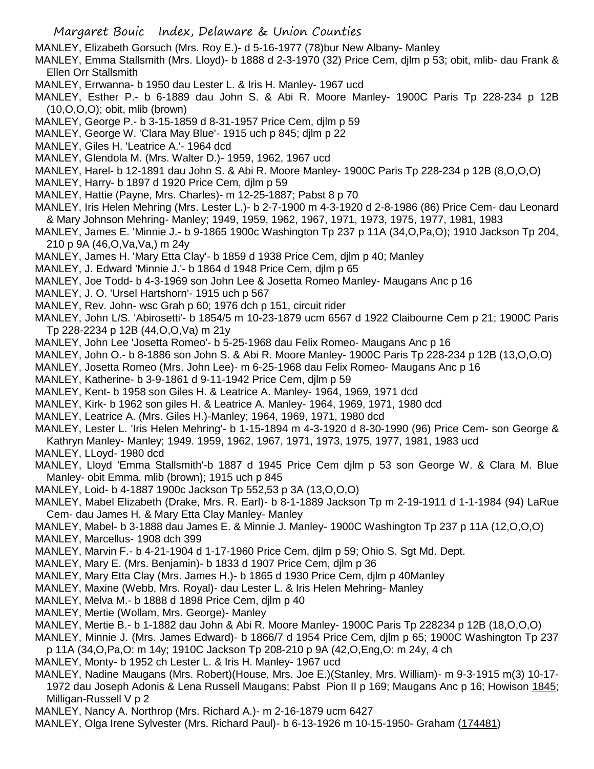MANLEY, Elizabeth Gorsuch (Mrs. Roy E.)- d 5-16-1977 (78)bur New Albany- Manley

MANLEY, Emma Stallsmith (Mrs. Lloyd)- b 1888 d 2-3-1970 (32) Price Cem, djlm p 53; obit, mlib- dau Frank & Ellen Orr Stallsmith

MANLEY, Errwanna- b 1950 dau Lester L. & Iris H. Manley- 1967 ucd

MANLEY, Esther P.- b 6-1889 dau John S. & Abi R. Moore Manley- 1900C Paris Tp 228-234 p 12B (10,O,O,O); obit, mlib (brown)

MANLEY, George P.- b 3-15-1859 d 8-31-1957 Price Cem, djlm p 59

MANLEY, George W. 'Clara May Blue'- 1915 uch p 845; djlm p 22

MANLEY, Giles H. 'Leatrice A.'- 1964 dcd

MANLEY, Glendola M. (Mrs. Walter D.)- 1959, 1962, 1967 ucd

MANLEY, Harel- b 12-1891 dau John S. & Abi R. Moore Manley- 1900C Paris Tp 228-234 p 12B (8,O,O,O)

MANLEY, Harry- b 1897 d 1920 Price Cem, djlm p 59

MANLEY, Hattie (Payne, Mrs. Charles)- m 12-25-1887; Pabst 8 p 70

MANLEY, Iris Helen Mehring (Mrs. Lester L.)- b 2-7-1900 m 4-3-1920 d 2-8-1986 (86) Price Cem- dau Leonard & Mary Johnson Mehring- Manley; 1949, 1959, 1962, 1967, 1971, 1973, 1975, 1977, 1981, 1983

MANLEY, James E. 'Minnie J.- b 9-1865 1900c Washington Tp 237 p 11A (34,O,Pa,O); 1910 Jackson Tp 204, 210 p 9A (46,O,Va,Va,) m 24y

MANLEY, James H. 'Mary Etta Clay'- b 1859 d 1938 Price Cem, djlm p 40; Manley

MANLEY, J. Edward 'Minnie J.'- b 1864 d 1948 Price Cem, djlm p 65

MANLEY, Joe Todd- b 4-3-1969 son John Lee & Josetta Romeo Manley- Maugans Anc p 16

MANLEY, J. O. 'Ursel Hartshorn'- 1915 uch p 567

MANLEY, Rev. John- wsc Grah p 60; 1976 dch p 151, circuit rider

MANLEY, John L/S. 'Abirosetti'- b 1854/5 m 10-23-1879 ucm 6567 d 1922 Claibourne Cem p 21; 1900C Paris Tp 228-2234 p 12B (44,O,O,Va) m 21y

MANLEY, John Lee 'Josetta Romeo'- b 5-25-1968 dau Felix Romeo- Maugans Anc p 16

MANLEY, John O.- b 8-1886 son John S. & Abi R. Moore Manley- 1900C Paris Tp 228-234 p 12B (13,O,O,O)

MANLEY, Josetta Romeo (Mrs. John Lee)- m 6-25-1968 dau Felix Romeo- Maugans Anc p 16

MANLEY, Katherine- b 3-9-1861 d 9-11-1942 Price Cem, djlm p 59

MANLEY, Kent- b 1958 son Giles H. & Leatrice A. Manley- 1964, 1969, 1971 dcd

MANLEY, Kirk- b 1962 son giles H. & Leatrice A. Manley- 1964, 1969, 1971, 1980 dcd

MANLEY, Leatrice A. (Mrs. Giles H.)-Manley; 1964, 1969, 1971, 1980 dcd

MANLEY, Lester L. 'Iris Helen Mehring'- b 1-15-1894 m 4-3-1920 d 8-30-1990 (96) Price Cem- son George & Kathryn Manley- Manley; 1949. 1959, 1962, 1967, 1971, 1973, 1975, 1977, 1981, 1983 ucd

MANLEY, LLoyd- 1980 dcd

MANLEY, Lloyd 'Emma Stallsmith'-b 1887 d 1945 Price Cem djlm p 53 son George W. & Clara M. Blue Manley- obit Emma, mlib (brown); 1915 uch p 845

MANLEY, Loid- b 4-1887 1900c Jackson Tp 552,53 p 3A (13,O,O,O)

MANLEY, Mabel Elizabeth (Drake, Mrs. R. Earl)- b 8-1-1889 Jackson Tp m 2-19-1911 d 1-1-1984 (94) LaRue Cem- dau James H. & Mary Etta Clay Manley- Manley

MANLEY, Mabel- b 3-1888 dau James E. & Minnie J. Manley- 1900C Washington Tp 237 p 11A (12,O,O,O)

MANLEY, Marcellus- 1908 dch 399

MANLEY, Marvin F.- b 4-21-1904 d 1-17-1960 Price Cem, djlm p 59; Ohio S. Sgt Md. Dept.

MANLEY, Mary E. (Mrs. Benjamin)- b 1833 d 1907 Price Cem, djlm p 36

MANLEY, Mary Etta Clay (Mrs. James H.)- b 1865 d 1930 Price Cem, djlm p 40Manley

MANLEY, Maxine (Webb, Mrs. Royal)- dau Lester L. & Iris Helen Mehring- Manley

MANLEY, Melva M.- b 1888 d 1898 Price Cem, djlm p 40

MANLEY, Mertie (Wollam, Mrs. George)- Manley

MANLEY, Mertie B.- b 1-1882 dau John & Abi R. Moore Manley- 1900C Paris Tp 228234 p 12B (18,O,O,O)

MANLEY, Minnie J. (Mrs. James Edward)- b 1866/7 d 1954 Price Cem, djlm p 65; 1900C Washington Tp 237 p 11A (34,O,Pa,O: m 14y; 1910C Jackson Tp 208-210 p 9A (42,O,Eng,O: m 24y, 4 ch

MANLEY, Monty- b 1952 ch Lester L. & Iris H. Manley- 1967 ucd

MANLEY, Nadine Maugans (Mrs. Robert)(House, Mrs. Joe E.)(Stanley, Mrs. William)- m 9-3-1915 m(3) 10-17-1972 dau Joseph Adonis & Lena Russell Maugans; Pabst Pion II p 169; Maugans Anc p 16; Howison 1845; Milligan-Russell V p 2

MANLEY, Nancy A. Northrop (Mrs. Richard A.)- m 2-16-1879 ucm 6427

MANLEY, Olga Irene Sylvester (Mrs. Richard Paul)- b 6-13-1926 m 10-15-1950- Graham (174481)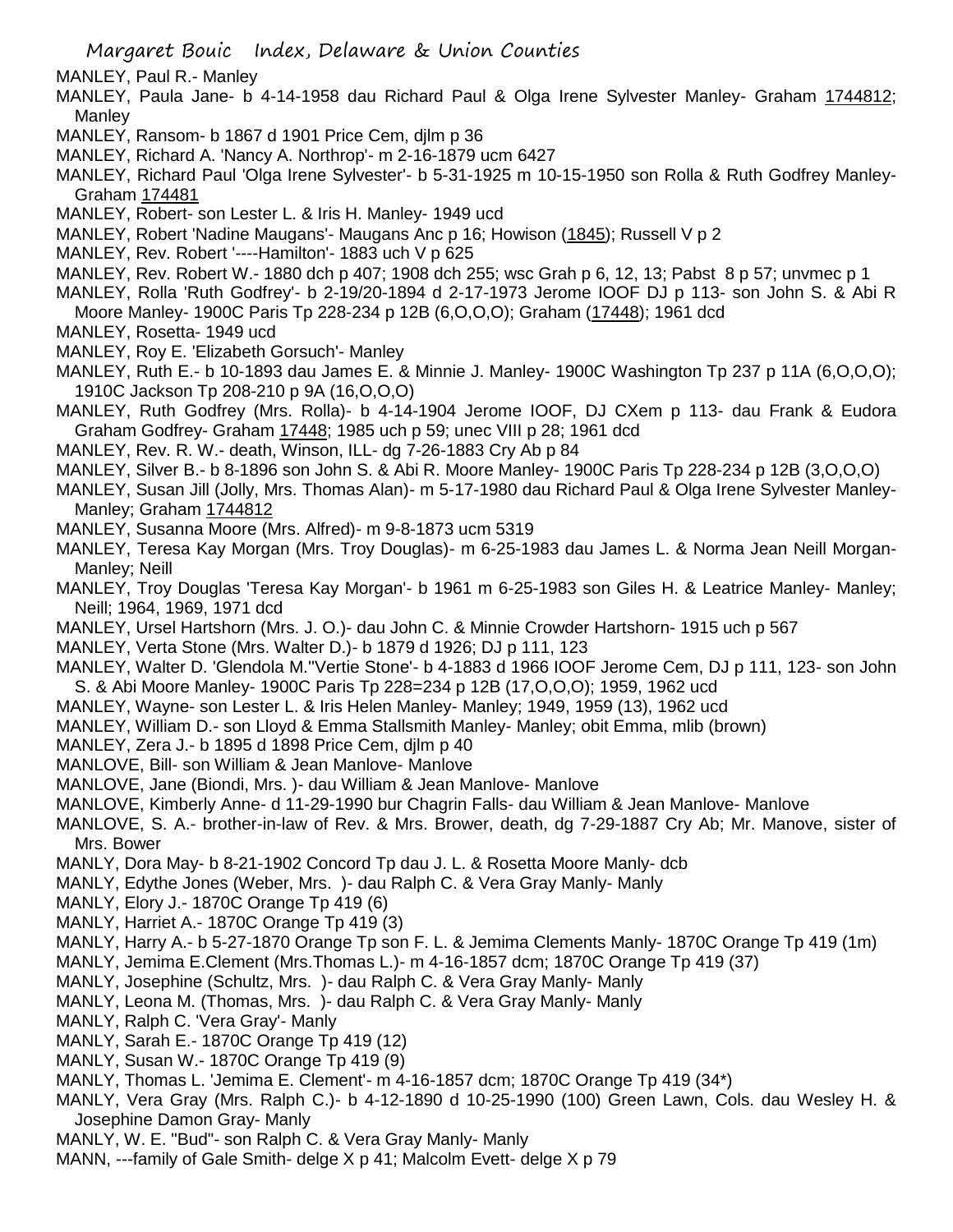MANLEY, Paul R.- Manley

MANLEY, Paula Jane- b 4-14-1958 dau Richard Paul & Olga Irene Sylvester Manley- Graham 1744812; Manley

MANLEY, Ransom- b 1867 d 1901 Price Cem, djlm p 36

MANLEY, Richard A. 'Nancy A. Northrop'- m 2-16-1879 ucm 6427

MANLEY, Richard Paul 'Olga Irene Sylvester'- b 5-31-1925 m 10-15-1950 son Rolla & Ruth Godfrey Manley- Graham 174481

MANLEY, Robert- son Lester L. & Iris H. Manley- 1949 ucd

MANLEY, Robert 'Nadine Maugans'- Maugans Anc p 16; Howison (1845); Russell V p 2

MANLEY, Rev. Robert '----Hamilton'- 1883 uch V p 625

MANLEY, Rev. Robert W.- 1880 dch p 407; 1908 dch 255; wsc Grah p 6, 12, 13; Pabst 8 p 57; unvmec p 1

MANLEY, Rolla 'Ruth Godfrey'- b 2-19/20-1894 d 2-17-1973 Jerome IOOF DJ p 113- son John S. & Abi R Moore Manley- 1900C Paris Tp 228-234 p 12B (6,O,O,O); Graham (17448); 1961 dcd

MANLEY, Rosetta- 1949 ucd

MANLEY, Roy E. 'Elizabeth Gorsuch'- Manley

MANLEY, Ruth E.- b 10-1893 dau James E. & Minnie J. Manley- 1900C Washington Tp 237 p 11A (6,O,O,O); 1910C Jackson Tp 208-210 p 9A (16,O,O,O)

MANLEY, Ruth Godfrey (Mrs. Rolla)- b 4-14-1904 Jerome IOOF, DJ CXem p 113- dau Frank & Eudora Graham Godfrey- Graham 17448; 1985 uch p 59; unec VIII p 28; 1961 dcd

MANLEY, Rev. R. W.- death, Winson, ILL- dg 7-26-1883 Cry Ab p 84

MANLEY, Silver B.- b 8-1896 son John S. & Abi R. Moore Manley- 1900C Paris Tp 228-234 p 12B (3,O,O,O)

MANLEY, Susan Jill (Jolly, Mrs. Thomas Alan)- m 5-17-1980 dau Richard Paul & Olga Irene Sylvester Manley- Manley; Graham 1744812

MANLEY, Susanna Moore (Mrs. Alfred)- m 9-8-1873 ucm 5319

MANLEY, Teresa Kay Morgan (Mrs. Troy Douglas)- m 6-25-1983 dau James L. & Norma Jean Neill Morgan- Manley; Neill

MANLEY, Troy Douglas 'Teresa Kay Morgan'- b 1961 m 6-25-1983 son Giles H. & Leatrice Manley- Manley; Neill; 1964, 1969, 1971 dcd

MANLEY, Ursel Hartshorn (Mrs. J. O.)- dau John C. & Minnie Crowder Hartshorn- 1915 uch p 567

MANLEY, Verta Stone (Mrs. Walter D.)- b 1879 d 1926; DJ p 111, 123

MANLEY, Walter D. 'Glendola M.''Vertie Stone'- b 4-1883 d 1966 IOOF Jerome Cem, DJ p 111, 123- son John S. & Abi Moore Manley- 1900C Paris Tp 228=234 p 12B (17,O,O,O); 1959, 1962 ucd

MANLEY, Wayne- son Lester L. & Iris Helen Manley- Manley; 1949, 1959 (13), 1962 ucd

MANLEY, William D.- son Lloyd & Emma Stallsmith Manley- Manley; obit Emma, mlib (brown)

MANLEY, Zera J.- b 1895 d 1898 Price Cem, djlm p 40

MANLOVE, Bill- son William & Jean Manlove- Manlove

MANLOVE, Jane (Biondi, Mrs. )- dau William & Jean Manlove- Manlove

MANLOVE, Kimberly Anne- d 11-29-1990 bur Chagrin Falls- dau William & Jean Manlove- Manlove

MANLOVE, S. A.- brother-in-law of Rev. & Mrs. Brower, death, dg 7-29-1887 Cry Ab; Mr. Manove, sister of Mrs. Bower

MANLY, Dora May- b 8-21-1902 Concord Tp dau J. L. & Rosetta Moore Manly- dcb

MANLY, Edythe Jones (Weber, Mrs. )- dau Ralph C. & Vera Gray Manly- Manly

MANLY, Elory J.- 1870C Orange Tp 419 (6)

MANLY, Harriet A.- 1870C Orange Tp 419 (3)

MANLY, Harry A.- b 5-27-1870 Orange Tp son F. L. & Jemima Clements Manly- 1870C Orange Tp 419 (1m)

MANLY, Jemima E.Clement (Mrs.Thomas L.)- m 4-16-1857 dcm; 1870C Orange Tp 419 (37)

MANLY, Josephine (Schultz, Mrs. )- dau Ralph C. & Vera Gray Manly- Manly

MANLY, Leona M. (Thomas, Mrs. )- dau Ralph C. & Vera Gray Manly- Manly

MANLY, Ralph C. 'Vera Gray'- Manly

MANLY, Sarah E.- 1870C Orange Tp 419 (12)

MANLY, Susan W.- 1870C Orange Tp 419 (9)

MANLY, Thomas L. 'Jemima E. Clement'- m 4-16-1857 dcm; 1870C Orange Tp 419 (34*)

MANLY, Vera Gray (Mrs. Ralph C.)- b 4-12-1890 d 10-25-1990 (100) Green Lawn, Cols. dau Wesley H. & Josephine Damon Gray- Manly

MANLY, W. E. "Bud"- son Ralph C. & Vera Gray Manly- Manly

MANN, ---family of Gale Smith- delge X p 41; Malcolm Evett- delge X p 79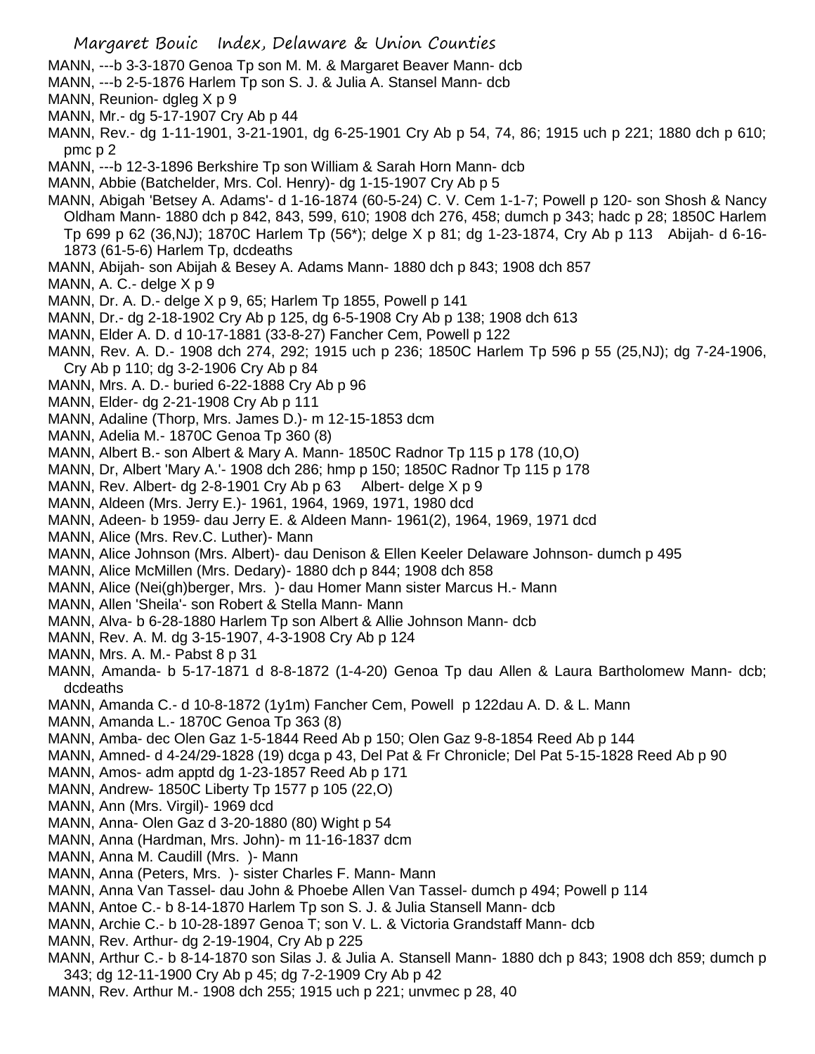MANN, ---b 3-3-1870 Genoa Tp son M. M. & Margaret Beaver Mann- dcb
MANN, ---b 2-5-1876 Harlem Tp son S. J. & Julia A. Stansel Mann- dcb
MANN, Reunion- dgleg X p 9
MANN, Mr.- dg 5-17-1907 Cry Ab p 44
MANN, Rev.- dg 1-11-1901, 3-21-1901, dg 6-25-1901 Cry Ab p 54, 74, 86; 1915 uch p 221; 1880 dch p 610; pmc p 2
MANN, ---b 12-3-1896 Berkshire Tp son William & Sarah Horn Mann- dcb
MANN, Abbie (Batchelder, Mrs. Col. Henry)- dg 1-15-1907 Cry Ab p 5
MANN, Abigah 'Betsey A. Adams'- d 1-16-1874 (60-5-24) C. V. Cem 1-1-7; Powell p 120- son Shosh & Nancy Oldham Mann- 1880 dch p 842, 843, 599, 610; 1908 dch 276, 458; dumch p 343; hadc p 28; 1850C Harlem Tp 699 p 62 (36,NJ); 1870C Harlem Tp (56*); delge X p 81; dg 1-23-1874, Cry Ab p 113 Abijah- d 6-16-1873 (61-5-6) Harlem Tp, dcdeaths
MANN, Abijah- son Abijah & Besey A. Adams Mann- 1880 dch p 843; 1908 dch 857
MANN, A. C.- delge X p 9
MANN, Dr. A. D.- delge X p 9, 65; Harlem Tp 1855, Powell p 141
MANN, Dr.- dg 2-18-1902 Cry Ab p 125, dg 6-5-1908 Cry Ab p 138; 1908 dch 613
MANN, Elder A. D. d 10-17-1881 (33-8-27) Fancher Cem, Powell p 122
MANN, Rev. A. D.- 1908 dch 274, 292; 1915 uch p 236; 1850C Harlem Tp 596 p 55 (25,NJ); dg 7-24-1906, Cry Ab p 110; dg 3-2-1906 Cry Ab p 84
MANN, Mrs. A. D.- buried 6-22-1888 Cry Ab p 96
MANN, Elder- dg 2-21-1908 Cry Ab p 111
MANN, Adaline (Thorp, Mrs. James D.)- m 12-15-1853 dcm
MANN, Adelia M.- 1870C Genoa Tp 360 (8)
MANN, Albert B.- son Albert & Mary A. Mann- 1850C Radnor Tp 115 p 178 (10,O)
MANN, Dr, Albert 'Mary A.'- 1908 dch 286; hmp p 150; 1850C Radnor Tp 115 p 178
MANN, Rev. Albert- dg 2-8-1901 Cry Ab p 63 Albert- delge X p 9
MANN, Aldeen (Mrs. Jerry E.)- 1961, 1964, 1969, 1971, 1980 dcd
MANN, Adeen- b 1959- dau Jerry E. & Aldeen Mann- 1961(2), 1964, 1969, 1971 dcd
MANN, Alice (Mrs. Rev.C. Luther)- Mann
MANN, Alice Johnson (Mrs. Albert)- dau Denison & Ellen Keeler Delaware Johnson- dumch p 495
MANN, Alice McMillen (Mrs. Dedary)- 1880 dch p 844; 1908 dch 858
MANN, Alice (Nei(gh)berger, Mrs. )- dau Homer Mann sister Marcus H.- Mann
MANN, Allen 'Sheila'- son Robert & Stella Mann- Mann
MANN, Alva- b 6-28-1880 Harlem Tp son Albert & Allie Johnson Mann- dcb
MANN, Rev. A. M. dg 3-15-1907, 4-3-1908 Cry Ab p 124
MANN, Mrs. A. M.- Pabst 8 p 31
MANN, Amanda- b 5-17-1871 d 8-8-1872 (1-4-20) Genoa Tp dau Allen & Laura Bartholomew Mann- dcb; dcdeaths
MANN, Amanda C.- d 10-8-1872 (1y1m) Fancher Cem, Powell p 122dau A. D. & L. Mann
MANN, Amanda L.- 1870C Genoa Tp 363 (8)
MANN, Amba- dec Olen Gaz 1-5-1844 Reed Ab p 150; Olen Gaz 9-8-1854 Reed Ab p 144
MANN, Amned- d 4-24/29-1828 (19) dcga p 43, Del Pat & Fr Chronicle; Del Pat 5-15-1828 Reed Ab p 90
MANN, Amos- adm apptd dg 1-23-1857 Reed Ab p 171
MANN, Andrew- 1850C Liberty Tp 1577 p 105 (22,O)
MANN, Ann (Mrs. Virgil)- 1969 dcd
MANN, Anna- Olen Gaz d 3-20-1880 (80) Wight p 54
MANN, Anna (Hardman, Mrs. John)- m 11-16-1837 dcm
MANN, Anna M. Caudill (Mrs. )- Mann
MANN, Anna (Peters, Mrs. )- sister Charles F. Mann- Mann
MANN, Anna Van Tassel- dau John & Phoebe Allen Van Tassel- dumch p 494; Powell p 114
MANN, Antoe C.- b 8-14-1870 Harlem Tp son S. J. & Julia Stansell Mann- dcb
MANN, Archie C.- b 10-28-1897 Genoa T; son V. L. & Victoria Grandstaff Mann- dcb
MANN, Rev. Arthur- dg 2-19-1904, Cry Ab p 225
MANN, Arthur C.- b 8-14-1870 son Silas J. & Julia A. Stansel Mann- 1880 dch p 843; 1908 dch 859; dumch p 343; dg 12-11-1900 Cry Ab p 45; dg 7-2-1909 Cry Ab p 42
MANN, Rev. Arthur M.- 1908 dch 255; 1915 uch p 221; unvmec p 28, 40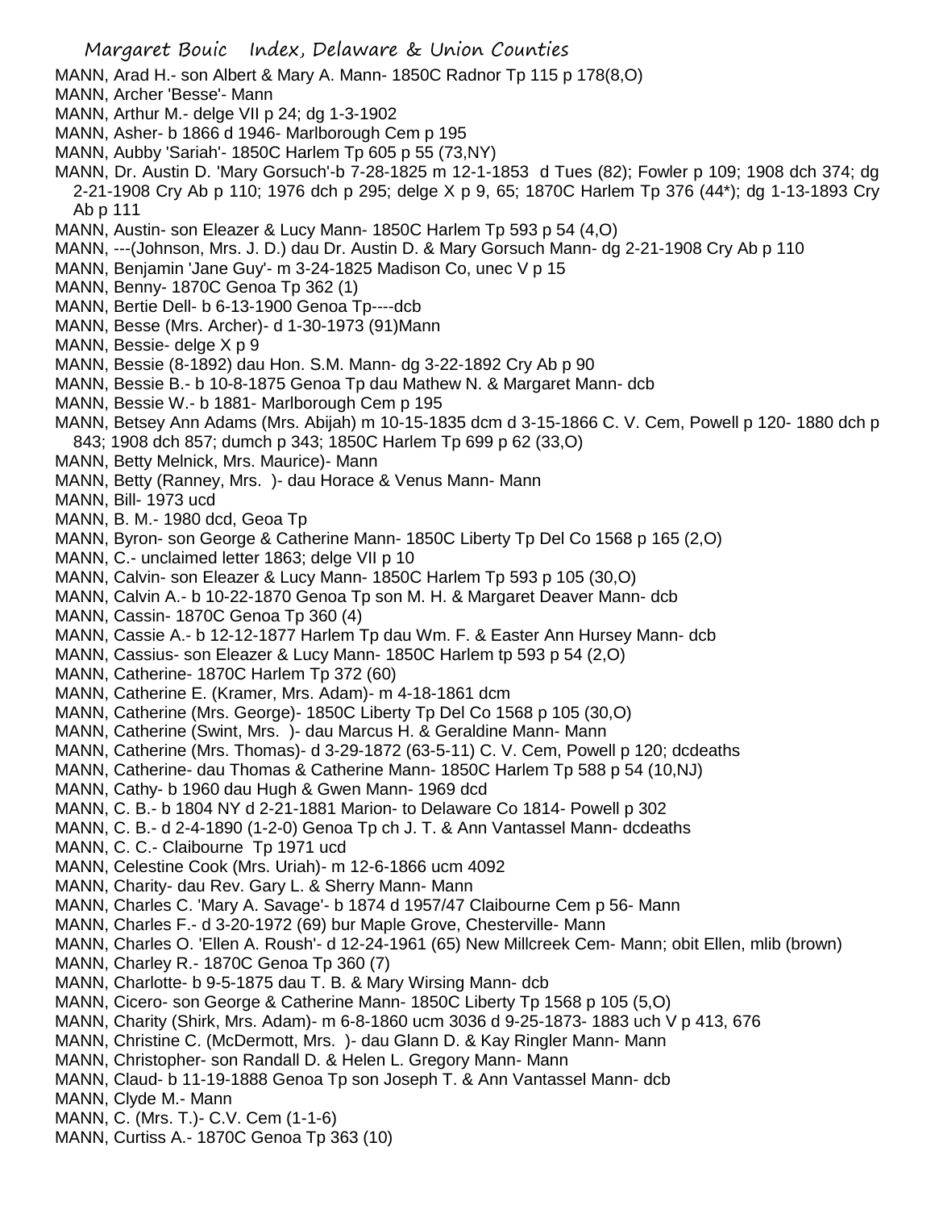MANN, Arad H.- son Albert & Mary A. Mann- 1850C Radnor Tp 115 p 178(8,O)
MANN, Archer 'Besse'- Mann
MANN, Arthur M.- delge VII p 24; dg 1-3-1902
MANN, Asher- b 1866 d 1946- Marlborough Cem p 195
MANN, Aubby 'Sariah'- 1850C Harlem Tp 605 p 55 (73,NY)
MANN, Dr. Austin D. 'Mary Gorsuch'-b 7-28-1825 m 12-1-1853 d Tues (82); Fowler p 109; 1908 dch 374; dg 2-21-1908 Cry Ab p 110; 1976 dch p 295; delge X p 9, 65; 1870C Harlem Tp 376 (44*); dg 1-13-1893 Cry Ab p 111
MANN, Austin- son Eleazer & Lucy Mann- 1850C Harlem Tp 593 p 54 (4,O)
MANN, ---(Johnson, Mrs. J. D.) dau Dr. Austin D. & Mary Gorsuch Mann- dg 2-21-1908 Cry Ab p 110
MANN, Benjamin 'Jane Guy'- m 3-24-1825 Madison Co, unec V p 15
MANN, Benny- 1870C Genoa Tp 362 (1)
MANN, Bertie Dell- b 6-13-1900 Genoa Tp----dcb
MANN, Besse (Mrs. Archer)- d 1-30-1973 (91)Mann
MANN, Bessie- delge X p 9
MANN, Bessie (8-1892) dau Hon. S.M. Mann- dg 3-22-1892 Cry Ab p 90
MANN, Bessie B.- b 10-8-1875 Genoa Tp dau Mathew N. & Margaret Mann- dcb
MANN, Bessie W.- b 1881- Marlborough Cem p 195
MANN, Betsey Ann Adams (Mrs. Abijah) m 10-15-1835 dcm d 3-15-1866 C. V. Cem, Powell p 120- 1880 dch p 843; 1908 dch 857; dumch p 343; 1850C Harlem Tp 699 p 62 (33,O)
MANN, Betty Melnick, Mrs. Maurice)- Mann
MANN, Betty (Ranney, Mrs. )- dau Horace & Venus Mann- Mann
MANN, Bill- 1973 ucd
MANN, B. M.- 1980 dcd, Geoa Tp
MANN, Byron- son George & Catherine Mann- 1850C Liberty Tp Del Co 1568 p 165 (2,O)
MANN, C.- unclaimed letter 1863; delge VII p 10
MANN, Calvin- son Eleazer & Lucy Mann- 1850C Harlem Tp 593 p 105 (30,O)
MANN, Calvin A.- b 10-22-1870 Genoa Tp son M. H. & Margaret Deaver Mann- dcb
MANN, Cassin- 1870C Genoa Tp 360 (4)
MANN, Cassie A.- b 12-12-1877 Harlem Tp dau Wm. F. & Easter Ann Hursey Mann- dcb
MANN, Cassius- son Eleazer & Lucy Mann- 1850C Harlem tp 593 p 54 (2,O)
MANN, Catherine- 1870C Harlem Tp 372 (60)
MANN, Catherine E. (Kramer, Mrs. Adam)- m 4-18-1861 dcm
MANN, Catherine (Mrs. George)- 1850C Liberty Tp Del Co 1568 p 105 (30,O)
MANN, Catherine (Swint, Mrs. )- dau Marcus H. & Geraldine Mann- Mann
MANN, Catherine (Mrs. Thomas)- d 3-29-1872 (63-5-11) C. V. Cem, Powell p 120; dcdeaths
MANN, Catherine- dau Thomas & Catherine Mann- 1850C Harlem Tp 588 p 54 (10,NJ)
MANN, Cathy- b 1960 dau Hugh & Gwen Mann- 1969 dcd
MANN, C. B.- b 1804 NY d 2-21-1881 Marion- to Delaware Co 1814- Powell p 302
MANN, C. B.- d 2-4-1890 (1-2-0) Genoa Tp ch J. T. & Ann Vantassel Mann- dcdeaths
MANN, C. C.- Claibourne Tp 1971 ucd
MANN, Celestine Cook (Mrs. Uriah)- m 12-6-1866 ucm 4092
MANN, Charity- dau Rev. Gary L. & Sherry Mann- Mann
MANN, Charles C. 'Mary A. Savage'- b 1874 d 1957/47 Claibourne Cem p 56- Mann
MANN, Charles F.- d 3-20-1972 (69) bur Maple Grove, Chesterville- Mann
MANN, Charles O. 'Ellen A. Roush'- d 12-24-1961 (65) New Millcreek Cem- Mann; obit Ellen, mlib (brown)
MANN, Charley R.- 1870C Genoa Tp 360 (7)
MANN, Charlotte- b 9-5-1875 dau T. B. & Mary Wirsing Mann- dcb
MANN, Cicero- son George & Catherine Mann- 1850C Liberty Tp 1568 p 105 (5,O)
MANN, Charity (Shirk, Mrs. Adam)- m 6-8-1860 ucm 3036 d 9-25-1873- 1883 uch V p 413, 676
MANN, Christine C. (McDermott, Mrs. )- dau Glann D. & Kay Ringler Mann- Mann
MANN, Christopher- son Randall D. & Helen L. Gregory Mann- Mann
MANN, Claud- b 11-19-1888 Genoa Tp son Joseph T. & Ann Vantassel Mann- dcb
MANN, Clyde M.- Mann
MANN, C. (Mrs. T.)- C.V. Cem (1-1-6)
MANN, Curtiss A.- 1870C Genoa Tp 363 (10)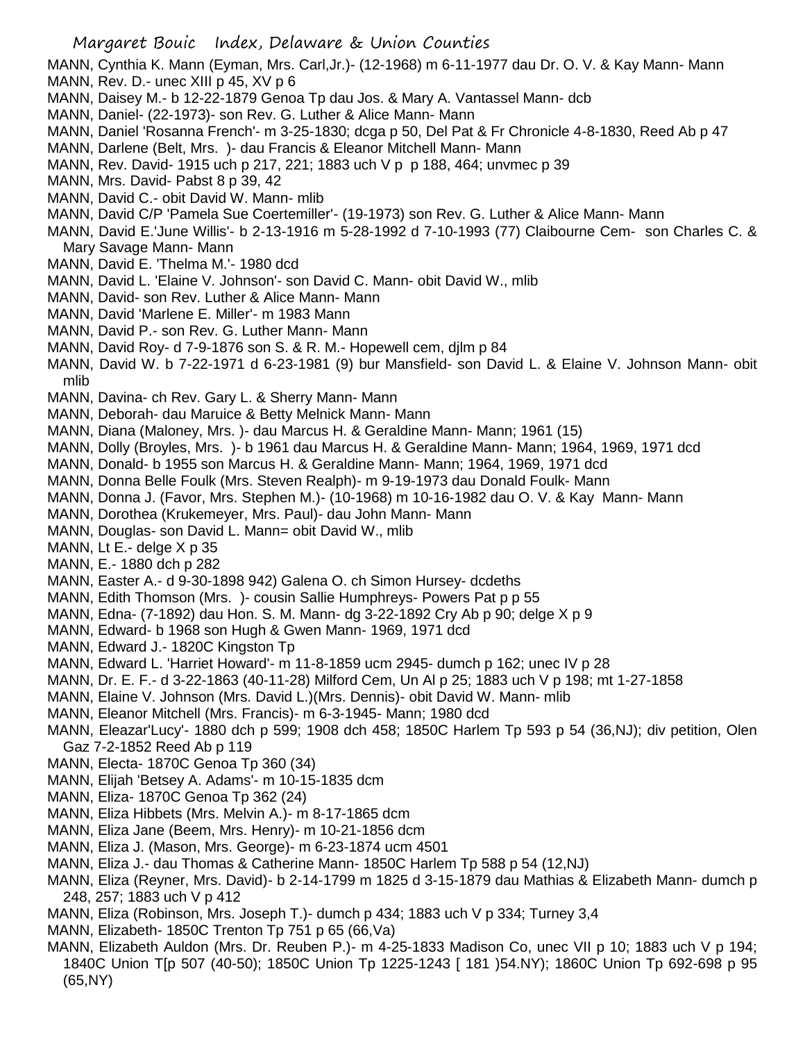MANN, Cynthia K. Mann (Eyman, Mrs. Carl,Jr.)- (12-1968) m 6-11-1977 dau Dr. O. V. & Kay Mann- Mann
MANN, Rev. D.- unec XIII p 45, XV p 6
MANN, Daisey M.- b 12-22-1879 Genoa Tp dau Jos. & Mary A. Vantassel Mann- dcb
MANN, Daniel- (22-1973)- son Rev. G. Luther & Alice Mann- Mann
MANN, Daniel 'Rosanna French'- m 3-25-1830; dcga p 50, Del Pat & Fr Chronicle 4-8-1830, Reed Ab p 47
MANN, Darlene (Belt, Mrs. )- dau Francis & Eleanor Mitchell Mann- Mann
MANN, Rev. David- 1915 uch p 217, 221; 1883 uch V p p 188, 464; unvmec p 39
MANN, Mrs. David- Pabst 8 p 39, 42
MANN, David C.- obit David W. Mann- mlib
MANN, David C/P 'Pamela Sue Coertemiller'- (19-1973) son Rev. G. Luther & Alice Mann- Mann
MANN, David E.'June Willis'- b 2-13-1916 m 5-28-1992 d 7-10-1993 (77) Claibourne Cem- son Charles C. & Mary Savage Mann- Mann
MANN, David E. 'Thelma M.'- 1980 dcd
MANN, David L. 'Elaine V. Johnson'- son David C. Mann- obit David W., mlib
MANN, David- son Rev. Luther & Alice Mann- Mann
MANN, David 'Marlene E. Miller'- m 1983 Mann
MANN, David P.- son Rev. G. Luther Mann- Mann
MANN, David Roy- d 7-9-1876 son S. & R. M.- Hopewell cem, djlm p 84
MANN, David W. b 7-22-1971 d 6-23-1981 (9) bur Mansfield- son David L. & Elaine V. Johnson Mann- obit mlib
MANN, Davina- ch Rev. Gary L. & Sherry Mann- Mann
MANN, Deborah- dau Maruice & Betty Melnick Mann- Mann
MANN, Diana (Maloney, Mrs. )- dau Marcus H. & Geraldine Mann- Mann; 1961 (15)
MANN, Dolly (Broyles, Mrs. )- b 1961 dau Marcus H. & Geraldine Mann- Mann; 1964, 1969, 1971 dcd
MANN, Donald- b 1955 son Marcus H. & Geraldine Mann- Mann; 1964, 1969, 1971 dcd
MANN, Donna Belle Foulk (Mrs. Steven Realph)- m 9-19-1973 dau Donald Foulk- Mann
MANN, Donna J. (Favor, Mrs. Stephen M.)- (10-1968) m 10-16-1982 dau O. V. & Kay Mann- Mann
MANN, Dorothea (Krukemeyer, Mrs. Paul)- dau John Mann- Mann
MANN, Douglas- son David L. Mann= obit David W., mlib
MANN, Lt E.- delge X p 35
MANN, E.- 1880 dch p 282
MANN, Easter A.- d 9-30-1898 942) Galena O. ch Simon Hursey- dcdeths
MANN, Edith Thomson (Mrs. )- cousin Sallie Humphreys- Powers Pat p p 55
MANN, Edna- (7-1892) dau Hon. S. M. Mann- dg 3-22-1892 Cry Ab p 90; delge X p 9
MANN, Edward- b 1968 son Hugh & Gwen Mann- 1969, 1971 dcd
MANN, Edward J.- 1820C Kingston Tp
MANN, Edward L. 'Harriet Howard'- m 11-8-1859 ucm 2945- dumch p 162; unec IV p 28
MANN, Dr. E. F.- d 3-22-1863 (40-11-28) Milford Cem, Un Al p 25; 1883 uch V p 198; mt 1-27-1858
MANN, Elaine V. Johnson (Mrs. David L.)(Mrs. Dennis)- obit David W. Mann- mlib
MANN, Eleanor Mitchell (Mrs. Francis)- m 6-3-1945- Mann; 1980 dcd
MANN, Eleazar'Lucy'- 1880 dch p 599; 1908 dch 458; 1850C Harlem Tp 593 p 54 (36,NJ); div petition, Olen Gaz 7-2-1852 Reed Ab p 119
MANN, Electa- 1870C Genoa Tp 360 (34)
MANN, Elijah 'Betsey A. Adams'- m 10-15-1835 dcm
MANN, Eliza- 1870C Genoa Tp 362 (24)
MANN, Eliza Hibbets (Mrs. Melvin A.)- m 8-17-1865 dcm
MANN, Eliza Jane (Beem, Mrs. Henry)- m 10-21-1856 dcm
MANN, Eliza J. (Mason, Mrs. George)- m 6-23-1874 ucm 4501
MANN, Eliza J.- dau Thomas & Catherine Mann- 1850C Harlem Tp 588 p 54 (12,NJ)
MANN, Eliza (Reyner, Mrs. David)- b 2-14-1799 m 1825 d 3-15-1879 dau Mathias & Elizabeth Mann- dumch p 248, 257; 1883 uch V p 412
MANN, Eliza (Robinson, Mrs. Joseph T.)- dumch p 434; 1883 uch V p 334; Turney 3,4
MANN, Elizabeth- 1850C Trenton Tp 751 p 65 (66,Va)
MANN, Elizabeth Auldon (Mrs. Dr. Reuben P.)- m 4-25-1833 Madison Co, unec VII p 10; 1883 uch V p 194; 1840C Union T[p 507 (40-50); 1850C Union Tp 1225-1243 [ 181 )54.NY); 1860C Union Tp 692-698 p 95 (65,NY)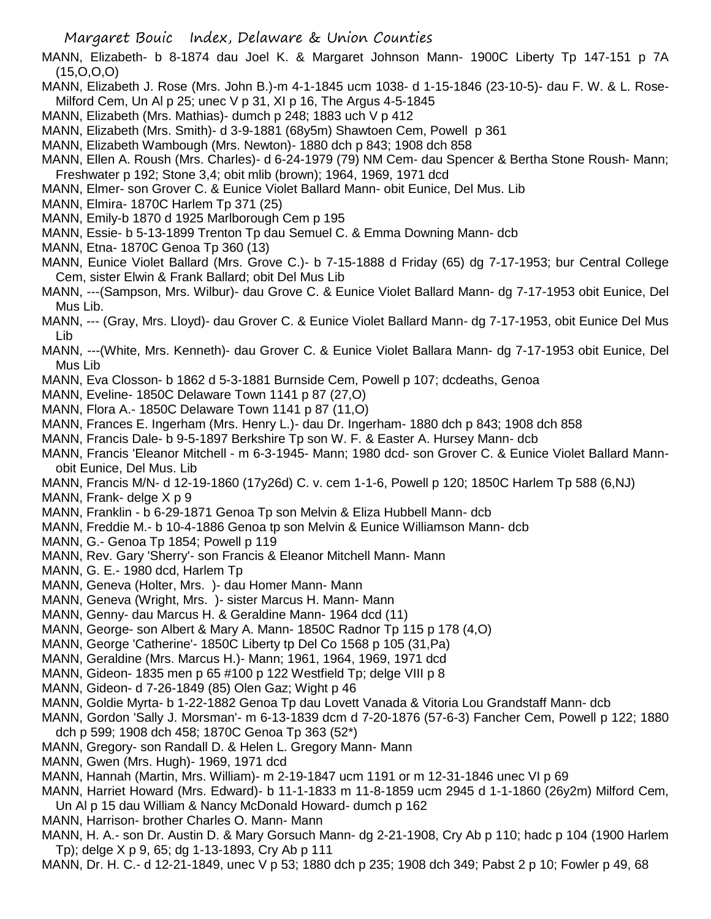MANN, Elizabeth- b 8-1874 dau Joel K. & Margaret Johnson Mann- 1900C Liberty Tp 147-151 p 7A (15,O,O,O)

MANN, Elizabeth J. Rose (Mrs. John B.)-m 4-1-1845 ucm 1038- d 1-15-1846 (23-10-5)- dau F. W. & L. Rose- Milford Cem, Un Al p 25; unec V p 31, XI p 16, The Argus 4-5-1845

MANN, Elizabeth (Mrs. Mathias)- dumch p 248; 1883 uch V p 412

MANN, Elizabeth (Mrs. Smith)- d 3-9-1881 (68y5m) Shawtoen Cem, Powell p 361

MANN, Elizabeth Wambough (Mrs. Newton)- 1880 dch p 843; 1908 dch 858

MANN, Ellen A. Roush (Mrs. Charles)- d 6-24-1979 (79) NM Cem- dau Spencer & Bertha Stone Roush- Mann; Freshwater p 192; Stone 3,4; obit mlib (brown); 1964, 1969, 1971 dcd

MANN, Elmer- son Grover C. & Eunice Violet Ballard Mann- obit Eunice, Del Mus. Lib

MANN, Elmira- 1870C Harlem Tp 371 (25)

MANN, Emily-b 1870 d 1925 Marlborough Cem p 195

MANN, Essie- b 5-13-1899 Trenton Tp dau Semuel C. & Emma Downing Mann- dcb

MANN, Etna- 1870C Genoa Tp 360 (13)

MANN, Eunice Violet Ballard (Mrs. Grove C.)- b 7-15-1888 d Friday (65) dg 7-17-1953; bur Central College Cem, sister Elwin & Frank Ballard; obit Del Mus Lib

MANN, ---(Sampson, Mrs. Wilbur)- dau Grove C. & Eunice Violet Ballard Mann- dg 7-17-1953 obit Eunice, Del Mus Lib.

MANN, --- (Gray, Mrs. Lloyd)- dau Grover C. & Eunice Violet Ballard Mann- dg 7-17-1953, obit Eunice Del Mus Lib

MANN, ---(White, Mrs. Kenneth)- dau Grover C. & Eunice Violet Ballara Mann- dg 7-17-1953 obit Eunice, Del Mus Lib

MANN, Eva Closson- b 1862 d 5-3-1881 Burnside Cem, Powell p 107; dcdeaths, Genoa

MANN, Eveline- 1850C Delaware Town 1141 p 87 (27,O)

MANN, Flora A.- 1850C Delaware Town 1141 p 87 (11,O)

MANN, Frances E. Ingerham (Mrs. Henry L.)- dau Dr. Ingerham- 1880 dch p 843; 1908 dch 858

MANN, Francis Dale- b 9-5-1897 Berkshire Tp son W. F. & Easter A. Hursey Mann- dcb

MANN, Francis 'Eleanor Mitchell - m 6-3-1945- Mann; 1980 dcd- son Grover C. & Eunice Violet Ballard Mann- obit Eunice, Del Mus. Lib

MANN, Francis M/N- d 12-19-1860 (17y26d) C. v. cem 1-1-6, Powell p 120; 1850C Harlem Tp 588 (6,NJ)

MANN, Frank- delge X p 9

MANN, Franklin - b 6-29-1871 Genoa Tp son Melvin & Eliza Hubbell Mann- dcb

MANN, Freddie M.- b 10-4-1886 Genoa tp son Melvin & Eunice Williamson Mann- dcb

MANN, G.- Genoa Tp 1854; Powell p 119

MANN, Rev. Gary 'Sherry'- son Francis & Eleanor Mitchell Mann- Mann

MANN, G. E.- 1980 dcd, Harlem Tp

MANN, Geneva (Holter, Mrs. )- dau Homer Mann- Mann

MANN, Geneva (Wright, Mrs. )- sister Marcus H. Mann- Mann

MANN, Genny- dau Marcus H. & Geraldine Mann- 1964 dcd (11)

MANN, George- son Albert & Mary A. Mann- 1850C Radnor Tp 115 p 178 (4,O)

MANN, George 'Catherine'- 1850C Liberty tp Del Co 1568 p 105 (31,Pa)

MANN, Geraldine (Mrs. Marcus H.)- Mann; 1961, 1964, 1969, 1971 dcd

MANN, Gideon- 1835 men p 65 #100 p 122 Westfield Tp; delge VIII p 8

MANN, Gideon- d 7-26-1849 (85) Olen Gaz; Wight p 46

MANN, Goldie Myrta- b 1-22-1882 Genoa Tp dau Lovett Vanada & Vitoria Lou Grandstaff Mann- dcb

MANN, Gordon 'Sally J. Morsman'- m 6-13-1839 dcm d 7-20-1876 (57-6-3) Fancher Cem, Powell p 122; 1880 dch p 599; 1908 dch 458; 1870C Genoa Tp 363 (52*)

MANN, Gregory- son Randall D. & Helen L. Gregory Mann- Mann

MANN, Gwen (Mrs. Hugh)- 1969, 1971 dcd

MANN, Hannah (Martin, Mrs. William)- m 2-19-1847 ucm 1191 or m 12-31-1846 unec VI p 69

MANN, Harriet Howard (Mrs. Edward)- b 11-1-1833 m 11-8-1859 ucm 2945 d 1-1-1860 (26y2m) Milford Cem, Un Al p 15 dau William & Nancy McDonald Howard- dumch p 162

MANN, Harrison- brother Charles O. Mann- Mann

MANN, H. A.- son Dr. Austin D. & Mary Gorsuch Mann- dg 2-21-1908, Cry Ab p 110; hadc p 104 (1900 Harlem Tp); delge X p 9, 65; dg 1-13-1893, Cry Ab p 111

MANN, Dr. H. C.- d 12-21-1849, unec V p 53; 1880 dch p 235; 1908 dch 349; Pabst 2 p 10; Fowler p 49, 68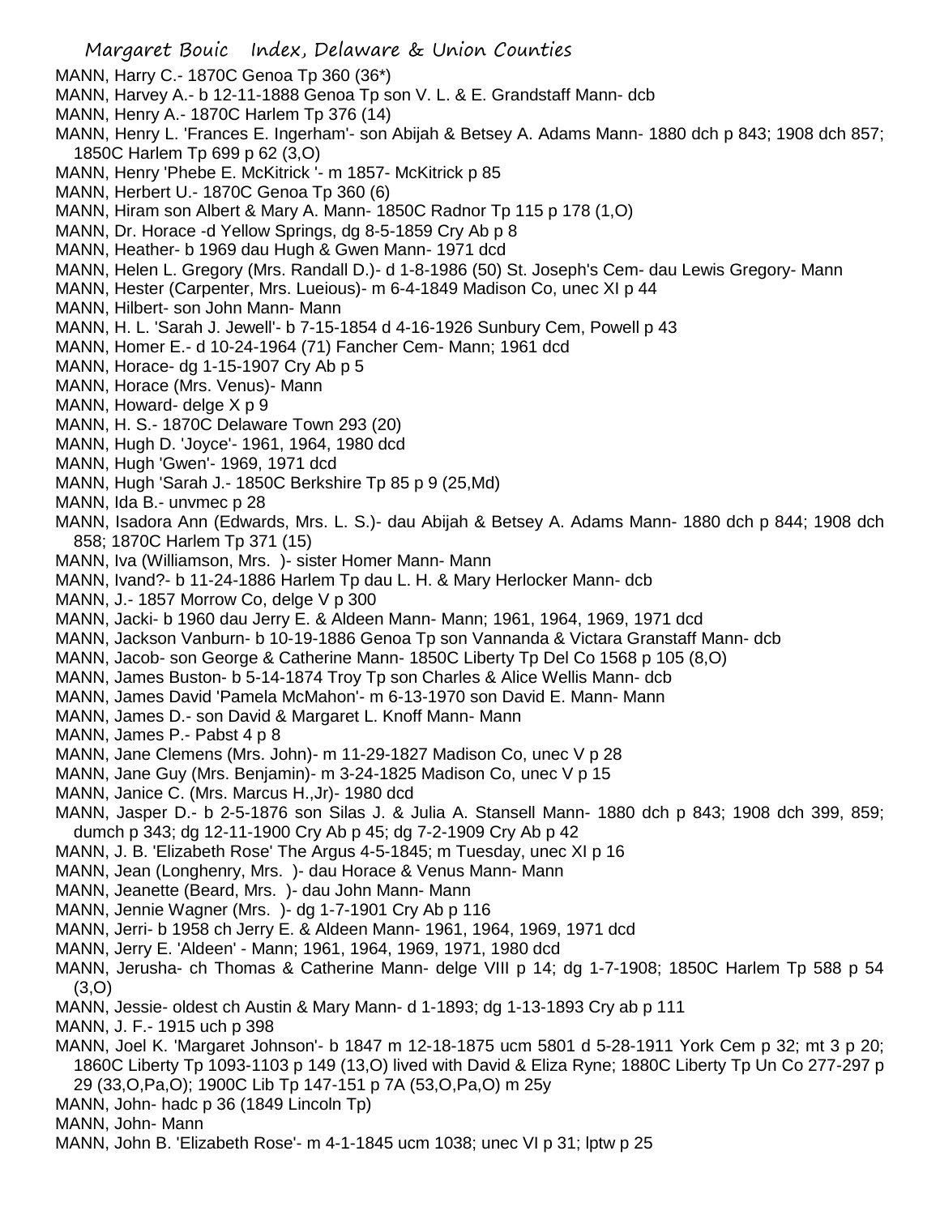MANN, Harry C.- 1870C Genoa Tp 360 (36*)

MANN, Harvey A.- b 12-11-1888 Genoa Tp son V. L. & E. Grandstaff Mann- dcb

MANN, Henry A.- 1870C Harlem Tp 376 (14)

MANN, Henry L. 'Frances E. Ingerham'- son Abijah & Betsey A. Adams Mann- 1880 dch p 843; 1908 dch 857; 1850C Harlem Tp 699 p 62 (3,O)

MANN, Henry 'Phebe E. McKitrick '- m 1857- McKitrick p 85

MANN, Herbert U.- 1870C Genoa Tp 360 (6)

MANN, Hiram son Albert & Mary A. Mann- 1850C Radnor Tp 115 p 178 (1,O)

MANN, Dr. Horace -d Yellow Springs, dg 8-5-1859 Cry Ab p 8

MANN, Heather- b 1969 dau Hugh & Gwen Mann- 1971 dcd

MANN, Helen L. Gregory (Mrs. Randall D.)- d 1-8-1986 (50) St. Joseph's Cem- dau Lewis Gregory- Mann

MANN, Hester (Carpenter, Mrs. Lueious)- m 6-4-1849 Madison Co, unec XI p 44

MANN, Hilbert- son John Mann- Mann

MANN, H. L. 'Sarah J. Jewell'- b 7-15-1854 d 4-16-1926 Sunbury Cem, Powell p 43

MANN, Homer E.- d 10-24-1964 (71) Fancher Cem- Mann; 1961 dcd

MANN, Horace- dg 1-15-1907 Cry Ab p 5

MANN, Horace (Mrs. Venus)- Mann

MANN, Howard- delge X p 9

MANN, H. S.- 1870C Delaware Town 293 (20)

MANN, Hugh D. 'Joyce'- 1961, 1964, 1980 dcd

MANN, Hugh 'Gwen'- 1969, 1971 dcd

MANN, Hugh 'Sarah J.- 1850C Berkshire Tp 85 p 9 (25,Md)

MANN, Ida B.- unvmec p 28

MANN, Isadora Ann (Edwards, Mrs. L. S.)- dau Abijah & Betsey A. Adams Mann- 1880 dch p 844; 1908 dch 858; 1870C Harlem Tp 371 (15)

MANN, Iva (Williamson, Mrs. )- sister Homer Mann- Mann

MANN, Ivand?- b 11-24-1886 Harlem Tp dau L. H. & Mary Herlocker Mann- dcb

MANN, J.- 1857 Morrow Co, delge V p 300

MANN, Jacki- b 1960 dau Jerry E. & Aldeen Mann- Mann; 1961, 1964, 1969, 1971 dcd

MANN, Jackson Vanburn- b 10-19-1886 Genoa Tp son Vannanda & Victara Granstaff Mann- dcb

MANN, Jacob- son George & Catherine Mann- 1850C Liberty Tp Del Co 1568 p 105 (8,O)

MANN, James Buston- b 5-14-1874 Troy Tp son Charles & Alice Wellis Mann- dcb

MANN, James David 'Pamela McMahon'- m 6-13-1970 son David E. Mann- Mann

MANN, James D.- son David & Margaret L. Knoff Mann- Mann

MANN, James P.- Pabst 4 p 8

MANN, Jane Clemens (Mrs. John)- m 11-29-1827 Madison Co, unec V p 28

MANN, Jane Guy (Mrs. Benjamin)- m 3-24-1825 Madison Co, unec V p 15

MANN, Janice C. (Mrs. Marcus H.,Jr)- 1980 dcd

MANN, Jasper D.- b 2-5-1876 son Silas J. & Julia A. Stansell Mann- 1880 dch p 843; 1908 dch 399, 859; dumch p 343; dg 12-11-1900 Cry Ab p 45; dg 7-2-1909 Cry Ab p 42

MANN, J. B. 'Elizabeth Rose' The Argus 4-5-1845; m Tuesday, unec XI p 16

MANN, Jean (Longhenry, Mrs. )- dau Horace & Venus Mann- Mann

MANN, Jeanette (Beard, Mrs. )- dau John Mann- Mann

MANN, Jennie Wagner (Mrs. )- dg 1-7-1901 Cry Ab p 116

MANN, Jerri- b 1958 ch Jerry E. & Aldeen Mann- 1961, 1964, 1969, 1971 dcd

MANN, Jerry E. 'Aldeen' - Mann; 1961, 1964, 1969, 1971, 1980 dcd

MANN, Jerusha- ch Thomas & Catherine Mann- delge VIII p 14; dg 1-7-1908; 1850C Harlem Tp 588 p 54 (3,O)

MANN, Jessie- oldest ch Austin & Mary Mann- d 1-1893; dg 1-13-1893 Cry ab p 111

MANN, J. F.- 1915 uch p 398

MANN, Joel K. 'Margaret Johnson'- b 1847 m 12-18-1875 ucm 5801 d 5-28-1911 York Cem p 32; mt 3 p 20; 1860C Liberty Tp 1093-1103 p 149 (13,O) lived with David & Eliza Ryne; 1880C Liberty Tp Un Co 277-297 p 29 (33,O,Pa,O); 1900C Lib Tp 147-151 p 7A (53,O,Pa,O) m 25y

MANN, John- hadc p 36 (1849 Lincoln Tp)

MANN, John- Mann

MANN, John B. 'Elizabeth Rose'- m 4-1-1845 ucm 1038; unec VI p 31; lptw p 25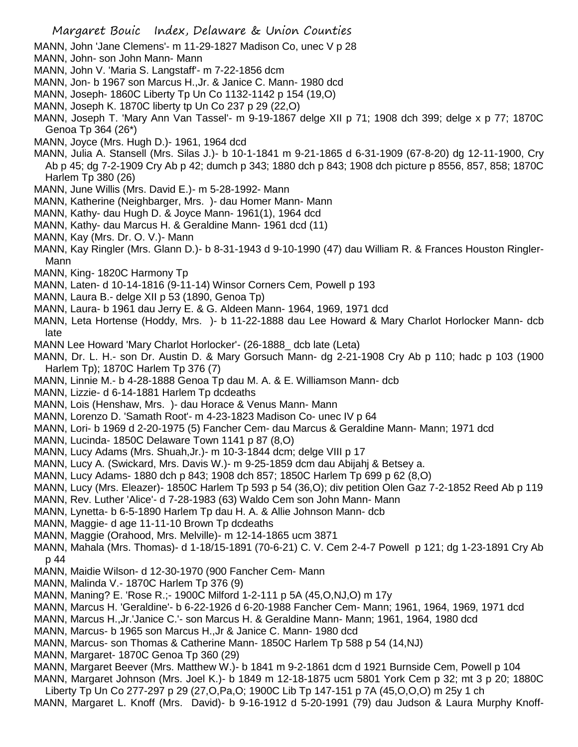MANN, John 'Jane Clemens'- m 11-29-1827 Madison Co, unec V p 28

MANN, John- son John Mann- Mann

MANN, John V. 'Maria S. Langstaff'- m 7-22-1856 dcm

MANN, Jon- b 1967 son Marcus H.,Jr. & Janice C. Mann- 1980 dcd

MANN, Joseph- 1860C Liberty Tp Un Co 1132-1142 p 154 (19,O)

MANN, Joseph K. 1870C liberty tp Un Co 237 p 29 (22,O)

MANN, Joseph T. 'Mary Ann Van Tassel'- m 9-19-1867 delge XII p 71; 1908 dch 399; delge x p 77; 1870C Genoa Tp 364 (26*)

MANN, Joyce (Mrs. Hugh D.)- 1961, 1964 dcd

MANN, Julia A. Stansell (Mrs. Silas J.)- b 10-1-1841 m 9-21-1865 d 6-31-1909 (67-8-20) dg 12-11-1900, Cry Ab p 45; dg 7-2-1909 Cry Ab p 42; dumch p 343; 1880 dch p 843; 1908 dch picture p 8556, 857, 858; 1870C Harlem Tp 380 (26)

MANN, June Willis (Mrs. David E.)- m 5-28-1992- Mann

MANN, Katherine (Neighbarger, Mrs. )- dau Homer Mann- Mann

MANN, Kathy- dau Hugh D. & Joyce Mann- 1961(1), 1964 dcd

MANN, Kathy- dau Marcus H. & Geraldine Mann- 1961 dcd (11)

MANN, Kay (Mrs. Dr. O. V.)- Mann

MANN, Kay Ringler (Mrs. Glann D.)- b 8-31-1943 d 9-10-1990 (47) dau William R. & Frances Houston Ringler- Mann

MANN, King- 1820C Harmony Tp

MANN, Laten- d 10-14-1816 (9-11-14) Winsor Corners Cem, Powell p 193

MANN, Laura B.- delge XII p 53 (1890, Genoa Tp)

MANN, Laura- b 1961 dau Jerry E. & G. Aldeen Mann- 1964, 1969, 1971 dcd

MANN, Leta Hortense (Hoddy, Mrs. )- b 11-22-1888 dau Lee Howard & Mary Charlot Horlocker Mann- dcb late

MANN Lee Howard 'Mary Charlot Horlocker'- (26-1888_ dcb late (Leta)

MANN, Dr. L. H.- son Dr. Austin D. & Mary Gorsuch Mann- dg 2-21-1908 Cry Ab p 110; hadc p 103 (1900 Harlem Tp); 1870C Harlem Tp 376 (7)

MANN, Linnie M.- b 4-28-1888 Genoa Tp dau M. A. & E. Williamson Mann- dcb

MANN, Lizzie- d 6-14-1881 Harlem Tp dcdeaths

MANN, Lois (Henshaw, Mrs. )- dau Horace & Venus Mann- Mann

MANN, Lorenzo D. 'Samath Root'- m 4-23-1823 Madison Co- unec IV p 64

MANN, Lori- b 1969 d 2-20-1975 (5) Fancher Cem- dau Marcus & Geraldine Mann- Mann; 1971 dcd

MANN, Lucinda- 1850C Delaware Town 1141 p 87 (8,O)

MANN, Lucy Adams (Mrs. Shuah,Jr.)- m 10-3-1844 dcm; delge VIII p 17

MANN, Lucy A. (Swickard, Mrs. Davis W.)- m 9-25-1859 dcm dau Abijahj & Betsey a.

MANN, Lucy Adams- 1880 dch p 843; 1908 dch 857; 1850C Harlem Tp 699 p 62 (8,O)

MANN, Lucy (Mrs. Eleazer)- 1850C Harlem Tp 593 p 54 (36,O); div petition Olen Gaz 7-2-1852 Reed Ab p 119

MANN, Rev. Luther 'Alice'- d 7-28-1983 (63) Waldo Cem son John Mann- Mann

MANN, Lynetta- b 6-5-1890 Harlem Tp dau H. A. & Allie Johnson Mann- dcb

MANN, Maggie- d age 11-11-10 Brown Tp dcdeaths

MANN, Maggie (Orahood, Mrs. Melville)- m 12-14-1865 ucm 3871

MANN, Mahala (Mrs. Thomas)- d 1-18/15-1891 (70-6-21) C. V. Cem 2-4-7 Powell p 121; dg 1-23-1891 Cry Ab p 44

MANN, Maidie Wilson- d 12-30-1970 (900 Fancher Cem- Mann

MANN, Malinda V.- 1870C Harlem Tp 376 (9)

MANN, Maning? E. 'Rose R.;- 1900C Milford 1-2-111 p 5A (45,O,NJ,O) m 17y

MANN, Marcus H. 'Geraldine'- b 6-22-1926 d 6-20-1988 Fancher Cem- Mann; 1961, 1964, 1969, 1971 dcd

MANN, Marcus H.,Jr.'Janice C.'- son Marcus H. & Geraldine Mann- Mann; 1961, 1964, 1980 dcd

MANN, Marcus- b 1965 son Marcus H.,Jr & Janice C. Mann- 1980 dcd

MANN, Marcus- son Thomas & Catherine Mann- 1850C Harlem Tp 588 p 54 (14,NJ)

MANN, Margaret- 1870C Genoa Tp 360 (29)

MANN, Margaret Beever (Mrs. Matthew W.)- b 1841 m 9-2-1861 dcm d 1921 Burnside Cem, Powell p 104

MANN, Margaret Johnson (Mrs. Joel K.)- b 1849 m 12-18-1875 ucm 5801 York Cem p 32; mt 3 p 20; 1880C Liberty Tp Un Co 277-297 p 29 (27,O,Pa,O; 1900C Lib Tp 147-151 p 7A (45,O,O,O) m 25y 1 ch

MANN, Margaret L. Knoff (Mrs. David)- b 9-16-1912 d 5-20-1991 (79) dau Judson & Laura Murphy Knoff-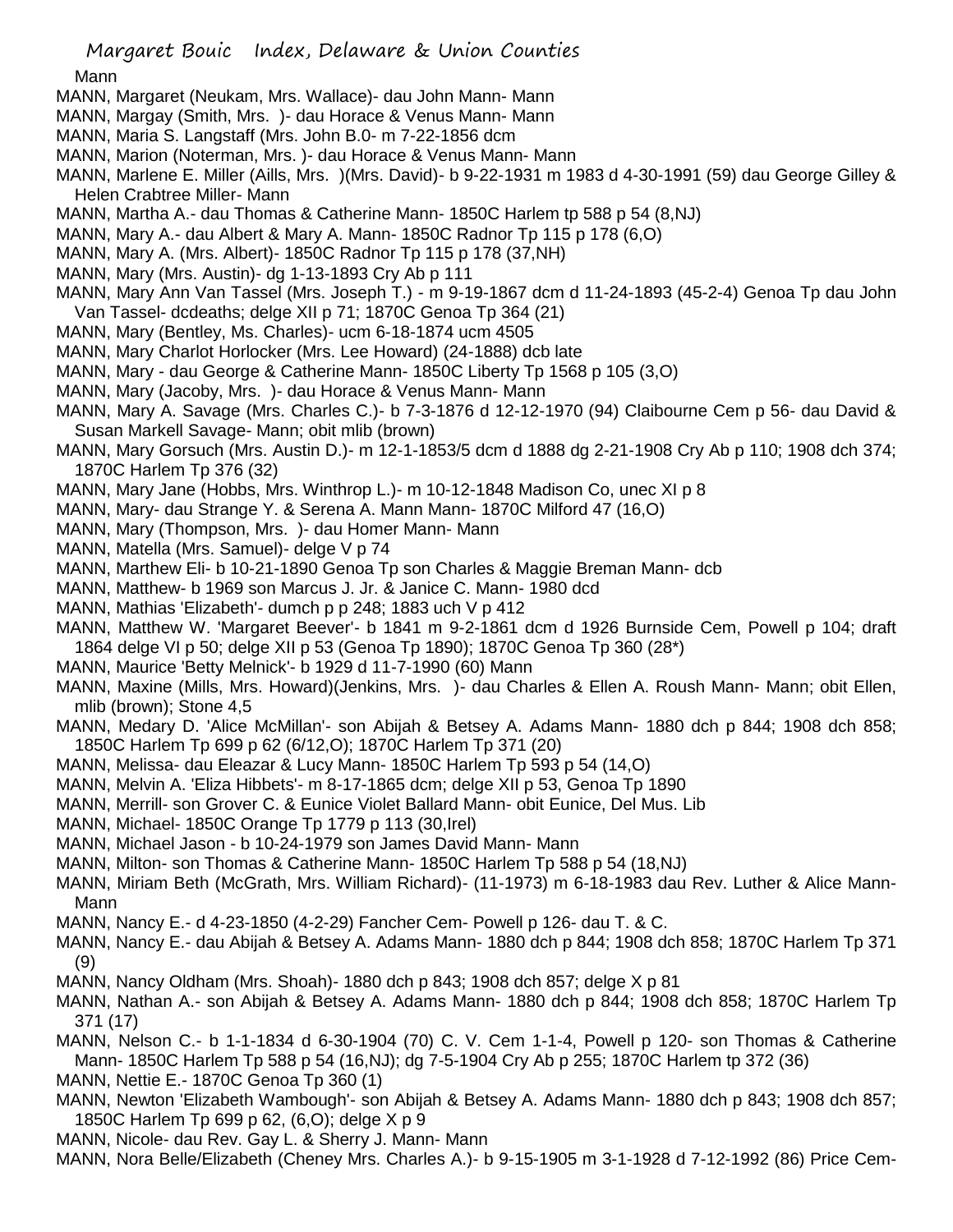Mann

MANN, Margaret (Neukam, Mrs. Wallace)- dau John Mann- Mann

MANN, Margay (Smith, Mrs. )- dau Horace & Venus Mann- Mann

MANN, Maria S. Langstaff (Mrs. John B.0- m 7-22-1856 dcm

MANN, Marion (Noterman, Mrs. )- dau Horace & Venus Mann- Mann

MANN, Marlene E. Miller (Aills, Mrs. )(Mrs. David)- b 9-22-1931 m 1983 d 4-30-1991 (59) dau George Gilley & Helen Crabtree Miller- Mann

MANN, Martha A.- dau Thomas & Catherine Mann- 1850C Harlem tp 588 p 54 (8,NJ)

MANN, Mary A.- dau Albert & Mary A. Mann- 1850C Radnor Tp 115 p 178 (6,O)

MANN, Mary A. (Mrs. Albert)- 1850C Radnor Tp 115 p 178 (37,NH)

MANN, Mary (Mrs. Austin)- dg 1-13-1893 Cry Ab p 111

MANN, Mary Ann Van Tassel (Mrs. Joseph T.) - m 9-19-1867 dcm d 11-24-1893 (45-2-4) Genoa Tp dau John Van Tassel- dcdeaths; delge XII p 71; 1870C Genoa Tp 364 (21)

MANN, Mary (Bentley, Ms. Charles)- ucm 6-18-1874 ucm 4505

MANN, Mary Charlot Horlocker (Mrs. Lee Howard) (24-1888) dcb late

MANN, Mary - dau George & Catherine Mann- 1850C Liberty Tp 1568 p 105 (3,O)

MANN, Mary (Jacoby, Mrs. )- dau Horace & Venus Mann- Mann

MANN, Mary A. Savage (Mrs. Charles C.)- b 7-3-1876 d 12-12-1970 (94) Claibourne Cem p 56- dau David & Susan Markell Savage- Mann; obit mlib (brown)

MANN, Mary Gorsuch (Mrs. Austin D.)- m 12-1-1853/5 dcm d 1888 dg 2-21-1908 Cry Ab p 110; 1908 dch 374; 1870C Harlem Tp 376 (32)

MANN, Mary Jane (Hobbs, Mrs. Winthrop L.)- m 10-12-1848 Madison Co, unec XI p 8

MANN, Mary- dau Strange Y. & Serena A. Mann Mann- 1870C Milford 47 (16,O)

MANN, Mary (Thompson, Mrs. )- dau Homer Mann- Mann

MANN, Matella (Mrs. Samuel)- delge V p 74

MANN, Marthew Eli- b 10-21-1890 Genoa Tp son Charles & Maggie Breman Mann- dcb

MANN, Matthew- b 1969 son Marcus J. Jr. & Janice C. Mann- 1980 dcd

MANN, Mathias 'Elizabeth'- dumch p p 248; 1883 uch V p 412

MANN, Matthew W. 'Margaret Beever'- b 1841 m 9-2-1861 dcm d 1926 Burnside Cem, Powell p 104; draft 1864 delge VI p 50; delge XII p 53 (Genoa Tp 1890); 1870C Genoa Tp 360 (28*)

MANN, Maurice 'Betty Melnick'- b 1929 d 11-7-1990 (60) Mann

MANN, Maxine (Mills, Mrs. Howard)(Jenkins, Mrs. )- dau Charles & Ellen A. Roush Mann- Mann; obit Ellen, mlib (brown); Stone 4,5

MANN, Medary D. 'Alice McMillan'- son Abijah & Betsey A. Adams Mann- 1880 dch p 844; 1908 dch 858; 1850C Harlem Tp 699 p 62 (6/12,O); 1870C Harlem Tp 371 (20)

MANN, Melissa- dau Eleazar & Lucy Mann- 1850C Harlem Tp 593 p 54 (14,O)

MANN, Melvin A. 'Eliza Hibbets'- m 8-17-1865 dcm; delge XII p 53, Genoa Tp 1890

MANN, Merrill- son Grover C. & Eunice Violet Ballard Mann- obit Eunice, Del Mus. Lib

MANN, Michael- 1850C Orange Tp 1779 p 113 (30,Irel)

MANN, Michael Jason - b 10-24-1979 son James David Mann- Mann

MANN, Milton- son Thomas & Catherine Mann- 1850C Harlem Tp 588 p 54 (18,NJ)

MANN, Miriam Beth (McGrath, Mrs. William Richard)- (11-1973) m 6-18-1983 dau Rev. Luther & Alice Mann- Mann

MANN, Nancy E.- d 4-23-1850 (4-2-29) Fancher Cem- Powell p 126- dau T. & C.

MANN, Nancy E.- dau Abijah & Betsey A. Adams Mann- 1880 dch p 844; 1908 dch 858; 1870C Harlem Tp 371 (9)

MANN, Nancy Oldham (Mrs. Shoah)- 1880 dch p 843; 1908 dch 857; delge X p 81

MANN, Nathan A.- son Abijah & Betsey A. Adams Mann- 1880 dch p 844; 1908 dch 858; 1870C Harlem Tp 371 (17)

MANN, Nelson C.- b 1-1-1834 d 6-30-1904 (70) C. V. Cem 1-1-4, Powell p 120- son Thomas & Catherine Mann- 1850C Harlem Tp 588 p 54 (16,NJ); dg 7-5-1904 Cry Ab p 255; 1870C Harlem tp 372 (36)

MANN, Nettie E.- 1870C Genoa Tp 360 (1)

MANN, Newton 'Elizabeth Wambough'- son Abijah & Betsey A. Adams Mann- 1880 dch p 843; 1908 dch 857; 1850C Harlem Tp 699 p 62, (6,O); delge X p 9

MANN, Nicole- dau Rev. Gay L. & Sherry J. Mann- Mann

MANN, Nora Belle/Elizabeth (Cheney Mrs. Charles A.)- b 9-15-1905 m 3-1-1928 d 7-12-1992 (86) Price Cem-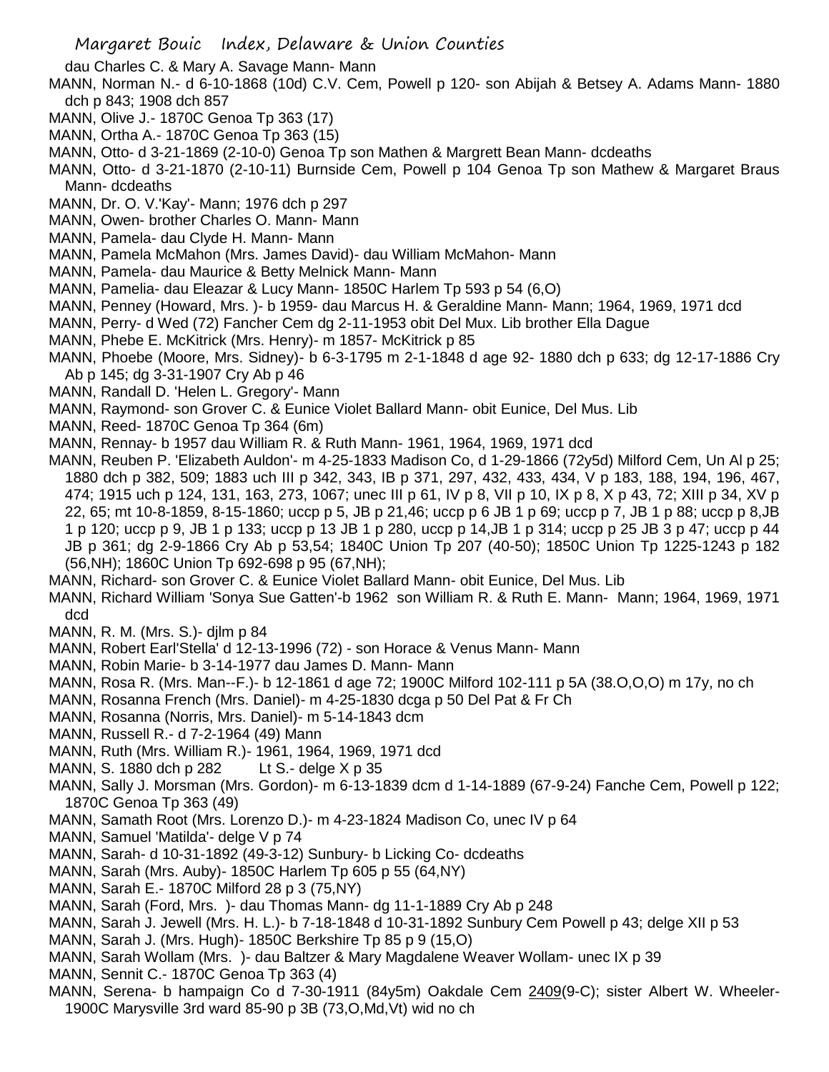dau Charles C. & Mary A. Savage Mann- Mann

MANN, Norman N.- d 6-10-1868 (10d) C.V. Cem, Powell p 120- son Abijah & Betsey A. Adams Mann- 1880 dch p 843; 1908 dch 857

MANN, Olive J.- 1870C Genoa Tp 363 (17)

MANN, Ortha A.- 1870C Genoa Tp 363 (15)

MANN, Otto- d 3-21-1869 (2-10-0) Genoa Tp son Mathen & Margrett Bean Mann- dcdeaths

MANN, Otto- d 3-21-1870 (2-10-11) Burnside Cem, Powell p 104 Genoa Tp son Mathew & Margaret Braus Mann- dcdeaths

MANN, Dr. O. V.'Kay'- Mann; 1976 dch p 297

MANN, Owen- brother Charles O. Mann- Mann

MANN, Pamela- dau Clyde H. Mann- Mann

MANN, Pamela McMahon (Mrs. James David)- dau William McMahon- Mann

MANN, Pamela- dau Maurice & Betty Melnick Mann- Mann

MANN, Pamelia- dau Eleazar & Lucy Mann- 1850C Harlem Tp 593 p 54 (6,O)

MANN, Penney (Howard, Mrs. )- b 1959- dau Marcus H. & Geraldine Mann- Mann; 1964, 1969, 1971 dcd

MANN, Perry- d Wed (72) Fancher Cem dg 2-11-1953 obit Del Mux. Lib brother Ella Dague

MANN, Phebe E. McKitrick (Mrs. Henry)- m 1857- McKitrick p 85

MANN, Phoebe (Moore, Mrs. Sidney)- b 6-3-1795 m 2-1-1848 d age 92- 1880 dch p 633; dg 12-17-1886 Cry Ab p 145; dg 3-31-1907 Cry Ab p 46

MANN, Randall D. 'Helen L. Gregory'- Mann

MANN, Raymond- son Grover C. & Eunice Violet Ballard Mann- obit Eunice, Del Mus. Lib

MANN, Reed- 1870C Genoa Tp 364 (6m)

MANN, Rennay- b 1957 dau William R. & Ruth Mann- 1961, 1964, 1969, 1971 dcd

MANN, Reuben P. 'Elizabeth Auldon'- m 4-25-1833 Madison Co, d 1-29-1866 (72y5d) Milford Cem, Un Al p 25; 1880 dch p 382, 509; 1883 uch III p 342, 343, IB p 371, 297, 432, 433, 434, V p 183, 188, 194, 196, 467, 474; 1915 uch p 124, 131, 163, 273, 1067; unec III p 61, IV p 8, VII p 10, IX p 8, X p 43, 72; XIII p 34, XV p 22, 65; mt 10-8-1859, 8-15-1860; uccp p 5, JB p 21,46; uccp p 6 JB 1 p 69; uccp p 7, JB 1 p 88; uccp p 8,JB 1 p 120; uccp p 9, JB 1 p 133; uccp p 13 JB 1 p 280, uccp p 14,JB 1 p 314; uccp p 25 JB 3 p 47; uccp p 44 JB p 361; dg 2-9-1866 Cry Ab p 53,54; 1840C Union Tp 207 (40-50); 1850C Union Tp 1225-1243 p 182 (56,NH); 1860C Union Tp 692-698 p 95 (67,NH);

MANN, Richard- son Grover C. & Eunice Violet Ballard Mann- obit Eunice, Del Mus. Lib

MANN, Richard William 'Sonya Sue Gatten'-b 1962 son William R. & Ruth E. Mann- Mann; 1964, 1969, 1971 dcd

MANN, R. M. (Mrs. S.)- djlm p 84

MANN, Robert Earl'Stella' d 12-13-1996 (72) - son Horace & Venus Mann- Mann

MANN, Robin Marie- b 3-14-1977 dau James D. Mann- Mann

MANN, Rosa R. (Mrs. Man--F.)- b 12-1861 d age 72; 1900C Milford 102-111 p 5A (38.O,O,O) m 17y, no ch

MANN, Rosanna French (Mrs. Daniel)- m 4-25-1830 dcga p 50 Del Pat & Fr Ch

MANN, Rosanna (Norris, Mrs. Daniel)- m 5-14-1843 dcm

MANN, Russell R.- d 7-2-1964 (49) Mann

MANN, Ruth (Mrs. William R.)- 1961, 1964, 1969, 1971 dcd

MANN, S. 1880 dch p 282 Lt S.- delge X p 35

MANN, Sally J. Morsman (Mrs. Gordon)- m 6-13-1839 dcm d 1-14-1889 (67-9-24) Fanche Cem, Powell p 122; 1870C Genoa Tp 363 (49)

MANN, Samath Root (Mrs. Lorenzo D.)- m 4-23-1824 Madison Co, unec IV p 64

MANN, Samuel 'Matilda'- delge V p 74

MANN, Sarah- d 10-31-1892 (49-3-12) Sunbury- b Licking Co- dcdeaths

MANN, Sarah (Mrs. Auby)- 1850C Harlem Tp 605 p 55 (64,NY)

MANN, Sarah E.- 1870C Milford 28 p 3 (75,NY)

MANN, Sarah (Ford, Mrs. )- dau Thomas Mann- dg 11-1-1889 Cry Ab p 248

MANN, Sarah J. Jewell (Mrs. H. L.)- b 7-18-1848 d 10-31-1892 Sunbury Cem Powell p 43; delge XII p 53

MANN, Sarah J. (Mrs. Hugh)- 1850C Berkshire Tp 85 p 9 (15,O)

MANN, Sarah Wollam (Mrs. )- dau Baltzer & Mary Magdalene Weaver Wollam- unec IX p 39

MANN, Sennit C.- 1870C Genoa Tp 363 (4)

MANN, Serena- b hampaign Co d 7-30-1911 (84y5m) Oakdale Cem 2409(9-C); sister Albert W. Wheeler- 1900C Marysville 3rd ward 85-90 p 3B (73,O,Md,Vt) wid no ch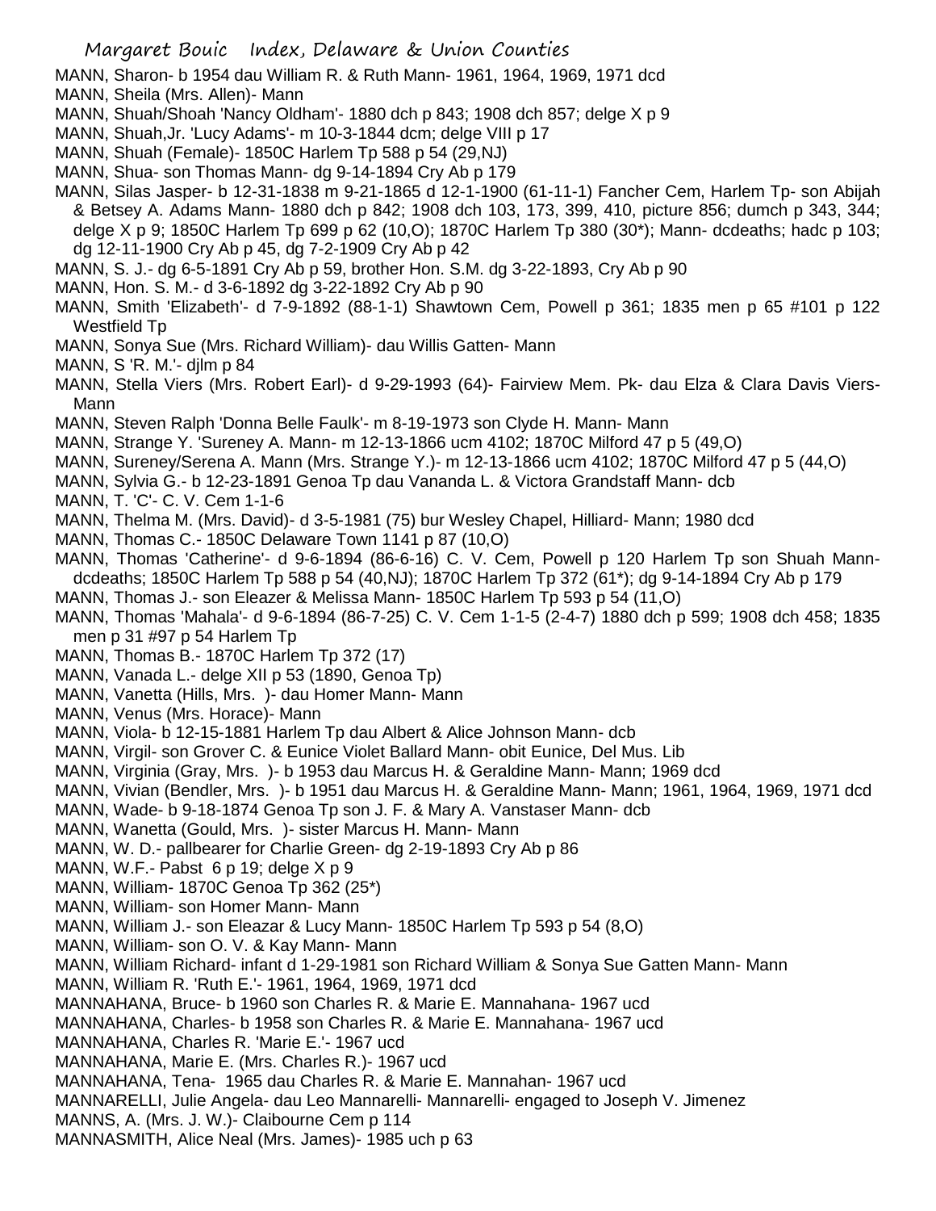MANN, Sharon- b 1954 dau William R. & Ruth Mann- 1961, 1964, 1969, 1971 dcd
MANN, Sheila (Mrs. Allen)- Mann
MANN, Shuah/Shoah 'Nancy Oldham'- 1880 dch p 843; 1908 dch 857; delge X p 9
MANN, Shuah,Jr. 'Lucy Adams'- m 10-3-1844 dcm; delge VIII p 17
MANN, Shuah (Female)- 1850C Harlem Tp 588 p 54 (29,NJ)
MANN, Shua- son Thomas Mann- dg 9-14-1894 Cry Ab p 179
MANN, Silas Jasper- b 12-31-1838 m 9-21-1865 d 12-1-1900 (61-11-1) Fancher Cem, Harlem Tp- son Abijah & Betsey A. Adams Mann- 1880 dch p 842; 1908 dch 103, 173, 399, 410, picture 856; dumch p 343, 344; delge X p 9; 1850C Harlem Tp 699 p 62 (10,O); 1870C Harlem Tp 380 (30*); Mann- dcdeaths; hadc p 103; dg 12-11-1900 Cry Ab p 45, dg 7-2-1909 Cry Ab p 42
MANN, S. J.- dg 6-5-1891 Cry Ab p 59, brother Hon. S.M. dg 3-22-1893, Cry Ab p 90
MANN, Hon. S. M.- d 3-6-1892 dg 3-22-1892 Cry Ab p 90
MANN, Smith 'Elizabeth'- d 7-9-1892 (88-1-1) Shawtown Cem, Powell p 361; 1835 men p 65 #101 p 122 Westfield Tp
MANN, Sonya Sue (Mrs. Richard William)- dau Willis Gatten- Mann
MANN, S 'R. M.'- djlm p 84
MANN, Stella Viers (Mrs. Robert Earl)- d 9-29-1993 (64)- Fairview Mem. Pk- dau Elza & Clara Davis Viers-Mann
MANN, Steven Ralph 'Donna Belle Faulk'- m 8-19-1973 son Clyde H. Mann- Mann
MANN, Strange Y. 'Sureney A. Mann- m 12-13-1866 ucm 4102; 1870C Milford 47 p 5 (49,O)
MANN, Sureney/Serena A. Mann (Mrs. Strange Y.)- m 12-13-1866 ucm 4102; 1870C Milford 47 p 5 (44,O)
MANN, Sylvia G.- b 12-23-1891 Genoa Tp dau Vananda L. & Victora Grandstaff Mann- dcb
MANN, T. 'C'- C. V. Cem 1-1-6
MANN, Thelma M. (Mrs. David)- d 3-5-1981 (75) bur Wesley Chapel, Hilliard- Mann; 1980 dcd
MANN, Thomas C.- 1850C Delaware Town 1141 p 87 (10,O)
MANN, Thomas 'Catherine'- d 9-6-1894 (86-6-16) C. V. Cem, Powell p 120 Harlem Tp son Shuah Mann-dcdeaths; 1850C Harlem Tp 588 p 54 (40,NJ); 1870C Harlem Tp 372 (61*); dg 9-14-1894 Cry Ab p 179
MANN, Thomas J.- son Eleazer & Melissa Mann- 1850C Harlem Tp 593 p 54 (11,O)
MANN, Thomas 'Mahala'- d 9-6-1894 (86-7-25) C. V. Cem 1-1-5 (2-4-7) 1880 dch p 599; 1908 dch 458; 1835 men p 31 #97 p 54 Harlem Tp
MANN, Thomas B.- 1870C Harlem Tp 372 (17)
MANN, Vanada L.- delge XII p 53 (1890, Genoa Tp)
MANN, Vanetta (Hills, Mrs. )- dau Homer Mann- Mann
MANN, Venus (Mrs. Horace)- Mann
MANN, Viola- b 12-15-1881 Harlem Tp dau Albert & Alice Johnson Mann- dcb
MANN, Virgil- son Grover C. & Eunice Violet Ballard Mann- obit Eunice, Del Mus. Lib
MANN, Virginia (Gray, Mrs. )- b 1953 dau Marcus H. & Geraldine Mann- Mann; 1969 dcd
MANN, Vivian (Bendler, Mrs. )- b 1951 dau Marcus H. & Geraldine Mann- Mann; 1961, 1964, 1969, 1971 dcd
MANN, Wade- b 9-18-1874 Genoa Tp son J. F. & Mary A. Vanstaser Mann- dcb
MANN, Wanetta (Gould, Mrs. )- sister Marcus H. Mann- Mann
MANN, W. D.- pallbearer for Charlie Green- dg 2-19-1893 Cry Ab p 86
MANN, W.F.- Pabst 6 p 19; delge X p 9
MANN, William- 1870C Genoa Tp 362 (25*)
MANN, William- son Homer Mann- Mann
MANN, William J.- son Eleazar & Lucy Mann- 1850C Harlem Tp 593 p 54 (8,O)
MANN, William- son O. V. & Kay Mann- Mann
MANN, William Richard- infant d 1-29-1981 son Richard William & Sonya Sue Gatten Mann- Mann
MANN, William R. 'Ruth E.'- 1961, 1964, 1969, 1971 dcd
MANNAHANA, Bruce- b 1960 son Charles R. & Marie E. Mannahana- 1967 ucd
MANNAHANA, Charles- b 1958 son Charles R. & Marie E. Mannahana- 1967 ucd
MANNAHANA, Charles R. 'Marie E.'- 1967 ucd
MANNAHANA, Marie E. (Mrs. Charles R.)- 1967 ucd
MANNAHANA, Tena- 1965 dau Charles R. & Marie E. Mannahan- 1967 ucd
MANNARELLI, Julie Angela- dau Leo Mannarelli- Mannarelli- engaged to Joseph V. Jimenez
MANNS, A. (Mrs. J. W.)- Claibourne Cem p 114
MANNASMITH, Alice Neal (Mrs. James)- 1985 uch p 63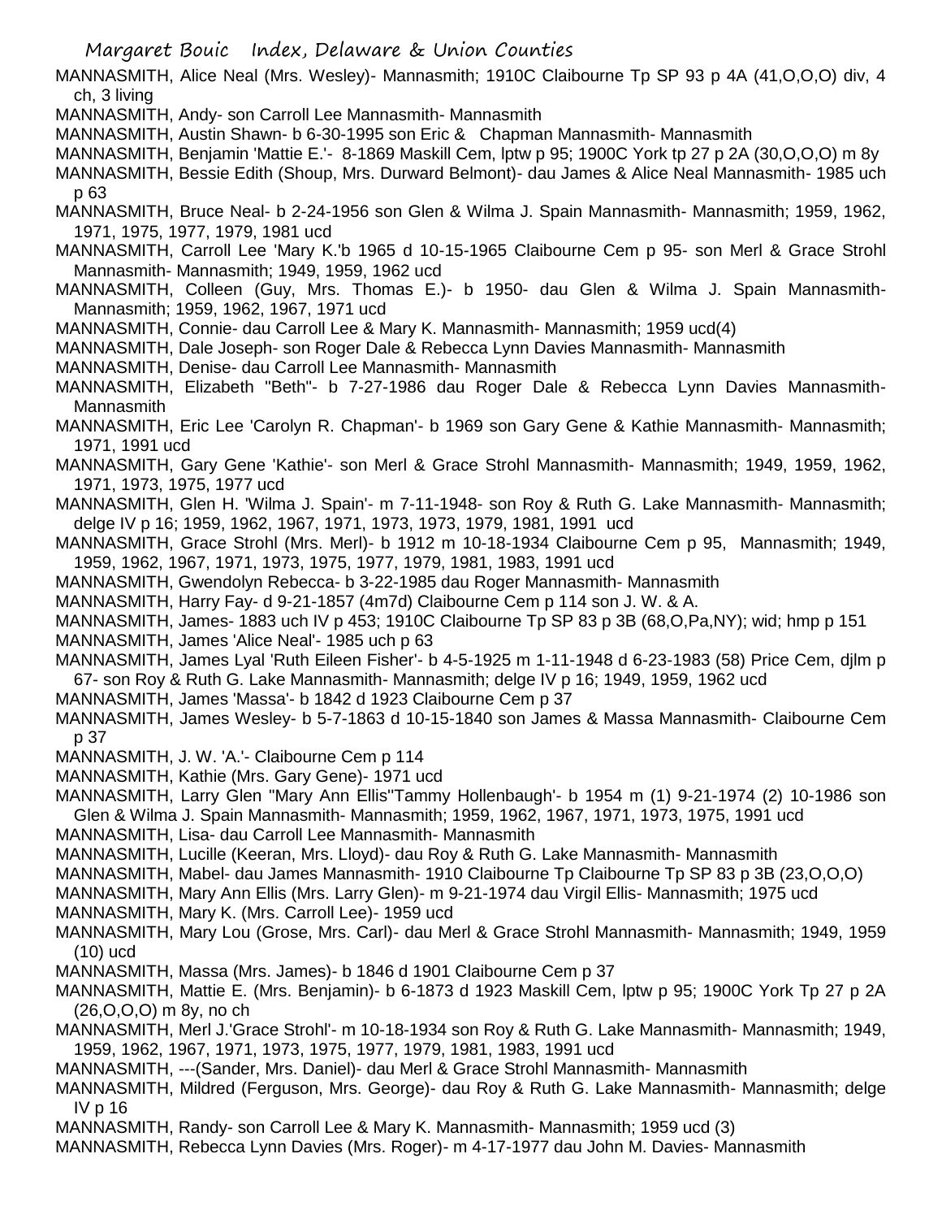MANNASMITH, Alice Neal (Mrs. Wesley)- Mannasmith; 1910C Claibourne Tp SP 93 p 4A (41,O,O,O) div, 4 ch, 3 living

MANNASMITH, Andy- son Carroll Lee Mannasmith- Mannasmith

MANNASMITH, Austin Shawn- b 6-30-1995 son Eric & Chapman Mannasmith- Mannasmith

MANNASMITH, Benjamin 'Mattie E.'- 8-1869 Maskill Cem, lptw p 95; 1900C York tp 27 p 2A (30,O,O,O) m 8y

MANNASMITH, Bessie Edith (Shoup, Mrs. Durward Belmont)- dau James & Alice Neal Mannasmith- 1985 uch p 63

MANNASMITH, Bruce Neal- b 2-24-1956 son Glen & Wilma J. Spain Mannasmith- Mannasmith; 1959, 1962, 1971, 1975, 1977, 1979, 1981 ucd

MANNASMITH, Carroll Lee 'Mary K.'b 1965 d 10-15-1965 Claibourne Cem p 95- son Merl & Grace Strohl Mannasmith- Mannasmith; 1949, 1959, 1962 ucd

MANNASMITH, Colleen (Guy, Mrs. Thomas E.)- b 1950- dau Glen & Wilma J. Spain Mannasmith- Mannasmith; 1959, 1962, 1967, 1971 ucd

MANNASMITH, Connie- dau Carroll Lee & Mary K. Mannasmith- Mannasmith; 1959 ucd(4)

MANNASMITH, Dale Joseph- son Roger Dale & Rebecca Lynn Davies Mannasmith- Mannasmith

MANNASMITH, Denise- dau Carroll Lee Mannasmith- Mannasmith

MANNASMITH, Elizabeth "Beth"- b 7-27-1986 dau Roger Dale & Rebecca Lynn Davies Mannasmith- Mannasmith

MANNASMITH, Eric Lee 'Carolyn R. Chapman'- b 1969 son Gary Gene & Kathie Mannasmith- Mannasmith; 1971, 1991 ucd

MANNASMITH, Gary Gene 'Kathie'- son Merl & Grace Strohl Mannasmith- Mannasmith; 1949, 1959, 1962, 1971, 1973, 1975, 1977 ucd

MANNASMITH, Glen H. 'Wilma J. Spain'- m 7-11-1948- son Roy & Ruth G. Lake Mannasmith- Mannasmith; delge IV p 16; 1959, 1962, 1967, 1971, 1973, 1973, 1979, 1981, 1991 ucd

MANNASMITH, Grace Strohl (Mrs. Merl)- b 1912 m 10-18-1934 Claibourne Cem p 95, Mannasmith; 1949, 1959, 1962, 1967, 1971, 1973, 1975, 1977, 1979, 1981, 1983, 1991 ucd

MANNASMITH, Gwendolyn Rebecca- b 3-22-1985 dau Roger Mannasmith- Mannasmith

MANNASMITH, Harry Fay- d 9-21-1857 (4m7d) Claibourne Cem p 114 son J. W. & A.

MANNASMITH, James- 1883 uch IV p 453; 1910C Claibourne Tp SP 83 p 3B (68,O,Pa,NY); wid; hmp p 151

MANNASMITH, James 'Alice Neal'- 1985 uch p 63

MANNASMITH, James Lyal 'Ruth Eileen Fisher'- b 4-5-1925 m 1-11-1948 d 6-23-1983 (58) Price Cem, djlm p 67- son Roy & Ruth G. Lake Mannasmith- Mannasmith; delge IV p 16; 1949, 1959, 1962 ucd

MANNASMITH, James 'Massa'- b 1842 d 1923 Claibourne Cem p 37

MANNASMITH, James Wesley- b 5-7-1863 d 10-15-1840 son James & Massa Mannasmith- Claibourne Cem p 37

MANNASMITH, J. W. 'A.'- Claibourne Cem p 114

MANNASMITH, Kathie (Mrs. Gary Gene)- 1971 ucd

MANNASMITH, Larry Glen "Mary Ann Ellis''Tammy Hollenbaugh'- b 1954 m (1) 9-21-1974 (2) 10-1986 son Glen & Wilma J. Spain Mannasmith- Mannasmith; 1959, 1962, 1967, 1971, 1973, 1975, 1991 ucd

MANNASMITH, Lisa- dau Carroll Lee Mannasmith- Mannasmith

MANNASMITH, Lucille (Keeran, Mrs. Lloyd)- dau Roy & Ruth G. Lake Mannasmith- Mannasmith

MANNASMITH, Mabel- dau James Mannasmith- 1910 Claibourne Tp Claibourne Tp SP 83 p 3B (23,O,O,O)

MANNASMITH, Mary Ann Ellis (Mrs. Larry Glen)- m 9-21-1974 dau Virgil Ellis- Mannasmith; 1975 ucd

MANNASMITH, Mary K. (Mrs. Carroll Lee)- 1959 ucd

MANNASMITH, Mary Lou (Grose, Mrs. Carl)- dau Merl & Grace Strohl Mannasmith- Mannasmith; 1949, 1959 (10) ucd

MANNASMITH, Massa (Mrs. James)- b 1846 d 1901 Claibourne Cem p 37

MANNASMITH, Mattie E. (Mrs. Benjamin)- b 6-1873 d 1923 Maskill Cem, lptw p 95; 1900C York Tp 27 p 2A (26,O,O,O) m 8y, no ch

MANNASMITH, Merl J.'Grace Strohl'- m 10-18-1934 son Roy & Ruth G. Lake Mannasmith- Mannasmith; 1949, 1959, 1962, 1967, 1971, 1973, 1975, 1977, 1979, 1981, 1983, 1991 ucd

MANNASMITH, ---(Sander, Mrs. Daniel)- dau Merl & Grace Strohl Mannasmith- Mannasmith

MANNASMITH, Mildred (Ferguson, Mrs. George)- dau Roy & Ruth G. Lake Mannasmith- Mannasmith; delge IV p 16

MANNASMITH, Randy- son Carroll Lee & Mary K. Mannasmith- Mannasmith; 1959 ucd (3)

MANNASMITH, Rebecca Lynn Davies (Mrs. Roger)- m 4-17-1977 dau John M. Davies- Mannasmith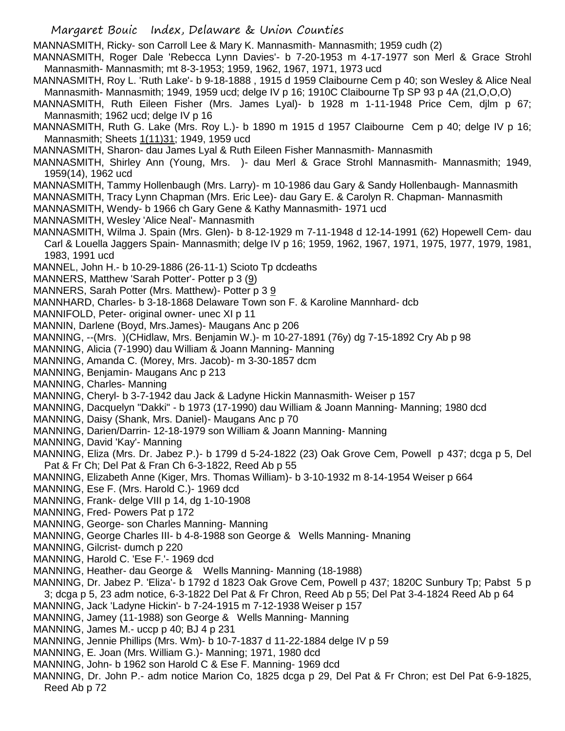MANNASMITH, Ricky- son Carroll Lee & Mary K. Mannasmith- Mannasmith; 1959 cudh (2)

MANNASMITH, Roger Dale 'Rebecca Lynn Davies'- b 7-20-1953 m 4-17-1977 son Merl & Grace Strohl Mannasmith- Mannasmith; mt 8-3-1953; 1959, 1962, 1967, 1971, 1973 ucd

MANNASMITH, Roy L. 'Ruth Lake'- b 9-18-1888 , 1915 d 1959 Claibourne Cem p 40; son Wesley & Alice Neal Mannasmith- Mannasmith; 1949, 1959 ucd; delge IV p 16; 1910C Claibourne Tp SP 93 p 4A (21,O,O,O)

MANNASMITH, Ruth Eileen Fisher (Mrs. James Lyal)- b 1928 m 1-11-1948 Price Cem, djlm p 67; Mannasmith; 1962 ucd; delge IV p 16

MANNASMITH, Ruth G. Lake (Mrs. Roy L.)- b 1890 m 1915 d 1957 Claibourne Cem p 40; delge IV p 16; Mannasmith; Sheets 1(11)31; 1949, 1959 ucd

MANNASMITH, Sharon- dau James Lyal & Ruth Eileen Fisher Mannasmith- Mannasmith

MANNASMITH, Shirley Ann (Young, Mrs. )- dau Merl & Grace Strohl Mannasmith- Mannasmith; 1949, 1959(14), 1962 ucd

MANNASMITH, Tammy Hollenbaugh (Mrs. Larry)- m 10-1986 dau Gary & Sandy Hollenbaugh- Mannasmith

MANNASMITH, Tracy Lynn Chapman (Mrs. Eric Lee)- dau Gary E. & Carolyn R. Chapman- Mannasmith

MANNASMITH, Wendy- b 1966 ch Gary Gene & Kathy Mannasmith- 1971 ucd

MANNASMITH, Wesley 'Alice Neal'- Mannasmith

MANNASMITH, Wilma J. Spain (Mrs. Glen)- b 8-12-1929 m 7-11-1948 d 12-14-1991 (62) Hopewell Cem- dau Carl & Louella Jaggers Spain- Mannasmith; delge IV p 16; 1959, 1962, 1967, 1971, 1975, 1977, 1979, 1981, 1983, 1991 ucd

MANNEL, John H.- b 10-29-1886 (26-11-1) Scioto Tp dcdeaths

MANNERS, Matthew 'Sarah Potter'- Potter p 3 (9)

MANNERS, Sarah Potter (Mrs. Matthew)- Potter p 3 9

MANNHARD, Charles- b 3-18-1868 Delaware Town son F. & Karoline Mannhard- dcb

MANNIFOLD, Peter- original owner- unec XI p 11

MANNIN, Darlene (Boyd, Mrs.James)- Maugans Anc p 206

MANNING, --(Mrs. )(CHidlaw, Mrs. Benjamin W.)- m 10-27-1891 (76y) dg 7-15-1892 Cry Ab p 98

MANNING, Alicia (7-1990) dau William & Joann Manning- Manning

MANNING, Amanda C. (Morey, Mrs. Jacob)- m 3-30-1857 dcm

MANNING, Benjamin- Maugans Anc p 213

MANNING, Charles- Manning

MANNING, Cheryl- b 3-7-1942 dau Jack & Ladyne Hickin Mannasmith- Weiser p 157

MANNING, Dacquelyn "Dakki" - b 1973 (17-1990) dau William & Joann Manning- Manning; 1980 dcd

MANNING, Daisy (Shank, Mrs. Daniel)- Maugans Anc p 70

MANNING, Darien/Darrin- 12-18-1979 son William & Joann Manning- Manning

MANNING, David 'Kay'- Manning

MANNING, Eliza (Mrs. Dr. Jabez P.)- b 1799 d 5-24-1822 (23) Oak Grove Cem, Powell p 437; dcga p 5, Del Pat & Fr Ch; Del Pat & Fran Ch 6-3-1822, Reed Ab p 55

MANNING, Elizabeth Anne (Kiger, Mrs. Thomas William)- b 3-10-1932 m 8-14-1954 Weiser p 664

MANNING, Ese F. (Mrs. Harold C.)- 1969 dcd

MANNING, Frank- delge VIII p 14, dg 1-10-1908

MANNING, Fred- Powers Pat p 172

MANNING, George- son Charles Manning- Manning

MANNING, George Charles III- b 4-8-1988 son George & Wells Manning- Mnaning

MANNING, Gilcrist- dumch p 220

MANNING, Harold C. 'Ese F.'- 1969 dcd

MANNING, Heather- dau George & Wells Manning- Manning (18-1988)

MANNING, Dr. Jabez P. 'Eliza'- b 1792 d 1823 Oak Grove Cem, Powell p 437; 1820C Sunbury Tp; Pabst 5 p 3; dcga p 5, 23 adm notice, 6-3-1822 Del Pat & Fr Chron, Reed Ab p 55; Del Pat 3-4-1824 Reed Ab p 64

MANNING, Jack 'Ladyne Hickin'- b 7-24-1915 m 7-12-1938 Weiser p 157

MANNING, Jamey (11-1988) son George & Wells Manning- Manning

MANNING, James M.- uccp p 40; BJ 4 p 231

MANNING, Jennie Phillips (Mrs. Wm)- b 10-7-1837 d 11-22-1884 delge IV p 59

MANNING, E. Joan (Mrs. William G.)- Manning; 1971, 1980 dcd

MANNING, John- b 1962 son Harold C & Ese F. Manning- 1969 dcd

MANNING, Dr. John P.- adm notice Marion Co, 1825 dcga p 29, Del Pat & Fr Chron; est Del Pat 6-9-1825, Reed Ab p 72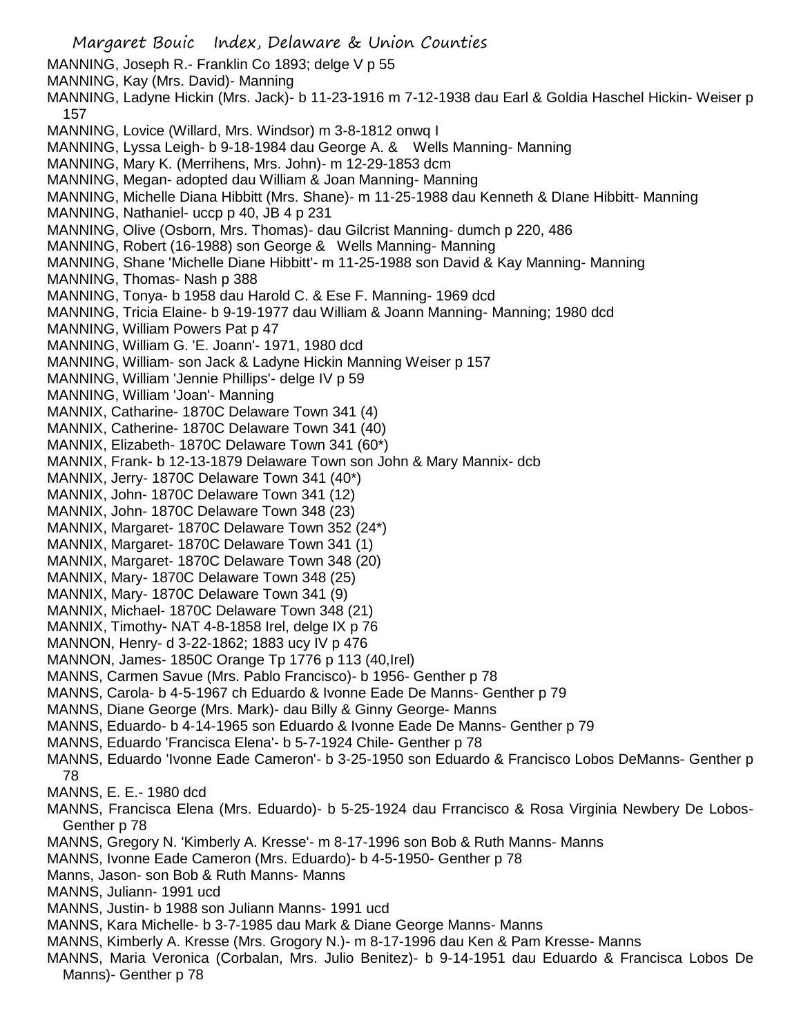MANNING, Joseph R.- Franklin Co 1893; delge V p 55
MANNING, Kay (Mrs. David)- Manning
MANNING, Ladyne Hickin (Mrs. Jack)- b 11-23-1916 m 7-12-1938 dau Earl & Goldia Haschel Hickin- Weiser p 157
MANNING, Lovice (Willard, Mrs. Windsor) m 3-8-1812 onwq I
MANNING, Lyssa Leigh- b 9-18-1984 dau George A. & Wells Manning- Manning
MANNING, Mary K. (Merrihens, Mrs. John)- m 12-29-1853 dcm
MANNING, Megan- adopted dau William & Joan Manning- Manning
MANNING, Michelle Diana Hibbitt (Mrs. Shane)- m 11-25-1988 dau Kenneth & DIane Hibbitt- Manning
MANNING, Nathaniel- uccp p 40, JB 4 p 231
MANNING, Olive (Osborn, Mrs. Thomas)- dau Gilcrist Manning- dumch p 220, 486
MANNING, Robert (16-1988) son George & Wells Manning- Manning
MANNING, Shane 'Michelle Diane Hibbitt'- m 11-25-1988 son David & Kay Manning- Manning
MANNING, Thomas- Nash p 388
MANNING, Tonya- b 1958 dau Harold C. & Ese F. Manning- 1969 dcd
MANNING, Tricia Elaine- b 9-19-1977 dau William & Joann Manning- Manning; 1980 dcd
MANNING, William Powers Pat p 47
MANNING, William G. 'E. Joann'- 1971, 1980 dcd
MANNING, William- son Jack & Ladyne Hickin Manning Weiser p 157
MANNING, William 'Jennie Phillips'- delge IV p 59
MANNING, William 'Joan'- Manning
MANNIX, Catharine- 1870C Delaware Town 341 (4)
MANNIX, Catherine- 1870C Delaware Town 341 (40)
MANNIX, Elizabeth- 1870C Delaware Town 341 (60*)
MANNIX, Frank- b 12-13-1879 Delaware Town son John & Mary Mannix- dcb
MANNIX, Jerry- 1870C Delaware Town 341 (40*)
MANNIX, John- 1870C Delaware Town 341 (12)
MANNIX, John- 1870C Delaware Town 348 (23)
MANNIX, Margaret- 1870C Delaware Town 352 (24*)
MANNIX, Margaret- 1870C Delaware Town 341 (1)
MANNIX, Margaret- 1870C Delaware Town 348 (20)
MANNIX, Mary- 1870C Delaware Town 348 (25)
MANNIX, Mary- 1870C Delaware Town 341 (9)
MANNIX, Michael- 1870C Delaware Town 348 (21)
MANNIX, Timothy- NAT 4-8-1858 Irel, delge IX p 76
MANNON, Henry- d 3-22-1862; 1883 ucy IV p 476
MANNON, James- 1850C Orange Tp 1776 p 113 (40,Irel)
MANNS, Carmen Savue (Mrs. Pablo Francisco)- b 1956- Genther p 78
MANNS, Carola- b 4-5-1967 ch Eduardo & Ivonne Eade De Manns- Genther p 79
MANNS, Diane George (Mrs. Mark)- dau Billy & Ginny George- Manns
MANNS, Eduardo- b 4-14-1965 son Eduardo & Ivonne Eade De Manns- Genther p 79
MANNS, Eduardo 'Francisca Elena'- b 5-7-1924 Chile- Genther p 78
MANNS, Eduardo 'Ivonne Eade Cameron'- b 3-25-1950 son Eduardo & Francisco Lobos DeManns- Genther p 78
MANNS, E. E.- 1980 dcd
MANNS, Francisca Elena (Mrs. Eduardo)- b 5-25-1924 dau Frrancisco & Rosa Virginia Newbery De Lobos- Genther p 78
MANNS, Gregory N. 'Kimberly A. Kresse'- m 8-17-1996 son Bob & Ruth Manns- Manns
MANNS, Ivonne Eade Cameron (Mrs. Eduardo)- b 4-5-1950- Genther p 78
Manns, Jason- son Bob & Ruth Manns- Manns
MANNS, Juliann- 1991 ucd
MANNS, Justin- b 1988 son Juliann Manns- 1991 ucd
MANNS, Kara Michelle- b 3-7-1985 dau Mark & Diane George Manns- Manns
MANNS, Kimberly A. Kresse (Mrs. Grogory N.)- m 8-17-1996 dau Ken & Pam Kresse- Manns
MANNS, Maria Veronica (Corbalan, Mrs. Julio Benitez)- b 9-14-1951 dau Eduardo & Francisca Lobos De Manns)- Genther p 78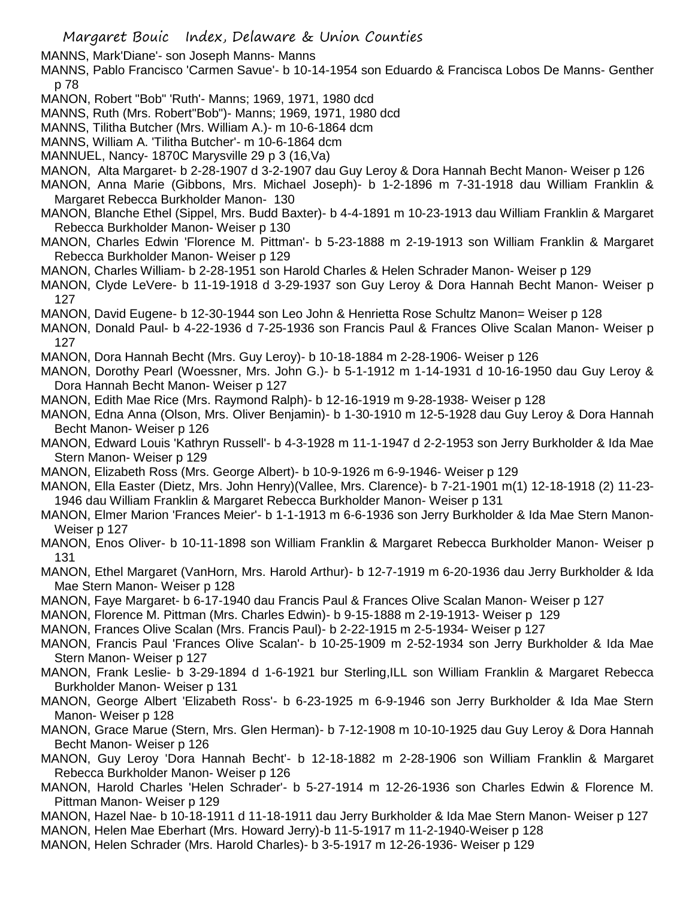MANNS, Mark'Diane'- son Joseph Manns- Manns

MANNS, Pablo Francisco 'Carmen Savue'- b 10-14-1954 son Eduardo & Francisca Lobos De Manns- Genther p 78

MANON, Robert "Bob" 'Ruth'- Manns; 1969, 1971, 1980 dcd

MANNS, Ruth (Mrs. Robert"Bob")- Manns; 1969, 1971, 1980 dcd

MANNS, Tilitha Butcher (Mrs. William A.)- m 10-6-1864 dcm

MANNS, William A. 'Tilitha Butcher'- m 10-6-1864 dcm

MANNUEL, Nancy- 1870C Marysville 29 p 3 (16,Va)

MANON, Alta Margaret- b 2-28-1907 d 3-2-1907 dau Guy Leroy & Dora Hannah Becht Manon- Weiser p 126

MANON, Anna Marie (Gibbons, Mrs. Michael Joseph)- b 1-2-1896 m 7-31-1918 dau William Franklin & Margaret Rebecca Burkholder Manon- 130

MANON, Blanche Ethel (Sippel, Mrs. Budd Baxter)- b 4-4-1891 m 10-23-1913 dau William Franklin & Margaret Rebecca Burkholder Manon- Weiser p 130

MANON, Charles Edwin 'Florence M. Pittman'- b 5-23-1888 m 2-19-1913 son William Franklin & Margaret Rebecca Burkholder Manon- Weiser p 129

MANON, Charles William- b 2-28-1951 son Harold Charles & Helen Schrader Manon- Weiser p 129

MANON, Clyde LeVere- b 11-19-1918 d 3-29-1937 son Guy Leroy & Dora Hannah Becht Manon- Weiser p 127

MANON, David Eugene- b 12-30-1944 son Leo John & Henrietta Rose Schultz Manon= Weiser p 128

MANON, Donald Paul- b 4-22-1936 d 7-25-1936 son Francis Paul & Frances Olive Scalan Manon- Weiser p 127

MANON, Dora Hannah Becht (Mrs. Guy Leroy)- b 10-18-1884 m 2-28-1906- Weiser p 126

MANON, Dorothy Pearl (Woessner, Mrs. John G.)- b 5-1-1912 m 1-14-1931 d 10-16-1950 dau Guy Leroy & Dora Hannah Becht Manon- Weiser p 127

MANON, Edith Mae Rice (Mrs. Raymond Ralph)- b 12-16-1919 m 9-28-1938- Weiser p 128

MANON, Edna Anna (Olson, Mrs. Oliver Benjamin)- b 1-30-1910 m 12-5-1928 dau Guy Leroy & Dora Hannah Becht Manon- Weiser p 126

MANON, Edward Louis 'Kathryn Russell'- b 4-3-1928 m 11-1-1947 d 2-2-1953 son Jerry Burkholder & Ida Mae Stern Manon- Weiser p 129

MANON, Elizabeth Ross (Mrs. George Albert)- b 10-9-1926 m 6-9-1946- Weiser p 129

MANON, Ella Easter (Dietz, Mrs. John Henry)(Vallee, Mrs. Clarence)- b 7-21-1901 m(1) 12-18-1918 (2) 11-23-1946 dau William Franklin & Margaret Rebecca Burkholder Manon- Weiser p 131

MANON, Elmer Marion 'Frances Meier'- b 1-1-1913 m 6-6-1936 son Jerry Burkholder & Ida Mae Stern Manon- Weiser p 127

MANON, Enos Oliver- b 10-11-1898 son William Franklin & Margaret Rebecca Burkholder Manon- Weiser p 131

MANON, Ethel Margaret (VanHorn, Mrs. Harold Arthur)- b 12-7-1919 m 6-20-1936 dau Jerry Burkholder & Ida Mae Stern Manon- Weiser p 128

MANON, Faye Margaret- b 6-17-1940 dau Francis Paul & Frances Olive Scalan Manon- Weiser p 127

MANON, Florence M. Pittman (Mrs. Charles Edwin)- b 9-15-1888 m 2-19-1913- Weiser p 129

MANON, Frances Olive Scalan (Mrs. Francis Paul)- b 2-22-1915 m 2-5-1934- Weiser p 127

MANON, Francis Paul 'Frances Olive Scalan'- b 10-25-1909 m 2-52-1934 son Jerry Burkholder & Ida Mae Stern Manon- Weiser p 127

MANON, Frank Leslie- b 3-29-1894 d 1-6-1921 bur Sterling,ILL son William Franklin & Margaret Rebecca Burkholder Manon- Weiser p 131

MANON, George Albert 'Elizabeth Ross'- b 6-23-1925 m 6-9-1946 son Jerry Burkholder & Ida Mae Stern Manon- Weiser p 128

MANON, Grace Marue (Stern, Mrs. Glen Herman)- b 7-12-1908 m 10-10-1925 dau Guy Leroy & Dora Hannah Becht Manon- Weiser p 126

MANON, Guy Leroy 'Dora Hannah Becht'- b 12-18-1882 m 2-28-1906 son William Franklin & Margaret Rebecca Burkholder Manon- Weiser p 126

MANON, Harold Charles 'Helen Schrader'- b 5-27-1914 m 12-26-1936 son Charles Edwin & Florence M. Pittman Manon- Weiser p 129

MANON, Hazel Nae- b 10-18-1911 d 11-18-1911 dau Jerry Burkholder & Ida Mae Stern Manon- Weiser p 127

MANON, Helen Mae Eberhart (Mrs. Howard Jerry)-b 11-5-1917 m 11-2-1940-Weiser p 128

MANON, Helen Schrader (Mrs. Harold Charles)- b 3-5-1917 m 12-26-1936- Weiser p 129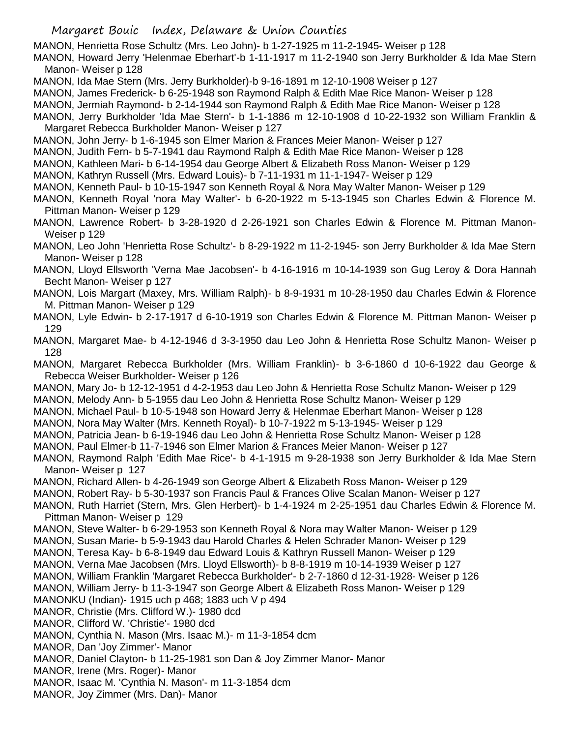MANON, Henrietta Rose Schultz (Mrs. Leo John)- b 1-27-1925 m 11-2-1945- Weiser p 128

MANON, Howard Jerry 'Helenmae Eberhart'-b 1-11-1917 m 11-2-1940 son Jerry Burkholder & Ida Mae Stern Manon- Weiser p 128

MANON, Ida Mae Stern (Mrs. Jerry Burkholder)-b 9-16-1891 m 12-10-1908 Weiser p 127

MANON, James Frederick- b 6-25-1948 son Raymond Ralph & Edith Mae Rice Manon- Weiser p 128

MANON, Jermiah Raymond- b 2-14-1944 son Raymond Ralph & Edith Mae Rice Manon- Weiser p 128

MANON, Jerry Burkholder 'Ida Mae Stern'- b 1-1-1886 m 12-10-1908 d 10-22-1932 son William Franklin & Margaret Rebecca Burkholder Manon- Weiser p 127

MANON, John Jerry- b 1-6-1945 son Elmer Marion & Frances Meier Manon- Weiser p 127

MANON, Judith Fern- b 5-7-1941 dau Raymond Ralph & Edith Mae Rice Manon- Weiser p 128

MANON, Kathleen Mari- b 6-14-1954 dau George Albert & Elizabeth Ross Manon- Weiser p 129

MANON, Kathryn Russell (Mrs. Edward Louis)- b 7-11-1931 m 11-1-1947- Weiser p 129

MANON, Kenneth Paul- b 10-15-1947 son Kenneth Royal & Nora May Walter Manon- Weiser p 129

MANON, Kenneth Royal 'nora May Walter'- b 6-20-1922 m 5-13-1945 son Charles Edwin & Florence M. Pittman Manon- Weiser p 129

MANON, Lawrence Robert- b 3-28-1920 d 2-26-1921 son Charles Edwin & Florence M. Pittman Manon- Weiser p 129

MANON, Leo John 'Henrietta Rose Schultz'- b 8-29-1922 m 11-2-1945- son Jerry Burkholder & Ida Mae Stern Manon- Weiser p 128

MANON, Lloyd Ellsworth 'Verna Mae Jacobsen'- b 4-16-1916 m 10-14-1939 son Gug Leroy & Dora Hannah Becht Manon- Weiser p 127

MANON, Lois Margart (Maxey, Mrs. William Ralph)- b 8-9-1931 m 10-28-1950 dau Charles Edwin & Florence M. Pittman Manon- Weiser p 129

MANON, Lyle Edwin- b 2-17-1917 d 6-10-1919 son Charles Edwin & Florence M. Pittman Manon- Weiser p 129

MANON, Margaret Mae- b 4-12-1946 d 3-3-1950 dau Leo John & Henrietta Rose Schultz Manon- Weiser p 128

MANON, Margaret Rebecca Burkholder (Mrs. William Franklin)- b 3-6-1860 d 10-6-1922 dau George & Rebecca Weiser Burkholder- Weiser p 126

MANON, Mary Jo- b 12-12-1951 d 4-2-1953 dau Leo John & Henrietta Rose Schultz Manon- Weiser p 129

MANON, Melody Ann- b 5-1955 dau Leo John & Henrietta Rose Schultz Manon- Weiser p 129

MANON, Michael Paul- b 10-5-1948 son Howard Jerry & Helenmae Eberhart Manon- Weiser p 128

MANON, Nora May Walter (Mrs. Kenneth Royal)- b 10-7-1922 m 5-13-1945- Weiser p 129

MANON, Patricia Jean- b 6-19-1946 dau Leo John & Henrietta Rose Schultz Manon- Weiser p 128

MANON, Paul Elmer-b 11-7-1946 son Elmer Marion & Frances Meier Manon- Weiser p 127

MANON, Raymond Ralph 'Edith Mae Rice'- b 4-1-1915 m 9-28-1938 son Jerry Burkholder & Ida Mae Stern Manon- Weiser p 127

MANON, Richard Allen- b 4-26-1949 son George Albert & Elizabeth Ross Manon- Weiser p 129

MANON, Robert Ray- b 5-30-1937 son Francis Paul & Frances Olive Scalan Manon- Weiser p 127

MANON, Ruth Harriet (Stern, Mrs. Glen Herbert)- b 1-4-1924 m 2-25-1951 dau Charles Edwin & Florence M. Pittman Manon- Weiser p 129

MANON, Steve Walter- b 6-29-1953 son Kenneth Royal & Nora may Walter Manon- Weiser p 129

MANON, Susan Marie- b 5-9-1943 dau Harold Charles & Helen Schrader Manon- Weiser p 129

MANON, Teresa Kay- b 6-8-1949 dau Edward Louis & Kathryn Russell Manon- Weiser p 129

MANON, Verna Mae Jacobsen (Mrs. Lloyd Ellsworth)- b 8-8-1919 m 10-14-1939 Weiser p 127

MANON, William Franklin 'Margaret Rebecca Burkholder'- b 2-7-1860 d 12-31-1928- Weiser p 126

MANON, William Jerry- b 11-3-1947 son George Albert & Elizabeth Ross Manon- Weiser p 129

MANONKU (Indian)- 1915 uch p 468; 1883 uch V p 494

MANOR, Christie (Mrs. Clifford W.)- 1980 dcd

MANOR, Clifford W. 'Christie'- 1980 dcd

MANON, Cynthia N. Mason (Mrs. Isaac M.)- m 11-3-1854 dcm

MANOR, Dan 'Joy Zimmer'- Manor

MANOR, Daniel Clayton- b 11-25-1981 son Dan & Joy Zimmer Manor- Manor

MANOR, Irene (Mrs. Roger)- Manor

MANOR, Isaac M. 'Cynthia N. Mason'- m 11-3-1854 dcm

MANOR, Joy Zimmer (Mrs. Dan)- Manor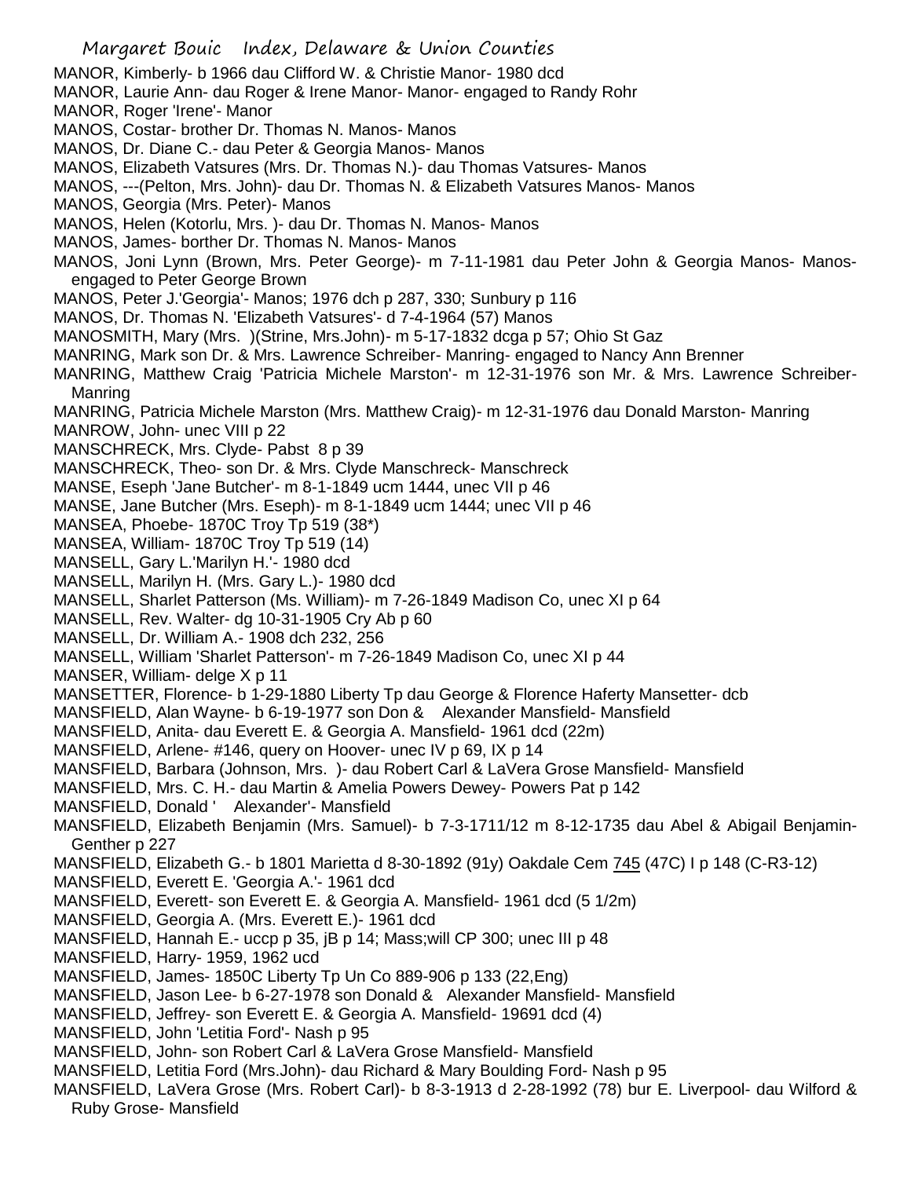MANOR, Kimberly- b 1966 dau Clifford W. & Christie Manor- 1980 dcd
MANOR, Laurie Ann- dau Roger & Irene Manor- Manor- engaged to Randy Rohr
MANOR, Roger 'Irene'- Manor
MANOS, Costar- brother Dr. Thomas N. Manos- Manos
MANOS, Dr. Diane C.- dau Peter & Georgia Manos- Manos
MANOS, Elizabeth Vatsures (Mrs. Dr. Thomas N.)- dau Thomas Vatsures- Manos
MANOS, ---(Pelton, Mrs. John)- dau Dr. Thomas N. & Elizabeth Vatsures Manos- Manos
MANOS, Georgia (Mrs. Peter)- Manos
MANOS, Helen (Kotorlu, Mrs. )- dau Dr. Thomas N. Manos- Manos
MANOS, James- borther Dr. Thomas N. Manos- Manos
MANOS, Joni Lynn (Brown, Mrs. Peter George)- m 7-11-1981 dau Peter John & Georgia Manos- Manos- engaged to Peter George Brown
MANOS, Peter J.'Georgia'- Manos; 1976 dch p 287, 330; Sunbury p 116
MANOS, Dr. Thomas N. 'Elizabeth Vatsures'- d 7-4-1964 (57) Manos
MANOSMITH, Mary (Mrs. )(Strine, Mrs.John)- m 5-17-1832 dcga p 57; Ohio St Gaz
MANRING, Mark son Dr. & Mrs. Lawrence Schreiber- Manring- engaged to Nancy Ann Brenner
MANRING, Matthew Craig 'Patricia Michele Marston'- m 12-31-1976 son Mr. & Mrs. Lawrence Schreiber- Manring
MANRING, Patricia Michele Marston (Mrs. Matthew Craig)- m 12-31-1976 dau Donald Marston- Manring
MANROW, John- unec VIII p 22
MANSCHRECK, Mrs. Clyde- Pabst 8 p 39
MANSCHRECK, Theo- son Dr. & Mrs. Clyde Manschreck- Manschreck
MANSE, Eseph 'Jane Butcher'- m 8-1-1849 ucm 1444, unec VII p 46
MANSE, Jane Butcher (Mrs. Eseph)- m 8-1-1849 ucm 1444; unec VII p 46
MANSEA, Phoebe- 1870C Troy Tp 519 (38*)
MANSEA, William- 1870C Troy Tp 519 (14)
MANSELL, Gary L.'Marilyn H.'- 1980 dcd
MANSELL, Marilyn H. (Mrs. Gary L.)- 1980 dcd
MANSELL, Sharlet Patterson (Ms. William)- m 7-26-1849 Madison Co, unec XI p 64
MANSELL, Rev. Walter- dg 10-31-1905 Cry Ab p 60
MANSELL, Dr. William A.- 1908 dch 232, 256
MANSELL, William 'Sharlet Patterson'- m 7-26-1849 Madison Co, unec XI p 44
MANSER, William- delge X p 11
MANSETTER, Florence- b 1-29-1880 Liberty Tp dau George & Florence Haferty Mansetter- dcb
MANSFIELD, Alan Wayne- b 6-19-1977 son Don & Alexander Mansfield- Mansfield
MANSFIELD, Anita- dau Everett E. & Georgia A. Mansfield- 1961 dcd (22m)
MANSFIELD, Arlene- #146, query on Hoover- unec IV p 69, IX p 14
MANSFIELD, Barbara (Johnson, Mrs. )- dau Robert Carl & LaVera Grose Mansfield- Mansfield
MANSFIELD, Mrs. C. H.- dau Martin & Amelia Powers Dewey- Powers Pat p 142
MANSFIELD, Donald ' Alexander'- Mansfield
MANSFIELD, Elizabeth Benjamin (Mrs. Samuel)- b 7-3-1711/12 m 8-12-1735 dau Abel & Abigail Benjamin- Genther p 227
MANSFIELD, Elizabeth G.- b 1801 Marietta d 8-30-1892 (91y) Oakdale Cem 745 (47C) I p 148 (C-R3-12)
MANSFIELD, Everett E. 'Georgia A.'- 1961 dcd
MANSFIELD, Everett- son Everett E. & Georgia A. Mansfield- 1961 dcd (5 1/2m)
MANSFIELD, Georgia A. (Mrs. Everett E.)- 1961 dcd
MANSFIELD, Hannah E.- uccp p 35, jB p 14; Mass;will CP 300; unec III p 48
MANSFIELD, Harry- 1959, 1962 ucd
MANSFIELD, James- 1850C Liberty Tp Un Co 889-906 p 133 (22,Eng)
MANSFIELD, Jason Lee- b 6-27-1978 son Donald & Alexander Mansfield- Mansfield
MANSFIELD, Jeffrey- son Everett E. & Georgia A. Mansfield- 19691 dcd (4)
MANSFIELD, John 'Letitia Ford'- Nash p 95
MANSFIELD, John- son Robert Carl & LaVera Grose Mansfield- Mansfield
MANSFIELD, Letitia Ford (Mrs.John)- dau Richard & Mary Boulding Ford- Nash p 95
MANSFIELD, LaVera Grose (Mrs. Robert Carl)- b 8-3-1913 d 2-28-1992 (78) bur E. Liverpool- dau Wilford & Ruby Grose- Mansfield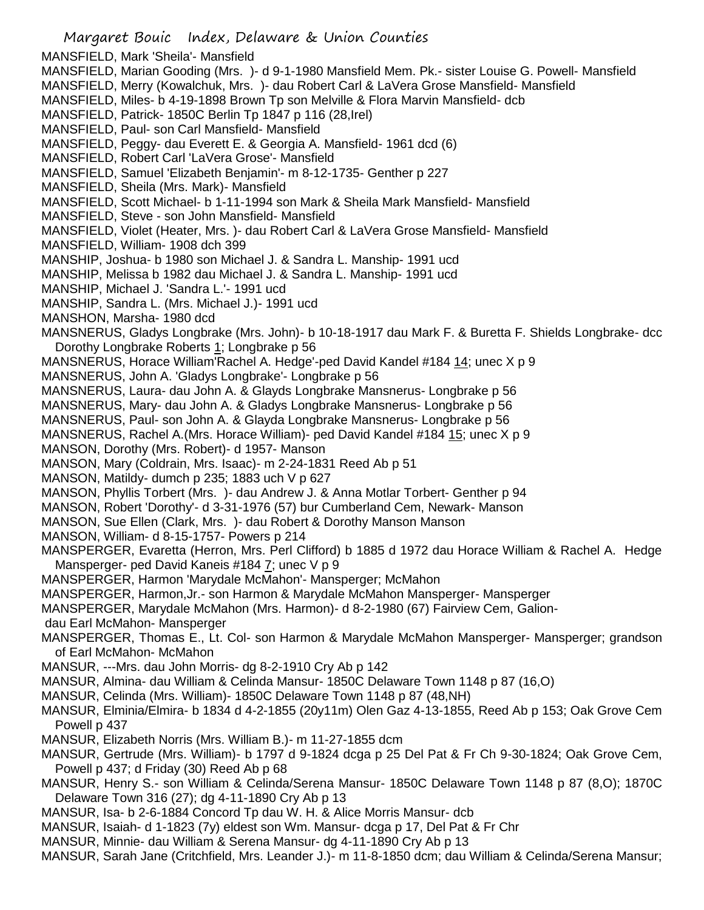MANSFIELD, Mark 'Sheila'- Mansfield
MANSFIELD, Marian Gooding (Mrs. )- d 9-1-1980 Mansfield Mem. Pk.- sister Louise G. Powell- Mansfield
MANSFIELD, Merry (Kowalchuk, Mrs. )- dau Robert Carl & LaVera Grose Mansfield- Mansfield
MANSFIELD, Miles- b 4-19-1898 Brown Tp son Melville & Flora Marvin Mansfield- dcb
MANSFIELD, Patrick- 1850C Berlin Tp 1847 p 116 (28,Irel)
MANSFIELD, Paul- son Carl Mansfield- Mansfield
MANSFIELD, Peggy- dau Everett E. & Georgia A. Mansfield- 1961 dcd (6)
MANSFIELD, Robert Carl 'LaVera Grose'- Mansfield
MANSFIELD, Samuel 'Elizabeth Benjamin'- m 8-12-1735- Genther p 227
MANSFIELD, Sheila (Mrs. Mark)- Mansfield
MANSFIELD, Scott Michael- b 1-11-1994 son Mark & Sheila Mark Mansfield- Mansfield
MANSFIELD, Steve - son John Mansfield- Mansfield
MANSFIELD, Violet (Heater, Mrs. )- dau Robert Carl & LaVera Grose Mansfield- Mansfield
MANSFIELD, William- 1908 dch 399
MANSHIP, Joshua- b 1980 son Michael J. & Sandra L. Manship- 1991 ucd
MANSHIP, Melissa b 1982 dau Michael J. & Sandra L. Manship- 1991 ucd
MANSHIP, Michael J. 'Sandra L.'- 1991 ucd
MANSHIP, Sandra L. (Mrs. Michael J.)- 1991 ucd
MANSHON, Marsha- 1980 dcd
MANSNERUS, Gladys Longbrake (Mrs. John)- b 10-18-1917 dau Mark F. & Buretta F. Shields Longbrake- dcc Dorothy Longbrake Roberts 1; Longbrake p 56
MANSNERUS, Horace William'Rachel A. Hedge'-ped David Kandel #184 14; unec X p 9
MANSNERUS, John A. 'Gladys Longbrake'- Longbrake p 56
MANSNERUS, Laura- dau John A. & Glayds Longbrake Mansnerus- Longbrake p 56
MANSNERUS, Mary- dau John A. & Gladys Longbrake Mansnerus- Longbrake p 56
MANSNERUS, Paul- son John A. & Glayda Longbrake Mansnerus- Longbrake p 56
MANSNERUS, Rachel A.(Mrs. Horace William)- ped David Kandel #184 15; unec X p 9
MANSON, Dorothy (Mrs. Robert)- d 1957- Manson
MANSON, Mary (Coldrain, Mrs. Isaac)- m 2-24-1831 Reed Ab p 51
MANSON, Matildy- dumch p 235; 1883 uch V p 627
MANSON, Phyllis Torbert (Mrs. )- dau Andrew J. & Anna Motlar Torbert- Genther p 94
MANSON, Robert 'Dorothy'- d 3-31-1976 (57) bur Cumberland Cem, Newark- Manson
MANSON, Sue Ellen (Clark, Mrs. )- dau Robert & Dorothy Manson Manson
MANSON, William- d 8-15-1757- Powers p 214
MANSPERGER, Evaretta (Herron, Mrs. Perl Clifford) b 1885 d 1972 dau Horace William & Rachel A. Hedge Mansperger- ped David Kaneis #184 7; unec V p 9
MANSPERGER, Harmon 'Marydale McMahon'- Mansperger; McMahon
MANSPERGER, Harmon,Jr.- son Harmon & Marydale McMahon Mansperger- Mansperger
MANSPERGER, Marydale McMahon (Mrs. Harmon)- d 8-2-1980 (67) Fairview Cem, Galion- dau Earl McMahon- Mansperger
MANSPERGER, Thomas E., Lt. Col- son Harmon & Marydale McMahon Mansperger- Mansperger; grandson of Earl McMahon- McMahon
MANSUR, ---Mrs. dau John Morris- dg 8-2-1910 Cry Ab p 142
MANSUR, Almina- dau William & Celinda Mansur- 1850C Delaware Town 1148 p 87 (16,O)
MANSUR, Celinda (Mrs. William)- 1850C Delaware Town 1148 p 87 (48,NH)
MANSUR, Elminia/Elmira- b 1834 d 4-2-1855 (20y11m) Olen Gaz 4-13-1855, Reed Ab p 153; Oak Grove Cem Powell p 437
MANSUR, Elizabeth Norris (Mrs. William B.)- m 11-27-1855 dcm
MANSUR, Gertrude (Mrs. William)- b 1797 d 9-1824 dcga p 25 Del Pat & Fr Ch 9-30-1824; Oak Grove Cem, Powell p 437; d Friday (30) Reed Ab p 68
MANSUR, Henry S.- son William & Celinda/Serena Mansur- 1850C Delaware Town 1148 p 87 (8,O); 1870C Delaware Town 316 (27); dg 4-11-1890 Cry Ab p 13
MANSUR, Isa- b 2-6-1884 Concord Tp dau W. H. & Alice Morris Mansur- dcb
MANSUR, Isaiah- d 1-1823 (7y) eldest son Wm. Mansur- dcga p 17, Del Pat & Fr Chr
MANSUR, Minnie- dau William & Serena Mansur- dg 4-11-1890 Cry Ab p 13
MANSUR, Sarah Jane (Critchfield, Mrs. Leander J.)- m 11-8-1850 dcm; dau William & Celinda/Serena Mansur;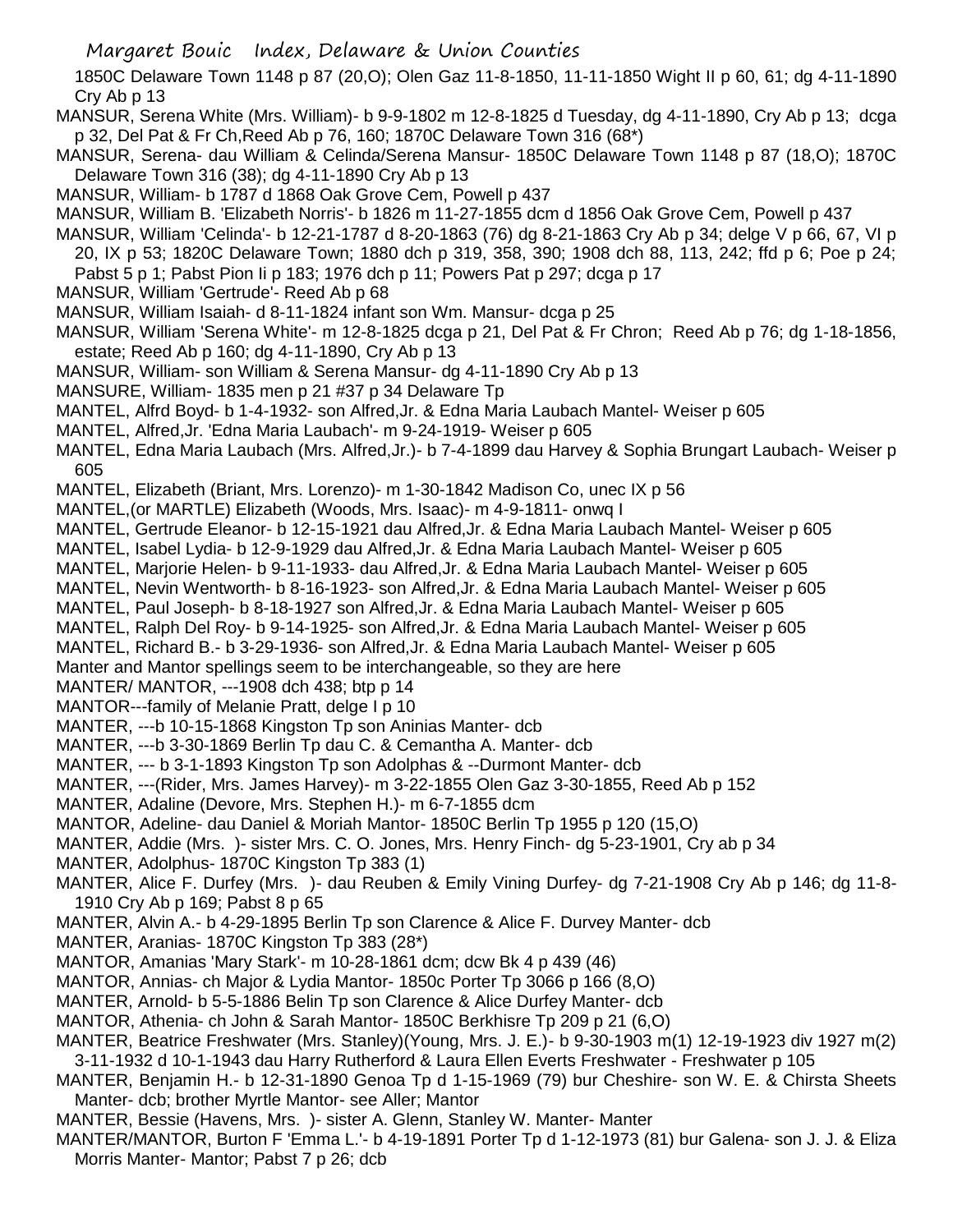1850C Delaware Town 1148 p 87 (20,O); Olen Gaz 11-8-1850, 11-11-1850 Wight II p 60, 61; dg 4-11-1890 Cry Ab p 13

MANSUR, Serena White (Mrs. William)- b 9-9-1802 m 12-8-1825 d Tuesday, dg 4-11-1890, Cry Ab p 13; dcga p 32, Del Pat & Fr Ch,Reed Ab p 76, 160; 1870C Delaware Town 316 (68*)

MANSUR, Serena- dau William & Celinda/Serena Mansur- 1850C Delaware Town 1148 p 87 (18,O); 1870C Delaware Town 316 (38); dg 4-11-1890 Cry Ab p 13

MANSUR, William- b 1787 d 1868 Oak Grove Cem, Powell p 437

MANSUR, William B. 'Elizabeth Norris'- b 1826 m 11-27-1855 dcm d 1856 Oak Grove Cem, Powell p 437

MANSUR, William 'Celinda'- b 12-21-1787 d 8-20-1863 (76) dg 8-21-1863 Cry Ab p 34; delge V p 66, 67, VI p 20, IX p 53; 1820C Delaware Town; 1880 dch p 319, 358, 390; 1908 dch 88, 113, 242; ffd p 6; Poe p 24; Pabst 5 p 1; Pabst Pion Ii p 183; 1976 dch p 11; Powers Pat p 297; dcga p 17

MANSUR, William 'Gertrude'- Reed Ab p 68

MANSUR, William Isaiah- d 8-11-1824 infant son Wm. Mansur- dcga p 25

MANSUR, William 'Serena White'- m 12-8-1825 dcga p 21, Del Pat & Fr Chron; Reed Ab p 76; dg 1-18-1856, estate; Reed Ab p 160; dg 4-11-1890, Cry Ab p 13

MANSUR, William- son William & Serena Mansur- dg 4-11-1890 Cry Ab p 13

MANSURE, William- 1835 men p 21 #37 p 34 Delaware Tp

MANTEL, Alfrd Boyd- b 1-4-1932- son Alfred,Jr. & Edna Maria Laubach Mantel- Weiser p 605

MANTEL, Alfred,Jr. 'Edna Maria Laubach'- m 9-24-1919- Weiser p 605

MANTEL, Edna Maria Laubach (Mrs. Alfred,Jr.)- b 7-4-1899 dau Harvey & Sophia Brungart Laubach- Weiser p 605

MANTEL, Elizabeth (Briant, Mrs. Lorenzo)- m 1-30-1842 Madison Co, unec IX p 56

MANTEL,(or MARTLE) Elizabeth (Woods, Mrs. Isaac)- m 4-9-1811- onwq I

MANTEL, Gertrude Eleanor- b 12-15-1921 dau Alfred,Jr. & Edna Maria Laubach Mantel- Weiser p 605

MANTEL, Isabel Lydia- b 12-9-1929 dau Alfred,Jr. & Edna Maria Laubach Mantel- Weiser p 605

MANTEL, Marjorie Helen- b 9-11-1933- dau Alfred,Jr. & Edna Maria Laubach Mantel- Weiser p 605

MANTEL, Nevin Wentworth- b 8-16-1923- son Alfred,Jr. & Edna Maria Laubach Mantel- Weiser p 605

MANTEL, Paul Joseph- b 8-18-1927 son Alfred,Jr. & Edna Maria Laubach Mantel- Weiser p 605

MANTEL, Ralph Del Roy- b 9-14-1925- son Alfred,Jr. & Edna Maria Laubach Mantel- Weiser p 605

MANTEL, Richard B.- b 3-29-1936- son Alfred,Jr. & Edna Maria Laubach Mantel- Weiser p 605

Manter and Mantor spellings seem to be interchangeable, so they are here

MANTER/ MANTOR, ---1908 dch 438; btp p 14

MANTOR---family of Melanie Pratt, delge I p 10

MANTER, ---b 10-15-1868 Kingston Tp son Aninias Manter- dcb

MANTER, ---b 3-30-1869 Berlin Tp dau C. & Cemantha A. Manter- dcb

MANTER, --- b 3-1-1893 Kingston Tp son Adolphas & --Durmont Manter- dcb

MANTER, ---(Rider, Mrs. James Harvey)- m 3-22-1855 Olen Gaz 3-30-1855, Reed Ab p 152

MANTER, Adaline (Devore, Mrs. Stephen H.)- m 6-7-1855 dcm

MANTOR, Adeline- dau Daniel & Moriah Mantor- 1850C Berlin Tp 1955 p 120 (15,O)

MANTER, Addie (Mrs. )- sister Mrs. C. O. Jones, Mrs. Henry Finch- dg 5-23-1901, Cry ab p 34

MANTER, Adolphus- 1870C Kingston Tp 383 (1)

MANTER, Alice F. Durfey (Mrs. )- dau Reuben & Emily Vining Durfey- dg 7-21-1908 Cry Ab p 146; dg 11-8-1910 Cry Ab p 169; Pabst 8 p 65

MANTER, Alvin A.- b 4-29-1895 Berlin Tp son Clarence & Alice F. Durvey Manter- dcb

MANTER, Aranias- 1870C Kingston Tp 383 (28*)

MANTOR, Amanias 'Mary Stark'- m 10-28-1861 dcm; dcw Bk 4 p 439 (46)

MANTOR, Annias- ch Major & Lydia Mantor- 1850c Porter Tp 3066 p 166 (8,O)

MANTER, Arnold- b 5-5-1886 Belin Tp son Clarence & Alice Durfey Manter- dcb

MANTOR, Athenia- ch John & Sarah Mantor- 1850C Berkhisre Tp 209 p 21 (6,O)

MANTER, Beatrice Freshwater (Mrs. Stanley)(Young, Mrs. J. E.)- b 9-30-1903 m(1) 12-19-1923 div 1927 m(2) 3-11-1932 d 10-1-1943 dau Harry Rutherford & Laura Ellen Everts Freshwater - Freshwater p 105

MANTER, Benjamin H.- b 12-31-1890 Genoa Tp d 1-15-1969 (79) bur Cheshire- son W. E. & Chirsta Sheets Manter- dcb; brother Myrtle Mantor- see Aller; Mantor

MANTER, Bessie (Havens, Mrs. )- sister A. Glenn, Stanley W. Manter- Manter

MANTER/MANTOR, Burton F 'Emma L.'- b 4-19-1891 Porter Tp d 1-12-1973 (81) bur Galena- son J. J. & Eliza Morris Manter- Mantor; Pabst 7 p 26; dcb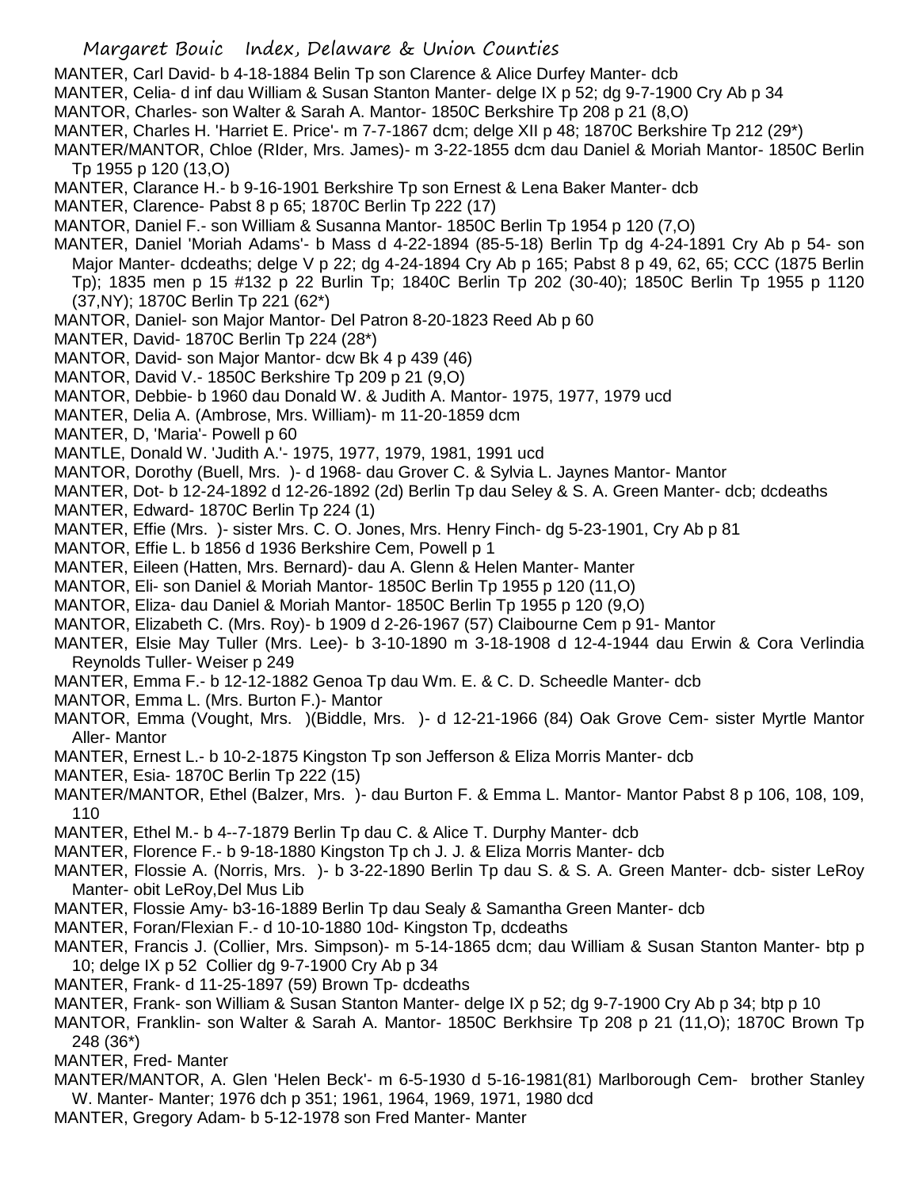MANTER, Carl David- b 4-18-1884 Belin Tp son Clarence & Alice Durfey Manter- dcb

MANTER, Celia- d inf dau William & Susan Stanton Manter- delge IX p 52; dg 9-7-1900 Cry Ab p 34

MANTOR, Charles- son Walter & Sarah A. Mantor- 1850C Berkshire Tp 208 p 21 (8,O)

MANTER, Charles H. 'Harriet E. Price'- m 7-7-1867 dcm; delge XII p 48; 1870C Berkshire Tp 212 (29*)

MANTER/MANTOR, Chloe (RIder, Mrs. James)- m 3-22-1855 dcm dau Daniel & Moriah Mantor- 1850C Berlin Tp 1955 p 120 (13,O)

MANTER, Clarance H.- b 9-16-1901 Berkshire Tp son Ernest & Lena Baker Manter- dcb

MANTER, Clarence- Pabst 8 p 65; 1870C Berlin Tp 222 (17)

MANTOR, Daniel F.- son William & Susanna Mantor- 1850C Berlin Tp 1954 p 120 (7,O)

MANTER, Daniel 'Moriah Adams'- b Mass d 4-22-1894 (85-5-18) Berlin Tp dg 4-24-1891 Cry Ab p 54- son Major Manter- dcdeaths; delge V p 22; dg 4-24-1894 Cry Ab p 165; Pabst 8 p 49, 62, 65; CCC (1875 Berlin Tp); 1835 men p 15 #132 p 22 Burlin Tp; 1840C Berlin Tp 202 (30-40); 1850C Berlin Tp 1955 p 1120 (37,NY); 1870C Berlin Tp 221 (62*)

MANTOR, Daniel- son Major Mantor- Del Patron 8-20-1823 Reed Ab p 60

MANTOR, David- 1870C Berlin Tp 224 (28*)

MANTOR, David- son Major Mantor- dcw Bk 4 p 439 (46)

MANTOR, David V.- 1850C Berkshire Tp 209 p 21 (9,O)

MANTOR, Debbie- b 1960 dau Donald W. & Judith A. Mantor- 1975, 1977, 1979 ucd

MANTER, Delia A. (Ambrose, Mrs. William)- m 11-20-1859 dcm

MANTER, D, 'Maria'- Powell p 60

MANTLE, Donald W. 'Judith A.'- 1975, 1977, 1979, 1981, 1991 ucd

MANTOR, Dorothy (Buell, Mrs. )- d 1968- dau Grover C. & Sylvia L. Jaynes Mantor- Mantor

MANTER, Dot- b 12-24-1892 d 12-26-1892 (2d) Berlin Tp dau Seley & S. A. Green Manter- dcb; dcdeaths

MANTER, Edward- 1870C Berlin Tp 224 (1)

MANTER, Effie (Mrs. )- sister Mrs. C. O. Jones, Mrs. Henry Finch- dg 5-23-1901, Cry Ab p 81

MANTOR, Effie L. b 1856 d 1936 Berkshire Cem, Powell p 1

MANTER, Eileen (Hatten, Mrs. Bernard)- dau A. Glenn & Helen Manter- Manter

MANTOR, Eli- son Daniel & Moriah Mantor- 1850C Berlin Tp 1955 p 120 (11,O)

MANTOR, Eliza- dau Daniel & Moriah Mantor- 1850C Berlin Tp 1955 p 120 (9,O)

MANTOR, Elizabeth C. (Mrs. Roy)- b 1909 d 2-26-1967 (57) Claibourne Cem p 91- Mantor

MANTER, Elsie May Tuller (Mrs. Lee)- b 3-10-1890 m 3-18-1908 d 12-4-1944 dau Erwin & Cora Verlindia Reynolds Tuller- Weiser p 249

MANTER, Emma F.- b 12-12-1882 Genoa Tp dau Wm. E. & C. D. Scheedle Manter- dcb

MANTOR, Emma L. (Mrs. Burton F.)- Mantor

MANTOR, Emma (Vought, Mrs. )(Biddle, Mrs. )- d 12-21-1966 (84) Oak Grove Cem- sister Myrtle Mantor Aller- Mantor

MANTER, Ernest L.- b 10-2-1875 Kingston Tp son Jefferson & Eliza Morris Manter- dcb

MANTER, Esia- 1870C Berlin Tp 222 (15)

MANTER/MANTOR, Ethel (Balzer, Mrs. )- dau Burton F. & Emma L. Mantor- Mantor Pabst 8 p 106, 108, 109, 110

MANTER, Ethel M.- b 4--7-1879 Berlin Tp dau C. & Alice T. Durphy Manter- dcb

MANTER, Florence F.- b 9-18-1880 Kingston Tp ch J. J. & Eliza Morris Manter- dcb

MANTER, Flossie A. (Norris, Mrs. )- b 3-22-1890 Berlin Tp dau S. & S. A. Green Manter- dcb- sister LeRoy Manter- obit LeRoy,Del Mus Lib

MANTER, Flossie Amy- b3-16-1889 Berlin Tp dau Sealy & Samantha Green Manter- dcb

MANTER, Foran/Flexian F.- d 10-10-1880 10d- Kingston Tp, dcdeaths

MANTER, Francis J. (Collier, Mrs. Simpson)- m 5-14-1865 dcm; dau William & Susan Stanton Manter- btp p 10; delge IX p 52 Collier dg 9-7-1900 Cry Ab p 34

MANTER, Frank- d 11-25-1897 (59) Brown Tp- dcdeaths

MANTER, Frank- son William & Susan Stanton Manter- delge IX p 52; dg 9-7-1900 Cry Ab p 34; btp p 10

MANTOR, Franklin- son Walter & Sarah A. Mantor- 1850C Berkhsire Tp 208 p 21 (11,O); 1870C Brown Tp 248 (36*)

MANTER, Fred- Manter

MANTER/MANTOR, A. Glen 'Helen Beck'- m 6-5-1930 d 5-16-1981(81) Marlborough Cem- brother Stanley W. Manter- Manter; 1976 dch p 351; 1961, 1964, 1969, 1971, 1980 dcd

MANTER, Gregory Adam- b 5-12-1978 son Fred Manter- Manter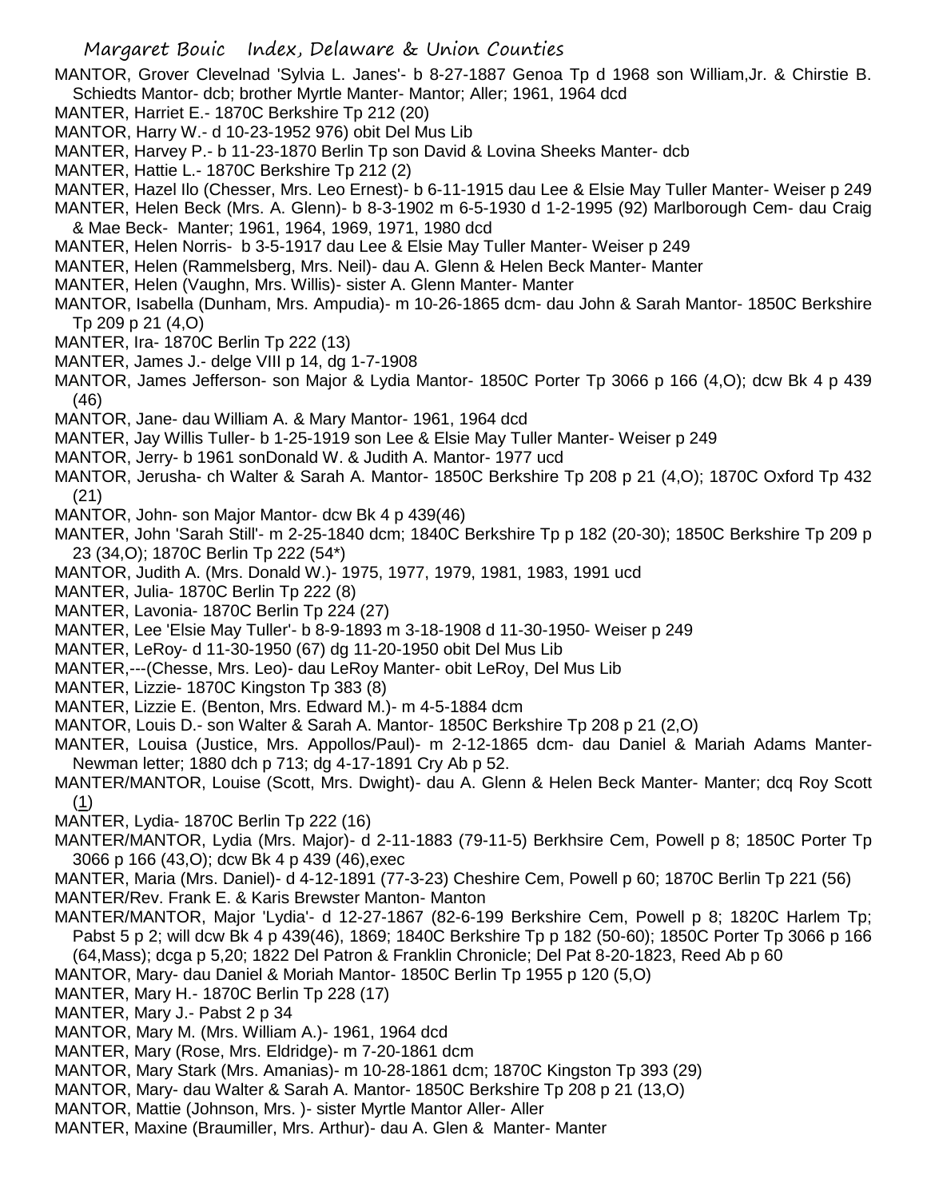MANTOR, Grover Clevelnad 'Sylvia L. Janes'- b 8-27-1887 Genoa Tp d 1968 son William,Jr. & Chirstie B. Schiedts Mantor- dcb; brother Myrtle Manter- Mantor; Aller; 1961, 1964 dcd

MANTER, Harriet E.- 1870C Berkshire Tp 212 (20)

MANTOR, Harry W.- d 10-23-1952 976) obit Del Mus Lib

MANTER, Harvey P.- b 11-23-1870 Berlin Tp son David & Lovina Sheeks Manter- dcb

MANTER, Hattie L.- 1870C Berkshire Tp 212 (2)

MANTER, Hazel Ilo (Chesser, Mrs. Leo Ernest)- b 6-11-1915 dau Lee & Elsie May Tuller Manter- Weiser p 249

MANTER, Helen Beck (Mrs. A. Glenn)- b 8-3-1902 m 6-5-1930 d 1-2-1995 (92) Marlborough Cem- dau Craig & Mae Beck- Manter; 1961, 1964, 1969, 1971, 1980 dcd

MANTER, Helen Norris- b 3-5-1917 dau Lee & Elsie May Tuller Manter- Weiser p 249

MANTER, Helen (Rammelsberg, Mrs. Neil)- dau A. Glenn & Helen Beck Manter- Manter

MANTER, Helen (Vaughn, Mrs. Willis)- sister A. Glenn Manter- Manter

MANTOR, Isabella (Dunham, Mrs. Ampudia)- m 10-26-1865 dcm- dau John & Sarah Mantor- 1850C Berkshire Tp 209 p 21 (4,O)

MANTER, Ira- 1870C Berlin Tp 222 (13)

MANTER, James J.- delge VIII p 14, dg 1-7-1908

MANTOR, James Jefferson- son Major & Lydia Mantor- 1850C Porter Tp 3066 p 166 (4,O); dcw Bk 4 p 439 (46)

MANTOR, Jane- dau William A. & Mary Mantor- 1961, 1964 dcd

MANTER, Jay Willis Tuller- b 1-25-1919 son Lee & Elsie May Tuller Manter- Weiser p 249

MANTOR, Jerry- b 1961 sonDonald W. & Judith A. Mantor- 1977 ucd

MANTOR, Jerusha- ch Walter & Sarah A. Mantor- 1850C Berkshire Tp 208 p 21 (4,O); 1870C Oxford Tp 432 (21)

MANTOR, John- son Major Mantor- dcw Bk 4 p 439(46)

MANTER, John 'Sarah Still'- m 2-25-1840 dcm; 1840C Berkshire Tp p 182 (20-30); 1850C Berkshire Tp 209 p 23 (34,O); 1870C Berlin Tp 222 (54*)

MANTOR, Judith A. (Mrs. Donald W.)- 1975, 1977, 1979, 1981, 1983, 1991 ucd

MANTER, Julia- 1870C Berlin Tp 222 (8)

MANTER, Lavonia- 1870C Berlin Tp 224 (27)

MANTER, Lee 'Elsie May Tuller'- b 8-9-1893 m 3-18-1908 d 11-30-1950- Weiser p 249

MANTER, LeRoy- d 11-30-1950 (67) dg 11-20-1950 obit Del Mus Lib

MANTER,---(Chesse, Mrs. Leo)- dau LeRoy Manter- obit LeRoy, Del Mus Lib

MANTER, Lizzie- 1870C Kingston Tp 383 (8)

MANTER, Lizzie E. (Benton, Mrs. Edward M.)- m 4-5-1884 dcm

MANTOR, Louis D.- son Walter & Sarah A. Mantor- 1850C Berkshire Tp 208 p 21 (2,O)

MANTER, Louisa (Justice, Mrs. Appollos/Paul)- m 2-12-1865 dcm- dau Daniel & Mariah Adams Manter- Newman letter; 1880 dch p 713; dg 4-17-1891 Cry Ab p 52.

MANTER/MANTOR, Louise (Scott, Mrs. Dwight)- dau A. Glenn & Helen Beck Manter- Manter; dcq Roy Scott (1)

MANTER, Lydia- 1870C Berlin Tp 222 (16)

MANTER/MANTOR, Lydia (Mrs. Major)- d 2-11-1883 (79-11-5) Berkhsire Cem, Powell p 8; 1850C Porter Tp 3066 p 166 (43,O); dcw Bk 4 p 439 (46),exec

MANTER, Maria (Mrs. Daniel)- d 4-12-1891 (77-3-23) Cheshire Cem, Powell p 60; 1870C Berlin Tp 221 (56)

MANTER/Rev. Frank E. & Karis Brewster Manton- Manton

MANTER/MANTOR, Major 'Lydia'- d 12-27-1867 (82-6-199 Berkshire Cem, Powell p 8; 1820C Harlem Tp; Pabst 5 p 2; will dcw Bk 4 p 439(46), 1869; 1840C Berkshire Tp p 182 (50-60); 1850C Porter Tp 3066 p 166 (64,Mass); dcga p 5,20; 1822 Del Patron & Franklin Chronicle; Del Pat 8-20-1823, Reed Ab p 60

MANTOR, Mary- dau Daniel & Moriah Mantor- 1850C Berlin Tp 1955 p 120 (5,O)

MANTER, Mary H.- 1870C Berlin Tp 228 (17)

MANTER, Mary J.- Pabst 2 p 34

MANTOR, Mary M. (Mrs. William A.)- 1961, 1964 dcd

MANTER, Mary (Rose, Mrs. Eldridge)- m 7-20-1861 dcm

MANTOR, Mary Stark (Mrs. Amanias)- m 10-28-1861 dcm; 1870C Kingston Tp 393 (29)

MANTOR, Mary- dau Walter & Sarah A. Mantor- 1850C Berkshire Tp 208 p 21 (13,O)

MANTOR, Mattie (Johnson, Mrs. )- sister Myrtle Mantor Aller- Aller

MANTER, Maxine (Braumiller, Mrs. Arthur)- dau A. Glen & Manter- Manter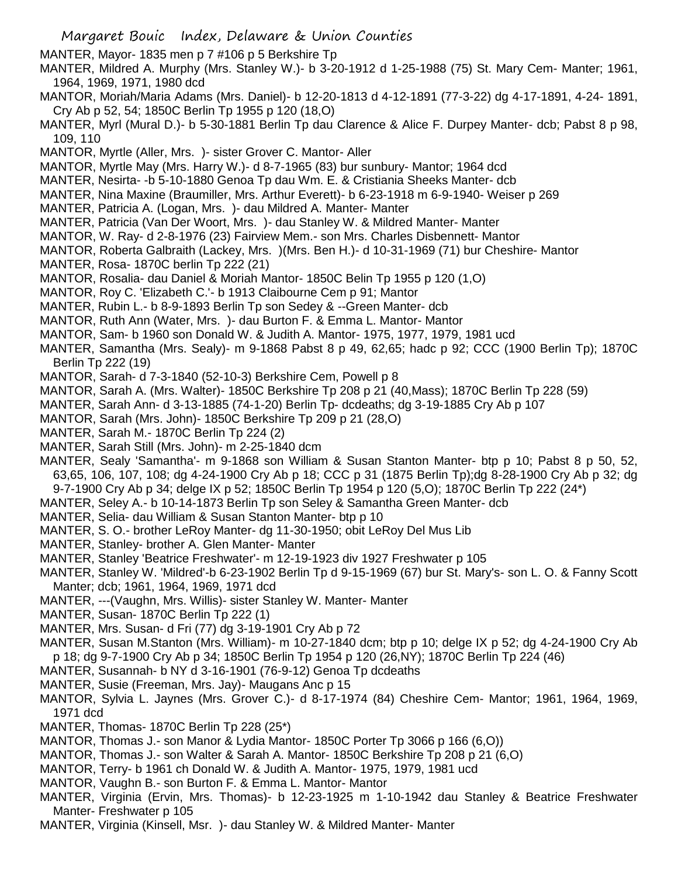MANTER, Mayor- 1835 men p 7 #106 p 5 Berkshire Tp

MANTER, Mildred A. Murphy (Mrs. Stanley W.)- b 3-20-1912 d 1-25-1988 (75) St. Mary Cem- Manter; 1961, 1964, 1969, 1971, 1980 dcd

MANTOR, Moriah/Maria Adams (Mrs. Daniel)- b 12-20-1813 d 4-12-1891 (77-3-22) dg 4-17-1891, 4-24- 1891, Cry Ab p 52, 54; 1850C Berlin Tp 1955 p 120 (18,O)

MANTER, Myrl (Mural D.)- b 5-30-1881 Berlin Tp dau Clarence & Alice F. Durpey Manter- dcb; Pabst 8 p 98, 109, 110

MANTOR, Myrtle (Aller, Mrs. )- sister Grover C. Mantor- Aller

MANTOR, Myrtle May (Mrs. Harry W.)- d 8-7-1965 (83) bur sunbury- Mantor; 1964 dcd

MANTER, Nesirta- -b 5-10-1880 Genoa Tp dau Wm. E. & Cristiania Sheeks Manter- dcb

MANTER, Nina Maxine (Braumiller, Mrs. Arthur Everett)- b 6-23-1918 m 6-9-1940- Weiser p 269

MANTER, Patricia A. (Logan, Mrs. )- dau Mildred A. Manter- Manter

MANTER, Patricia (Van Der Woort, Mrs. )- dau Stanley W. & Mildred Manter- Manter

MANTOR, W. Ray- d 2-8-1976 (23) Fairview Mem.- son Mrs. Charles Disbennett- Mantor

MANTOR, Roberta Galbraith (Lackey, Mrs. )(Mrs. Ben H.)- d 10-31-1969 (71) bur Cheshire- Mantor

MANTER, Rosa- 1870C berlin Tp 222 (21)

MANTOR, Rosalia- dau Daniel & Moriah Mantor- 1850C Belin Tp 1955 p 120 (1,O)

MANTOR, Roy C. 'Elizabeth C.'- b 1913 Claibourne Cem p 91; Mantor

MANTER, Rubin L.- b 8-9-1893 Berlin Tp son Sedey & --Green Manter- dcb

MANTOR, Ruth Ann (Water, Mrs. )- dau Burton F. & Emma L. Mantor- Mantor

MANTOR, Sam- b 1960 son Donald W. & Judith A. Mantor- 1975, 1977, 1979, 1981 ucd

MANTER, Samantha (Mrs. Sealy)- m 9-1868 Pabst 8 p 49, 62,65; hadc p 92; CCC (1900 Berlin Tp); 1870C Berlin Tp 222 (19)

MANTOR, Sarah- d 7-3-1840 (52-10-3) Berkshire Cem, Powell p 8

MANTOR, Sarah A. (Mrs. Walter)- 1850C Berkshire Tp 208 p 21 (40,Mass); 1870C Berlin Tp 228 (59)

MANTER, Sarah Ann- d 3-13-1885 (74-1-20) Berlin Tp- dcdeaths; dg 3-19-1885 Cry Ab p 107

MANTOR, Sarah (Mrs. John)- 1850C Berkshire Tp 209 p 21 (28,O)

MANTER, Sarah M.- 1870C Berlin Tp 224 (2)

MANTOR, Sarah Still (Mrs. John)- m 2-25-1840 dcm

MANTER, Sealy 'Samantha'- m 9-1868 son William & Susan Stanton Manter- btp p 10; Pabst 8 p 50, 52, 63,65, 106, 107, 108; dg 4-24-1900 Cry Ab p 18; CCC p 31 (1875 Berlin Tp);dg 8-28-1900 Cry Ab p 32; dg 9-7-1900 Cry Ab p 34; delge IX p 52; 1850C Berlin Tp 1954 p 120 (5,O); 1870C Berlin Tp 222 (24*)

MANTER, Seley A.- b 10-14-1873 Berlin Tp son Seley & Samantha Green Manter- dcb

MANTER, Selia- dau William & Susan Stanton Manter- btp p 10

MANTER, S. O.- brother LeRoy Manter- dg 11-30-1950; obit LeRoy Del Mus Lib

MANTER, Stanley- brother A. Glen Manter- Manter

MANTER, Stanley 'Beatrice Freshwater'- m 12-19-1923 div 1927 Freshwater p 105

MANTER, Stanley W. 'Mildred'-b 6-23-1902 Berlin Tp d 9-15-1969 (67) bur St. Mary's- son L. O. & Fanny Scott Manter; dcb; 1961, 1964, 1969, 1971 dcd

MANTER, ---(Vaughn, Mrs. Willis)- sister Stanley W. Manter- Manter

MANTER, Susan- 1870C Berlin Tp 222 (1)

MANTER, Mrs. Susan- d Fri (77) dg 3-19-1901 Cry Ab p 72

MANTER, Susan M.Stanton (Mrs. William)- m 10-27-1840 dcm; btp p 10; delge IX p 52; dg 4-24-1900 Cry Ab p 18; dg 9-7-1900 Cry Ab p 34; 1850C Berlin Tp 1954 p 120 (26,NY); 1870C Berlin Tp 224 (46)

MANTER, Susannah- b NY d 3-16-1901 (76-9-12) Genoa Tp dcdeaths

MANTER, Susie (Freeman, Mrs. Jay)- Maugans Anc p 15

MANTOR, Sylvia L. Jaynes (Mrs. Grover C.)- d 8-17-1974 (84) Cheshire Cem- Mantor; 1961, 1964, 1969, 1971 dcd

MANTER, Thomas- 1870C Berlin Tp 228 (25*)

MANTOR, Thomas J.- son Manor & Lydia Mantor- 1850C Porter Tp 3066 p 166 (6,O))

MANTOR, Thomas J.- son Walter & Sarah A. Mantor- 1850C Berkshire Tp 208 p 21 (6,O)

MANTOR, Terry- b 1961 ch Donald W. & Judith A. Mantor- 1975, 1979, 1981 ucd

MANTOR, Vaughn B.- son Burton F. & Emma L. Mantor- Mantor

MANTER, Virginia (Ervin, Mrs. Thomas)- b 12-23-1925 m 1-10-1942 dau Stanley & Beatrice Freshwater Manter- Freshwater p 105

MANTER, Virginia (Kinsell, Msr. )- dau Stanley W. & Mildred Manter- Manter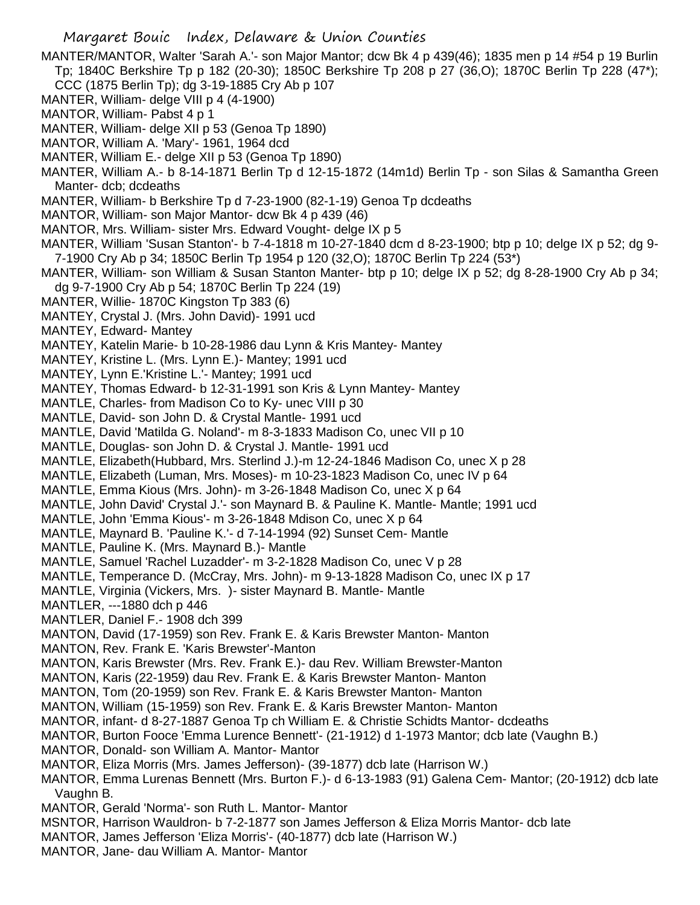MANTER/MANTOR, Walter 'Sarah A.'- son Major Mantor; dcw Bk 4 p 439(46); 1835 men p 14 #54 p 19 Burlin Tp; 1840C Berkshire Tp p 182 (20-30); 1850C Berkshire Tp 208 p 27 (36,O); 1870C Berlin Tp 228 (47*); CCC (1875 Berlin Tp); dg 3-19-1885 Cry Ab p 107

MANTER, William- delge VIII p 4 (4-1900)

MANTOR, William- Pabst 4 p 1

MANTER, William- delge XII p 53 (Genoa Tp 1890)

MANTOR, William A. 'Mary'- 1961, 1964 dcd

MANTER, William E.- delge XII p 53 (Genoa Tp 1890)

MANTER, William A.- b 8-14-1871 Berlin Tp d 12-15-1872 (14m1d) Berlin Tp - son Silas & Samantha Green Manter- dcb; dcdeaths

MANTER, William- b Berkshire Tp d 7-23-1900 (82-1-19) Genoa Tp dcdeaths

MANTOR, William- son Major Mantor- dcw Bk 4 p 439 (46)

MANTOR, Mrs. William- sister Mrs. Edward Vought- delge IX p 5

MANTER, William 'Susan Stanton'- b 7-4-1818 m 10-27-1840 dcm d 8-23-1900; btp p 10; delge IX p 52; dg 9-7-1900 Cry Ab p 34; 1850C Berlin Tp 1954 p 120 (32,O); 1870C Berlin Tp 224 (53*)

MANTER, William- son William & Susan Stanton Manter- btp p 10; delge IX p 52; dg 8-28-1900 Cry Ab p 34; dg 9-7-1900 Cry Ab p 54; 1870C Berlin Tp 224 (19)

MANTER, Willie- 1870C Kingston Tp 383 (6)

MANTEY, Crystal J. (Mrs. John David)- 1991 ucd

MANTEY, Edward- Mantey

MANTEY, Katelin Marie- b 10-28-1986 dau Lynn & Kris Mantey- Mantey

MANTEY, Kristine L. (Mrs. Lynn E.)- Mantey; 1991 ucd

MANTEY, Lynn E.'Kristine L.'- Mantey; 1991 ucd

MANTEY, Thomas Edward- b 12-31-1991 son Kris & Lynn Mantey- Mantey

MANTLE, Charles- from Madison Co to Ky- unec VIII p 30

MANTLE, David- son John D. & Crystal Mantle- 1991 ucd

MANTLE, David 'Matilda G. Noland'- m 8-3-1833 Madison Co, unec VII p 10

MANTLE, Douglas- son John D. & Crystal J. Mantle- 1991 ucd

MANTLE, Elizabeth(Hubbard, Mrs. Sterlind J.)-m 12-24-1846 Madison Co, unec X p 28

MANTLE, Elizabeth (Luman, Mrs. Moses)- m 10-23-1823 Madison Co, unec IV p 64

MANTLE, Emma Kious (Mrs. John)- m 3-26-1848 Madison Co, unec X p 64

MANTLE, John David' Crystal J.'- son Maynard B. & Pauline K. Mantle- Mantle; 1991 ucd

MANTLE, John 'Emma Kious'- m 3-26-1848 Mdison Co, unec X p 64

MANTLE, Maynard B. 'Pauline K.'- d 7-14-1994 (92) Sunset Cem- Mantle

MANTLE, Pauline K. (Mrs. Maynard B.)- Mantle

MANTLE, Samuel 'Rachel Luzadder'- m 3-2-1828 Madison Co, unec V p 28

MANTLE, Temperance D. (McCray, Mrs. John)- m 9-13-1828 Madison Co, unec IX p 17

MANTLE, Virginia (Vickers, Mrs. )- sister Maynard B. Mantle- Mantle

MANTLER, ---1880 dch p 446

MANTLER, Daniel F.- 1908 dch 399

MANTON, David (17-1959) son Rev. Frank E. & Karis Brewster Manton- Manton

MANTON, Rev. Frank E. 'Karis Brewster'-Manton

MANTON, Karis Brewster (Mrs. Rev. Frank E.)- dau Rev. William Brewster-Manton

MANTON, Karis (22-1959) dau Rev. Frank E. & Karis Brewster Manton- Manton

MANTON, Tom (20-1959) son Rev. Frank E. & Karis Brewster Manton- Manton

MANTON, William (15-1959) son Rev. Frank E. & Karis Brewster Manton- Manton

MANTOR, infant- d 8-27-1887 Genoa Tp ch William E. & Christie Schidts Mantor- dcdeaths

MANTOR, Burton Fooce 'Emma Lurence Bennett'- (21-1912) d 1-1973 Mantor; dcb late (Vaughn B.)

MANTOR, Donald- son William A. Mantor- Mantor

MANTOR, Eliza Morris (Mrs. James Jefferson)- (39-1877) dcb late (Harrison W.)

MANTOR, Emma Lurenas Bennett (Mrs. Burton F.)- d 6-13-1983 (91) Galena Cem- Mantor; (20-1912) dcb late Vaughn B.

MANTOR, Gerald 'Norma'- son Ruth L. Mantor- Mantor

MSNTOR, Harrison Wauldron- b 7-2-1877 son James Jefferson & Eliza Morris Mantor- dcb late

MANTOR, James Jefferson 'Eliza Morris'- (40-1877) dcb late (Harrison W.)

MANTOR, Jane- dau William A. Mantor- Mantor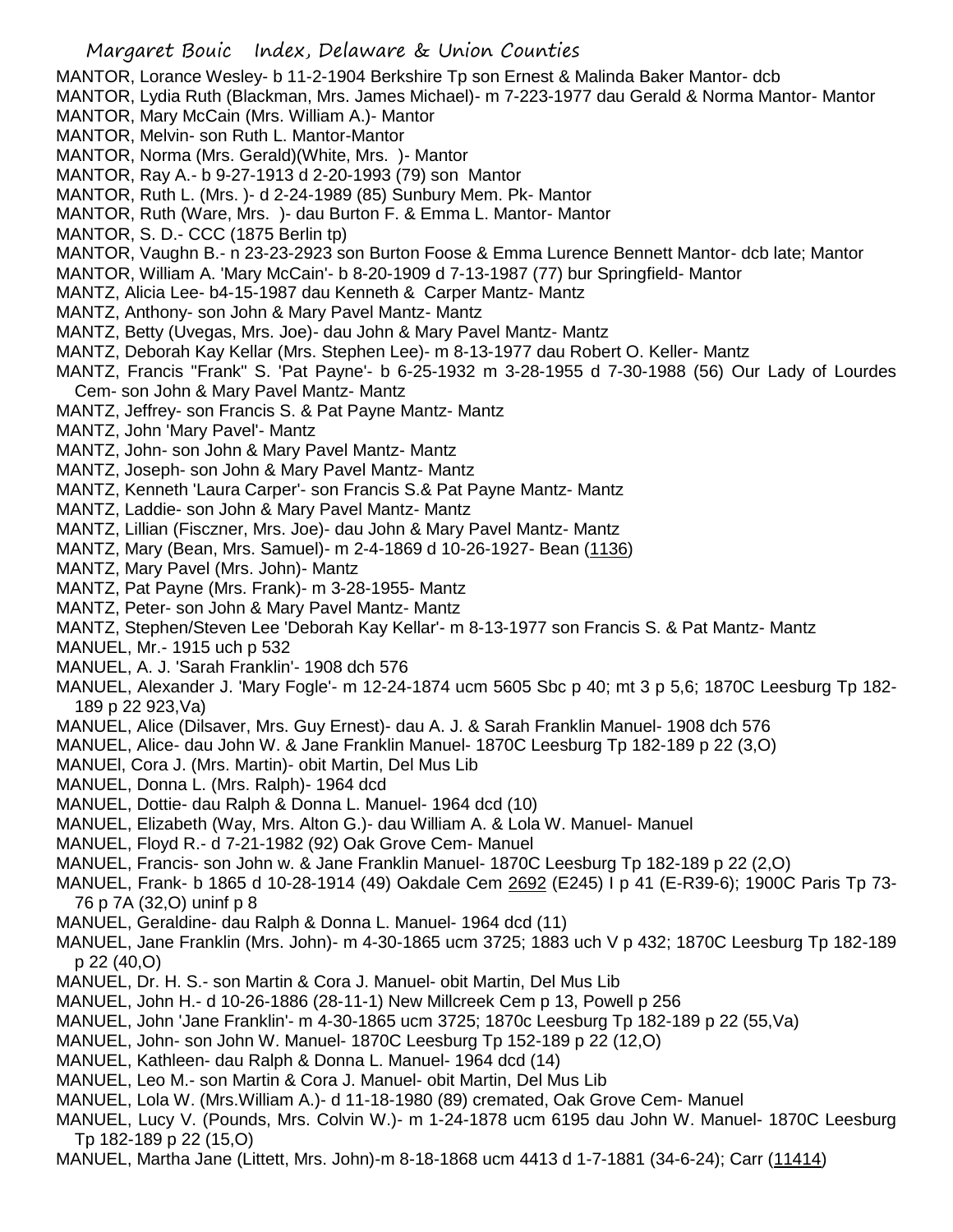MANTOR, Lorance Wesley- b 11-2-1904 Berkshire Tp son Ernest & Malinda Baker Mantor- dcb
MANTOR, Lydia Ruth (Blackman, Mrs. James Michael)- m 7-223-1977 dau Gerald & Norma Mantor- Mantor
MANTOR, Mary McCain (Mrs. William A.)- Mantor
MANTOR, Melvin- son Ruth L. Mantor-Mantor
MANTOR, Norma (Mrs. Gerald)(White, Mrs. )- Mantor
MANTOR, Ray A.- b 9-27-1913 d 2-20-1993 (79) son Mantor
MANTOR, Ruth L. (Mrs. )- d 2-24-1989 (85) Sunbury Mem. Pk- Mantor
MANTOR, Ruth (Ware, Mrs. )- dau Burton F. & Emma L. Mantor- Mantor
MANTOR, S. D.- CCC (1875 Berlin tp)
MANTOR, Vaughn B.- n 23-23-2923 son Burton Foose & Emma Lurence Bennett Mantor- dcb late; Mantor
MANTOR, William A. 'Mary McCain'- b 8-20-1909 d 7-13-1987 (77) bur Springfield- Mantor
MANTZ, Alicia Lee- b4-15-1987 dau Kenneth & Carper Mantz- Mantz
MANTZ, Anthony- son John & Mary Pavel Mantz- Mantz
MANTZ, Betty (Uvegas, Mrs. Joe)- dau John & Mary Pavel Mantz- Mantz
MANTZ, Deborah Kay Kellar (Mrs. Stephen Lee)- m 8-13-1977 dau Robert O. Keller- Mantz
MANTZ, Francis "Frank" S. 'Pat Payne'- b 6-25-1932 m 3-28-1955 d 7-30-1988 (56) Our Lady of Lourdes Cem- son John & Mary Pavel Mantz- Mantz
MANTZ, Jeffrey- son Francis S. & Pat Payne Mantz- Mantz
MANTZ, John 'Mary Pavel'- Mantz
MANTZ, John- son John & Mary Pavel Mantz- Mantz
MANTZ, Joseph- son John & Mary Pavel Mantz- Mantz
MANTZ, Kenneth 'Laura Carper'- son Francis S.& Pat Payne Mantz- Mantz
MANTZ, Laddie- son John & Mary Pavel Mantz- Mantz
MANTZ, Lillian (Fisczner, Mrs. Joe)- dau John & Mary Pavel Mantz- Mantz
MANTZ, Mary (Bean, Mrs. Samuel)- m 2-4-1869 d 10-26-1927- Bean (1136)
MANTZ, Mary Pavel (Mrs. John)- Mantz
MANTZ, Pat Payne (Mrs. Frank)- m 3-28-1955- Mantz
MANTZ, Peter- son John & Mary Pavel Mantz- Mantz
MANTZ, Stephen/Steven Lee 'Deborah Kay Kellar'- m 8-13-1977 son Francis S. & Pat Mantz- Mantz
MANUEL, Mr.- 1915 uch p 532
MANUEL, A. J. 'Sarah Franklin'- 1908 dch 576
MANUEL, Alexander J. 'Mary Fogle'- m 12-24-1874 ucm 5605 Sbc p 40; mt 3 p 5,6; 1870C Leesburg Tp 182-189 p 22 923,Va)
MANUEL, Alice (Dilsaver, Mrs. Guy Ernest)- dau A. J. & Sarah Franklin Manuel- 1908 dch 576
MANUEL, Alice- dau John W. & Jane Franklin Manuel- 1870C Leesburg Tp 182-189 p 22 (3,O)
MANUEl, Cora J. (Mrs. Martin)- obit Martin, Del Mus Lib
MANUEL, Donna L. (Mrs. Ralph)- 1964 dcd
MANUEL, Dottie- dau Ralph & Donna L. Manuel- 1964 dcd (10)
MANUEL, Elizabeth (Way, Mrs. Alton G.)- dau William A. & Lola W. Manuel- Manuel
MANUEL, Floyd R.- d 7-21-1982 (92) Oak Grove Cem- Manuel
MANUEL, Francis- son John w. & Jane Franklin Manuel- 1870C Leesburg Tp 182-189 p 22 (2,O)
MANUEL, Frank- b 1865 d 10-28-1914 (49) Oakdale Cem 2692 (E245) I p 41 (E-R39-6); 1900C Paris Tp 73-76 p 7A (32,O) uninf p 8
MANUEL, Geraldine- dau Ralph & Donna L. Manuel- 1964 dcd (11)
MANUEL, Jane Franklin (Mrs. John)- m 4-30-1865 ucm 3725; 1883 uch V p 432; 1870C Leesburg Tp 182-189 p 22 (40,O)
MANUEL, Dr. H. S.- son Martin & Cora J. Manuel- obit Martin, Del Mus Lib
MANUEL, John H.- d 10-26-1886 (28-11-1) New Millcreek Cem p 13, Powell p 256
MANUEL, John 'Jane Franklin'- m 4-30-1865 ucm 3725; 1870c Leesburg Tp 182-189 p 22 (55,Va)
MANUEL, John- son John W. Manuel- 1870C Leesburg Tp 152-189 p 22 (12,O)
MANUEL, Kathleen- dau Ralph & Donna L. Manuel- 1964 dcd (14)
MANUEL, Leo M.- son Martin & Cora J. Manuel- obit Martin, Del Mus Lib
MANUEL, Lola W. (Mrs.William A.)- d 11-18-1980 (89) cremated, Oak Grove Cem- Manuel
MANUEL, Lucy V. (Pounds, Mrs. Colvin W.)- m 1-24-1878 ucm 6195 dau John W. Manuel- 1870C Leesburg Tp 182-189 p 22 (15,O)
MANUEL, Martha Jane (Littett, Mrs. John)-m 8-18-1868 ucm 4413 d 1-7-1881 (34-6-24); Carr (11414)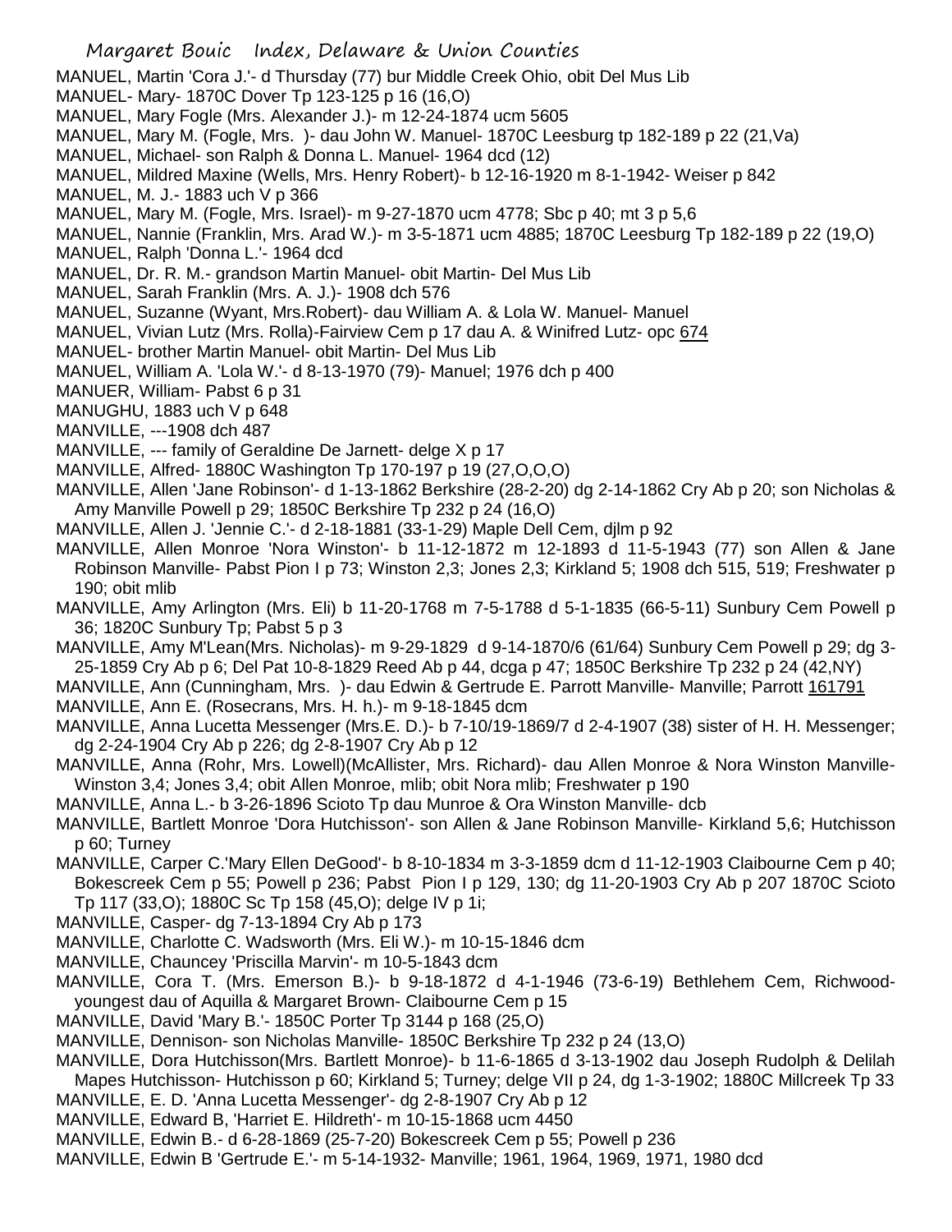MANUEL, Martin 'Cora J.'- d Thursday (77) bur Middle Creek Ohio, obit Del Mus Lib

MANUEL- Mary- 1870C Dover Tp 123-125 p 16 (16,O)

MANUEL, Mary Fogle (Mrs. Alexander J.)- m 12-24-1874 ucm 5605

MANUEL, Mary M. (Fogle, Mrs. )- dau John W. Manuel- 1870C Leesburg tp 182-189 p 22 (21,Va)

MANUEL, Michael- son Ralph & Donna L. Manuel- 1964 dcd (12)

MANUEL, Mildred Maxine (Wells, Mrs. Henry Robert)- b 12-16-1920 m 8-1-1942- Weiser p 842

MANUEL, M. J.- 1883 uch V p 366

MANUEL, Mary M. (Fogle, Mrs. Israel)- m 9-27-1870 ucm 4778; Sbc p 40; mt 3 p 5,6

MANUEL, Nannie (Franklin, Mrs. Arad W.)- m 3-5-1871 ucm 4885; 1870C Leesburg Tp 182-189 p 22 (19,O)

MANUEL, Ralph 'Donna L.'- 1964 dcd

MANUEL, Dr. R. M.- grandson Martin Manuel- obit Martin- Del Mus Lib

MANUEL, Sarah Franklin (Mrs. A. J.)- 1908 dch 576

MANUEL, Suzanne (Wyant, Mrs.Robert)- dau William A. & Lola W. Manuel- Manuel

MANUEL, Vivian Lutz (Mrs. Rolla)-Fairview Cem p 17 dau A. & Winifred Lutz- opc 674

MANUEL- brother Martin Manuel- obit Martin- Del Mus Lib

MANUEL, William A. 'Lola W.'- d 8-13-1970 (79)- Manuel; 1976 dch p 400

MANUER, William- Pabst 6 p 31

MANUGHU, 1883 uch V p 648

MANVILLE, ---1908 dch 487

MANVILLE, --- family of Geraldine De Jarnett- delge X p 17

MANVILLE, Alfred- 1880C Washington Tp 170-197 p 19 (27,O,O,O)

MANVILLE, Allen 'Jane Robinson'- d 1-13-1862 Berkshire (28-2-20) dg 2-14-1862 Cry Ab p 20; son Nicholas & Amy Manville Powell p 29; 1850C Berkshire Tp 232 p 24 (16,O)

MANVILLE, Allen J. 'Jennie C.'- d 2-18-1881 (33-1-29) Maple Dell Cem, djlm p 92

MANVILLE, Allen Monroe 'Nora Winston'- b 11-12-1872 m 12-1893 d 11-5-1943 (77) son Allen & Jane Robinson Manville- Pabst Pion I p 73; Winston 2,3; Jones 2,3; Kirkland 5; 1908 dch 515, 519; Freshwater p 190; obit mlib

MANVILLE, Amy Arlington (Mrs. Eli) b 11-20-1768 m 7-5-1788 d 5-1-1835 (66-5-11) Sunbury Cem Powell p 36; 1820C Sunbury Tp; Pabst 5 p 3

MANVILLE, Amy M'Lean(Mrs. Nicholas)- m 9-29-1829 d 9-14-1870/6 (61/64) Sunbury Cem Powell p 29; dg 3-25-1859 Cry Ab p 6; Del Pat 10-8-1829 Reed Ab p 44, dcga p 47; 1850C Berkshire Tp 232 p 24 (42,NY)

MANVILLE, Ann (Cunningham, Mrs. )- dau Edwin & Gertrude E. Parrott Manville- Manville; Parrott 161791

MANVILLE, Ann E. (Rosecrans, Mrs. H. h.)- m 9-18-1845 dcm

MANVILLE, Anna Lucetta Messenger (Mrs.E. D.)- b 7-10/19-1869/7 d 2-4-1907 (38) sister of H. H. Messenger; dg 2-24-1904 Cry Ab p 226; dg 2-8-1907 Cry Ab p 12

MANVILLE, Anna (Rohr, Mrs. Lowell)(McAllister, Mrs. Richard)- dau Allen Monroe & Nora Winston Manville- Winston 3,4; Jones 3,4; obit Allen Monroe, mlib; obit Nora mlib; Freshwater p 190

MANVILLE, Anna L.- b 3-26-1896 Scioto Tp dau Munroe & Ora Winston Manville- dcb

MANVILLE, Bartlett Monroe 'Dora Hutchisson'- son Allen & Jane Robinson Manville- Kirkland 5,6; Hutchisson p 60; Turney

MANVILLE, Carper C.'Mary Ellen DeGood'- b 8-10-1834 m 3-3-1859 dcm d 11-12-1903 Claibourne Cem p 40; Bokescreek Cem p 55; Powell p 236; Pabst Pion I p 129, 130; dg 11-20-1903 Cry Ab p 207 1870C Scioto Tp 117 (33,O); 1880C Sc Tp 158 (45,O); delge IV p 1i;

MANVILLE, Casper- dg 7-13-1894 Cry Ab p 173

MANVILLE, Charlotte C. Wadsworth (Mrs. Eli W.)- m 10-15-1846 dcm

MANVILLE, Chauncey 'Priscilla Marvin'- m 10-5-1843 dcm

MANVILLE, Cora T. (Mrs. Emerson B.)- b 9-18-1872 d 4-1-1946 (73-6-19) Bethlehem Cem, Richwood- youngest dau of Aquilla & Margaret Brown- Claibourne Cem p 15

MANVILLE, David 'Mary B.'- 1850C Porter Tp 3144 p 168 (25,O)

MANVILLE, Dennison- son Nicholas Manville- 1850C Berkshire Tp 232 p 24 (13,O)

MANVILLE, Dora Hutchisson(Mrs. Bartlett Monroe)- b 11-6-1865 d 3-13-1902 dau Joseph Rudolph & Delilah Mapes Hutchisson- Hutchisson p 60; Kirkland 5; Turney; delge VII p 24, dg 1-3-1902; 1880C Millcreek Tp 33

MANVILLE, E. D. 'Anna Lucetta Messenger'- dg 2-8-1907 Cry Ab p 12

MANVILLE, Edward B, 'Harriet E. Hildreth'- m 10-15-1868 ucm 4450

MANVILLE, Edwin B.- d 6-28-1869 (25-7-20) Bokescreek Cem p 55; Powell p 236

MANVILLE, Edwin B 'Gertrude E.'- m 5-14-1932- Manville; 1961, 1964, 1969, 1971, 1980 dcd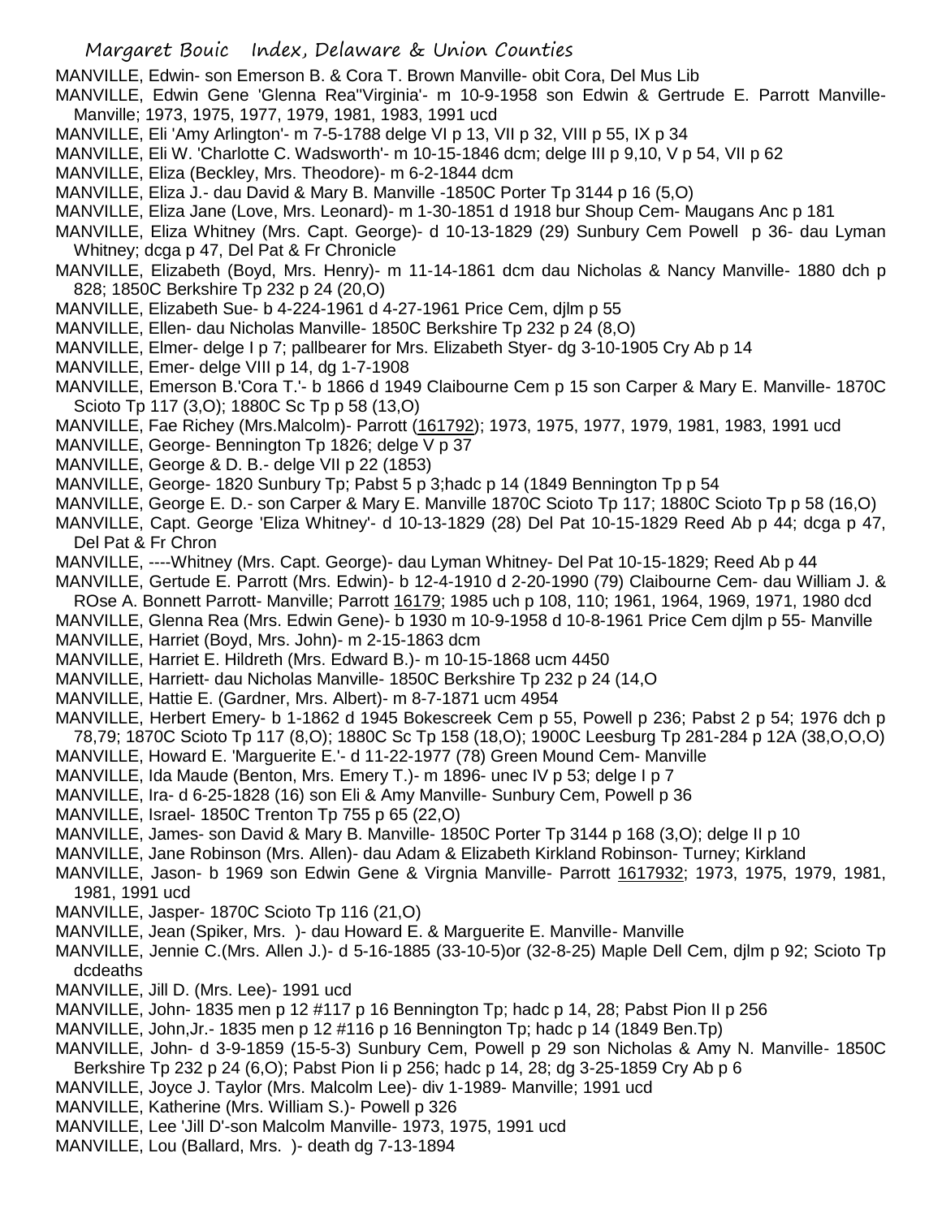MANVILLE, Edwin- son Emerson B. & Cora T. Brown Manville- obit Cora, Del Mus Lib

MANVILLE, Edwin Gene 'Glenna Rea''Virginia'- m 10-9-1958 son Edwin & Gertrude E. Parrott Manville-Manville; 1973, 1975, 1977, 1979, 1981, 1983, 1991 ucd

MANVILLE, Eli 'Amy Arlington'- m 7-5-1788 delge VI p 13, VII p 32, VIII p 55, IX p 34

MANVILLE, Eli W. 'Charlotte C. Wadsworth'- m 10-15-1846 dcm; delge III p 9,10, V p 54, VII p 62

MANVILLE, Eliza (Beckley, Mrs. Theodore)- m 6-2-1844 dcm

MANVILLE, Eliza J.- dau David & Mary B. Manville -1850C Porter Tp 3144 p 16 (5,O)

MANVILLE, Eliza Jane (Love, Mrs. Leonard)- m 1-30-1851 d 1918 bur Shoup Cem- Maugans Anc p 181

MANVILLE, Eliza Whitney (Mrs. Capt. George)- d 10-13-1829 (29) Sunbury Cem Powell p 36- dau Lyman Whitney; dcga p 47, Del Pat & Fr Chronicle

MANVILLE, Elizabeth (Boyd, Mrs. Henry)- m 11-14-1861 dcm dau Nicholas & Nancy Manville- 1880 dch p 828; 1850C Berkshire Tp 232 p 24 (20,O)

MANVILLE, Elizabeth Sue- b 4-224-1961 d 4-27-1961 Price Cem, djlm p 55

MANVILLE, Ellen- dau Nicholas Manville- 1850C Berkshire Tp 232 p 24 (8,O)

MANVILLE, Elmer- delge I p 7; pallbearer for Mrs. Elizabeth Styer- dg 3-10-1905 Cry Ab p 14

MANVILLE, Emer- delge VIII p 14, dg 1-7-1908

MANVILLE, Emerson B.'Cora T.'- b 1866 d 1949 Claibourne Cem p 15 son Carper & Mary E. Manville- 1870C Scioto Tp 117 (3,O); 1880C Sc Tp p 58 (13,O)

MANVILLE, Fae Richey (Mrs.Malcolm)- Parrott (161792); 1973, 1975, 1977, 1979, 1981, 1983, 1991 ucd

MANVILLE, George- Bennington Tp 1826; delge V p 37

MANVILLE, George & D. B.- delge VII p 22 (1853)

MANVILLE, George- 1820 Sunbury Tp; Pabst 5 p 3;hadc p 14 (1849 Bennington Tp p 54

MANVILLE, George E. D.- son Carper & Mary E. Manville 1870C Scioto Tp 117; 1880C Scioto Tp p 58 (16,O)

MANVILLE, Capt. George 'Eliza Whitney'- d 10-13-1829 (28) Del Pat 10-15-1829 Reed Ab p 44; dcga p 47, Del Pat & Fr Chron

MANVILLE, ----Whitney (Mrs. Capt. George)- dau Lyman Whitney- Del Pat 10-15-1829; Reed Ab p 44

MANVILLE, Gertude E. Parrott (Mrs. Edwin)- b 12-4-1910 d 2-20-1990 (79) Claibourne Cem- dau William J. & ROse A. Bonnett Parrott- Manville; Parrott 16179; 1985 uch p 108, 110; 1961, 1964, 1969, 1971, 1980 dcd

MANVILLE, Glenna Rea (Mrs. Edwin Gene)- b 1930 m 10-9-1958 d 10-8-1961 Price Cem djlm p 55- Manville

MANVILLE, Harriet (Boyd, Mrs. John)- m 2-15-1863 dcm

MANVILLE, Harriet E. Hildreth (Mrs. Edward B.)- m 10-15-1868 ucm 4450

MANVILLE, Harriett- dau Nicholas Manville- 1850C Berkshire Tp 232 p 24 (14,O

MANVILLE, Hattie E. (Gardner, Mrs. Albert)- m 8-7-1871 ucm 4954

MANVILLE, Herbert Emery- b 1-1862 d 1945 Bokescreek Cem p 55, Powell p 236; Pabst 2 p 54; 1976 dch p 78,79; 1870C Scioto Tp 117 (8,O); 1880C Sc Tp 158 (18,O); 1900C Leesburg Tp 281-284 p 12A (38,O,O,O)

MANVILLE, Howard E. 'Marguerite E.'- d 11-22-1977 (78) Green Mound Cem- Manville

MANVILLE, Ida Maude (Benton, Mrs. Emery T.)- m 1896- unec IV p 53; delge I p 7

MANVILLE, Ira- d 6-25-1828 (16) son Eli & Amy Manville- Sunbury Cem, Powell p 36

MANVILLE, Israel- 1850C Trenton Tp 755 p 65 (22,O)

MANVILLE, James- son David & Mary B. Manville- 1850C Porter Tp 3144 p 168 (3,O); delge II p 10

MANVILLE, Jane Robinson (Mrs. Allen)- dau Adam & Elizabeth Kirkland Robinson- Turney; Kirkland

MANVILLE, Jason- b 1969 son Edwin Gene & Virgnia Manville- Parrott 1617932; 1973, 1975, 1979, 1981, 1981, 1983, 1991 ucd

MANVILLE, Jasper- 1870C Scioto Tp 116 (21,O)

MANVILLE, Jean (Spiker, Mrs. )- dau Howard E. & Marguerite E. Manville- Manville

MANVILLE, Jennie C.(Mrs. Allen J.)- d 5-16-1885 (33-10-5)or (32-8-25) Maple Dell Cem, djlm p 92; Scioto Tp dcdeaths

MANVILLE, Jill D. (Mrs. Lee)- 1991 ucd

MANVILLE, John- 1835 men p 12 #117 p 16 Bennington Tp; hadc p 14, 28; Pabst Pion II p 256

MANVILLE, John,Jr.- 1835 men p 12 #116 p 16 Bennington Tp; hadc p 14 (1849 Ben.Tp)

MANVILLE, John- d 3-9-1859 (15-5-3) Sunbury Cem, Powell p 29 son Nicholas & Amy N. Manville- 1850C Berkshire Tp 232 p 24 (6,O); Pabst Pion Ii p 256; hadc p 14, 28; dg 3-25-1859 Cry Ab p 6

MANVILLE, Joyce J. Taylor (Mrs. Malcolm Lee)- div 1-1989- Manville; 1991 ucd

MANVILLE, Katherine (Mrs. William S.)- Powell p 326

MANVILLE, Lee 'Jill D'-son Malcolm Manville- 1973, 1975, 1991 ucd

MANVILLE, Lou (Ballard, Mrs. )- death dg 7-13-1894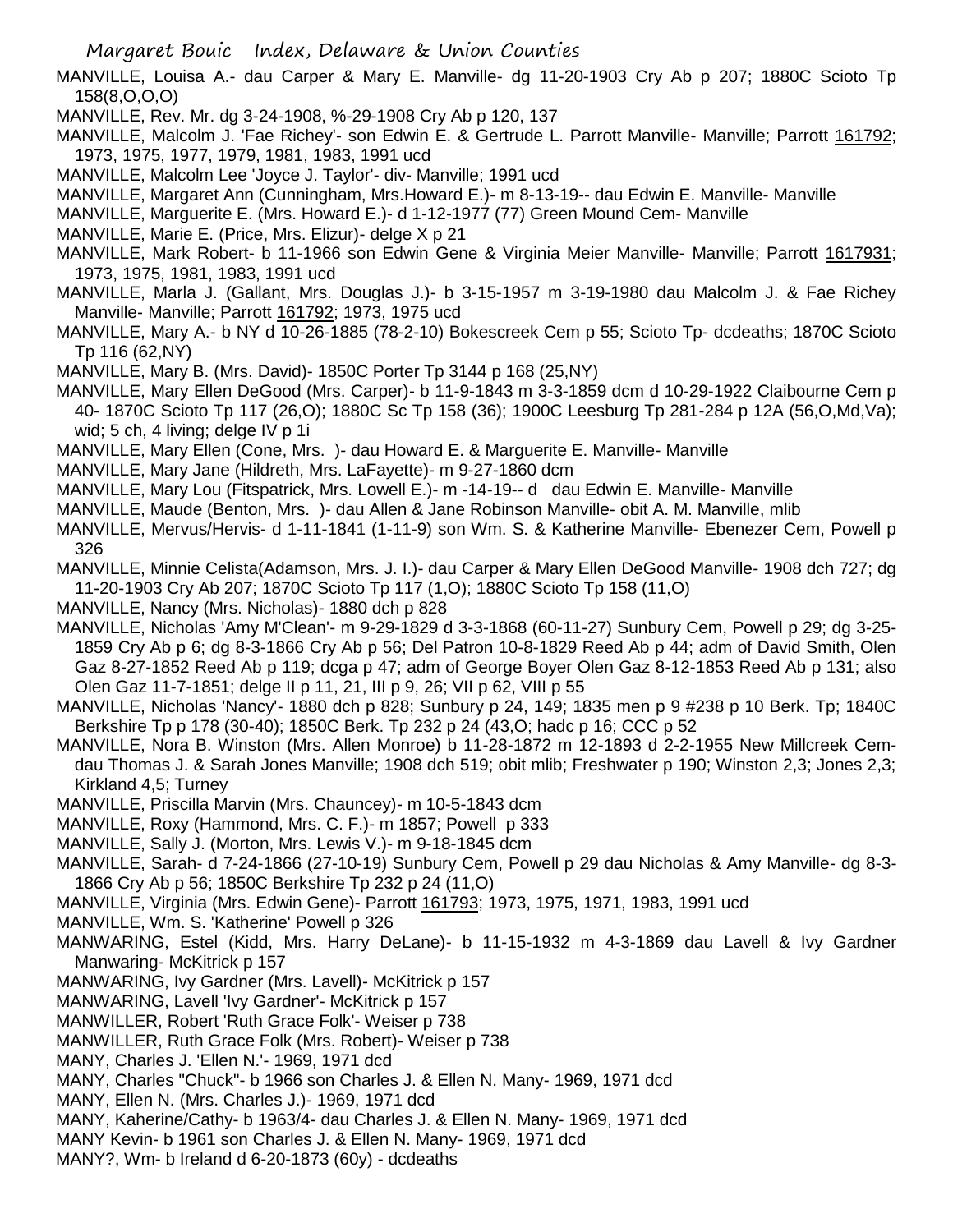MANVILLE, Louisa A.- dau Carper & Mary E. Manville- dg 11-20-1903 Cry Ab p 207; 1880C Scioto Tp 158(8,O,O,O)

MANVILLE, Rev. Mr. dg 3-24-1908, %-29-1908 Cry Ab p 120, 137

MANVILLE, Malcolm J. 'Fae Richey'- son Edwin E. & Gertrude L. Parrott Manville- Manville; Parrott 161792; 1973, 1975, 1977, 1979, 1981, 1983, 1991 ucd

MANVILLE, Malcolm Lee 'Joyce J. Taylor'- div- Manville; 1991 ucd

MANVILLE, Margaret Ann (Cunningham, Mrs.Howard E.)- m 8-13-19-- dau Edwin E. Manville- Manville

MANVILLE, Marguerite E. (Mrs. Howard E.)- d 1-12-1977 (77) Green Mound Cem- Manville

MANVILLE, Marie E. (Price, Mrs. Elizur)- delge X p 21

MANVILLE, Mark Robert- b 11-1966 son Edwin Gene & Virginia Meier Manville- Manville; Parrott 1617931; 1973, 1975, 1981, 1983, 1991 ucd

MANVILLE, Marla J. (Gallant, Mrs. Douglas J.)- b 3-15-1957 m 3-19-1980 dau Malcolm J. & Fae Richey Manville- Manville; Parrott 161792; 1973, 1975 ucd

MANVILLE, Mary A.- b NY d 10-26-1885 (78-2-10) Bokescreek Cem p 55; Scioto Tp- dcdeaths; 1870C Scioto Tp 116 (62,NY)

MANVILLE, Mary B. (Mrs. David)- 1850C Porter Tp 3144 p 168 (25,NY)

MANVILLE, Mary Ellen DeGood (Mrs. Carper)- b 11-9-1843 m 3-3-1859 dcm d 10-29-1922 Claibourne Cem p 40- 1870C Scioto Tp 117 (26,O); 1880C Sc Tp 158 (36); 1900C Leesburg Tp 281-284 p 12A (56,O,Md,Va); wid; 5 ch, 4 living; delge IV p 1i

MANVILLE, Mary Ellen (Cone, Mrs. )- dau Howard E. & Marguerite E. Manville- Manville

MANVILLE, Mary Jane (Hildreth, Mrs. LaFayette)- m 9-27-1860 dcm

MANVILLE, Mary Lou (Fitspatrick, Mrs. Lowell E.)- m -14-19-- d dau Edwin E. Manville- Manville

MANVILLE, Maude (Benton, Mrs. )- dau Allen & Jane Robinson Manville- obit A. M. Manville, mlib

MANVILLE, Mervus/Hervis- d 1-11-1841 (1-11-9) son Wm. S. & Katherine Manville- Ebenezer Cem, Powell p 326

MANVILLE, Minnie Celista(Adamson, Mrs. J. I.)- dau Carper & Mary Ellen DeGood Manville- 1908 dch 727; dg 11-20-1903 Cry Ab 207; 1870C Scioto Tp 117 (1,O); 1880C Scioto Tp 158 (11,O)

MANVILLE, Nancy (Mrs. Nicholas)- 1880 dch p 828

MANVILLE, Nicholas 'Amy M'Clean'- m 9-29-1829 d 3-3-1868 (60-11-27) Sunbury Cem, Powell p 29; dg 3-25-1859 Cry Ab p 6; dg 8-3-1866 Cry Ab p 56; Del Patron 10-8-1829 Reed Ab p 44; adm of David Smith, Olen Gaz 8-27-1852 Reed Ab p 119; dcga p 47; adm of George Boyer Olen Gaz 8-12-1853 Reed Ab p 131; also Olen Gaz 11-7-1851; delge II p 11, 21, III p 9, 26; VII p 62, VIII p 55

MANVILLE, Nicholas 'Nancy'- 1880 dch p 828; Sunbury p 24, 149; 1835 men p 9 #238 p 10 Berk. Tp; 1840C Berkshire Tp p 178 (30-40); 1850C Berk. Tp 232 p 24 (43,O; hadc p 16; CCC p 52

MANVILLE, Nora B. Winston (Mrs. Allen Monroe) b 11-28-1872 m 12-1893 d 2-2-1955 New Millcreek Cem- dau Thomas J. & Sarah Jones Manville; 1908 dch 519; obit mlib; Freshwater p 190; Winston 2,3; Jones 2,3; Kirkland 4,5; Turney

MANVILLE, Priscilla Marvin (Mrs. Chauncey)- m 10-5-1843 dcm

MANVILLE, Roxy (Hammond, Mrs. C. F.)- m 1857; Powell p 333

MANVILLE, Sally J. (Morton, Mrs. Lewis V.)- m 9-18-1845 dcm

MANVILLE, Sarah- d 7-24-1866 (27-10-19) Sunbury Cem, Powell p 29 dau Nicholas & Amy Manville- dg 8-3-1866 Cry Ab p 56; 1850C Berkshire Tp 232 p 24 (11,O)

MANVILLE, Virginia (Mrs. Edwin Gene)- Parrott 161793; 1973, 1975, 1971, 1983, 1991 ucd

MANVILLE, Wm. S. 'Katherine' Powell p 326

MANWARING, Estel (Kidd, Mrs. Harry DeLane)- b 11-15-1932 m 4-3-1869 dau Lavell & Ivy Gardner Manwaring- McKitrick p 157

MANWARING, Ivy Gardner (Mrs. Lavell)- McKitrick p 157

MANWARING, Lavell 'Ivy Gardner'- McKitrick p 157

MANWILLER, Robert 'Ruth Grace Folk'- Weiser p 738

MANWILLER, Ruth Grace Folk (Mrs. Robert)- Weiser p 738

MANY, Charles J. 'Ellen N.'- 1969, 1971 dcd

MANY, Charles "Chuck"- b 1966 son Charles J. & Ellen N. Many- 1969, 1971 dcd

MANY, Ellen N. (Mrs. Charles J.)- 1969, 1971 dcd

MANY, Kaherine/Cathy- b 1963/4- dau Charles J. & Ellen N. Many- 1969, 1971 dcd

MANY Kevin- b 1961 son Charles J. & Ellen N. Many- 1969, 1971 dcd

MANY?, Wm- b Ireland d 6-20-1873 (60y) - dcdeaths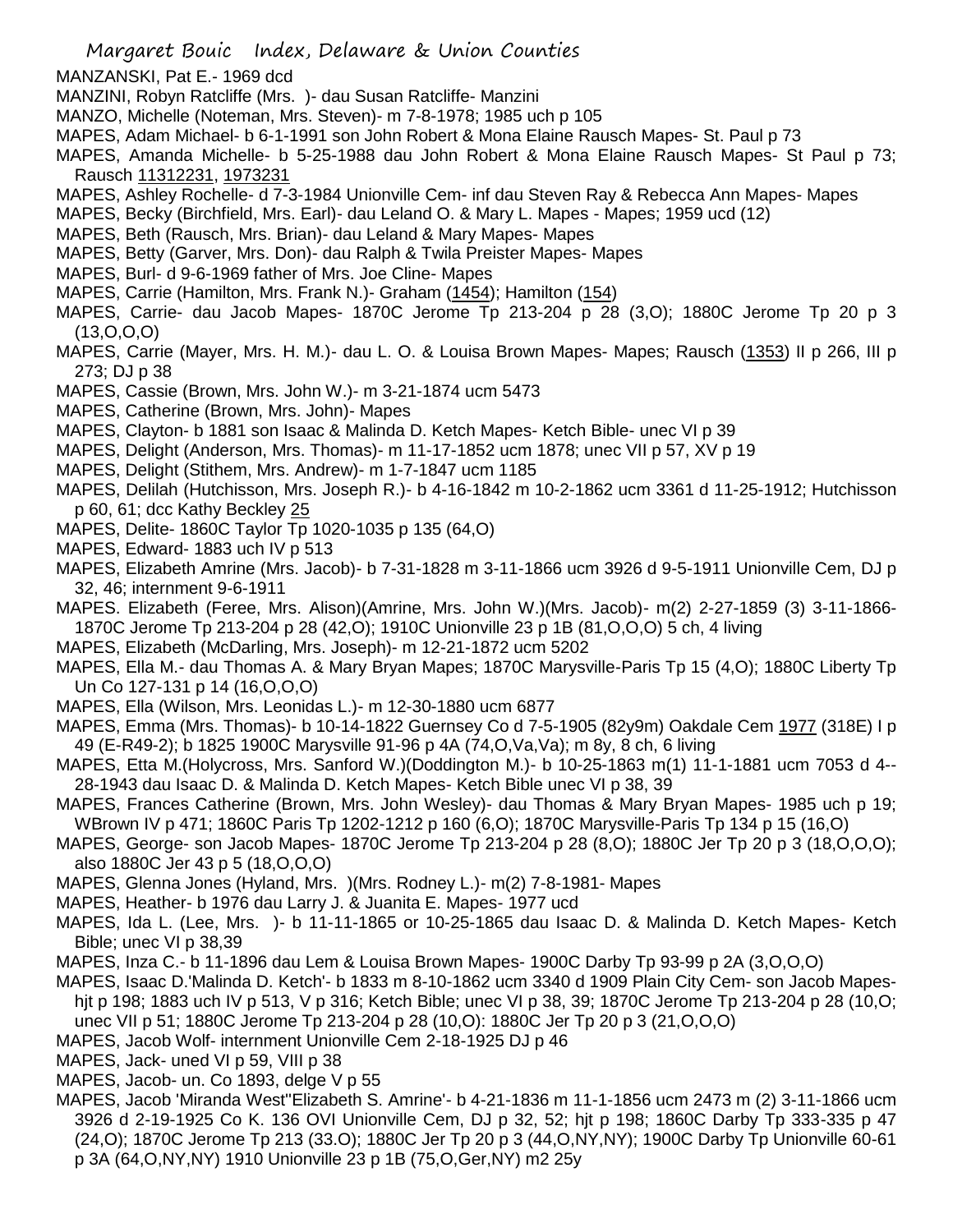MANZANSKI, Pat E.- 1969 dcd

MANZINI, Robyn Ratcliffe (Mrs. )- dau Susan Ratcliffe- Manzini

MANZO, Michelle (Noteman, Mrs. Steven)- m 7-8-1978; 1985 uch p 105

MAPES, Adam Michael- b 6-1-1991 son John Robert & Mona Elaine Rausch Mapes- St. Paul p 73

MAPES, Amanda Michelle- b 5-25-1988 dau John Robert & Mona Elaine Rausch Mapes- St Paul p 73; Rausch 11312231, 1973231

MAPES, Ashley Rochelle- d 7-3-1984 Unionville Cem- inf dau Steven Ray & Rebecca Ann Mapes- Mapes

MAPES, Becky (Birchfield, Mrs. Earl)- dau Leland O. & Mary L. Mapes - Mapes; 1959 ucd (12)

MAPES, Beth (Rausch, Mrs. Brian)- dau Leland & Mary Mapes- Mapes

MAPES, Betty (Garver, Mrs. Don)- dau Ralph & Twila Preister Mapes- Mapes

MAPES, Burl- d 9-6-1969 father of Mrs. Joe Cline- Mapes

MAPES, Carrie (Hamilton, Mrs. Frank N.)- Graham (1454); Hamilton (154)

MAPES, Carrie- dau Jacob Mapes- 1870C Jerome Tp 213-204 p 28 (3,O); 1880C Jerome Tp 20 p 3 (13,O,O,O)

MAPES, Carrie (Mayer, Mrs. H. M.)- dau L. O. & Louisa Brown Mapes- Mapes; Rausch (1353) II p 266, III p 273; DJ p 38

MAPES, Cassie (Brown, Mrs. John W.)- m 3-21-1874 ucm 5473

MAPES, Catherine (Brown, Mrs. John)- Mapes

MAPES, Clayton- b 1881 son Isaac & Malinda D. Ketch Mapes- Ketch Bible- unec VI p 39

MAPES, Delight (Anderson, Mrs. Thomas)- m 11-17-1852 ucm 1878; unec VII p 57, XV p 19

MAPES, Delight (Stithem, Mrs. Andrew)- m 1-7-1847 ucm 1185

MAPES, Delilah (Hutchisson, Mrs. Joseph R.)- b 4-16-1842 m 10-2-1862 ucm 3361 d 11-25-1912; Hutchisson p 60, 61; dcc Kathy Beckley 25

MAPES, Delite- 1860C Taylor Tp 1020-1035 p 135 (64,O)

MAPES, Edward- 1883 uch IV p 513

MAPES, Elizabeth Amrine (Mrs. Jacob)- b 7-31-1828 m 3-11-1866 ucm 3926 d 9-5-1911 Unionville Cem, DJ p 32, 46; internment 9-6-1911

MAPES. Elizabeth (Feree, Mrs. Alison)(Amrine, Mrs. John W.)(Mrs. Jacob)- m(2) 2-27-1859 (3) 3-11-1866- 1870C Jerome Tp 213-204 p 28 (42,O); 1910C Unionville 23 p 1B (81,O,O,O) 5 ch, 4 living

MAPES, Elizabeth (McDarling, Mrs. Joseph)- m 12-21-1872 ucm 5202

MAPES, Ella M.- dau Thomas A. & Mary Bryan Mapes; 1870C Marysville-Paris Tp 15 (4,O); 1880C Liberty Tp Un Co 127-131 p 14 (16,O,O,O)

MAPES, Ella (Wilson, Mrs. Leonidas L.)- m 12-30-1880 ucm 6877

MAPES, Emma (Mrs. Thomas)- b 10-14-1822 Guernsey Co d 7-5-1905 (82y9m) Oakdale Cem 1977 (318E) I p 49 (E-R49-2); b 1825 1900C Marysville 91-96 p 4A (74,O,Va,Va); m 8y, 8 ch, 6 living

MAPES, Etta M.(Holycross, Mrs. Sanford W.)(Doddington M.)- b 10-25-1863 m(1) 11-1-1881 ucm 7053 d 4--28-1943 dau Isaac D. & Malinda D. Ketch Mapes- Ketch Bible unec VI p 38, 39

MAPES, Frances Catherine (Brown, Mrs. John Wesley)- dau Thomas & Mary Bryan Mapes- 1985 uch p 19; WBrown IV p 471; 1860C Paris Tp 1202-1212 p 160 (6,O); 1870C Marysville-Paris Tp 134 p 15 (16,O)

MAPES, George- son Jacob Mapes- 1870C Jerome Tp 213-204 p 28 (8,O); 1880C Jer Tp 20 p 3 (18,O,O,O); also 1880C Jer 43 p 5 (18,O,O,O)

MAPES, Glenna Jones (Hyland, Mrs. )(Mrs. Rodney L.)- m(2) 7-8-1981- Mapes

MAPES, Heather- b 1976 dau Larry J. & Juanita E. Mapes- 1977 ucd

MAPES, Ida L. (Lee, Mrs. )- b 11-11-1865 or 10-25-1865 dau Isaac D. & Malinda D. Ketch Mapes- Ketch Bible; unec VI p 38,39

MAPES, Inza C.- b 11-1896 dau Lem & Louisa Brown Mapes- 1900C Darby Tp 93-99 p 2A (3,O,O,O)

MAPES, Isaac D.'Malinda D. Ketch'- b 1833 m 8-10-1862 ucm 3340 d 1909 Plain City Cem- son Jacob Mapes- hjt p 198; 1883 uch IV p 513, V p 316; Ketch Bible; unec VI p 38, 39; 1870C Jerome Tp 213-204 p 28 (10,O; unec VII p 51; 1880C Jerome Tp 213-204 p 28 (10,O): 1880C Jer Tp 20 p 3 (21,O,O,O)

MAPES, Jacob Wolf- internment Unionville Cem 2-18-1925 DJ p 46

MAPES, Jack- uned VI p 59, VIII p 38

MAPES, Jacob- un. Co 1893, delge V p 55

MAPES, Jacob 'Miranda West''Elizabeth S. Amrine'- b 4-21-1836 m 11-1-1856 ucm 2473 m (2) 3-11-1866 ucm 3926 d 2-19-1925 Co K. 136 OVI Unionville Cem, DJ p 32, 52; hjt p 198; 1860C Darby Tp 333-335 p 47 (24,O); 1870C Jerome Tp 213 (33.O); 1880C Jer Tp 20 p 3 (44,O,NY,NY); 1900C Darby Tp Unionville 60-61 p 3A (64,O,NY,NY) 1910 Unionville 23 p 1B (75,O,Ger,NY) m2 25y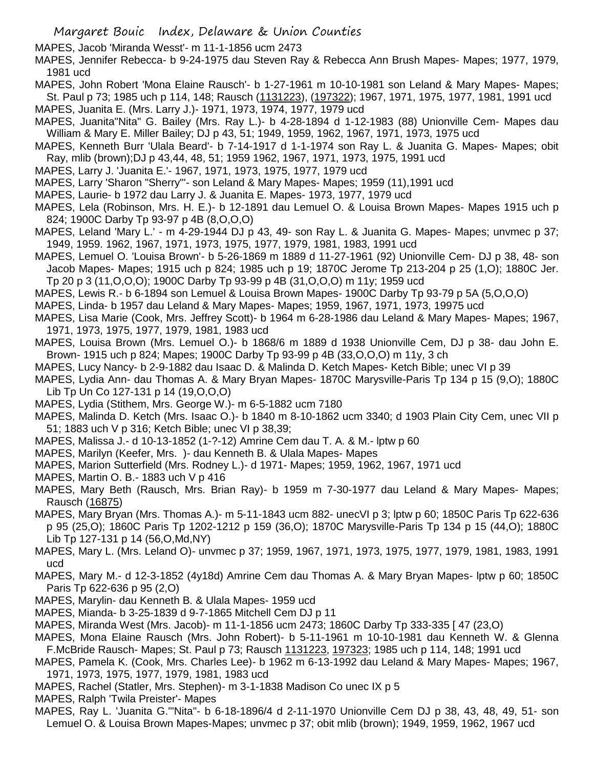MAPES, Jacob 'Miranda Wesst'- m 11-1-1856 ucm 2473

MAPES, Jennifer Rebecca- b 9-24-1975 dau Steven Ray & Rebecca Ann Brush Mapes- Mapes; 1977, 1979, 1981 ucd

MAPES, John Robert 'Mona Elaine Rausch'- b 1-27-1961 m 10-10-1981 son Leland & Mary Mapes- Mapes; St. Paul p 73; 1985 uch p 114, 148; Rausch (1131223), (197322); 1967, 1971, 1975, 1977, 1981, 1991 ucd

MAPES, Juanita E. (Mrs. Larry J.)- 1971, 1973, 1974, 1977, 1979 ucd

MAPES, Juanita"Nita" G. Bailey (Mrs. Ray L.)- b 4-28-1894 d 1-12-1983 (88) Unionville Cem- Mapes dau William & Mary E. Miller Bailey; DJ p 43, 51; 1949, 1959, 1962, 1967, 1971, 1973, 1975 ucd

MAPES, Kenneth Burr 'Ulala Beard'- b 7-14-1917 d 1-1-1974 son Ray L. & Juanita G. Mapes- Mapes; obit Ray, mlib (brown);DJ p 43,44, 48, 51; 1959 1962, 1967, 1971, 1973, 1975, 1991 ucd

MAPES, Larry J. 'Juanita E.'- 1967, 1971, 1973, 1975, 1977, 1979 ucd

MAPES, Larry 'Sharon "Sherry"'- son Leland & Mary Mapes- Mapes; 1959 (11),1991 ucd

MAPES, Laurie- b 1972 dau Larry J. & Juanita E. Mapes- 1973, 1977, 1979 ucd

MAPES, Lela (Robinson, Mrs. H. E.)- b 12-1891 dau Lemuel O. & Louisa Brown Mapes- Mapes 1915 uch p 824; 1900C Darby Tp 93-97 p 4B (8,O,O,O)

MAPES, Leland 'Mary L.' - m 4-29-1944 DJ p 43, 49- son Ray L. & Juanita G. Mapes- Mapes; unvmec p 37; 1949, 1959. 1962, 1967, 1971, 1973, 1975, 1977, 1979, 1981, 1983, 1991 ucd

MAPES, Lemuel O. 'Louisa Brown'- b 5-26-1869 m 1889 d 11-27-1961 (92) Unionville Cem- DJ p 38, 48- son Jacob Mapes- Mapes; 1915 uch p 824; 1985 uch p 19; 1870C Jerome Tp 213-204 p 25 (1,O); 1880C Jer. Tp 20 p 3 (11,O,O,O); 1900C Darby Tp 93-99 p 4B (31,O,O,O) m 11y; 1959 ucd

MAPES, Lewis R.- b 6-1894 son Lemuel & Louisa Brown Mapes- 1900C Darby Tp 93-79 p 5A (5,O,O,O)

MAPES, Linda- b 1957 dau Leland & Mary Mapes- Mapes; 1959, 1967, 1971, 1973, 19975 ucd

MAPES, Lisa Marie (Cook, Mrs. Jeffrey Scott)- b 1964 m 6-28-1986 dau Leland & Mary Mapes- Mapes; 1967, 1971, 1973, 1975, 1977, 1979, 1981, 1983 ucd

MAPES, Louisa Brown (Mrs. Lemuel O.)- b 1868/6 m 1889 d 1938 Unionville Cem, DJ p 38- dau John E. Brown- 1915 uch p 824; Mapes; 1900C Darby Tp 93-99 p 4B (33,O,O,O) m 11y, 3 ch

MAPES, Lucy Nancy- b 2-9-1882 dau Isaac D. & Malinda D. Ketch Mapes- Ketch Bible; unec VI p 39

MAPES, Lydia Ann- dau Thomas A. & Mary Bryan Mapes- 1870C Marysville-Paris Tp 134 p 15 (9,O); 1880C Lib Tp Un Co 127-131 p 14 (19,O,O,O)

MAPES, Lydia (Stithem, Mrs. George W.)- m 6-5-1882 ucm 7180

MAPES, Malinda D. Ketch (Mrs. Isaac O.)- b 1840 m 8-10-1862 ucm 3340; d 1903 Plain City Cem, unec VII p 51; 1883 uch V p 316; Ketch Bible; unec VI p 38,39;

MAPES, Malissa J.- d 10-13-1852 (1-?-12) Amrine Cem dau T. A. & M.- lptw p 60

MAPES, Marilyn (Keefer, Mrs. )- dau Kenneth B. & Ulala Mapes- Mapes

MAPES, Marion Sutterfield (Mrs. Rodney L.)- d 1971- Mapes; 1959, 1962, 1967, 1971 ucd

MAPES, Martin O. B.- 1883 uch V p 416

MAPES, Mary Beth (Rausch, Mrs. Brian Ray)- b 1959 m 7-30-1977 dau Leland & Mary Mapes- Mapes; Rausch (16875)

MAPES, Mary Bryan (Mrs. Thomas A.)- m 5-11-1843 ucm 882- unecVI p 3; lptw p 60; 1850C Paris Tp 622-636 p 95 (25,O); 1860C Paris Tp 1202-1212 p 159 (36,O); 1870C Marysville-Paris Tp 134 p 15 (44,O); 1880C Lib Tp 127-131 p 14 (56,O,Md,NY)

MAPES, Mary L. (Mrs. Leland O)- unvmec p 37; 1959, 1967, 1971, 1973, 1975, 1977, 1979, 1981, 1983, 1991 ucd

MAPES, Mary M.- d 12-3-1852 (4y18d) Amrine Cem dau Thomas A. & Mary Bryan Mapes- lptw p 60; 1850C Paris Tp 622-636 p 95 (2,O)

MAPES, Marylin- dau Kenneth B. & Ulala Mapes- 1959 ucd

MAPES, Mianda- b 3-25-1839 d 9-7-1865 Mitchell Cem DJ p 11

MAPES, Miranda West (Mrs. Jacob)- m 11-1-1856 ucm 2473; 1860C Darby Tp 333-335 [ 47 (23,O)

MAPES, Mona Elaine Rausch (Mrs. John Robert)- b 5-11-1961 m 10-10-1981 dau Kenneth W. & Glenna F.McBride Rausch- Mapes; St. Paul p 73; Rausch 1131223, 197323; 1985 uch p 114, 148; 1991 ucd

MAPES, Pamela K. (Cook, Mrs. Charles Lee)- b 1962 m 6-13-1992 dau Leland & Mary Mapes- Mapes; 1967, 1971, 1973, 1975, 1977, 1979, 1981, 1983 ucd

MAPES, Rachel (Statler, Mrs. Stephen)- m 3-1-1838 Madison Co unec IX p 5

MAPES, Ralph 'Twila Preister'- Mapes

MAPES, Ray L. 'Juanita G."'Nita"- b 6-18-1896/4 d 2-11-1970 Unionville Cem DJ p 38, 43, 48, 49, 51- son Lemuel O. & Louisa Brown Mapes-Mapes; unvmec p 37; obit mlib (brown); 1949, 1959, 1962, 1967 ucd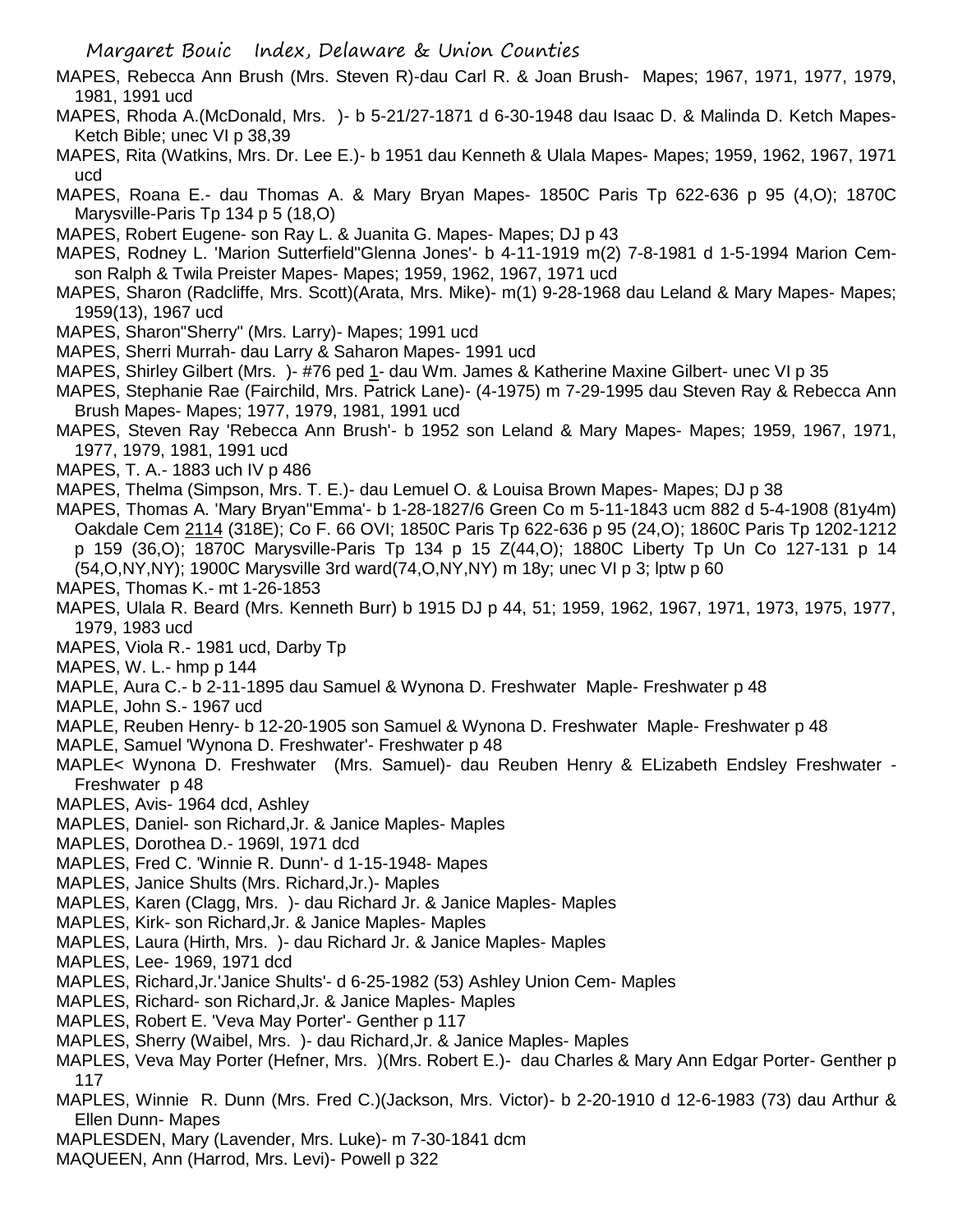MAPES, Rebecca Ann Brush (Mrs. Steven R)-dau Carl R. & Joan Brush- Mapes; 1967, 1971, 1977, 1979, 1981, 1991 ucd

MAPES, Rhoda A.(McDonald, Mrs. )- b 5-21/27-1871 d 6-30-1948 dau Isaac D. & Malinda D. Ketch Mapes- Ketch Bible; unec VI p 38,39

MAPES, Rita (Watkins, Mrs. Dr. Lee E.)- b 1951 dau Kenneth & Ulala Mapes- Mapes; 1959, 1962, 1967, 1971 ucd

MAPES, Roana E.- dau Thomas A. & Mary Bryan Mapes- 1850C Paris Tp 622-636 p 95 (4,O); 1870C Marysville-Paris Tp 134 p 5 (18,O)

MAPES, Robert Eugene- son Ray L. & Juanita G. Mapes- Mapes; DJ p 43

MAPES, Rodney L. 'Marion Sutterfield''Glenna Jones'- b 4-11-1919 m(2) 7-8-1981 d 1-5-1994 Marion Cem-son Ralph & Twila Preister Mapes- Mapes; 1959, 1962, 1967, 1971 ucd

MAPES, Sharon (Radcliffe, Mrs. Scott)(Arata, Mrs. Mike)- m(1) 9-28-1968 dau Leland & Mary Mapes- Mapes; 1959(13), 1967 ucd

MAPES, Sharon"Sherry" (Mrs. Larry)- Mapes; 1991 ucd

MAPES, Sherri Murrah- dau Larry & Saharon Mapes- 1991 ucd

MAPES, Shirley Gilbert (Mrs. )- #76 ped 1- dau Wm. James & Katherine Maxine Gilbert- unec VI p 35

MAPES, Stephanie Rae (Fairchild, Mrs. Patrick Lane)- (4-1975) m 7-29-1995 dau Steven Ray & Rebecca Ann Brush Mapes- Mapes; 1977, 1979, 1981, 1991 ucd

MAPES, Steven Ray 'Rebecca Ann Brush'- b 1952 son Leland & Mary Mapes- Mapes; 1959, 1967, 1971, 1977, 1979, 1981, 1991 ucd

MAPES, T. A.- 1883 uch IV p 486

MAPES, Thelma (Simpson, Mrs. T. E.)- dau Lemuel O. & Louisa Brown Mapes- Mapes; DJ p 38

MAPES, Thomas A. 'Mary Bryan''Emma'- b 1-28-1827/6 Green Co m 5-11-1843 ucm 882 d 5-4-1908 (81y4m) Oakdale Cem 2114 (318E); Co F. 66 OVI; 1850C Paris Tp 622-636 p 95 (24,O); 1860C Paris Tp 1202-1212 p 159 (36,O); 1870C Marysville-Paris Tp 134 p 15 Z(44,O); 1880C Liberty Tp Un Co 127-131 p 14 (54,O,NY,NY); 1900C Marysville 3rd ward(74,O,NY,NY) m 18y; unec VI p 3; lptw p 60

MAPES, Thomas K.- mt 1-26-1853

MAPES, Ulala R. Beard (Mrs. Kenneth Burr) b 1915 DJ p 44, 51; 1959, 1962, 1967, 1971, 1973, 1975, 1977, 1979, 1983 ucd

MAPES, Viola R.- 1981 ucd, Darby Tp

MAPES, W. L.- hmp p 144

MAPLE, Aura C.- b 2-11-1895 dau Samuel & Wynona D. Freshwater Maple- Freshwater p 48

MAPLE, John S.- 1967 ucd

MAPLE, Reuben Henry- b 12-20-1905 son Samuel & Wynona D. Freshwater Maple- Freshwater p 48

MAPLE, Samuel 'Wynona D. Freshwater'- Freshwater p 48

MAPLE< Wynona D. Freshwater (Mrs. Samuel)- dau Reuben Henry & ELizabeth Endsley Freshwater - Freshwater p 48

MAPLES, Avis- 1964 dcd, Ashley

MAPLES, Daniel- son Richard,Jr. & Janice Maples- Maples

MAPLES, Dorothea D.- 1969l, 1971 dcd

MAPLES, Fred C. 'Winnie R. Dunn'- d 1-15-1948- Mapes

MAPLES, Janice Shults (Mrs. Richard,Jr.)- Maples

MAPLES, Karen (Clagg, Mrs. )- dau Richard Jr. & Janice Maples- Maples

MAPLES, Kirk- son Richard,Jr. & Janice Maples- Maples

MAPLES, Laura (Hirth, Mrs. )- dau Richard Jr. & Janice Maples- Maples

MAPLES, Lee- 1969, 1971 dcd

MAPLES, Richard,Jr.'Janice Shults'- d 6-25-1982 (53) Ashley Union Cem- Maples

MAPLES, Richard- son Richard,Jr. & Janice Maples- Maples

MAPLES, Robert E. 'Veva May Porter'- Genther p 117

MAPLES, Sherry (Waibel, Mrs. )- dau Richard,Jr. & Janice Maples- Maples

MAPLES, Veva May Porter (Hefner, Mrs. )(Mrs. Robert E.)- dau Charles & Mary Ann Edgar Porter- Genther p 117

MAPLES, Winnie R. Dunn (Mrs. Fred C.)(Jackson, Mrs. Victor)- b 2-20-1910 d 12-6-1983 (73) dau Arthur & Ellen Dunn- Mapes

MAPLESDEN, Mary (Lavender, Mrs. Luke)- m 7-30-1841 dcm

MAQUEEN, Ann (Harrod, Mrs. Levi)- Powell p 322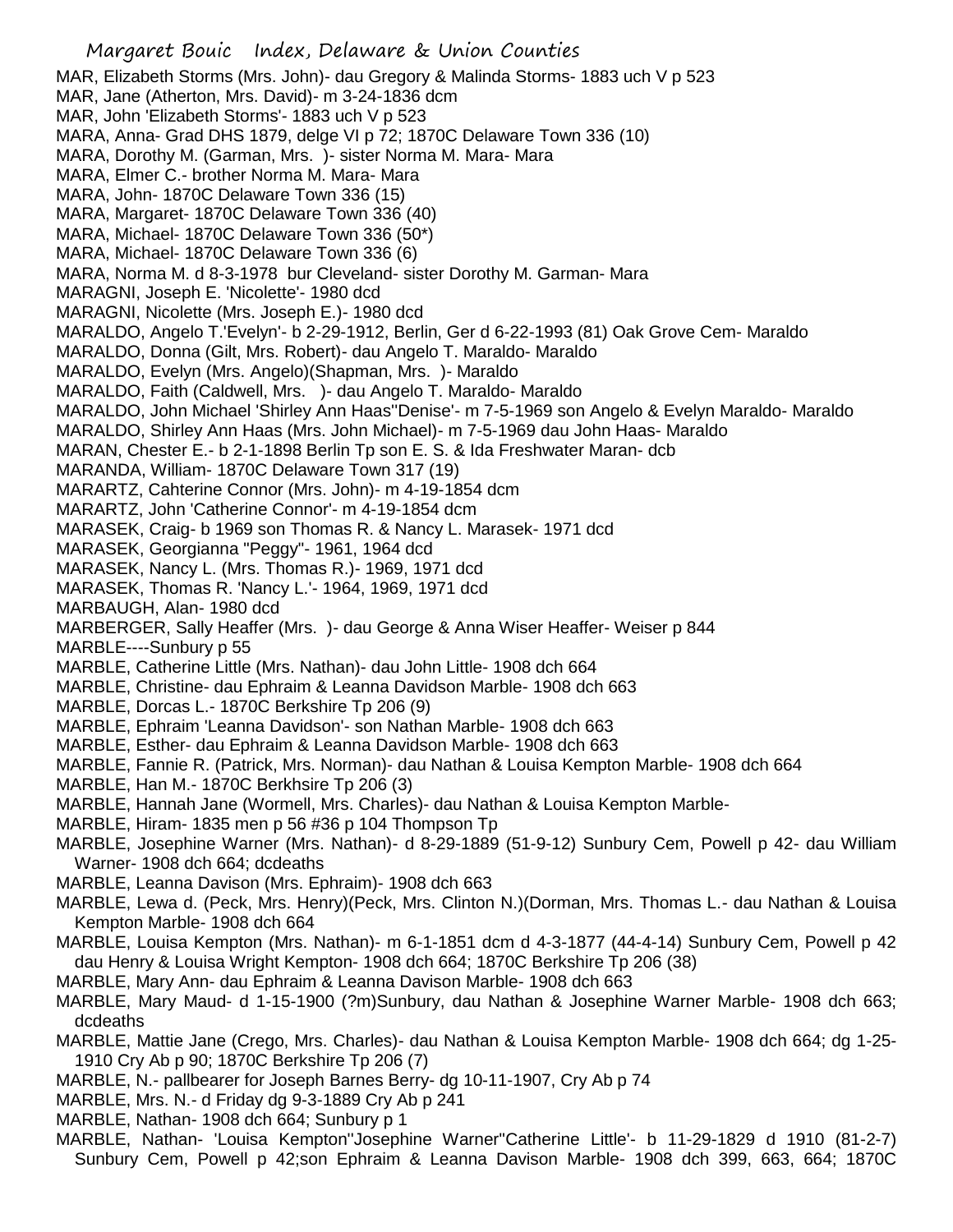MAR, Elizabeth Storms (Mrs. John)- dau Gregory & Malinda Storms- 1883 uch V p 523
MAR, Jane (Atherton, Mrs. David)- m 3-24-1836 dcm
MAR, John 'Elizabeth Storms'- 1883 uch V p 523
MARA, Anna- Grad DHS 1879, delge VI p 72; 1870C Delaware Town 336 (10)
MARA, Dorothy M. (Garman, Mrs. )- sister Norma M. Mara- Mara
MARA, Elmer C.- brother Norma M. Mara- Mara
MARA, John- 1870C Delaware Town 336 (15)
MARA, Margaret- 1870C Delaware Town 336 (40)
MARA, Michael- 1870C Delaware Town 336 (50*)
MARA, Michael- 1870C Delaware Town 336 (6)
MARA, Norma M. d 8-3-1978 bur Cleveland- sister Dorothy M. Garman- Mara
MARAGNI, Joseph E. 'Nicolette'- 1980 dcd
MARAGNI, Nicolette (Mrs. Joseph E.)- 1980 dcd
MARALDO, Angelo T.'Evelyn'- b 2-29-1912, Berlin, Ger d 6-22-1993 (81) Oak Grove Cem- Maraldo
MARALDO, Donna (Gilt, Mrs. Robert)- dau Angelo T. Maraldo- Maraldo
MARALDO, Evelyn (Mrs. Angelo)(Shapman, Mrs. )- Maraldo
MARALDO, Faith (Caldwell, Mrs. )- dau Angelo T. Maraldo- Maraldo
MARALDO, John Michael 'Shirley Ann Haas''Denise'- m 7-5-1969 son Angelo & Evelyn Maraldo- Maraldo
MARALDO, Shirley Ann Haas (Mrs. John Michael)- m 7-5-1969 dau John Haas- Maraldo
MARAN, Chester E.- b 2-1-1898 Berlin Tp son E. S. & Ida Freshwater Maran- dcb
MARANDA, William- 1870C Delaware Town 317 (19)
MARARTZ, Cahterine Connor (Mrs. John)- m 4-19-1854 dcm
MARARTZ, John 'Catherine Connor'- m 4-19-1854 dcm
MARASEK, Craig- b 1969 son Thomas R. & Nancy L. Marasek- 1971 dcd
MARASEK, Georgianna "Peggy"- 1961, 1964 dcd
MARASEK, Nancy L. (Mrs. Thomas R.)- 1969, 1971 dcd
MARASEK, Thomas R. 'Nancy L.'- 1964, 1969, 1971 dcd
MARBAUGH, Alan- 1980 dcd
MARBERGER, Sally Heaffer (Mrs. )- dau George & Anna Wiser Heaffer- Weiser p 844
MARBLE----Sunbury p 55
MARBLE, Catherine Little (Mrs. Nathan)- dau John Little- 1908 dch 664
MARBLE, Christine- dau Ephraim & Leanna Davidson Marble- 1908 dch 663
MARBLE, Dorcas L.- 1870C Berkshire Tp 206 (9)
MARBLE, Ephraim 'Leanna Davidson'- son Nathan Marble- 1908 dch 663
MARBLE, Esther- dau Ephraim & Leanna Davidson Marble- 1908 dch 663
MARBLE, Fannie R. (Patrick, Mrs. Norman)- dau Nathan & Louisa Kempton Marble- 1908 dch 664
MARBLE, Han M.- 1870C Berkhsire Tp 206 (3)
MARBLE, Hannah Jane (Wormell, Mrs. Charles)- dau Nathan & Louisa Kempton Marble-
MARBLE, Hiram- 1835 men p 56 #36 p 104 Thompson Tp
MARBLE, Josephine Warner (Mrs. Nathan)- d 8-29-1889 (51-9-12) Sunbury Cem, Powell p 42- dau William Warner- 1908 dch 664; dcdeaths
MARBLE, Leanna Davison (Mrs. Ephraim)- 1908 dch 663
MARBLE, Lewa d. (Peck, Mrs. Henry)(Peck, Mrs. Clinton N.)(Dorman, Mrs. Thomas L.- dau Nathan & Louisa Kempton Marble- 1908 dch 664
MARBLE, Louisa Kempton (Mrs. Nathan)- m 6-1-1851 dcm d 4-3-1877 (44-4-14) Sunbury Cem, Powell p 42 dau Henry & Louisa Wright Kempton- 1908 dch 664; 1870C Berkshire Tp 206 (38)
MARBLE, Mary Ann- dau Ephraim & Leanna Davison Marble- 1908 dch 663
MARBLE, Mary Maud- d 1-15-1900 (?m)Sunbury, dau Nathan & Josephine Warner Marble- 1908 dch 663; dcdeaths
MARBLE, Mattie Jane (Crego, Mrs. Charles)- dau Nathan & Louisa Kempton Marble- 1908 dch 664; dg 1-25-1910 Cry Ab p 90; 1870C Berkshire Tp 206 (7)
MARBLE, N.- pallbearer for Joseph Barnes Berry- dg 10-11-1907, Cry Ab p 74
MARBLE, Mrs. N.- d Friday dg 9-3-1889 Cry Ab p 241
MARBLE, Nathan- 1908 dch 664; Sunbury p 1
MARBLE, Nathan- 'Louisa Kempton''Josephine Warner''Catherine Little'- b 11-29-1829 d 1910 (81-2-7) Sunbury Cem, Powell p 42;son Ephraim & Leanna Davison Marble- 1908 dch 399, 663, 664; 1870C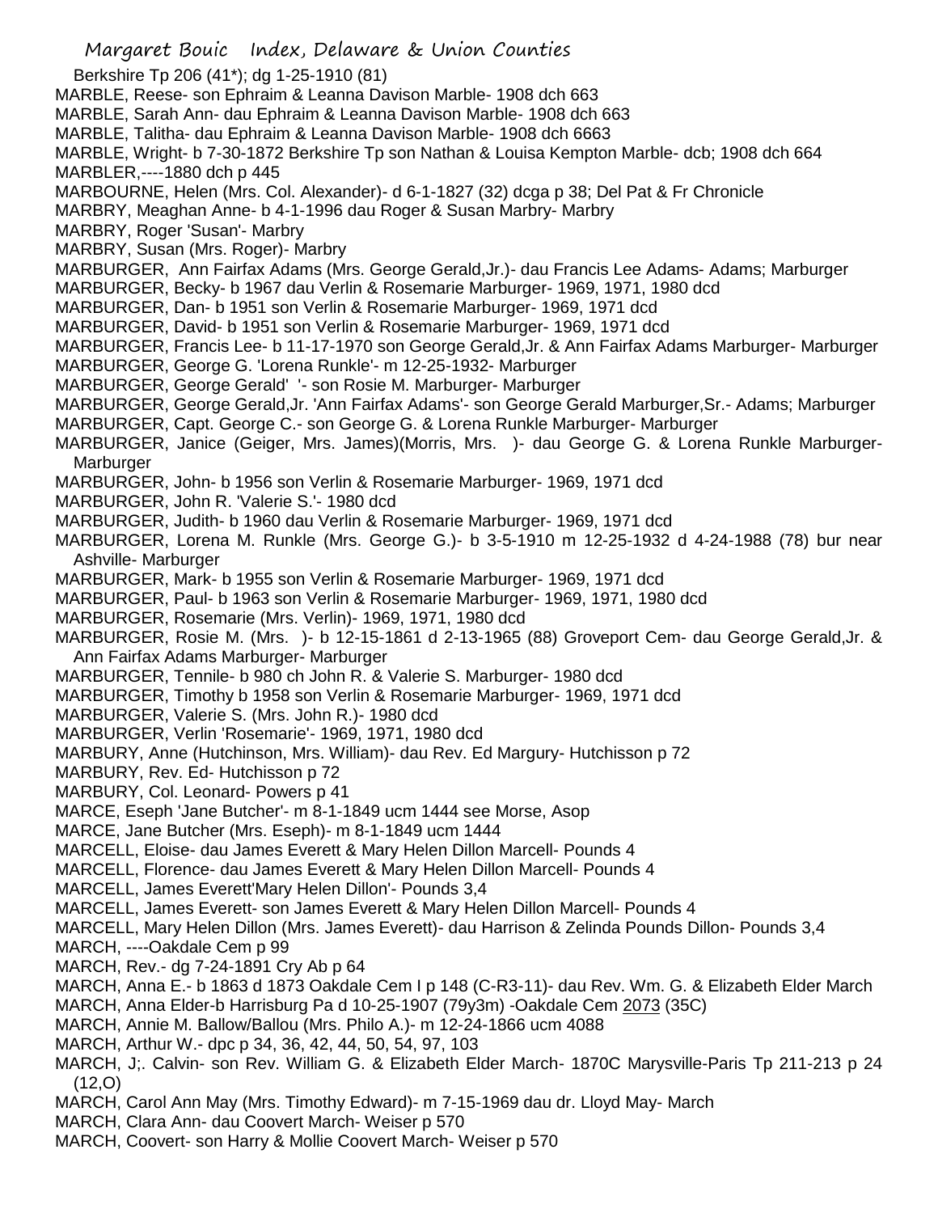Berkshire Tp 206 (41*); dg 1-25-1910 (81)
MARBLE, Reese- son Ephraim & Leanna Davison Marble- 1908 dch 663
MARBLE, Sarah Ann- dau Ephraim & Leanna Davison Marble- 1908 dch 663
MARBLE, Talitha- dau Ephraim & Leanna Davison Marble- 1908 dch 6663
MARBLE, Wright- b 7-30-1872 Berkshire Tp son Nathan & Louisa Kempton Marble- dcb; 1908 dch 664
MARBLER,----1880 dch p 445
MARBOURNE, Helen (Mrs. Col. Alexander)- d 6-1-1827 (32) dcga p 38; Del Pat & Fr Chronicle
MARBRY, Meaghan Anne- b 4-1-1996 dau Roger & Susan Marbry- Marbry
MARBRY, Roger 'Susan'- Marbry
MARBRY, Susan (Mrs. Roger)- Marbry
MARBURGER, Ann Fairfax Adams (Mrs. George Gerald,Jr.)- dau Francis Lee Adams- Adams; Marburger
MARBURGER, Becky- b 1967 dau Verlin & Rosemarie Marburger- 1969, 1971, 1980 dcd
MARBURGER, Dan- b 1951 son Verlin & Rosemarie Marburger- 1969, 1971 dcd
MARBURGER, David- b 1951 son Verlin & Rosemarie Marburger- 1969, 1971 dcd
MARBURGER, Francis Lee- b 11-17-1970 son George Gerald,Jr. & Ann Fairfax Adams Marburger- Marburger
MARBURGER, George G. 'Lorena Runkle'- m 12-25-1932- Marburger
MARBURGER, George Gerald ' '- son Rosie M. Marburger- Marburger
MARBURGER, George Gerald,Jr. 'Ann Fairfax Adams'- son George Gerald Marburger,Sr.- Adams; Marburger
MARBURGER, Capt. George C.- son George G. & Lorena Runkle Marburger- Marburger
MARBURGER, Janice (Geiger, Mrs. James)(Morris, Mrs. )- dau George G. & Lorena Runkle Marburger- Marburger
MARBURGER, John- b 1956 son Verlin & Rosemarie Marburger- 1969, 1971 dcd
MARBURGER, John R. 'Valerie S.'- 1980 dcd
MARBURGER, Judith- b 1960 dau Verlin & Rosemarie Marburger- 1969, 1971 dcd
MARBURGER, Lorena M. Runkle (Mrs. George G.)- b 3-5-1910 m 12-25-1932 d 4-24-1988 (78) bur near Ashville- Marburger
MARBURGER, Mark- b 1955 son Verlin & Rosemarie Marburger- 1969, 1971 dcd
MARBURGER, Paul- b 1963 son Verlin & Rosemarie Marburger- 1969, 1971, 1980 dcd
MARBURGER, Rosemarie (Mrs. Verlin)- 1969, 1971, 1980 dcd
MARBURGER, Rosie M. (Mrs. )- b 12-15-1861 d 2-13-1965 (88) Groveport Cem- dau George Gerald,Jr. & Ann Fairfax Adams Marburger- Marburger
MARBURGER, Tennile- b 980 ch John R. & Valerie S. Marburger- 1980 dcd
MARBURGER, Timothy b 1958 son Verlin & Rosemarie Marburger- 1969, 1971 dcd
MARBURGER, Valerie S. (Mrs. John R.)- 1980 dcd
MARBURGER, Verlin 'Rosemarie'- 1969, 1971, 1980 dcd
MARBURY, Anne (Hutchinson, Mrs. William)- dau Rev. Ed Margury- Hutchisson p 72
MARBURY, Rev. Ed- Hutchisson p 72
MARBURY, Col. Leonard- Powers p 41
MARCE, Eseph 'Jane Butcher'- m 8-1-1849 ucm 1444 see Morse, Asop
MARCE, Jane Butcher (Mrs. Eseph)- m 8-1-1849 ucm 1444
MARCELL, Eloise- dau James Everett & Mary Helen Dillon Marcell- Pounds 4
MARCELL, Florence- dau James Everett & Mary Helen Dillon Marcell- Pounds 4
MARCELL, James Everett'Mary Helen Dillon'- Pounds 3,4
MARCELL, James Everett- son James Everett & Mary Helen Dillon Marcell- Pounds 4
MARCELL, Mary Helen Dillon (Mrs. James Everett)- dau Harrison & Zelinda Pounds Dillon- Pounds 3,4
MARCH, ----Oakdale Cem p 99
MARCH, Rev.- dg 7-24-1891 Cry Ab p 64
MARCH, Anna E.- b 1863 d 1873 Oakdale Cem I p 148 (C-R3-11)- dau Rev. Wm. G. & Elizabeth Elder March
MARCH, Anna Elder-b Harrisburg Pa d 10-25-1907 (79y3m) -Oakdale Cem 2073 (35C)
MARCH, Annie M. Ballow/Ballou (Mrs. Philo A.)- m 12-24-1866 ucm 4088
MARCH, Arthur W.- dpc p 34, 36, 42, 44, 50, 54, 97, 103
MARCH, J;. Calvin- son Rev. William G. & Elizabeth Elder March- 1870C Marysville-Paris Tp 211-213 p 24 (12,O)
MARCH, Carol Ann May (Mrs. Timothy Edward)- m 7-15-1969 dau dr. Lloyd May- March
MARCH, Clara Ann- dau Coovert March- Weiser p 570
MARCH, Coovert- son Harry & Mollie Coovert March- Weiser p 570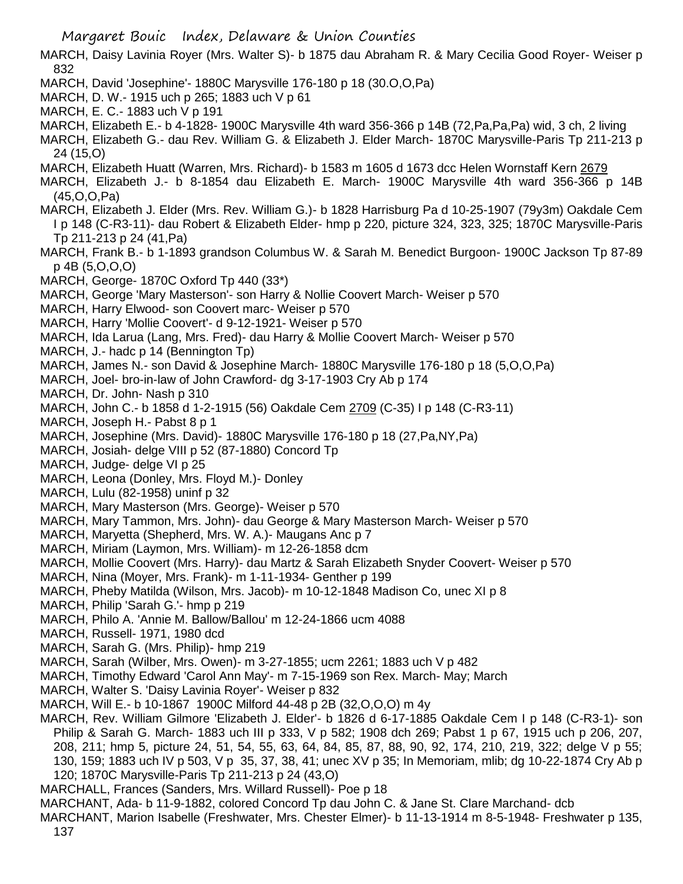MARCH, Daisy Lavinia Royer (Mrs. Walter S)- b 1875 dau Abraham R. & Mary Cecilia Good Royer- Weiser p 832

MARCH, David 'Josephine'- 1880C Marysville 176-180 p 18 (30.O,O,Pa)

MARCH, D. W.- 1915 uch p 265; 1883 uch V p 61

MARCH, E. C.- 1883 uch V p 191

MARCH, Elizabeth E.- b 4-1828- 1900C Marysville 4th ward 356-366 p 14B (72,Pa,Pa,Pa) wid, 3 ch, 2 living

MARCH, Elizabeth G.- dau Rev. William G. & Elizabeth J. Elder March- 1870C Marysville-Paris Tp 211-213 p 24 (15,O)

MARCH, Elizabeth Huatt (Warren, Mrs. Richard)- b 1583 m 1605 d 1673 dcc Helen Wornstaff Kern 2679

MARCH, Elizabeth J.- b 8-1854 dau Elizabeth E. March- 1900C Marysville 4th ward 356-366 p 14B (45,O,O,Pa)

MARCH, Elizabeth J. Elder (Mrs. Rev. William G.)- b 1828 Harrisburg Pa d 10-25-1907 (79y3m) Oakdale Cem I p 148 (C-R3-11)- dau Robert & Elizabeth Elder- hmp p 220, picture 324, 323, 325; 1870C Marysville-Paris Tp 211-213 p 24 (41,Pa)

MARCH, Frank B.- b 1-1893 grandson Columbus W. & Sarah M. Benedict Burgoon- 1900C Jackson Tp 87-89 p 4B (5,O,O,O)

MARCH, George- 1870C Oxford Tp 440 (33*)

MARCH, George 'Mary Masterson'- son Harry & Nollie Coovert March- Weiser p 570

MARCH, Harry Elwood- son Coovert marc- Weiser p 570

MARCH, Harry 'Mollie Coovert'- d 9-12-1921- Weiser p 570

MARCH, Ida Larua (Lang, Mrs. Fred)- dau Harry & Mollie Coovert March- Weiser p 570

MARCH, J.- hadc p 14 (Bennington Tp)

MARCH, James N.- son David & Josephine March- 1880C Marysville 176-180 p 18 (5,O,O,Pa)

MARCH, Joel- bro-in-law of John Crawford- dg 3-17-1903 Cry Ab p 174

MARCH, Dr. John- Nash p 310

MARCH, John C.- b 1858 d 1-2-1915 (56) Oakdale Cem 2709 (C-35) I p 148 (C-R3-11)

MARCH, Joseph H.- Pabst 8 p 1

MARCH, Josephine (Mrs. David)- 1880C Marysville 176-180 p 18 (27,Pa,NY,Pa)

MARCH, Josiah- delge VIII p 52 (87-1880) Concord Tp

MARCH, Judge- delge VI p 25

MARCH, Leona (Donley, Mrs. Floyd M.)- Donley

MARCH, Lulu (82-1958) uninf p 32

MARCH, Mary Masterson (Mrs. George)- Weiser p 570

MARCH, Mary Tammon, Mrs. John)- dau George & Mary Masterson March- Weiser p 570

MARCH, Maryetta (Shepherd, Mrs. W. A.)- Maugans Anc p 7

MARCH, Miriam (Laymon, Mrs. William)- m 12-26-1858 dcm

MARCH, Mollie Coovert (Mrs. Harry)- dau Martz & Sarah Elizabeth Snyder Coovert- Weiser p 570

MARCH, Nina (Moyer, Mrs. Frank)- m 1-11-1934- Genther p 199

MARCH, Pheby Matilda (Wilson, Mrs. Jacob)- m 10-12-1848 Madison Co, unec XI p 8

MARCH, Philip 'Sarah G.'- hmp p 219

MARCH, Philo A. 'Annie M. Ballow/Ballou' m 12-24-1866 ucm 4088

MARCH, Russell- 1971, 1980 dcd

MARCH, Sarah G. (Mrs. Philip)- hmp 219

MARCH, Sarah (Wilber, Mrs. Owen)- m 3-27-1855; ucm 2261; 1883 uch V p 482

MARCH, Timothy Edward 'Carol Ann May'- m 7-15-1969 son Rex. March- May; March

MARCH, Walter S. 'Daisy Lavinia Royer'- Weiser p 832

MARCH, Will E.- b 10-1867 1900C Milford 44-48 p 2B (32,O,O,O) m 4y

MARCH, Rev. William Gilmore 'Elizabeth J. Elder'- b 1826 d 6-17-1885 Oakdale Cem I p 148 (C-R3-1)- son Philip & Sarah G. March- 1883 uch III p 333, V p 582; 1908 dch 269; Pabst 1 p 67, 1915 uch p 206, 207, 208, 211; hmp 5, picture 24, 51, 54, 55, 63, 64, 84, 85, 87, 88, 90, 92, 174, 210, 219, 322; delge V p 55; 130, 159; 1883 uch IV p 503, V p 35, 37, 38, 41; unec XV p 35; In Memoriam, mlib; dg 10-22-1874 Cry Ab p 120; 1870C Marysville-Paris Tp 211-213 p 24 (43,O)

MARCHALL, Frances (Sanders, Mrs. Willard Russell)- Poe p 18

MARCHANT, Ada- b 11-9-1882, colored Concord Tp dau John C. & Jane St. Clare Marchand- dcb

MARCHANT, Marion Isabelle (Freshwater, Mrs. Chester Elmer)- b 11-13-1914 m 8-5-1948- Freshwater p 135, 137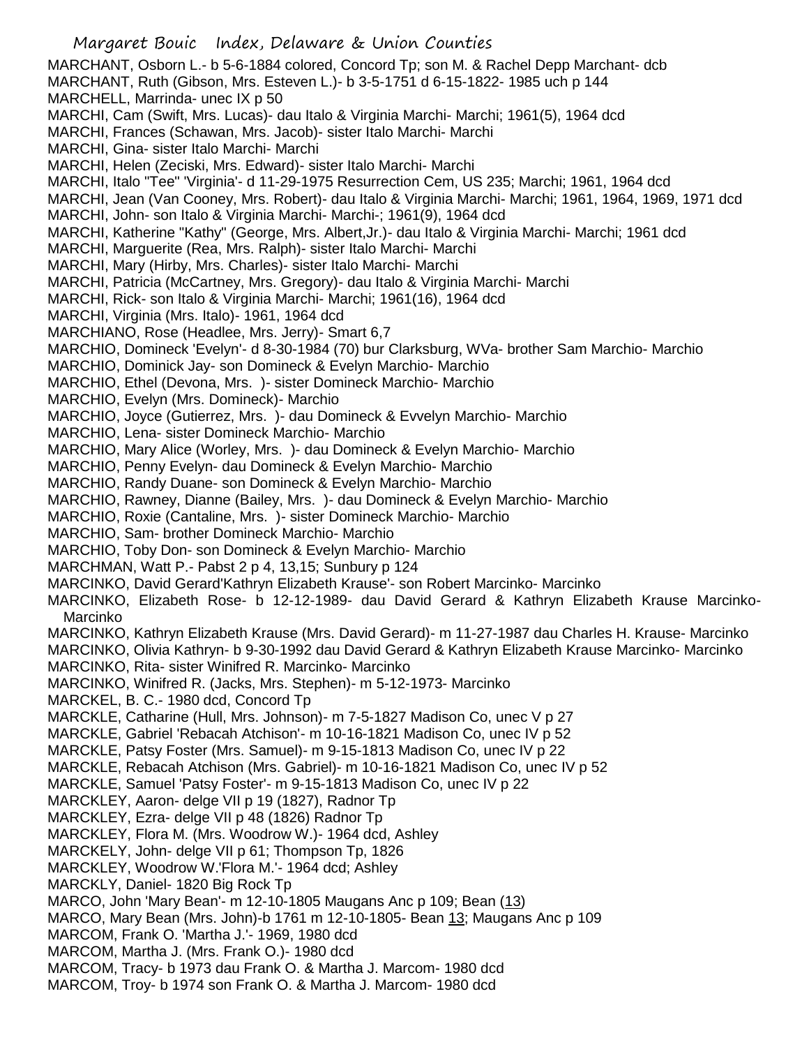MARCHANT, Osborn L.- b 5-6-1884 colored, Concord Tp; son M. & Rachel Depp Marchant- dcb
MARCHANT, Ruth (Gibson, Mrs. Esteven L.)- b 3-5-1751 d 6-15-1822- 1985 uch p 144
MARCHELL, Marrinda- unec IX p 50
MARCHI, Cam (Swift, Mrs. Lucas)- dau Italo & Virginia Marchi- Marchi; 1961(5), 1964 dcd
MARCHI, Frances (Schawan, Mrs. Jacob)- sister Italo Marchi- Marchi
MARCHI, Gina- sister Italo Marchi- Marchi
MARCHI, Helen (Zeciski, Mrs. Edward)- sister Italo Marchi- Marchi
MARCHI, Italo "Tee" 'Virginia'- d 11-29-1975 Resurrection Cem, US 235; Marchi; 1961, 1964 dcd
MARCHI, Jean (Van Cooney, Mrs. Robert)- dau Italo & Virginia Marchi- Marchi; 1961, 1964, 1969, 1971 dcd
MARCHI, John- son Italo & Virginia Marchi- Marchi-; 1961(9), 1964 dcd
MARCHI, Katherine "Kathy" (George, Mrs. Albert,Jr.)- dau Italo & Virginia Marchi- Marchi; 1961 dcd
MARCHI, Marguerite (Rea, Mrs. Ralph)- sister Italo Marchi- Marchi
MARCHI, Mary (Hirby, Mrs. Charles)- sister Italo Marchi- Marchi
MARCHI, Patricia (McCartney, Mrs. Gregory)- dau Italo & Virginia Marchi- Marchi
MARCHI, Rick- son Italo & Virginia Marchi- Marchi; 1961(16), 1964 dcd
MARCHI, Virginia (Mrs. Italo)- 1961, 1964 dcd
MARCHIANO, Rose (Headlee, Mrs. Jerry)- Smart 6,7
MARCHIO, Domineck 'Evelyn'- d 8-30-1984 (70) bur Clarksburg, WVa- brother Sam Marchio- Marchio
MARCHIO, Dominick Jay- son Domineck & Evelyn Marchio- Marchio
MARCHIO, Ethel (Devona, Mrs. )- sister Domineck Marchio- Marchio
MARCHIO, Evelyn (Mrs. Domineck)- Marchio
MARCHIO, Joyce (Gutierrez, Mrs. )- dau Domineck & Evvelyn Marchio- Marchio
MARCHIO, Lena- sister Domineck Marchio- Marchio
MARCHIO, Mary Alice (Worley, Mrs. )- dau Domineck & Evelyn Marchio- Marchio
MARCHIO, Penny Evelyn- dau Domineck & Evelyn Marchio- Marchio
MARCHIO, Randy Duane- son Domineck & Evelyn Marchio- Marchio
MARCHIO, Rawney, Dianne (Bailey, Mrs. )- dau Domineck & Evelyn Marchio- Marchio
MARCHIO, Roxie (Cantaline, Mrs. )- sister Domineck Marchio- Marchio
MARCHIO, Sam- brother Domineck Marchio- Marchio
MARCHIO, Toby Don- son Domineck & Evelyn Marchio- Marchio
MARCHMAN, Watt P.- Pabst 2 p 4, 13,15; Sunbury p 124
MARCINKO, David Gerard'Kathryn Elizabeth Krause'- son Robert Marcinko- Marcinko
MARCINKO, Elizabeth Rose- b 12-12-1989- dau David Gerard & Kathryn Elizabeth Krause Marcinko- Marcinko
MARCINKO, Kathryn Elizabeth Krause (Mrs. David Gerard)- m 11-27-1987 dau Charles H. Krause- Marcinko
MARCINKO, Olivia Kathryn- b 9-30-1992 dau David Gerard & Kathryn Elizabeth Krause Marcinko- Marcinko
MARCINKO, Rita- sister Winifred R. Marcinko- Marcinko
MARCINKO, Winifred R. (Jacks, Mrs. Stephen)- m 5-12-1973- Marcinko
MARCKEL, B. C.- 1980 dcd, Concord Tp
MARCKLE, Catharine (Hull, Mrs. Johnson)- m 7-5-1827 Madison Co, unec V p 27
MARCKLE, Gabriel 'Rebacah Atchison'- m 10-16-1821 Madison Co, unec IV p 52
MARCKLE, Patsy Foster (Mrs. Samuel)- m 9-15-1813 Madison Co, unec IV p 22
MARCKLE, Rebacah Atchison (Mrs. Gabriel)- m 10-16-1821 Madison Co, unec IV p 52
MARCKLE, Samuel 'Patsy Foster'- m 9-15-1813 Madison Co, unec IV p 22
MARCKLEY, Aaron- delge VII p 19 (1827), Radnor Tp
MARCKLEY, Ezra- delge VII p 48 (1826) Radnor Tp
MARCKLEY, Flora M. (Mrs. Woodrow W.)- 1964 dcd, Ashley
MARCKELY, John- delge VII p 61; Thompson Tp, 1826
MARCKLEY, Woodrow W.'Flora M.'- 1964 dcd; Ashley
MARCKLY, Daniel- 1820 Big Rock Tp
MARCO, John 'Mary Bean'- m 12-10-1805 Maugans Anc p 109; Bean (13)
MARCO, Mary Bean (Mrs. John)-b 1761 m 12-10-1805- Bean 13; Maugans Anc p 109
MARCOM, Frank O. 'Martha J.'- 1969, 1980 dcd
MARCOM, Martha J. (Mrs. Frank O.)- 1980 dcd
MARCOM, Tracy- b 1973 dau Frank O. & Martha J. Marcom- 1980 dcd
MARCOM, Troy- b 1974 son Frank O. & Martha J. Marcom- 1980 dcd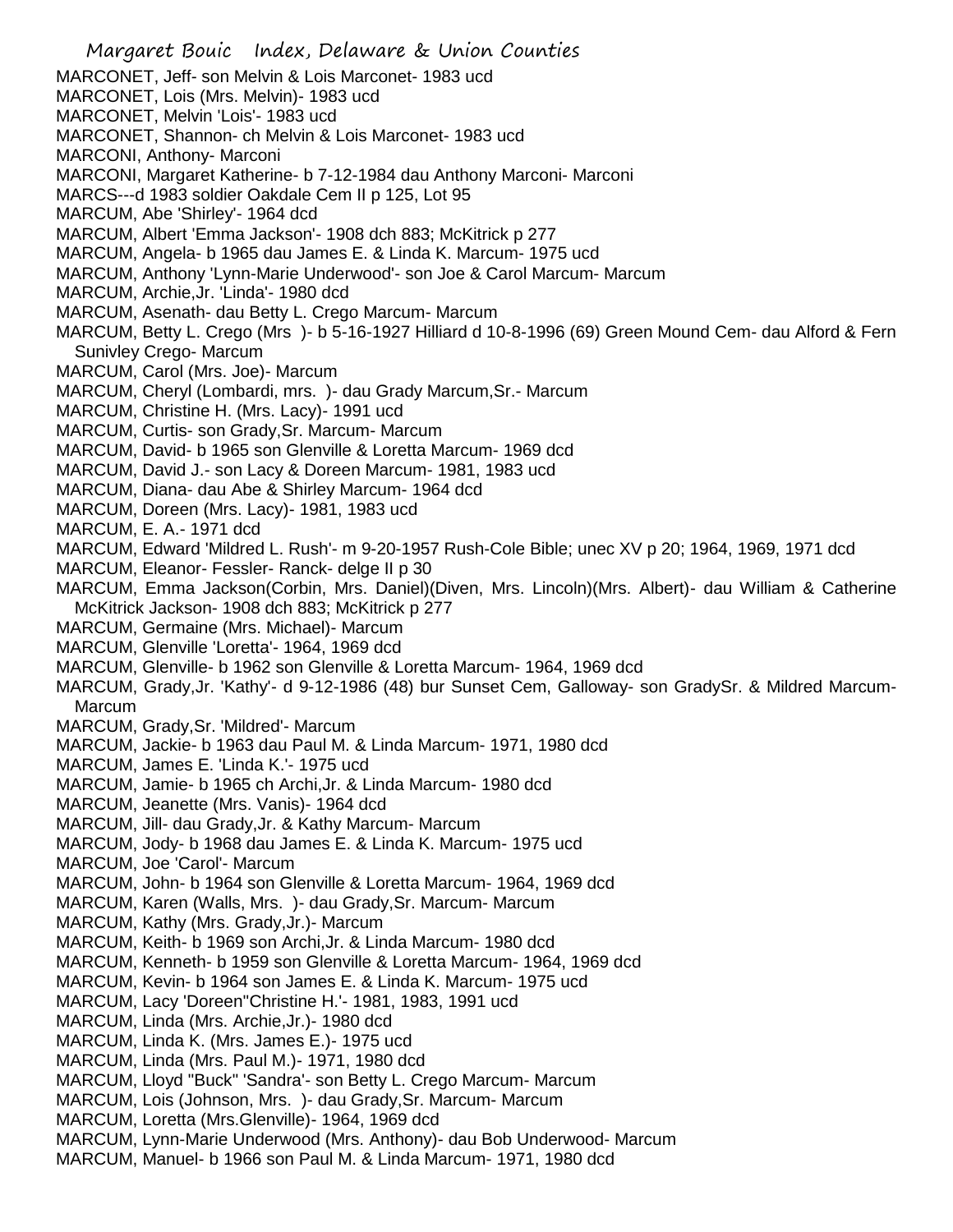MARCONET, Jeff- son Melvin & Lois Marconet- 1983 ucd
MARCONET, Lois (Mrs. Melvin)- 1983 ucd
MARCONET, Melvin 'Lois'- 1983 ucd
MARCONET, Shannon- ch Melvin & Lois Marconet- 1983 ucd
MARCONI, Anthony- Marconi
MARCONI, Margaret Katherine- b 7-12-1984 dau Anthony Marconi- Marconi
MARCS---d 1983 soldier Oakdale Cem II p 125, Lot 95
MARCUM, Abe 'Shirley'- 1964 dcd
MARCUM, Albert 'Emma Jackson'- 1908 dch 883; McKitrick p 277
MARCUM, Angela- b 1965 dau James E. & Linda K. Marcum- 1975 ucd
MARCUM, Anthony 'Lynn-Marie Underwood'- son Joe & Carol Marcum- Marcum
MARCUM, Archie,Jr. 'Linda'- 1980 dcd
MARCUM, Asenath- dau Betty L. Crego Marcum- Marcum
MARCUM, Betty L. Crego (Mrs )- b 5-16-1927 Hilliard d 10-8-1996 (69) Green Mound Cem- dau Alford & Fern Sunivley Crego- Marcum
MARCUM, Carol (Mrs. Joe)- Marcum
MARCUM, Cheryl (Lombardi, mrs. )- dau Grady Marcum,Sr.- Marcum
MARCUM, Christine H. (Mrs. Lacy)- 1991 ucd
MARCUM, Curtis- son Grady,Sr. Marcum- Marcum
MARCUM, David- b 1965 son Glenville & Loretta Marcum- 1969 dcd
MARCUM, David J.- son Lacy & Doreen Marcum- 1981, 1983 ucd
MARCUM, Diana- dau Abe & Shirley Marcum- 1964 dcd
MARCUM, Doreen (Mrs. Lacy)- 1981, 1983 ucd
MARCUM, E. A.- 1971 dcd
MARCUM, Edward 'Mildred L. Rush'- m 9-20-1957 Rush-Cole Bible; unec XV p 20; 1964, 1969, 1971 dcd
MARCUM, Eleanor- Fessler- Ranck- delge II p 30
MARCUM, Emma Jackson(Corbin, Mrs. Daniel)(Diven, Mrs. Lincoln)(Mrs. Albert)- dau William & Catherine McKitrick Jackson- 1908 dch 883; McKitrick p 277
MARCUM, Germaine (Mrs. Michael)- Marcum
MARCUM, Glenville 'Loretta'- 1964, 1969 dcd
MARCUM, Glenville- b 1962 son Glenville & Loretta Marcum- 1964, 1969 dcd
MARCUM, Grady,Jr. 'Kathy'- d 9-12-1986 (48) bur Sunset Cem, Galloway- son GradySr. & Mildred Marcum- Marcum
MARCUM, Grady,Sr. 'Mildred'- Marcum
MARCUM, Jackie- b 1963 dau Paul M. & Linda Marcum- 1971, 1980 dcd
MARCUM, James E. 'Linda K.'- 1975 ucd
MARCUM, Jamie- b 1965 ch Archi,Jr. & Linda Marcum- 1980 dcd
MARCUM, Jeanette (Mrs. Vanis)- 1964 dcd
MARCUM, Jill- dau Grady,Jr. & Kathy Marcum- Marcum
MARCUM, Jody- b 1968 dau James E. & Linda K. Marcum- 1975 ucd
MARCUM, Joe 'Carol'- Marcum
MARCUM, John- b 1964 son Glenville & Loretta Marcum- 1964, 1969 dcd
MARCUM, Karen (Walls, Mrs. )- dau Grady,Sr. Marcum- Marcum
MARCUM, Kathy (Mrs. Grady,Jr.)- Marcum
MARCUM, Keith- b 1969 son Archi,Jr. & Linda Marcum- 1980 dcd
MARCUM, Kenneth- b 1959 son Glenville & Loretta Marcum- 1964, 1969 dcd
MARCUM, Kevin- b 1964 son James E. & Linda K. Marcum- 1975 ucd
MARCUM, Lacy 'Doreen''Christine H.'- 1981, 1983, 1991 ucd
MARCUM, Linda (Mrs. Archie,Jr.)- 1980 dcd
MARCUM, Linda K. (Mrs. James E.)- 1975 ucd
MARCUM, Linda (Mrs. Paul M.)- 1971, 1980 dcd
MARCUM, Lloyd "Buck" 'Sandra'- son Betty L. Crego Marcum- Marcum
MARCUM, Lois (Johnson, Mrs. )- dau Grady,Sr. Marcum- Marcum
MARCUM, Loretta (Mrs.Glenville)- 1964, 1969 dcd
MARCUM, Lynn-Marie Underwood (Mrs. Anthony)- dau Bob Underwood- Marcum
MARCUM, Manuel- b 1966 son Paul M. & Linda Marcum- 1971, 1980 dcd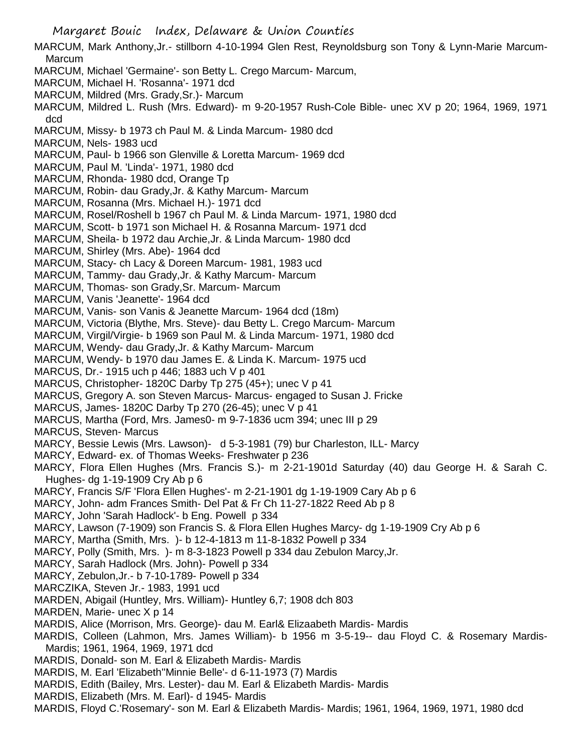MARCUM, Mark Anthony,Jr.- stillborn 4-10-1994 Glen Rest, Reynoldsburg son Tony & Lynn-Marie Marcum- Marcum

MARCUM, Michael 'Germaine'- son Betty L. Crego Marcum- Marcum,

MARCUM, Michael H. 'Rosanna'- 1971 dcd

MARCUM, Mildred (Mrs. Grady,Sr.)- Marcum

MARCUM, Mildred L. Rush (Mrs. Edward)- m 9-20-1957 Rush-Cole Bible- unec XV p 20; 1964, 1969, 1971 dcd

MARCUM, Missy- b 1973 ch Paul M. & Linda Marcum- 1980 dcd

MARCUM, Nels- 1983 ucd

MARCUM, Paul- b 1966 son Glenville & Loretta Marcum- 1969 dcd

MARCUM, Paul M. 'Linda'- 1971, 1980 dcd

MARCUM, Rhonda- 1980 dcd, Orange Tp

MARCUM, Robin- dau Grady,Jr. & Kathy Marcum- Marcum

MARCUM, Rosanna (Mrs. Michael H.)- 1971 dcd

MARCUM, Rosel/Roshell b 1967 ch Paul M. & Linda Marcum- 1971, 1980 dcd

MARCUM, Scott- b 1971 son Michael H. & Rosanna Marcum- 1971 dcd

MARCUM, Sheila- b 1972 dau Archie,Jr. & Linda Marcum- 1980 dcd

MARCUM, Shirley (Mrs. Abe)- 1964 dcd

MARCUM, Stacy- ch Lacy & Doreen Marcum- 1981, 1983 ucd

MARCUM, Tammy- dau Grady,Jr. & Kathy Marcum- Marcum

MARCUM, Thomas- son Grady,Sr. Marcum- Marcum

MARCUM, Vanis 'Jeanette'- 1964 dcd

MARCUM, Vanis- son Vanis & Jeanette Marcum- 1964 dcd (18m)

MARCUM, Victoria (Blythe, Mrs. Steve)- dau Betty L. Crego Marcum- Marcum

MARCUM, Virgil/Virgie- b 1969 son Paul M. & Linda Marcum- 1971, 1980 dcd

MARCUM, Wendy- dau Grady,Jr. & Kathy Marcum- Marcum

MARCUM, Wendy- b 1970 dau James E. & Linda K. Marcum- 1975 ucd

MARCUS, Dr.- 1915 uch p 446; 1883 uch V p 401

MARCUS, Christopher- 1820C Darby Tp 275 (45+); unec V p 41

MARCUS, Gregory A. son Steven Marcus- Marcus- engaged to Susan J. Fricke

MARCUS, James- 1820C Darby Tp 270 (26-45); unec V p 41

MARCUS, Martha (Ford, Mrs. James0- m 9-7-1836 ucm 394; unec III p 29

MARCUS, Steven- Marcus

MARCY, Bessie Lewis (Mrs. Lawson)- d 5-3-1981 (79) bur Charleston, ILL- Marcy

MARCY, Edward- ex. of Thomas Weeks- Freshwater p 236

MARCY, Flora Ellen Hughes (Mrs. Francis S.)- m 2-21-1901d Saturday (40) dau George H. & Sarah C. Hughes- dg 1-19-1909 Cry Ab p 6

MARCY, Francis S/F 'Flora Ellen Hughes'- m 2-21-1901 dg 1-19-1909 Cary Ab p 6

MARCY, John- adm Frances Smith- Del Pat & Fr Ch 11-27-1822 Reed Ab p 8

MARCY, John 'Sarah Hadlock'- b Eng. Powell p 334

MARCY, Lawson (7-1909) son Francis S. & Flora Ellen Hughes Marcy- dg 1-19-1909 Cry Ab p 6

MARCY, Martha (Smith, Mrs. )- b 12-4-1813 m 11-8-1832 Powell p 334

MARCY, Polly (Smith, Mrs. )- m 8-3-1823 Powell p 334 dau Zebulon Marcy,Jr.

MARCY, Sarah Hadlock (Mrs. John)- Powell p 334

MARCY, Zebulon,Jr.- b 7-10-1789- Powell p 334

MARCZIKA, Steven Jr.- 1983, 1991 ucd

MARDEN, Abigail (Huntley, Mrs. William)- Huntley 6,7; 1908 dch 803

MARDEN, Marie- unec X p 14

MARDIS, Alice (Morrison, Mrs. George)- dau M. Earl& Elizaabeth Mardis- Mardis

MARDIS, Colleen (Lahmon, Mrs. James William)- b 1956 m 3-5-19-- dau Floyd C. & Rosemary Mardis- Mardis; 1961, 1964, 1969, 1971 dcd

MARDIS, Donald- son M. Earl & Elizabeth Mardis- Mardis

MARDIS, M. Earl 'Elizabeth''Minnie Belle'- d 6-11-1973 (7) Mardis

MARDIS, Edith (Bailey, Mrs. Lester)- dau M. Earl & Elizabeth Mardis- Mardis

MARDIS, Elizabeth (Mrs. M. Earl)- d 1945- Mardis

MARDIS, Floyd C.'Rosemary'- son M. Earl & Elizabeth Mardis- Mardis; 1961, 1964, 1969, 1971, 1980 dcd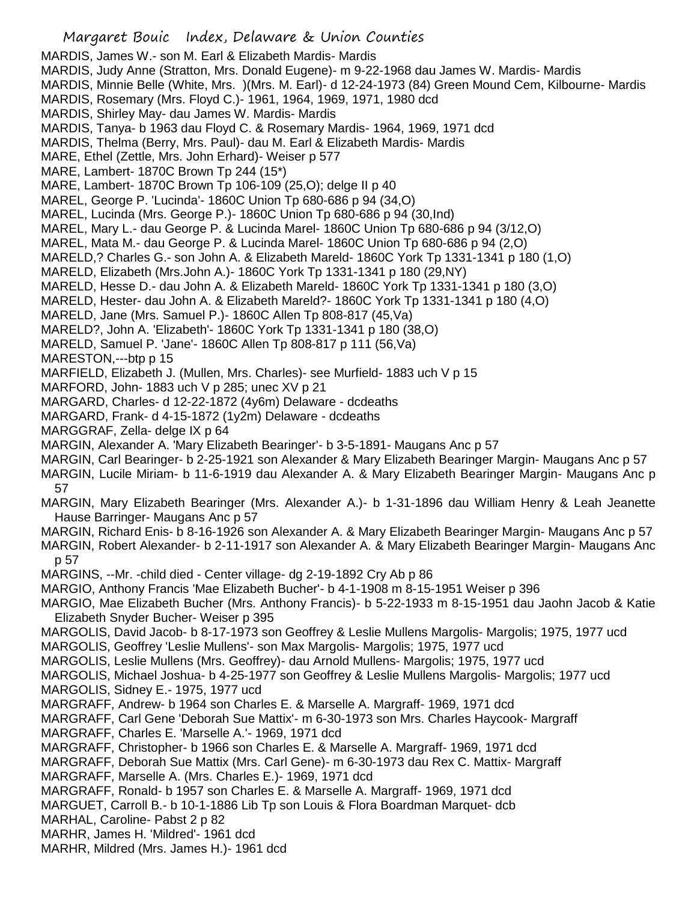MARDIS, James W.- son M. Earl & Elizabeth Mardis- Mardis
MARDIS, Judy Anne (Stratton, Mrs. Donald Eugene)- m 9-22-1968 dau James W. Mardis- Mardis
MARDIS, Minnie Belle (White, Mrs. )(Mrs. M. Earl)- d 12-24-1973 (84) Green Mound Cem, Kilbourne- Mardis
MARDIS, Rosemary (Mrs. Floyd C.)- 1961, 1964, 1969, 1971, 1980 dcd
MARDIS, Shirley May- dau James W. Mardis- Mardis
MARDIS, Tanya- b 1963 dau Floyd C. & Rosemary Mardis- 1964, 1969, 1971 dcd
MARDIS, Thelma (Berry, Mrs. Paul)- dau M. Earl & Elizabeth Mardis- Mardis
MARE, Ethel (Zettle, Mrs. John Erhard)- Weiser p 577
MARE, Lambert- 1870C Brown Tp 244 (15*)
MARE, Lambert- 1870C Brown Tp 106-109 (25,O); delge II p 40
MAREL, George P. 'Lucinda'- 1860C Union Tp 680-686 p 94 (34,O)
MAREL, Lucinda (Mrs. George P.)- 1860C Union Tp 680-686 p 94 (30,Ind)
MAREL, Mary L.- dau George P. & Lucinda Marel- 1860C Union Tp 680-686 p 94 (3/12,O)
MAREL, Mata M.- dau George P. & Lucinda Marel- 1860C Union Tp 680-686 p 94 (2,O)
MARELD,? Charles G.- son John A. & Elizabeth Mareld- 1860C York Tp 1331-1341 p 180 (1,O)
MARELD, Elizabeth (Mrs.John A.)- 1860C York Tp 1331-1341 p 180 (29,NY)
MARELD, Hesse D.- dau John A. & Elizabeth Mareld- 1860C York Tp 1331-1341 p 180 (3,O)
MARELD, Hester- dau John A. & Elizabeth Mareld?- 1860C York Tp 1331-1341 p 180 (4,O)
MARELD, Jane (Mrs. Samuel P.)- 1860C Allen Tp 808-817 (45,Va)
MARELD?, John A. 'Elizabeth'- 1860C York Tp 1331-1341 p 180 (38,O)
MARELD, Samuel P. 'Jane'- 1860C Allen Tp 808-817 p 111 (56,Va)
MARESTON,---btp p 15
MARFIELD, Elizabeth J. (Mullen, Mrs. Charles)- see Murfield- 1883 uch V p 15
MARFORD, John- 1883 uch V p 285; unec XV p 21
MARGARD, Charles- d 12-22-1872 (4y6m) Delaware - dcdeaths
MARGARD, Frank- d 4-15-1872 (1y2m) Delaware - dcdeaths
MARGGRAF, Zella- delge IX p 64
MARGIN, Alexander A. 'Mary Elizabeth Bearinger'- b 3-5-1891- Maugans Anc p 57
MARGIN, Carl Bearinger- b 2-25-1921 son Alexander & Mary Elizabeth Bearinger Margin- Maugans Anc p 57
MARGIN, Lucile Miriam- b 11-6-1919 dau Alexander A. & Mary Elizabeth Bearinger Margin- Maugans Anc p 57
MARGIN, Mary Elizabeth Bearinger (Mrs. Alexander A.)- b 1-31-1896 dau William Henry & Leah Jeanette Hause Barringer- Maugans Anc p 57
MARGIN, Richard Enis- b 8-16-1926 son Alexander A. & Mary Elizabeth Bearinger Margin- Maugans Anc p 57
MARGIN, Robert Alexander- b 2-11-1917 son Alexander A. & Mary Elizabeth Bearinger Margin- Maugans Anc p 57
MARGINS, --Mr. -child died - Center village- dg 2-19-1892 Cry Ab p 86
MARGIO, Anthony Francis 'Mae Elizabeth Bucher'- b 4-1-1908 m 8-15-1951 Weiser p 396
MARGIO, Mae Elizabeth Bucher (Mrs. Anthony Francis)- b 5-22-1933 m 8-15-1951 dau Jaohn Jacob & Katie Elizabeth Snyder Bucher- Weiser p 395
MARGOLIS, David Jacob- b 8-17-1973 son Geoffrey & Leslie Mullens Margolis- Margolis; 1975, 1977 ucd
MARGOLIS, Geoffrey 'Leslie Mullens'- son Max Margolis- Margolis; 1975, 1977 ucd
MARGOLIS, Leslie Mullens (Mrs. Geoffrey)- dau Arnold Mullens- Margolis; 1975, 1977 ucd
MARGOLIS, Michael Joshua- b 4-25-1977 son Geoffrey & Leslie Mullens Margolis- Margolis; 1977 ucd
MARGOLIS, Sidney E.- 1975, 1977 ucd
MARGRAFF, Andrew- b 1964 son Charles E. & Marselle A. Margraff- 1969, 1971 dcd
MARGRAFF, Carl Gene 'Deborah Sue Mattix'- m 6-30-1973 son Mrs. Charles Haycook- Margraff
MARGRAFF, Charles E. 'Marselle A.'- 1969, 1971 dcd
MARGRAFF, Christopher- b 1966 son Charles E. & Marselle A. Margraff- 1969, 1971 dcd
MARGRAFF, Deborah Sue Mattix (Mrs. Carl Gene)- m 6-30-1973 dau Rex C. Mattix- Margraff
MARGRAFF, Marselle A. (Mrs. Charles E.)- 1969, 1971 dcd
MARGRAFF, Ronald- b 1957 son Charles E. & Marselle A. Margraff- 1969, 1971 dcd
MARGUET, Carroll B.- b 10-1-1886 Lib Tp son Louis & Flora Boardman Marquet- dcb
MARHAL, Caroline- Pabst 2 p 82
MARHR, James H. 'Mildred'- 1961 dcd
MARHR, Mildred (Mrs. James H.)- 1961 dcd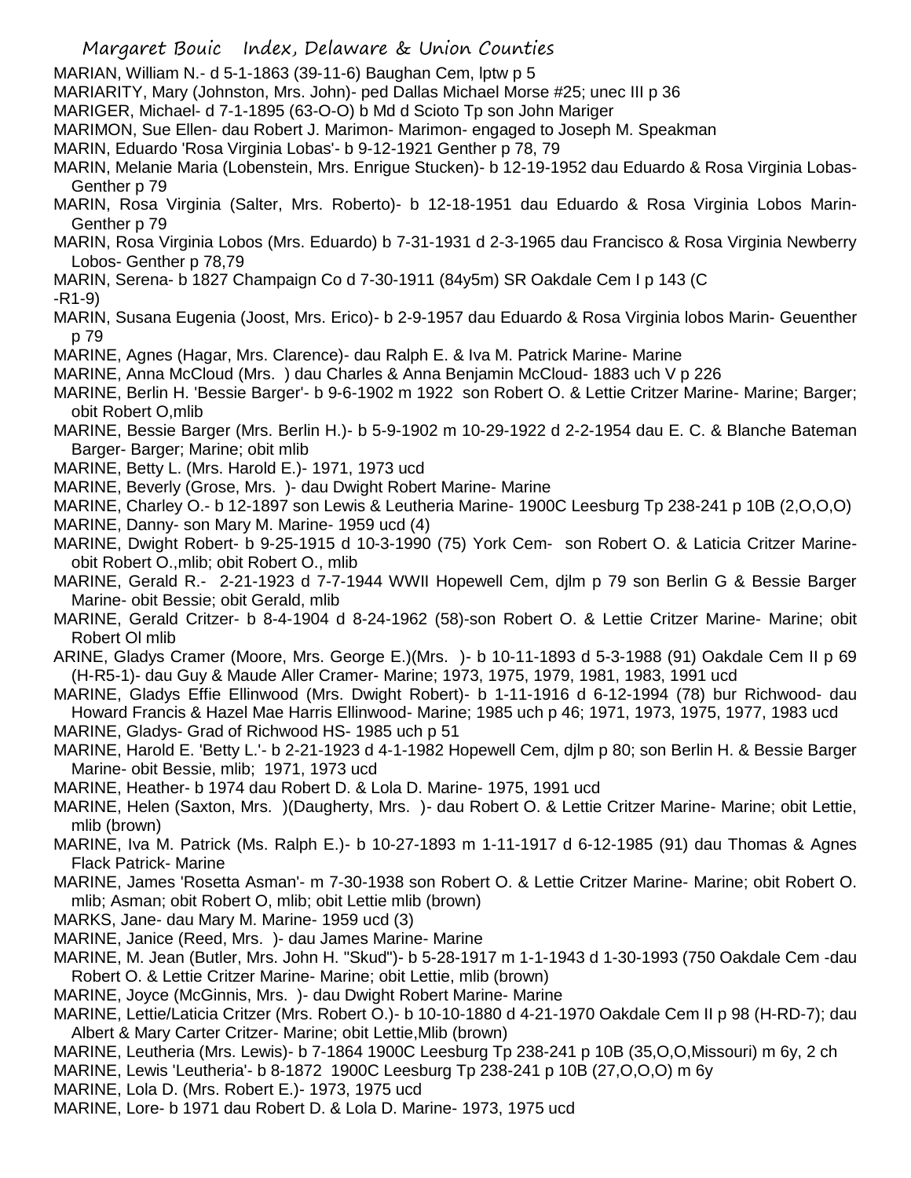MARIAN, William N.- d 5-1-1863 (39-11-6) Baughan Cem, lptw p 5

MARIARITY, Mary (Johnston, Mrs. John)- ped Dallas Michael Morse #25; unec III p 36

MARIGER, Michael- d 7-1-1895 (63-O-O) b Md d Scioto Tp son John Mariger

MARIMON, Sue Ellen- dau Robert J. Marimon- Marimon- engaged to Joseph M. Speakman

MARIN, Eduardo 'Rosa Virginia Lobas'- b 9-12-1921 Genther p 78, 79

MARIN, Melanie Maria (Lobenstein, Mrs. Enrigue Stucken)- b 12-19-1952 dau Eduardo & Rosa Virginia Lobas- Genther p 79

MARIN, Rosa Virginia (Salter, Mrs. Roberto)- b 12-18-1951 dau Eduardo & Rosa Virginia Lobos Marin- Genther p 79

MARIN, Rosa Virginia Lobos (Mrs. Eduardo) b 7-31-1931 d 2-3-1965 dau Francisco & Rosa Virginia Newberry Lobos- Genther p 78,79

MARIN, Serena- b 1827 Champaign Co d 7-30-1911 (84y5m) SR Oakdale Cem I p 143 (C -R1-9)

MARIN, Susana Eugenia (Joost, Mrs. Erico)- b 2-9-1957 dau Eduardo & Rosa Virginia lobos Marin- Geuenther p 79

MARINE, Agnes (Hagar, Mrs. Clarence)- dau Ralph E. & Iva M. Patrick Marine- Marine

MARINE, Anna McCloud (Mrs. ) dau Charles & Anna Benjamin McCloud- 1883 uch V p 226

MARINE, Berlin H. 'Bessie Barger'- b 9-6-1902 m 1922 son Robert O. & Lettie Critzer Marine- Marine; Barger; obit Robert O,mlib

MARINE, Bessie Barger (Mrs. Berlin H.)- b 5-9-1902 m 10-29-1922 d 2-2-1954 dau E. C. & Blanche Bateman Barger- Barger; Marine; obit mlib

MARINE, Betty L. (Mrs. Harold E.)- 1971, 1973 ucd

MARINE, Beverly (Grose, Mrs. )- dau Dwight Robert Marine- Marine

MARINE, Charley O.- b 12-1897 son Lewis & Leutheria Marine- 1900C Leesburg Tp 238-241 p 10B (2,O,O,O)

MARINE, Danny- son Mary M. Marine- 1959 ucd (4)

MARINE, Dwight Robert- b 9-25-1915 d 10-3-1990 (75) York Cem- son Robert O. & Laticia Critzer Marine- obit Robert O.,mlib; obit Robert O., mlib

MARINE, Gerald R.- 2-21-1923 d 7-7-1944 WWII Hopewell Cem, djlm p 79 son Berlin G & Bessie Barger Marine- obit Bessie; obit Gerald, mlib

MARINE, Gerald Critzer- b 8-4-1904 d 8-24-1962 (58)-son Robert O. & Lettie Critzer Marine- Marine; obit Robert Ol mlib

ARINE, Gladys Cramer (Moore, Mrs. George E.)(Mrs. )- b 10-11-1893 d 5-3-1988 (91) Oakdale Cem II p 69 (H-R5-1)- dau Guy & Maude Aller Cramer- Marine; 1973, 1975, 1979, 1981, 1983, 1991 ucd

MARINE, Gladys Effie Ellinwood (Mrs. Dwight Robert)- b 1-11-1916 d 6-12-1994 (78) bur Richwood- dau Howard Francis & Hazel Mae Harris Ellinwood- Marine; 1985 uch p 46; 1971, 1973, 1975, 1977, 1983 ucd

MARINE, Gladys- Grad of Richwood HS- 1985 uch p 51

MARINE, Harold E. 'Betty L.'- b 2-21-1923 d 4-1-1982 Hopewell Cem, djlm p 80; son Berlin H. & Bessie Barger Marine- obit Bessie, mlib; 1971, 1973 ucd

MARINE, Heather- b 1974 dau Robert D. & Lola D. Marine- 1975, 1991 ucd

MARINE, Helen (Saxton, Mrs. )(Daugherty, Mrs. )- dau Robert O. & Lettie Critzer Marine- Marine; obit Lettie, mlib (brown)

MARINE, Iva M. Patrick (Ms. Ralph E.)- b 10-27-1893 m 1-11-1917 d 6-12-1985 (91) dau Thomas & Agnes Flack Patrick- Marine

MARINE, James 'Rosetta Asman'- m 7-30-1938 son Robert O. & Lettie Critzer Marine- Marine; obit Robert O. mlib; Asman; obit Robert O, mlib; obit Lettie mlib (brown)

MARKS, Jane- dau Mary M. Marine- 1959 ucd (3)

MARINE, Janice (Reed, Mrs. )- dau James Marine- Marine

MARINE, M. Jean (Butler, Mrs. John H. "Skud")- b 5-28-1917 m 1-1-1943 d 1-30-1993 (750 Oakdale Cem -dau Robert O. & Lettie Critzer Marine- Marine; obit Lettie, mlib (brown)

MARINE, Joyce (McGinnis, Mrs. )- dau Dwight Robert Marine- Marine

MARINE, Lettie/Laticia Critzer (Mrs. Robert O.)- b 10-10-1880 d 4-21-1970 Oakdale Cem II p 98 (H-RD-7); dau Albert & Mary Carter Critzer- Marine; obit Lettie,Mlib (brown)

MARINE, Leutheria (Mrs. Lewis)- b 7-1864 1900C Leesburg Tp 238-241 p 10B (35,O,O,Missouri) m 6y, 2 ch

MARINE, Lewis 'Leutheria'- b 8-1872 1900C Leesburg Tp 238-241 p 10B (27,O,O,O) m 6y

MARINE, Lola D. (Mrs. Robert E.)- 1973, 1975 ucd

MARINE, Lore- b 1971 dau Robert D. & Lola D. Marine- 1973, 1975 ucd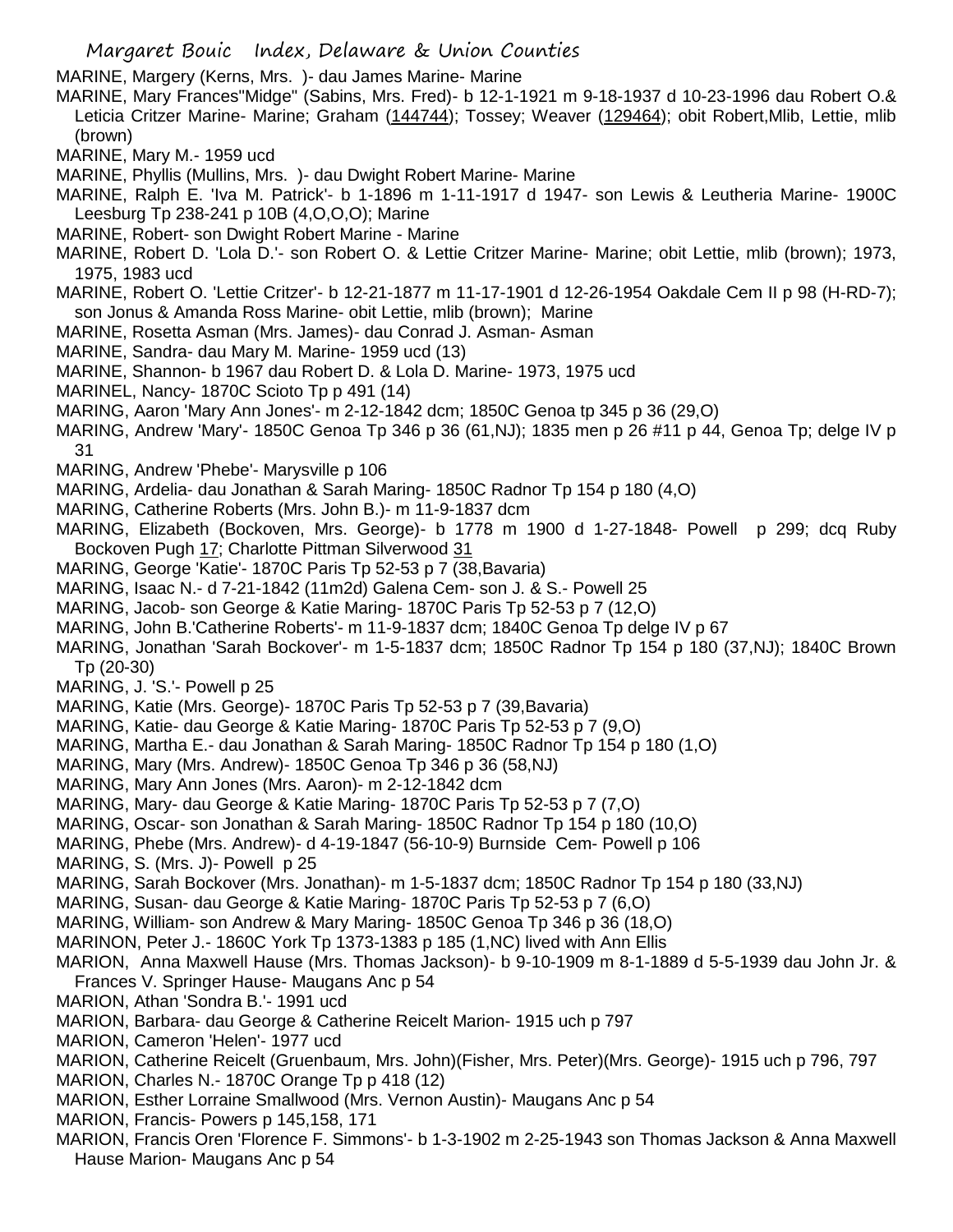MARINE, Margery (Kerns, Mrs. )- dau James Marine- Marine

MARINE, Mary Frances"Midge" (Sabins, Mrs. Fred)- b 12-1-1921 m 9-18-1937 d 10-23-1996 dau Robert O.& Leticia Critzer Marine- Marine; Graham (144744); Tossey; Weaver (129464); obit Robert,Mlib, Lettie, mlib (brown)

MARINE, Mary M.- 1959 ucd

MARINE, Phyllis (Mullins, Mrs. )- dau Dwight Robert Marine- Marine

MARINE, Ralph E. 'Iva M. Patrick'- b 1-1896 m 1-11-1917 d 1947- son Lewis & Leutheria Marine- 1900C Leesburg Tp 238-241 p 10B (4,O,O,O); Marine

MARINE, Robert- son Dwight Robert Marine - Marine

MARINE, Robert D. 'Lola D.'- son Robert O. & Lettie Critzer Marine- Marine; obit Lettie, mlib (brown); 1973, 1975, 1983 ucd

MARINE, Robert O. 'Lettie Critzer'- b 12-21-1877 m 11-17-1901 d 12-26-1954 Oakdale Cem II p 98 (H-RD-7); son Jonus & Amanda Ross Marine- obit Lettie, mlib (brown); Marine

MARINE, Rosetta Asman (Mrs. James)- dau Conrad J. Asman- Asman

MARINE, Sandra- dau Mary M. Marine- 1959 ucd (13)

MARINE, Shannon- b 1967 dau Robert D. & Lola D. Marine- 1973, 1975 ucd

MARINEL, Nancy- 1870C Scioto Tp p 491 (14)

MARING, Aaron 'Mary Ann Jones'- m 2-12-1842 dcm; 1850C Genoa tp 345 p 36 (29,O)

MARING, Andrew 'Mary'- 1850C Genoa Tp 346 p 36 (61,NJ); 1835 men p 26 #11 p 44, Genoa Tp; delge IV p 31

MARING, Andrew 'Phebe'- Marysville p 106

MARING, Ardelia- dau Jonathan & Sarah Maring- 1850C Radnor Tp 154 p 180 (4,O)

MARING, Catherine Roberts (Mrs. John B.)- m 11-9-1837 dcm

MARING, Elizabeth (Bockoven, Mrs. George)- b 1778 m 1900 d 1-27-1848- Powell p 299; dcq Ruby Bockoven Pugh 17; Charlotte Pittman Silverwood 31

MARING, George 'Katie'- 1870C Paris Tp 52-53 p 7 (38,Bavaria)

MARING, Isaac N.- d 7-21-1842 (11m2d) Galena Cem- son J. & S.- Powell 25

MARING, Jacob- son George & Katie Maring- 1870C Paris Tp 52-53 p 7 (12,O)

MARING, John B.'Catherine Roberts'- m 11-9-1837 dcm; 1840C Genoa Tp delge IV p 67

MARING, Jonathan 'Sarah Bockover'- m 1-5-1837 dcm; 1850C Radnor Tp 154 p 180 (37,NJ); 1840C Brown Tp (20-30)

MARING, J. 'S.'- Powell p 25

MARING, Katie (Mrs. George)- 1870C Paris Tp 52-53 p 7 (39,Bavaria)

MARING, Katie- dau George & Katie Maring- 1870C Paris Tp 52-53 p 7 (9,O)

MARING, Martha E.- dau Jonathan & Sarah Maring- 1850C Radnor Tp 154 p 180 (1,O)

MARING, Mary (Mrs. Andrew)- 1850C Genoa Tp 346 p 36 (58,NJ)

MARING, Mary Ann Jones (Mrs. Aaron)- m 2-12-1842 dcm

MARING, Mary- dau George & Katie Maring- 1870C Paris Tp 52-53 p 7 (7,O)

MARING, Oscar- son Jonathan & Sarah Maring- 1850C Radnor Tp 154 p 180 (10,O)

MARING, Phebe (Mrs. Andrew)- d 4-19-1847 (56-10-9) Burnside Cem- Powell p 106

MARING, S. (Mrs. J)- Powell p 25

MARING, Sarah Bockover (Mrs. Jonathan)- m 1-5-1837 dcm; 1850C Radnor Tp 154 p 180 (33,NJ)

MARING, Susan- dau George & Katie Maring- 1870C Paris Tp 52-53 p 7 (6,O)

MARING, William- son Andrew & Mary Maring- 1850C Genoa Tp 346 p 36 (18,O)

MARINON, Peter J.- 1860C York Tp 1373-1383 p 185 (1,NC) lived with Ann Ellis

MARION, Anna Maxwell Hause (Mrs. Thomas Jackson)- b 9-10-1909 m 8-1-1889 d 5-5-1939 dau John Jr. & Frances V. Springer Hause- Maugans Anc p 54

MARION, Athan 'Sondra B.'- 1991 ucd

MARION, Barbara- dau George & Catherine Reicelt Marion- 1915 uch p 797

MARION, Cameron 'Helen'- 1977 ucd

MARION, Catherine Reicelt (Gruenbaum, Mrs. John)(Fisher, Mrs. Peter)(Mrs. George)- 1915 uch p 796, 797

MARION, Charles N.- 1870C Orange Tp p 418 (12)

MARION, Esther Lorraine Smallwood (Mrs. Vernon Austin)- Maugans Anc p 54

MARION, Francis- Powers p 145,158, 171

MARION, Francis Oren 'Florence F. Simmons'- b 1-3-1902 m 2-25-1943 son Thomas Jackson & Anna Maxwell Hause Marion- Maugans Anc p 54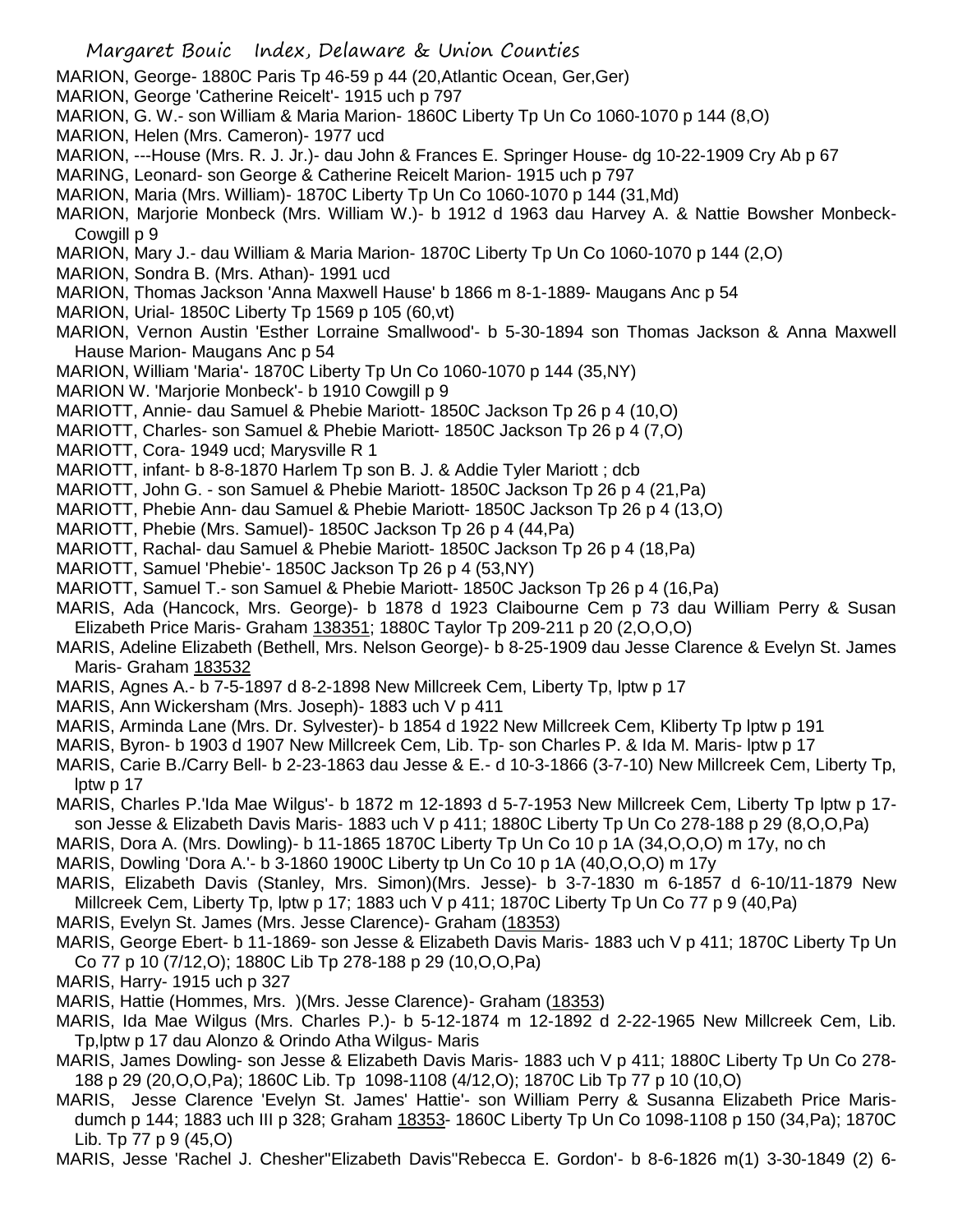MARION, George- 1880C Paris Tp 46-59 p 44 (20,Atlantic Ocean, Ger,Ger)

MARION, George 'Catherine Reicelt'- 1915 uch p 797

MARION, G. W.- son William & Maria Marion- 1860C Liberty Tp Un Co 1060-1070 p 144 (8,O)

MARION, Helen (Mrs. Cameron)- 1977 ucd

MARION, ---House (Mrs. R. J. Jr.)- dau John & Frances E. Springer House- dg 10-22-1909 Cry Ab p 67

MARING, Leonard- son George & Catherine Reicelt Marion- 1915 uch p 797

MARION, Maria (Mrs. William)- 1870C Liberty Tp Un Co 1060-1070 p 144 (31,Md)

MARION, Marjorie Monbeck (Mrs. William W.)- b 1912 d 1963 dau Harvey A. & Nattie Bowsher Monbeck- Cowgill p 9

MARION, Mary J.- dau William & Maria Marion- 1870C Liberty Tp Un Co 1060-1070 p 144 (2,O)

MARION, Sondra B. (Mrs. Athan)- 1991 ucd

MARION, Thomas Jackson 'Anna Maxwell Hause' b 1866 m 8-1-1889- Maugans Anc p 54

MARION, Urial- 1850C Liberty Tp 1569 p 105 (60,vt)

MARION, Vernon Austin 'Esther Lorraine Smallwood'- b 5-30-1894 son Thomas Jackson & Anna Maxwell Hause Marion- Maugans Anc p 54

MARION, William 'Maria'- 1870C Liberty Tp Un Co 1060-1070 p 144 (35,NY)

MARION W. 'Marjorie Monbeck'- b 1910 Cowgill p 9

MARIOTT, Annie- dau Samuel & Phebie Mariott- 1850C Jackson Tp 26 p 4 (10,O)

MARIOTT, Charles- son Samuel & Phebie Mariott- 1850C Jackson Tp 26 p 4 (7,O)

MARIOTT, Cora- 1949 ucd; Marysville R 1

MARIOTT, infant- b 8-8-1870 Harlem Tp son B. J. & Addie Tyler Mariott ; dcb

MARIOTT, John G. - son Samuel & Phebie Mariott- 1850C Jackson Tp 26 p 4 (21,Pa)

MARIOTT, Phebie Ann- dau Samuel & Phebie Mariott- 1850C Jackson Tp 26 p 4 (13,O)

MARIOTT, Phebie (Mrs. Samuel)- 1850C Jackson Tp 26 p 4 (44,Pa)

MARIOTT, Rachal- dau Samuel & Phebie Mariott- 1850C Jackson Tp 26 p 4 (18,Pa)

MARIOTT, Samuel 'Phebie'- 1850C Jackson Tp 26 p 4 (53,NY)

MARIOTT, Samuel T.- son Samuel & Phebie Mariott- 1850C Jackson Tp 26 p 4 (16,Pa)

MARIS, Ada (Hancock, Mrs. George)- b 1878 d 1923 Claibourne Cem p 73 dau William Perry & Susan Elizabeth Price Maris- Graham 138351; 1880C Taylor Tp 209-211 p 20 (2,O,O,O)

MARIS, Adeline Elizabeth (Bethell, Mrs. Nelson George)- b 8-25-1909 dau Jesse Clarence & Evelyn St. James Maris- Graham 183532

MARIS, Agnes A.- b 7-5-1897 d 8-2-1898 New Millcreek Cem, Liberty Tp, lptw p 17

MARIS, Ann Wickersham (Mrs. Joseph)- 1883 uch V p 411

MARIS, Arminda Lane (Mrs. Dr. Sylvester)- b 1854 d 1922 New Millcreek Cem, Kliberty Tp lptw p 191

MARIS, Byron- b 1903 d 1907 New Millcreek Cem, Lib. Tp- son Charles P. & Ida M. Maris- lptw p 17

MARIS, Carie B./Carry Bell- b 2-23-1863 dau Jesse & E.- d 10-3-1866 (3-7-10) New Millcreek Cem, Liberty Tp, lptw p 17

MARIS, Charles P.'Ida Mae Wilgus'- b 1872 m 12-1893 d 5-7-1953 New Millcreek Cem, Liberty Tp lptw p 17- son Jesse & Elizabeth Davis Maris- 1883 uch V p 411; 1880C Liberty Tp Un Co 278-188 p 29 (8,O,O,Pa)

MARIS, Dora A. (Mrs. Dowling)- b 11-1865 1870C Liberty Tp Un Co 10 p 1A (34,O,O,O) m 17y, no ch

MARIS, Dowling 'Dora A.'- b 3-1860 1900C Liberty tp Un Co 10 p 1A (40,O,O,O) m 17y

MARIS, Elizabeth Davis (Stanley, Mrs. Simon)(Mrs. Jesse)- b 3-7-1830 m 6-1857 d 6-10/11-1879 New Millcreek Cem, Liberty Tp, lptw p 17; 1883 uch V p 411; 1870C Liberty Tp Un Co 77 p 9 (40,Pa)

MARIS, Evelyn St. James (Mrs. Jesse Clarence)- Graham (18353)

MARIS, George Ebert- b 11-1869- son Jesse & Elizabeth Davis Maris- 1883 uch V p 411; 1870C Liberty Tp Un Co 77 p 10 (7/12,O); 1880C Lib Tp 278-188 p 29 (10,O,O,Pa)

MARIS, Harry- 1915 uch p 327

MARIS, Hattie (Hommes, Mrs. )(Mrs. Jesse Clarence)- Graham (18353)

MARIS, Ida Mae Wilgus (Mrs. Charles P.)- b 5-12-1874 m 12-1892 d 2-22-1965 New Millcreek Cem, Lib. Tp,lptw p 17 dau Alonzo & Orindo Atha Wilgus- Maris

MARIS, James Dowling- son Jesse & Elizabeth Davis Maris- 1883 uch V p 411; 1880C Liberty Tp Un Co 278-188 p 29 (20,O,O,Pa); 1860C Lib. Tp 1098-1108 (4/12,O); 1870C Lib Tp 77 p 10 (10,O)

MARIS, Jesse Clarence 'Evelyn St. James' Hattie'- son William Perry & Susanna Elizabeth Price Maris- dumch p 144; 1883 uch III p 328; Graham 18353- 1860C Liberty Tp Un Co 1098-1108 p 150 (34,Pa); 1870C Lib. Tp 77 p 9 (45,O)

MARIS, Jesse 'Rachel J. Chesher''Elizabeth Davis''Rebecca E. Gordon'- b 8-6-1826 m(1) 3-30-1849 (2) 6-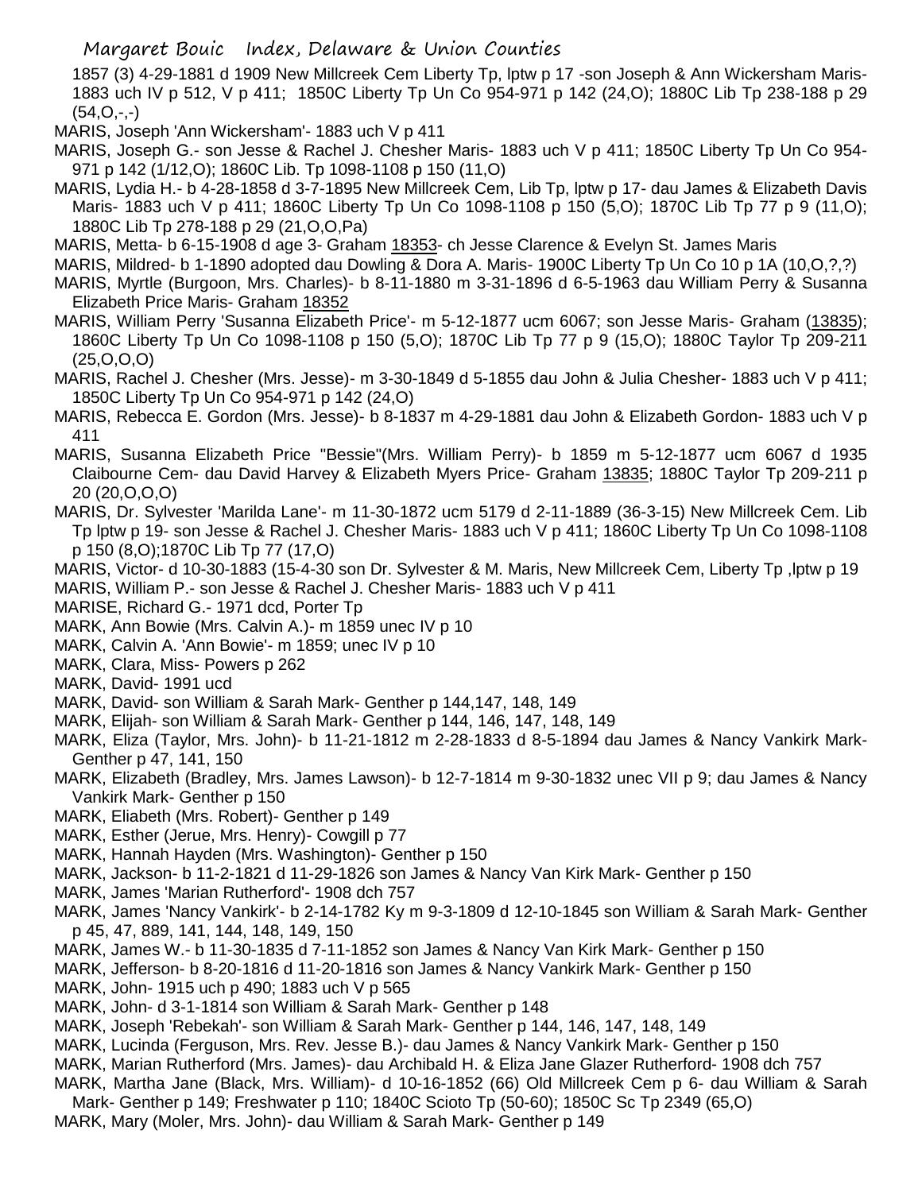1857 (3) 4-29-1881 d 1909 New Millcreek Cem Liberty Tp, lptw p 17 -son Joseph & Ann Wickersham Maris- 1883 uch IV p 512, V p 411; 1850C Liberty Tp Un Co 954-971 p 142 (24,O); 1880C Lib Tp 238-188 p 29 (54,O,-,-)

MARIS, Joseph 'Ann Wickersham'- 1883 uch V p 411

MARIS, Joseph G.- son Jesse & Rachel J. Chesher Maris- 1883 uch V p 411; 1850C Liberty Tp Un Co 954-971 p 142 (1/12,O); 1860C Lib. Tp 1098-1108 p 150 (11,O)

MARIS, Lydia H.- b 4-28-1858 d 3-7-1895 New Millcreek Cem, Lib Tp, lptw p 17- dau James & Elizabeth Davis Maris- 1883 uch V p 411; 1860C Liberty Tp Un Co 1098-1108 p 150 (5,O); 1870C Lib Tp 77 p 9 (11,O); 1880C Lib Tp 278-188 p 29 (21,O,O,Pa)

MARIS, Metta- b 6-15-1908 d age 3- Graham 18353- ch Jesse Clarence & Evelyn St. James Maris

MARIS, Mildred- b 1-1890 adopted dau Dowling & Dora A. Maris- 1900C Liberty Tp Un Co 10 p 1A (10,O,?,?)

MARIS, Myrtle (Burgoon, Mrs. Charles)- b 8-11-1880 m 3-31-1896 d 6-5-1963 dau William Perry & Susanna Elizabeth Price Maris- Graham 18352

MARIS, William Perry 'Susanna Elizabeth Price'- m 5-12-1877 ucm 6067; son Jesse Maris- Graham (13835); 1860C Liberty Tp Un Co 1098-1108 p 150 (5,O); 1870C Lib Tp 77 p 9 (15,O); 1880C Taylor Tp 209-211 (25,O,O,O)

MARIS, Rachel J. Chesher (Mrs. Jesse)- m 3-30-1849 d 5-1855 dau John & Julia Chesher- 1883 uch V p 411; 1850C Liberty Tp Un Co 954-971 p 142 (24,O)

MARIS, Rebecca E. Gordon (Mrs. Jesse)- b 8-1837 m 4-29-1881 dau John & Elizabeth Gordon- 1883 uch V p 411

MARIS, Susanna Elizabeth Price "Bessie"(Mrs. William Perry)- b 1859 m 5-12-1877 ucm 6067 d 1935 Claibourne Cem- dau David Harvey & Elizabeth Myers Price- Graham 13835; 1880C Taylor Tp 209-211 p 20 (20,O,O,O)

MARIS, Dr. Sylvester 'Marilda Lane'- m 11-30-1872 ucm 5179 d 2-11-1889 (36-3-15) New Millcreek Cem. Lib Tp lptw p 19- son Jesse & Rachel J. Chesher Maris- 1883 uch V p 411; 1860C Liberty Tp Un Co 1098-1108 p 150 (8,O);1870C Lib Tp 77 (17,O)

MARIS, Victor- d 10-30-1883 (15-4-30 son Dr. Sylvester & M. Maris, New Millcreek Cem, Liberty Tp ,lptw p 19

MARIS, William P.- son Jesse & Rachel J. Chesher Maris- 1883 uch V p 411

MARISE, Richard G.- 1971 dcd, Porter Tp

MARK, Ann Bowie (Mrs. Calvin A.)- m 1859 unec IV p 10

MARK, Calvin A. 'Ann Bowie'- m 1859; unec IV p 10

MARK, Clara, Miss- Powers p 262

MARK, David- 1991 ucd

MARK, David- son William & Sarah Mark- Genther p 144,147, 148, 149

MARK, Elijah- son William & Sarah Mark- Genther p 144, 146, 147, 148, 149

MARK, Eliza (Taylor, Mrs. John)- b 11-21-1812 m 2-28-1833 d 8-5-1894 dau James & Nancy Vankirk Mark- Genther p 47, 141, 150

MARK, Elizabeth (Bradley, Mrs. James Lawson)- b 12-7-1814 m 9-30-1832 unec VII p 9; dau James & Nancy Vankirk Mark- Genther p 150

MARK, Eliabeth (Mrs. Robert)- Genther p 149

MARK, Esther (Jerue, Mrs. Henry)- Cowgill p 77

MARK, Hannah Hayden (Mrs. Washington)- Genther p 150

MARK, Jackson- b 11-2-1821 d 11-29-1826 son James & Nancy Van Kirk Mark- Genther p 150

MARK, James 'Marian Rutherford'- 1908 dch 757

MARK, James 'Nancy Vankirk'- b 2-14-1782 Ky m 9-3-1809 d 12-10-1845 son William & Sarah Mark- Genther p 45, 47, 889, 141, 144, 148, 149, 150

MARK, James W.- b 11-30-1835 d 7-11-1852 son James & Nancy Van Kirk Mark- Genther p 150

MARK, Jefferson- b 8-20-1816 d 11-20-1816 son James & Nancy Vankirk Mark- Genther p 150

MARK, John- 1915 uch p 490; 1883 uch V p 565

MARK, John- d 3-1-1814 son William & Sarah Mark- Genther p 148

MARK, Joseph 'Rebekah'- son William & Sarah Mark- Genther p 144, 146, 147, 148, 149

MARK, Lucinda (Ferguson, Mrs. Rev. Jesse B.)- dau James & Nancy Vankirk Mark- Genther p 150

MARK, Marian Rutherford (Mrs. James)- dau Archibald H. & Eliza Jane Glazer Rutherford- 1908 dch 757

MARK, Martha Jane (Black, Mrs. William)- d 10-16-1852 (66) Old Millcreek Cem p 6- dau William & Sarah Mark- Genther p 149; Freshwater p 110; 1840C Scioto Tp (50-60); 1850C Sc Tp 2349 (65,O)

MARK, Mary (Moler, Mrs. John)- dau William & Sarah Mark- Genther p 149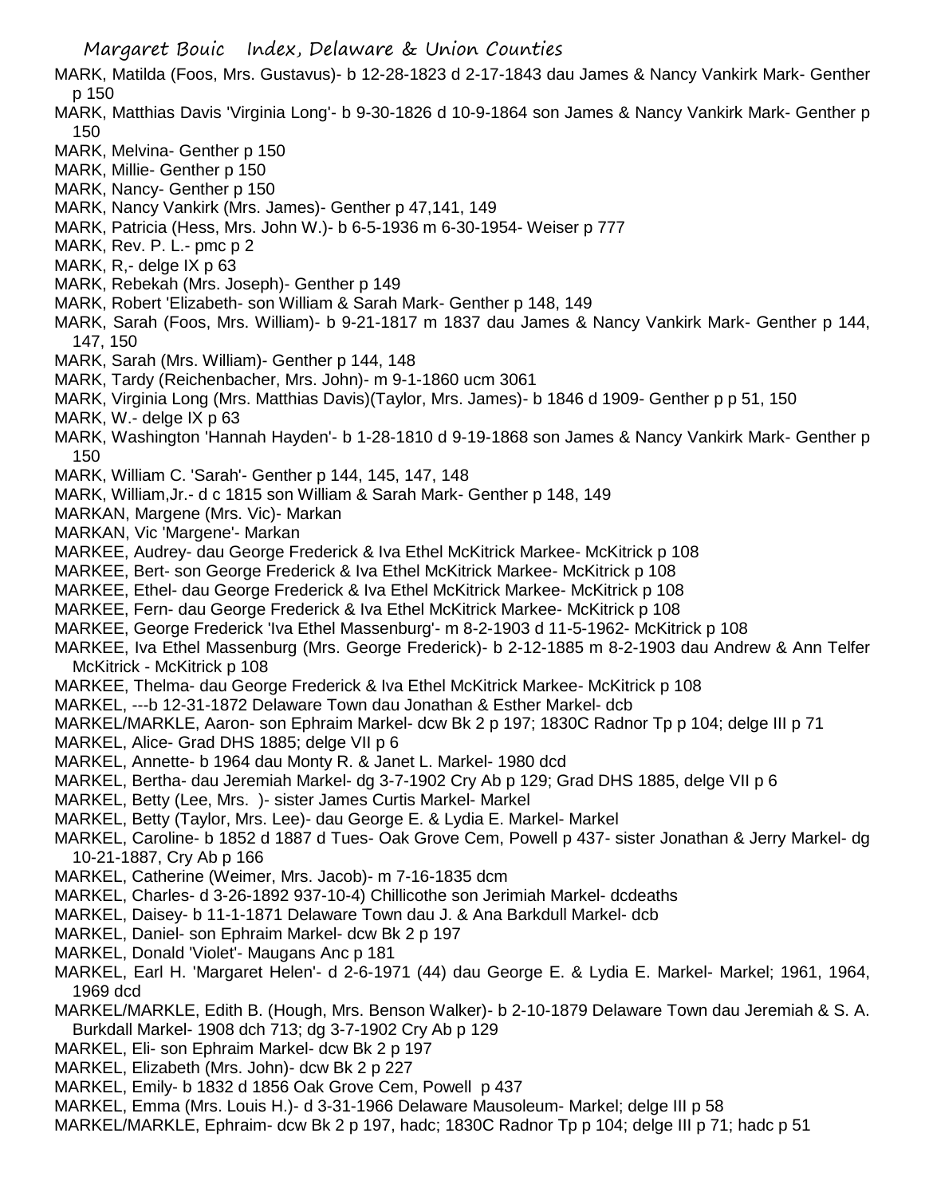MARK, Matilda (Foos, Mrs. Gustavus)- b 12-28-1823 d 2-17-1843 dau James & Nancy Vankirk Mark- Genther p 150

MARK, Matthias Davis 'Virginia Long'- b 9-30-1826 d 10-9-1864 son James & Nancy Vankirk Mark- Genther p 150

MARK, Melvina- Genther p 150

MARK, Millie- Genther p 150

MARK, Nancy- Genther p 150

MARK, Nancy Vankirk (Mrs. James)- Genther p 47,141, 149

MARK, Patricia (Hess, Mrs. John W.)- b 6-5-1936 m 6-30-1954- Weiser p 777

MARK, Rev. P. L.- pmc p 2

MARK, R,- delge IX p 63

MARK, Rebekah (Mrs. Joseph)- Genther p 149

MARK, Robert 'Elizabeth- son William & Sarah Mark- Genther p 148, 149

MARK, Sarah (Foos, Mrs. William)- b 9-21-1817 m 1837 dau James & Nancy Vankirk Mark- Genther p 144, 147, 150

MARK, Sarah (Mrs. William)- Genther p 144, 148

MARK, Tardy (Reichenbacher, Mrs. John)- m 9-1-1860 ucm 3061

MARK, Virginia Long (Mrs. Matthias Davis)(Taylor, Mrs. James)- b 1846 d 1909- Genther p p 51, 150

MARK, W.- delge IX p 63

MARK, Washington 'Hannah Hayden'- b 1-28-1810 d 9-19-1868 son James & Nancy Vankirk Mark- Genther p 150

MARK, William C. 'Sarah'- Genther p 144, 145, 147, 148

MARK, William,Jr.- d c 1815 son William & Sarah Mark- Genther p 148, 149

MARKAN, Margene (Mrs. Vic)- Markan

MARKAN, Vic 'Margene'- Markan

MARKEE, Audrey- dau George Frederick & Iva Ethel McKitrick Markee- McKitrick p 108

MARKEE, Bert- son George Frederick & Iva Ethel McKitrick Markee- McKitrick p 108

MARKEE, Ethel- dau George Frederick & Iva Ethel McKitrick Markee- McKitrick p 108

MARKEE, Fern- dau George Frederick & Iva Ethel McKitrick Markee- McKitrick p 108

MARKEE, George Frederick 'Iva Ethel Massenburg'- m 8-2-1903 d 11-5-1962- McKitrick p 108

MARKEE, Iva Ethel Massenburg (Mrs. George Frederick)- b 2-12-1885 m 8-2-1903 dau Andrew & Ann Telfer McKitrick - McKitrick p 108

MARKEE, Thelma- dau George Frederick & Iva Ethel McKitrick Markee- McKitrick p 108

MARKEL, ---b 12-31-1872 Delaware Town dau Jonathan & Esther Markel- dcb

MARKEL/MARKLE, Aaron- son Ephraim Markel- dcw Bk 2 p 197; 1830C Radnor Tp p 104; delge III p 71

MARKEL, Alice- Grad DHS 1885; delge VII p 6

MARKEL, Annette- b 1964 dau Monty R. & Janet L. Markel- 1980 dcd

MARKEL, Bertha- dau Jeremiah Markel- dg 3-7-1902 Cry Ab p 129; Grad DHS 1885, delge VII p 6

MARKEL, Betty (Lee, Mrs. )- sister James Curtis Markel- Markel

MARKEL, Betty (Taylor, Mrs. Lee)- dau George E. & Lydia E. Markel- Markel

MARKEL, Caroline- b 1852 d 1887 d Tues- Oak Grove Cem, Powell p 437- sister Jonathan & Jerry Markel- dg 10-21-1887, Cry Ab p 166

MARKEL, Catherine (Weimer, Mrs. Jacob)- m 7-16-1835 dcm

MARKEL, Charles- d 3-26-1892 937-10-4) Chillicothe son Jerimiah Markel- dcdeaths

MARKEL, Daisey- b 11-1-1871 Delaware Town dau J. & Ana Barkdull Markel- dcb

MARKEL, Daniel- son Ephraim Markel- dcw Bk 2 p 197

MARKEL, Donald 'Violet'- Maugans Anc p 181

MARKEL, Earl H. 'Margaret Helen'- d 2-6-1971 (44) dau George E. & Lydia E. Markel- Markel; 1961, 1964, 1969 dcd

MARKEL/MARKLE, Edith B. (Hough, Mrs. Benson Walker)- b 2-10-1879 Delaware Town dau Jeremiah & S. A. Burkdall Markel- 1908 dch 713; dg 3-7-1902 Cry Ab p 129

MARKEL, Eli- son Ephraim Markel- dcw Bk 2 p 197

MARKEL, Elizabeth (Mrs. John)- dcw Bk 2 p 227

MARKEL, Emily- b 1832 d 1856 Oak Grove Cem, Powell p 437

MARKEL, Emma (Mrs. Louis H.)- d 3-31-1966 Delaware Mausoleum- Markel; delge III p 58

MARKEL/MARKLE, Ephraim- dcw Bk 2 p 197, hadc; 1830C Radnor Tp p 104; delge III p 71; hadc p 51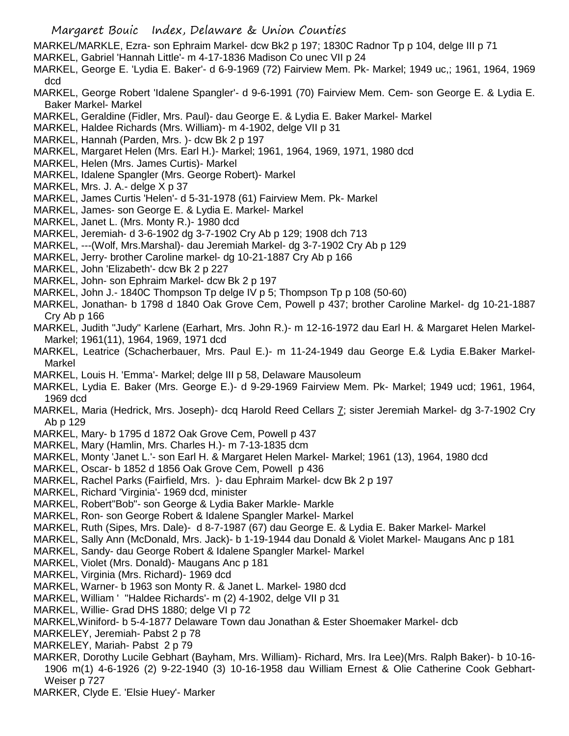MARKEL/MARKLE, Ezra- son Ephraim Markel- dcw Bk2 p 197; 1830C Radnor Tp p 104, delge III p 71
MARKEL, Gabriel 'Hannah Little'- m 4-17-1836 Madison Co unec VII p 24
MARKEL, George E. 'Lydia E. Baker'- d 6-9-1969 (72) Fairview Mem. Pk- Markel; 1949 uc,; 1961, 1964, 1969 dcd
MARKEL, George Robert 'Idalene Spangler'- d 9-6-1991 (70) Fairview Mem. Cem- son George E. & Lydia E. Baker Markel- Markel
MARKEL, Geraldine (Fidler, Mrs. Paul)- dau George E. & Lydia E. Baker Markel- Markel
MARKEL, Haldee Richards (Mrs. William)- m 4-1902, delge VII p 31
MARKEL, Hannah (Parden, Mrs. )- dcw Bk 2 p 197
MARKEL, Margaret Helen (Mrs. Earl H.)- Markel; 1961, 1964, 1969, 1971, 1980 dcd
MARKEL, Helen (Mrs. James Curtis)- Markel
MARKEL, Idalene Spangler (Mrs. George Robert)- Markel
MARKEL, Mrs. J. A.- delge X p 37
MARKEL, James Curtis 'Helen'- d 5-31-1978 (61) Fairview Mem. Pk- Markel
MARKEL, James- son George E. & Lydia E. Markel- Markel
MARKEL, Janet L. (Mrs. Monty R.)- 1980 dcd
MARKEL, Jeremiah- d 3-6-1902 dg 3-7-1902 Cry Ab p 129; 1908 dch 713
MARKEL, ---(Wolf, Mrs.Marshal)- dau Jeremiah Markel- dg 3-7-1902 Cry Ab p 129
MARKEL, Jerry- brother Caroline markel- dg 10-21-1887 Cry Ab p 166
MARKEL, John 'Elizabeth'- dcw Bk 2 p 227
MARKEL, John- son Ephraim Markel- dcw Bk 2 p 197
MARKEL, John J.- 1840C Thompson Tp delge IV p 5; Thompson Tp p 108 (50-60)
MARKEL, Jonathan- b 1798 d 1840 Oak Grove Cem, Powell p 437; brother Caroline Markel- dg 10-21-1887 Cry Ab p 166
MARKEL, Judith "Judy" Karlene (Earhart, Mrs. John R.)- m 12-16-1972 dau Earl H. & Margaret Helen Markel- Markel; 1961(11), 1964, 1969, 1971 dcd
MARKEL, Leatrice (Schacherbauer, Mrs. Paul E.)- m 11-24-1949 dau George E.& Lydia E.Baker Markel- Markel
MARKEL, Louis H. 'Emma'- Markel; delge III p 58, Delaware Mausoleum
MARKEL, Lydia E. Baker (Mrs. George E.)- d 9-29-1969 Fairview Mem. Pk- Markel; 1949 ucd; 1961, 1964, 1969 dcd
MARKEL, Maria (Hedrick, Mrs. Joseph)- dcq Harold Reed Cellars 7; sister Jeremiah Markel- dg 3-7-1902 Cry Ab p 129
MARKEL, Mary- b 1795 d 1872 Oak Grove Cem, Powell p 437
MARKEL, Mary (Hamlin, Mrs. Charles H.)- m 7-13-1835 dcm
MARKEL, Monty 'Janet L.'- son Earl H. & Margaret Helen Markel- Markel; 1961 (13), 1964, 1980 dcd
MARKEL, Oscar- b 1852 d 1856 Oak Grove Cem, Powell p 436
MARKEL, Rachel Parks (Fairfield, Mrs. )- dau Ephraim Markel- dcw Bk 2 p 197
MARKEL, Richard 'Virginia'- 1969 dcd, minister
MARKEL, Robert"Bob"- son George & Lydia Baker Markle- Markle
MARKEL, Ron- son George Robert & Idalene Spangler Markel- Markel
MARKEL, Ruth (Sipes, Mrs. Dale)- d 8-7-1987 (67) dau George E. & Lydia E. Baker Markel- Markel
MARKEL, Sally Ann (McDonald, Mrs. Jack)- b 1-19-1944 dau Donald & Violet Markel- Maugans Anc p 181
MARKEL, Sandy- dau George Robert & Idalene Spangler Markel- Markel
MARKEL, Violet (Mrs. Donald)- Maugans Anc p 181
MARKEL, Virginia (Mrs. Richard)- 1969 dcd
MARKEL, Warner- b 1963 son Monty R. & Janet L. Markel- 1980 dcd
MARKEL, William ' "Haldee Richards'- m (2) 4-1902, delge VII p 31
MARKEL, Willie- Grad DHS 1880; delge VI p 72
MARKEL,Winiford- b 5-4-1877 Delaware Town dau Jonathan & Ester Shoemaker Markel- dcb
MARKELEY, Jeremiah- Pabst 2 p 78
MARKELEY, Mariah- Pabst 2 p 79
MARKER, Dorothy Lucile Gebhart (Bayham, Mrs. William)- Richard, Mrs. Ira Lee)(Mrs. Ralph Baker)- b 10-16-1906 m(1) 4-6-1926 (2) 9-22-1940 (3) 10-16-1958 dau William Ernest & Olie Catherine Cook Gebhart- Weiser p 727
MARKER, Clyde E. 'Elsie Huey'- Marker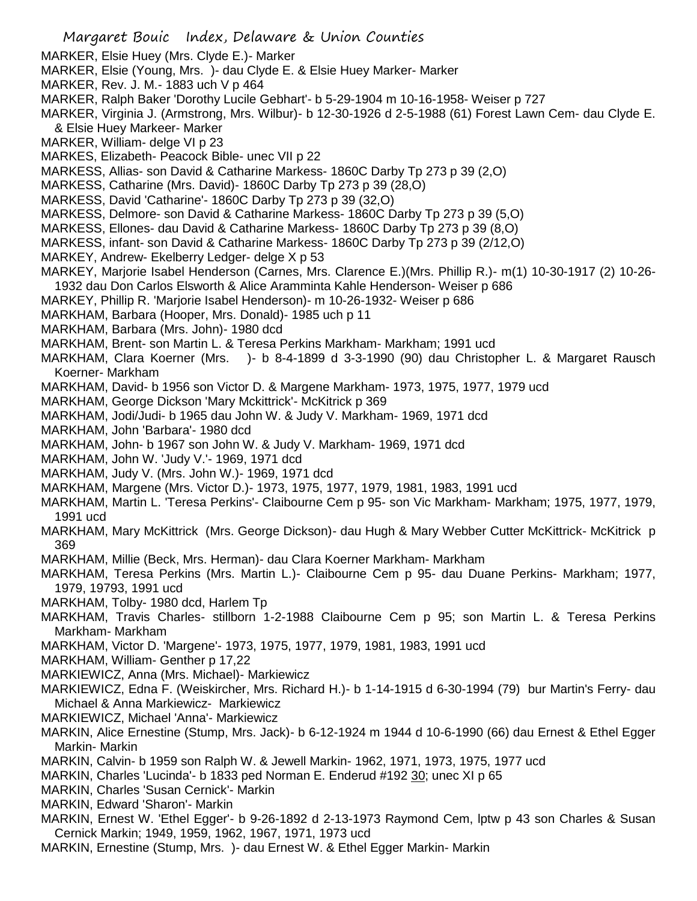MARKER, Elsie Huey (Mrs. Clyde E.)- Marker

MARKER, Elsie (Young, Mrs. )- dau Clyde E. & Elsie Huey Marker- Marker

MARKER, Rev. J. M.- 1883 uch V p 464

MARKER, Ralph Baker 'Dorothy Lucile Gebhart'- b 5-29-1904 m 10-16-1958- Weiser p 727

MARKER, Virginia J. (Armstrong, Mrs. Wilbur)- b 12-30-1926 d 2-5-1988 (61) Forest Lawn Cem- dau Clyde E. & Elsie Huey Markeer- Marker

MARKER, William- delge VI p 23

MARKES, Elizabeth- Peacock Bible- unec VII p 22

MARKESS, Allias- son David & Catharine Markess- 1860C Darby Tp 273 p 39 (2,O)

MARKESS, Catharine (Mrs. David)- 1860C Darby Tp 273 p 39 (28,O)

MARKESS, David 'Catharine'- 1860C Darby Tp 273 p 39 (32,O)

MARKESS, Delmore- son David & Catharine Markess- 1860C Darby Tp 273 p 39 (5,O)

MARKESS, Ellones- dau David & Catharine Markess- 1860C Darby Tp 273 p 39 (8,O)

MARKESS, infant- son David & Catharine Markess- 1860C Darby Tp 273 p 39 (2/12,O)

MARKEY, Andrew- Ekelberry Ledger- delge X p 53

MARKEY, Marjorie Isabel Henderson (Carnes, Mrs. Clarence E.)(Mrs. Phillip R.)- m(1) 10-30-1917 (2) 10-26-1932 dau Don Carlos Elsworth & Alice Aramminta Kahle Henderson- Weiser p 686

MARKEY, Phillip R. 'Marjorie Isabel Henderson)- m 10-26-1932- Weiser p 686

MARKHAM, Barbara (Hooper, Mrs. Donald)- 1985 uch p 11

MARKHAM, Barbara (Mrs. John)- 1980 dcd

MARKHAM, Brent- son Martin L. & Teresa Perkins Markham- Markham; 1991 ucd

MARKHAM, Clara Koerner (Mrs. )- b 8-4-1899 d 3-3-1990 (90) dau Christopher L. & Margaret Rausch Koerner- Markham

MARKHAM, David- b 1956 son Victor D. & Margene Markham- 1973, 1975, 1977, 1979 ucd

MARKHAM, George Dickson 'Mary Mckittrick'- McKitrick p 369

MARKHAM, Jodi/Judi- b 1965 dau John W. & Judy V. Markham- 1969, 1971 dcd

MARKHAM, John 'Barbara'- 1980 dcd

MARKHAM, John- b 1967 son John W. & Judy V. Markham- 1969, 1971 dcd

MARKHAM, John W. 'Judy V.'- 1969, 1971 dcd

MARKHAM, Judy V. (Mrs. John W.)- 1969, 1971 dcd

MARKHAM, Margene (Mrs. Victor D.)- 1973, 1975, 1977, 1979, 1981, 1983, 1991 ucd

MARKHAM, Martin L. 'Teresa Perkins'- Claibourne Cem p 95- son Vic Markham- Markham; 1975, 1977, 1979, 1991 ucd

MARKHAM, Mary McKittrick (Mrs. George Dickson)- dau Hugh & Mary Webber Cutter McKittrick- McKitrick p 369

MARKHAM, Millie (Beck, Mrs. Herman)- dau Clara Koerner Markham- Markham

MARKHAM, Teresa Perkins (Mrs. Martin L.)- Claibourne Cem p 95- dau Duane Perkins- Markham; 1977, 1979, 19793, 1991 ucd

MARKHAM, Tolby- 1980 dcd, Harlem Tp

MARKHAM, Travis Charles- stillborn 1-2-1988 Claibourne Cem p 95; son Martin L. & Teresa Perkins Markham- Markham

MARKHAM, Victor D. 'Margene'- 1973, 1975, 1977, 1979, 1981, 1983, 1991 ucd

MARKHAM, William- Genther p 17,22

MARKIEWICZ, Anna (Mrs. Michael)- Markiewicz

MARKIEWICZ, Edna F. (Weiskircher, Mrs. Richard H.)- b 1-14-1915 d 6-30-1994 (79) bur Martin's Ferry- dau Michael & Anna Markiewicz- Markiewicz

MARKIEWICZ, Michael 'Anna'- Markiewicz

MARKIN, Alice Ernestine (Stump, Mrs. Jack)- b 6-12-1924 m 1944 d 10-6-1990 (66) dau Ernest & Ethel Egger Markin- Markin

MARKIN, Calvin- b 1959 son Ralph W. & Jewell Markin- 1962, 1971, 1973, 1975, 1977 ucd

MARKIN, Charles 'Lucinda'- b 1833 ped Norman E. Enderud #192 30; unec XI p 65

MARKIN, Charles 'Susan Cernick'- Markin

MARKIN, Edward 'Sharon'- Markin

MARKIN, Ernest W. 'Ethel Egger'- b 9-26-1892 d 2-13-1973 Raymond Cem, lptw p 43 son Charles & Susan Cernick Markin; 1949, 1959, 1962, 1967, 1971, 1973 ucd

MARKIN, Ernestine (Stump, Mrs. )- dau Ernest W. & Ethel Egger Markin- Markin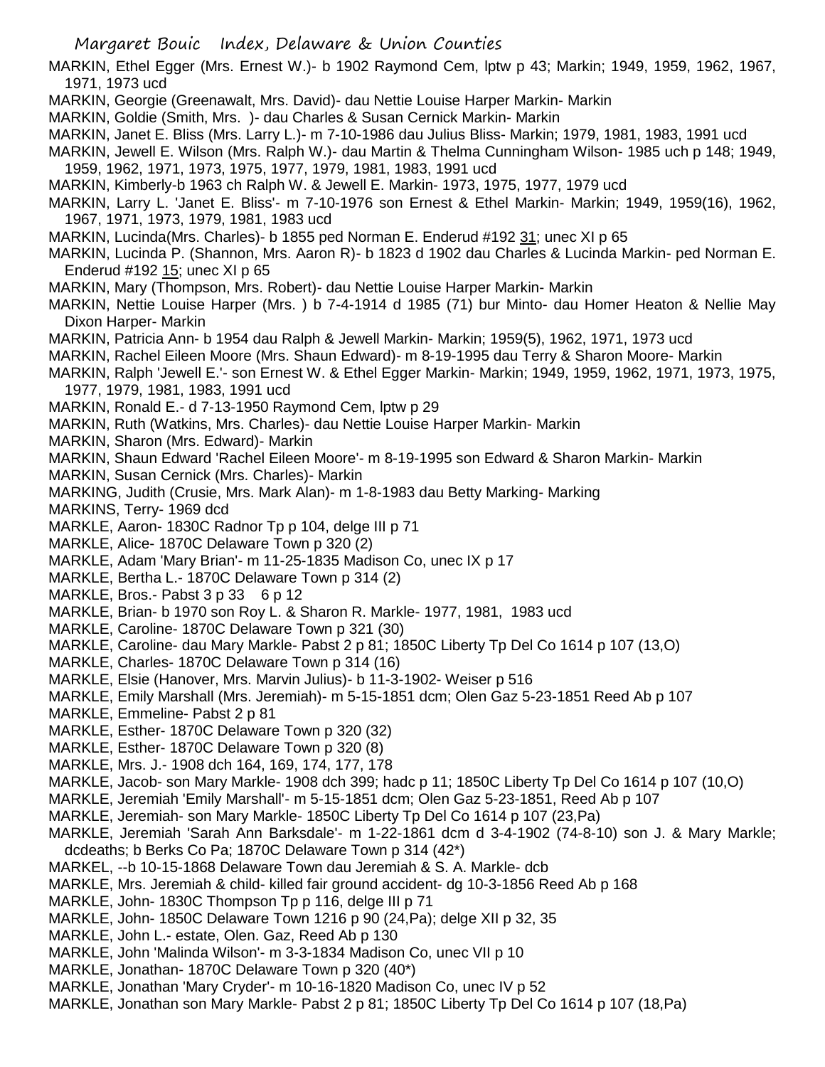MARKIN, Ethel Egger (Mrs. Ernest W.)- b 1902 Raymond Cem, lptw p 43; Markin; 1949, 1959, 1962, 1967, 1971, 1973 ucd

MARKIN, Georgie (Greenawalt, Mrs. David)- dau Nettie Louise Harper Markin- Markin

MARKIN, Goldie (Smith, Mrs. )- dau Charles & Susan Cernick Markin- Markin

MARKIN, Janet E. Bliss (Mrs. Larry L.)- m 7-10-1986 dau Julius Bliss- Markin; 1979, 1981, 1983, 1991 ucd

MARKIN, Jewell E. Wilson (Mrs. Ralph W.)- dau Martin & Thelma Cunningham Wilson- 1985 uch p 148; 1949, 1959, 1962, 1971, 1973, 1975, 1977, 1979, 1981, 1983, 1991 ucd

MARKIN, Kimberly-b 1963 ch Ralph W. & Jewell E. Markin- 1973, 1975, 1977, 1979 ucd

MARKIN, Larry L. 'Janet E. Bliss'- m 7-10-1976 son Ernest & Ethel Markin- Markin; 1949, 1959(16), 1962, 1967, 1971, 1973, 1979, 1981, 1983 ucd

MARKIN, Lucinda(Mrs. Charles)- b 1855 ped Norman E. Enderud #192 31; unec XI p 65

MARKIN, Lucinda P. (Shannon, Mrs. Aaron R)- b 1823 d 1902 dau Charles & Lucinda Markin- ped Norman E. Enderud #192 15; unec XI p 65

MARKIN, Mary (Thompson, Mrs. Robert)- dau Nettie Louise Harper Markin- Markin

MARKIN, Nettie Louise Harper (Mrs. ) b 7-4-1914 d 1985 (71) bur Minto- dau Homer Heaton & Nellie May Dixon Harper- Markin

MARKIN, Patricia Ann- b 1954 dau Ralph & Jewell Markin- Markin; 1959(5), 1962, 1971, 1973 ucd

MARKIN, Rachel Eileen Moore (Mrs. Shaun Edward)- m 8-19-1995 dau Terry & Sharon Moore- Markin

MARKIN, Ralph 'Jewell E.'- son Ernest W. & Ethel Egger Markin- Markin; 1949, 1959, 1962, 1971, 1973, 1975, 1977, 1979, 1981, 1983, 1991 ucd

MARKIN, Ronald E.- d 7-13-1950 Raymond Cem, lptw p 29

MARKIN, Ruth (Watkins, Mrs. Charles)- dau Nettie Louise Harper Markin- Markin

MARKIN, Sharon (Mrs. Edward)- Markin

MARKIN, Shaun Edward 'Rachel Eileen Moore'- m 8-19-1995 son Edward & Sharon Markin- Markin

MARKIN, Susan Cernick (Mrs. Charles)- Markin

MARKING, Judith (Crusie, Mrs. Mark Alan)- m 1-8-1983 dau Betty Marking- Marking

MARKINS, Terry- 1969 dcd

MARKLE, Aaron- 1830C Radnor Tp p 104, delge III p 71

MARKLE, Alice- 1870C Delaware Town p 320 (2)

MARKLE, Adam 'Mary Brian'- m 11-25-1835 Madison Co, unec IX p 17

MARKLE, Bertha L.- 1870C Delaware Town p 314 (2)

MARKLE, Bros.- Pabst 3 p 33 6 p 12

MARKLE, Brian- b 1970 son Roy L. & Sharon R. Markle- 1977, 1981, 1983 ucd

MARKLE, Caroline- 1870C Delaware Town p 321 (30)

MARKLE, Caroline- dau Mary Markle- Pabst 2 p 81; 1850C Liberty Tp Del Co 1614 p 107 (13,O)

MARKLE, Charles- 1870C Delaware Town p 314 (16)

MARKLE, Elsie (Hanover, Mrs. Marvin Julius)- b 11-3-1902- Weiser p 516

MARKLE, Emily Marshall (Mrs. Jeremiah)- m 5-15-1851 dcm; Olen Gaz 5-23-1851 Reed Ab p 107

MARKLE, Emmeline- Pabst 2 p 81

MARKLE, Esther- 1870C Delaware Town p 320 (32)

MARKLE, Esther- 1870C Delaware Town p 320 (8)

MARKLE, Mrs. J.- 1908 dch 164, 169, 174, 177, 178

MARKLE, Jacob- son Mary Markle- 1908 dch 399; hadc p 11; 1850C Liberty Tp Del Co 1614 p 107 (10,O)

MARKLE, Jeremiah 'Emily Marshall'- m 5-15-1851 dcm; Olen Gaz 5-23-1851, Reed Ab p 107

MARKLE, Jeremiah- son Mary Markle- 1850C Liberty Tp Del Co 1614 p 107 (23,Pa)

MARKLE, Jeremiah 'Sarah Ann Barksdale'- m 1-22-1861 dcm d 3-4-1902 (74-8-10) son J. & Mary Markle; dcdeaths; b Berks Co Pa; 1870C Delaware Town p 314 (42*)

MARKEL, --b 10-15-1868 Delaware Town dau Jeremiah & S. A. Markle- dcb

MARKLE, Mrs. Jeremiah & child- killed fair ground accident- dg 10-3-1856 Reed Ab p 168

MARKLE, John- 1830C Thompson Tp p 116, delge III p 71

MARKLE, John- 1850C Delaware Town 1216 p 90 (24,Pa); delge XII p 32, 35

MARKLE, John L.- estate, Olen. Gaz, Reed Ab p 130

MARKLE, John 'Malinda Wilson'- m 3-3-1834 Madison Co, unec VII p 10

MARKLE, Jonathan- 1870C Delaware Town p 320 (40*)

MARKLE, Jonathan 'Mary Cryder'- m 10-16-1820 Madison Co, unec IV p 52

MARKLE, Jonathan son Mary Markle- Pabst 2 p 81; 1850C Liberty Tp Del Co 1614 p 107 (18,Pa)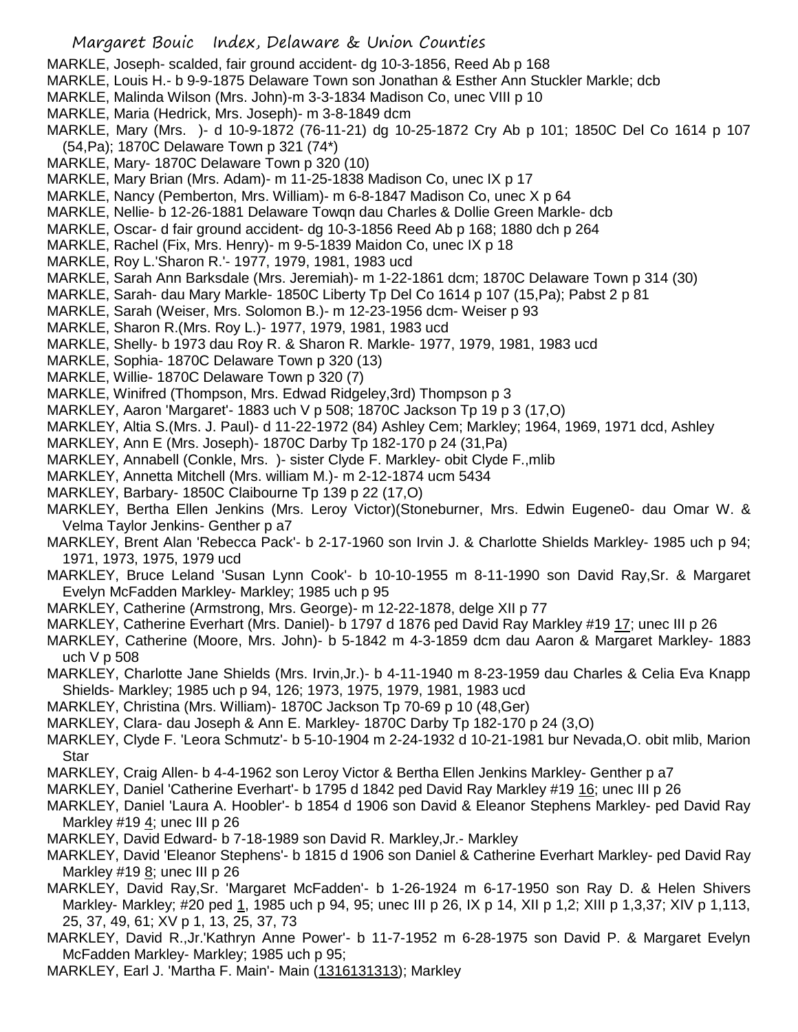MARKLE, Joseph- scalded, fair ground accident- dg 10-3-1856, Reed Ab p 168

MARKLE, Louis H.- b 9-9-1875 Delaware Town son Jonathan & Esther Ann Stuckler Markle; dcb

MARKLE, Malinda Wilson (Mrs. John)-m 3-3-1834 Madison Co, unec VIII p 10

MARKLE, Maria (Hedrick, Mrs. Joseph)- m 3-8-1849 dcm

MARKLE, Mary (Mrs. )- d 10-9-1872 (76-11-21) dg 10-25-1872 Cry Ab p 101; 1850C Del Co 1614 p 107 (54,Pa); 1870C Delaware Town p 321 (74*)

MARKLE, Mary- 1870C Delaware Town p 320 (10)

MARKLE, Mary Brian (Mrs. Adam)- m 11-25-1838 Madison Co, unec IX p 17

MARKLE, Nancy (Pemberton, Mrs. William)- m 6-8-1847 Madison Co, unec X p 64

MARKLE, Nellie- b 12-26-1881 Delaware Towqn dau Charles & Dollie Green Markle- dcb

MARKLE, Oscar- d fair ground accident- dg 10-3-1856 Reed Ab p 168; 1880 dch p 264

MARKLE, Rachel (Fix, Mrs. Henry)- m 9-5-1839 Maidon Co, unec IX p 18

MARKLE, Roy L.'Sharon R.'- 1977, 1979, 1981, 1983 ucd

MARKLE, Sarah Ann Barksdale (Mrs. Jeremiah)- m 1-22-1861 dcm; 1870C Delaware Town p 314 (30)

MARKLE, Sarah- dau Mary Markle- 1850C Liberty Tp Del Co 1614 p 107 (15,Pa); Pabst 2 p 81

MARKLE, Sarah (Weiser, Mrs. Solomon B.)- m 12-23-1956 dcm- Weiser p 93

MARKLE, Sharon R.(Mrs. Roy L.)- 1977, 1979, 1981, 1983 ucd

MARKLE, Shelly- b 1973 dau Roy R. & Sharon R. Markle- 1977, 1979, 1981, 1983 ucd

MARKLE, Sophia- 1870C Delaware Town p 320 (13)

MARKLE, Willie- 1870C Delaware Town p 320 (7)

MARKLE, Winifred (Thompson, Mrs. Edwad Ridgeley,3rd) Thompson p 3

MARKLEY, Aaron 'Margaret'- 1883 uch V p 508; 1870C Jackson Tp 19 p 3 (17,O)

MARKLEY, Altia S.(Mrs. J. Paul)- d 11-22-1972 (84) Ashley Cem; Markley; 1964, 1969, 1971 dcd, Ashley

MARKLEY, Ann E (Mrs. Joseph)- 1870C Darby Tp 182-170 p 24 (31,Pa)

MARKLEY, Annabell (Conkle, Mrs. )- sister Clyde F. Markley- obit Clyde F.,mlib

MARKLEY, Annetta Mitchell (Mrs. william M.)- m 2-12-1874 ucm 5434

MARKLEY, Barbary- 1850C Claibourne Tp 139 p 22 (17,O)

MARKLEY, Bertha Ellen Jenkins (Mrs. Leroy Victor)(Stoneburner, Mrs. Edwin Eugene0- dau Omar W. & Velma Taylor Jenkins- Genther p a7

MARKLEY, Brent Alan 'Rebecca Pack'- b 2-17-1960 son Irvin J. & Charlotte Shields Markley- 1985 uch p 94; 1971, 1973, 1975, 1979 ucd

MARKLEY, Bruce Leland 'Susan Lynn Cook'- b 10-10-1955 m 8-11-1990 son David Ray,Sr. & Margaret Evelyn McFadden Markley- Markley; 1985 uch p 95

MARKLEY, Catherine (Armstrong, Mrs. George)- m 12-22-1878, delge XII p 77

MARKLEY, Catherine Everhart (Mrs. Daniel)- b 1797 d 1876 ped David Ray Markley #19 17; unec III p 26

MARKLEY, Catherine (Moore, Mrs. John)- b 5-1842 m 4-3-1859 dcm dau Aaron & Margaret Markley- 1883 uch V p 508

MARKLEY, Charlotte Jane Shields (Mrs. Irvin,Jr.)- b 4-11-1940 m 8-23-1959 dau Charles & Celia Eva Knapp Shields- Markley; 1985 uch p 94, 126; 1973, 1975, 1979, 1981, 1983 ucd

MARKLEY, Christina (Mrs. William)- 1870C Jackson Tp 70-69 p 10 (48,Ger)

MARKLEY, Clara- dau Joseph & Ann E. Markley- 1870C Darby Tp 182-170 p 24 (3,O)

MARKLEY, Clyde F. 'Leora Schmutz'- b 5-10-1904 m 2-24-1932 d 10-21-1981 bur Nevada,O. obit mlib, Marion Star

MARKLEY, Craig Allen- b 4-4-1962 son Leroy Victor & Bertha Ellen Jenkins Markley- Genther p a7

MARKLEY, Daniel 'Catherine Everhart'- b 1795 d 1842 ped David Ray Markley #19 16; unec III p 26

MARKLEY, Daniel 'Laura A. Hoobler'- b 1854 d 1906 son David & Eleanor Stephens Markley- ped David Ray Markley #19 4; unec III p 26

MARKLEY, David Edward- b 7-18-1989 son David R. Markley,Jr.- Markley

MARKLEY, David 'Eleanor Stephens'- b 1815 d 1906 son Daniel & Catherine Everhart Markley- ped David Ray Markley #19 8; unec III p 26

MARKLEY, David Ray,Sr. 'Margaret McFadden'- b 1-26-1924 m 6-17-1950 son Ray D. & Helen Shivers Markley- Markley; #20 ped 1, 1985 uch p 94, 95; unec III p 26, IX p 14, XII p 1,2; XIII p 1,3,37; XIV p 1,113, 25, 37, 49, 61; XV p 1, 13, 25, 37, 73

MARKLEY, David R.,Jr.'Kathryn Anne Power'- b 11-7-1952 m 6-28-1975 son David P. & Margaret Evelyn McFadden Markley- Markley; 1985 uch p 95;

MARKLEY, Earl J. 'Martha F. Main'- Main (1316131313); Markley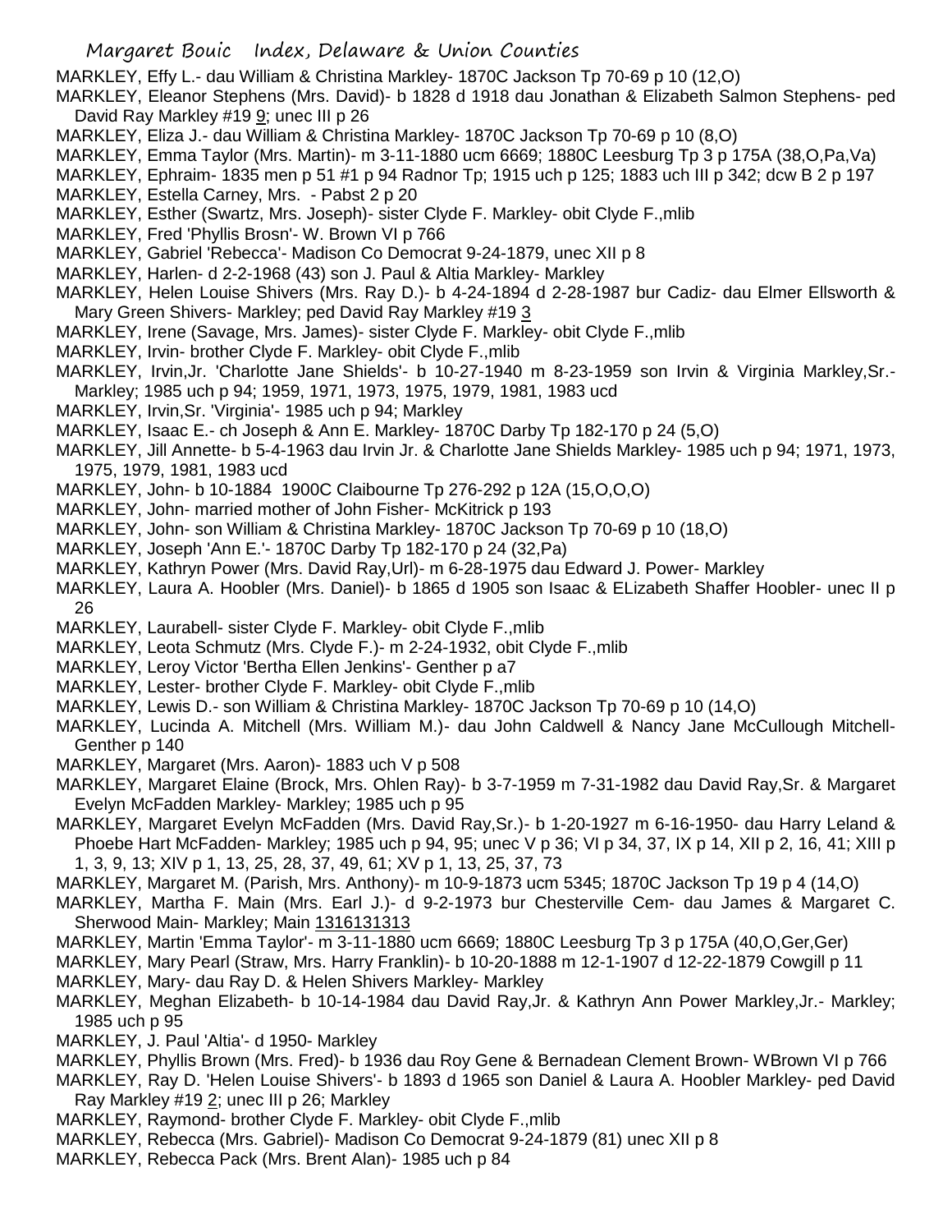MARKLEY, Effy L.- dau William & Christina Markley- 1870C Jackson Tp 70-69 p 10 (12,O)

MARKLEY, Eleanor Stephens (Mrs. David)- b 1828 d 1918 dau Jonathan & Elizabeth Salmon Stephens- ped David Ray Markley #19 9; unec III p 26

MARKLEY, Eliza J.- dau William & Christina Markley- 1870C Jackson Tp 70-69 p 10 (8,O)

MARKLEY, Emma Taylor (Mrs. Martin)- m 3-11-1880 ucm 6669; 1880C Leesburg Tp 3 p 175A (38,O,Pa,Va)

MARKLEY, Ephraim- 1835 men p 51 #1 p 94 Radnor Tp; 1915 uch p 125; 1883 uch III p 342; dcw B 2 p 197

MARKLEY, Estella Carney, Mrs. - Pabst 2 p 20

MARKLEY, Esther (Swartz, Mrs. Joseph)- sister Clyde F. Markley- obit Clyde F.,mlib

MARKLEY, Fred 'Phyllis Brosn'- W. Brown VI p 766

MARKLEY, Gabriel 'Rebecca'- Madison Co Democrat 9-24-1879, unec XII p 8

MARKLEY, Harlen- d 2-2-1968 (43) son J. Paul & Altia Markley- Markley

MARKLEY, Helen Louise Shivers (Mrs. Ray D.)- b 4-24-1894 d 2-28-1987 bur Cadiz- dau Elmer Ellsworth & Mary Green Shivers- Markley; ped David Ray Markley #19 3

MARKLEY, Irene (Savage, Mrs. James)- sister Clyde F. Markley- obit Clyde F.,mlib

MARKLEY, Irvin- brother Clyde F. Markley- obit Clyde F.,mlib

MARKLEY, Irvin,Jr. 'Charlotte Jane Shields'- b 10-27-1940 m 8-23-1959 son Irvin & Virginia Markley,Sr.- Markley; 1985 uch p 94; 1959, 1971, 1973, 1975, 1979, 1981, 1983 ucd

MARKLEY, Irvin,Sr. 'Virginia'- 1985 uch p 94; Markley

MARKLEY, Isaac E.- ch Joseph & Ann E. Markley- 1870C Darby Tp 182-170 p 24 (5,O)

MARKLEY, Jill Annette- b 5-4-1963 dau Irvin Jr. & Charlotte Jane Shields Markley- 1985 uch p 94; 1971, 1973, 1975, 1979, 1981, 1983 ucd

MARKLEY, John- b 10-1884 1900C Claibourne Tp 276-292 p 12A (15,O,O,O)

MARKLEY, John- married mother of John Fisher- McKitrick p 193

MARKLEY, John- son William & Christina Markley- 1870C Jackson Tp 70-69 p 10 (18,O)

MARKLEY, Joseph 'Ann E.'- 1870C Darby Tp 182-170 p 24 (32,Pa)

MARKLEY, Kathryn Power (Mrs. David Ray,Url)- m 6-28-1975 dau Edward J. Power- Markley

MARKLEY, Laura A. Hoobler (Mrs. Daniel)- b 1865 d 1905 son Isaac & ELizabeth Shaffer Hoobler- unec II p 26

MARKLEY, Laurabell- sister Clyde F. Markley- obit Clyde F.,mlib

MARKLEY, Leota Schmutz (Mrs. Clyde F.)- m 2-24-1932, obit Clyde F.,mlib

MARKLEY, Leroy Victor 'Bertha Ellen Jenkins'- Genther p a7

MARKLEY, Lester- brother Clyde F. Markley- obit Clyde F.,mlib

MARKLEY, Lewis D.- son William & Christina Markley- 1870C Jackson Tp 70-69 p 10 (14,O)

MARKLEY, Lucinda A. Mitchell (Mrs. William M.)- dau John Caldwell & Nancy Jane McCullough Mitchell- Genther p 140

MARKLEY, Margaret (Mrs. Aaron)- 1883 uch V p 508

MARKLEY, Margaret Elaine (Brock, Mrs. Ohlen Ray)- b 3-7-1959 m 7-31-1982 dau David Ray,Sr. & Margaret Evelyn McFadden Markley- Markley; 1985 uch p 95

MARKLEY, Margaret Evelyn McFadden (Mrs. David Ray,Sr.)- b 1-20-1927 m 6-16-1950- dau Harry Leland & Phoebe Hart McFadden- Markley; 1985 uch p 94, 95; unec V p 36; VI p 34, 37, IX p 14, XII p 2, 16, 41; XIII p 1, 3, 9, 13; XIV p 1, 13, 25, 28, 37, 49, 61; XV p 1, 13, 25, 37, 73

MARKLEY, Margaret M. (Parish, Mrs. Anthony)- m 10-9-1873 ucm 5345; 1870C Jackson Tp 19 p 4 (14,O)

MARKLEY, Martha F. Main (Mrs. Earl J.)- d 9-2-1973 bur Chesterville Cem- dau James & Margaret C. Sherwood Main- Markley; Main 1316131313

MARKLEY, Martin 'Emma Taylor'- m 3-11-1880 ucm 6669; 1880C Leesburg Tp 3 p 175A (40,O,Ger,Ger)

MARKLEY, Mary Pearl (Straw, Mrs. Harry Franklin)- b 10-20-1888 m 12-1-1907 d 12-22-1879 Cowgill p 11

MARKLEY, Mary- dau Ray D. & Helen Shivers Markley- Markley

MARKLEY, Meghan Elizabeth- b 10-14-1984 dau David Ray,Jr. & Kathryn Ann Power Markley,Jr.- Markley; 1985 uch p 95

MARKLEY, J. Paul 'Altia'- d 1950- Markley

MARKLEY, Phyllis Brown (Mrs. Fred)- b 1936 dau Roy Gene & Bernadean Clement Brown- WBrown VI p 766

MARKLEY, Ray D. 'Helen Louise Shivers'- b 1893 d 1965 son Daniel & Laura A. Hoobler Markley- ped David Ray Markley #19 2; unec III p 26; Markley

MARKLEY, Raymond- brother Clyde F. Markley- obit Clyde F.,mlib

MARKLEY, Rebecca (Mrs. Gabriel)- Madison Co Democrat 9-24-1879 (81) unec XII p 8

MARKLEY, Rebecca Pack (Mrs. Brent Alan)- 1985 uch p 84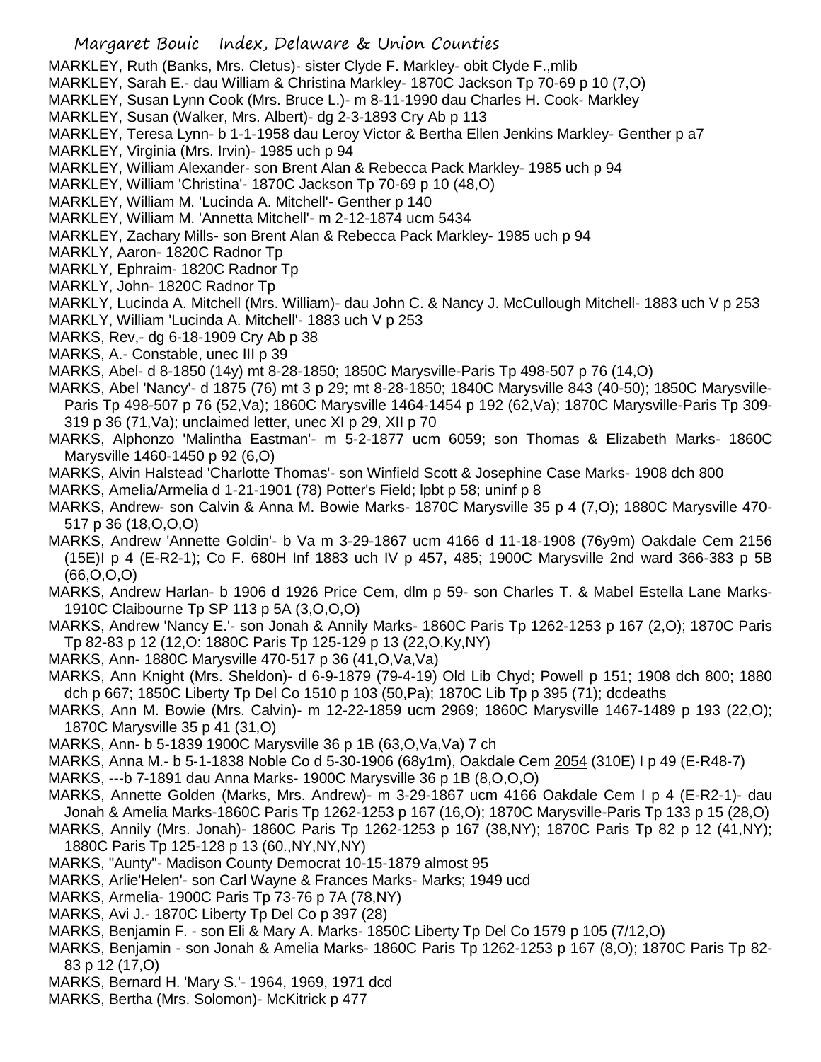MARKLEY, Ruth (Banks, Mrs. Cletus)- sister Clyde F. Markley- obit Clyde F.,mlib

MARKLEY, Sarah E.- dau William & Christina Markley- 1870C Jackson Tp 70-69 p 10 (7,O)

MARKLEY, Susan Lynn Cook (Mrs. Bruce L.)- m 8-11-1990 dau Charles H. Cook- Markley

MARKLEY, Susan (Walker, Mrs. Albert)- dg 2-3-1893 Cry Ab p 113

MARKLEY, Teresa Lynn- b 1-1-1958 dau Leroy Victor & Bertha Ellen Jenkins Markley- Genther p a7

MARKLEY, Virginia (Mrs. Irvin)- 1985 uch p 94

MARKLEY, William Alexander- son Brent Alan & Rebecca Pack Markley- 1985 uch p 94

MARKLEY, William 'Christina'- 1870C Jackson Tp 70-69 p 10 (48,O)

MARKLEY, William M. 'Lucinda A. Mitchell'- Genther p 140

MARKLEY, William M. 'Annetta Mitchell'- m 2-12-1874 ucm 5434

MARKLEY, Zachary Mills- son Brent Alan & Rebecca Pack Markley- 1985 uch p 94

MARKLY, Aaron- 1820C Radnor Tp

MARKLY, Ephraim- 1820C Radnor Tp

MARKLY, John- 1820C Radnor Tp

MARKLY, Lucinda A. Mitchell (Mrs. William)- dau John C. & Nancy J. McCullough Mitchell- 1883 uch V p 253

MARKLY, William 'Lucinda A. Mitchell'- 1883 uch V p 253

MARKS, Rev,- dg 6-18-1909 Cry Ab p 38

MARKS, A.- Constable, unec III p 39

MARKS, Abel- d 8-1850 (14y) mt 8-28-1850; 1850C Marysville-Paris Tp 498-507 p 76 (14,O)

MARKS, Abel 'Nancy'- d 1875 (76) mt 3 p 29; mt 8-28-1850; 1840C Marysville 843 (40-50); 1850C Marysville-Paris Tp 498-507 p 76 (52,Va); 1860C Marysville 1464-1454 p 192 (62,Va); 1870C Marysville-Paris Tp 309-319 p 36 (71,Va); unclaimed letter, unec XI p 29, XII p 70

MARKS, Alphonzo 'Malintha Eastman'- m 5-2-1877 ucm 6059; son Thomas & Elizabeth Marks- 1860C Marysville 1460-1450 p 92 (6,O)

MARKS, Alvin Halstead 'Charlotte Thomas'- son Winfield Scott & Josephine Case Marks- 1908 dch 800

MARKS, Amelia/Armelia d 1-21-1901 (78) Potter's Field; lpbt p 58; uninf p 8

MARKS, Andrew- son Calvin & Anna M. Bowie Marks- 1870C Marysville 35 p 4 (7,O); 1880C Marysville 470-517 p 36 (18,O,O,O)

MARKS, Andrew 'Annette Goldin'- b Va m 3-29-1867 ucm 4166 d 11-18-1908 (76y9m) Oakdale Cem 2156 (15E)I p 4 (E-R2-1); Co F. 680H Inf 1883 uch IV p 457, 485; 1900C Marysville 2nd ward 366-383 p 5B (66,O,O,O)

MARKS, Andrew Harlan- b 1906 d 1926 Price Cem, dlm p 59- son Charles T. & Mabel Estella Lane Marks- 1910C Claibourne Tp SP 113 p 5A (3,O,O,O)

MARKS, Andrew 'Nancy E.'- son Jonah & Annily Marks- 1860C Paris Tp 1262-1253 p 167 (2,O); 1870C Paris Tp 82-83 p 12 (12,O: 1880C Paris Tp 125-129 p 13 (22,O,Ky,NY)

MARKS, Ann- 1880C Marysville 470-517 p 36 (41,O,Va,Va)

MARKS, Ann Knight (Mrs. Sheldon)- d 6-9-1879 (79-4-19) Old Lib Chyd; Powell p 151; 1908 dch 800; 1880 dch p 667; 1850C Liberty Tp Del Co 1510 p 103 (50,Pa); 1870C Lib Tp p 395 (71); dcdeaths

MARKS, Ann M. Bowie (Mrs. Calvin)- m 12-22-1859 ucm 2969; 1860C Marysville 1467-1489 p 193 (22,O); 1870C Marysville 35 p 41 (31,O)

MARKS, Ann- b 5-1839 1900C Marysville 36 p 1B (63,O,Va,Va) 7 ch

MARKS, Anna M.- b 5-1-1838 Noble Co d 5-30-1906 (68y1m), Oakdale Cem 2054 (310E) I p 49 (E-R48-7)

MARKS, ---b 7-1891 dau Anna Marks- 1900C Marysville 36 p 1B (8,O,O,O)

MARKS, Annette Golden (Marks, Mrs. Andrew)- m 3-29-1867 ucm 4166 Oakdale Cem I p 4 (E-R2-1)- dau Jonah & Amelia Marks-1860C Paris Tp 1262-1253 p 167 (16,O); 1870C Marysville-Paris Tp 133 p 15 (28,O)

MARKS, Annily (Mrs. Jonah)- 1860C Paris Tp 1262-1253 p 167 (38,NY); 1870C Paris Tp 82 p 12 (41,NY); 1880C Paris Tp 125-128 p 13 (60.,NY,NY,NY)

MARKS, "Aunty"- Madison County Democrat 10-15-1879 almost 95

MARKS, Arlie'Helen'- son Carl Wayne & Frances Marks- Marks; 1949 ucd

MARKS, Armelia- 1900C Paris Tp 73-76 p 7A (78,NY)

MARKS, Avi J.- 1870C Liberty Tp Del Co p 397 (28)

MARKS, Benjamin F. - son Eli & Mary A. Marks- 1850C Liberty Tp Del Co 1579 p 105 (7/12,O)

MARKS, Benjamin - son Jonah & Amelia Marks- 1860C Paris Tp 1262-1253 p 167 (8,O); 1870C Paris Tp 82-83 p 12 (17,O)

MARKS, Bernard H. 'Mary S.'- 1964, 1969, 1971 dcd

MARKS, Bertha (Mrs. Solomon)- McKitrick p 477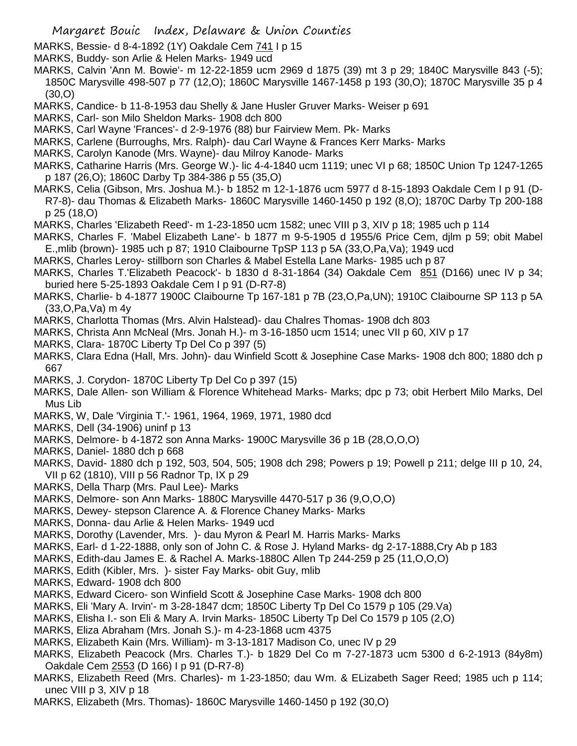MARKS, Bessie- d 8-4-1892 (1Y) Oakdale Cem 741 I p 15

MARKS, Buddy- son Arlie & Helen Marks- 1949 ucd

MARKS, Calvin 'Ann M. Bowie'- m 12-22-1859 ucm 2969 d 1875 (39) mt 3 p 29; 1840C Marysville 843 (-5); 1850C Marysville 498-507 p 77 (12,O); 1860C Marysville 1467-1458 p 193 (30,O); 1870C Marysville 35 p 4 (30,O)

MARKS, Candice- b 11-8-1953 dau Shelly & Jane Husler Gruver Marks- Weiser p 691

MARKS, Carl- son Milo Sheldon Marks- 1908 dch 800

MARKS, Carl Wayne 'Frances'- d 2-9-1976 (88) bur Fairview Mem. Pk- Marks

MARKS, Carlene (Burroughs, Mrs. Ralph)- dau Carl Wayne & Frances Kerr Marks- Marks

MARKS, Carolyn Kanode (Mrs. Wayne)- dau Milroy Kanode- Marks

MARKS, Catharine Harris (Mrs. George W.)- lic 4-4-1840 ucm 1119; unec VI p 68; 1850C Union Tp 1247-1265 p 187 (26,O); 1860C Darby Tp 384-386 p 55 (35,O)

MARKS, Celia (Gibson, Mrs. Joshua M.)- b 1852 m 12-1-1876 ucm 5977 d 8-15-1893 Oakdale Cem I p 91 (D-R7-8)- dau Thomas & Elizabeth Marks- 1860C Marysville 1460-1450 p 192 (8,O); 1870C Darby Tp 200-188 p 25 (18,O)

MARKS, Charles 'Elizabeth Reed'- m 1-23-1850 ucm 1582; unec VIII p 3, XIV p 18; 1985 uch p 114

MARKS, Charles F. 'Mabel Elizabeth Lane'- b 1877 m 9-5-1905 d 1955/6 Price Cem, djlm p 59; obit Mabel E.,mlib (brown)- 1985 uch p 87; 1910 Claibourne TpSP 113 p 5A (33,O,Pa,Va); 1949 ucd

MARKS, Charles Leroy- stillborn son Charles & Mabel Estella Lane Marks- 1985 uch p 87

MARKS, Charles T.'Elizabeth Peacock'- b 1830 d 8-31-1864 (34) Oakdale Cem 851 (D166) unec IV p 34; buried here 5-25-1893 Oakdale Cem I p 91 (D-R7-8)

MARKS, Charlie- b 4-1877 1900C Claibourne Tp 167-181 p 7B (23,O,Pa,UN); 1910C Claibourne SP 113 p 5A (33,O,Pa,Va) m 4y

MARKS, Charlotta Thomas (Mrs. Alvin Halstead)- dau Chalres Thomas- 1908 dch 803

MARKS, Christa Ann McNeal (Mrs. Jonah H.)- m 3-16-1850 ucm 1514; unec VII p 60, XIV p 17

MARKS, Clara- 1870C Liberty Tp Del Co p 397 (5)

MARKS, Clara Edna (Hall, Mrs. John)- dau Winfield Scott & Josephine Case Marks- 1908 dch 800; 1880 dch p 667

MARKS, J. Corydon- 1870C Liberty Tp Del Co p 397 (15)

MARKS, Dale Allen- son William & Florence Whitehead Marks- Marks; dpc p 73; obit Herbert Milo Marks, Del Mus Lib

MARKS, W, Dale 'Virginia T.'- 1961, 1964, 1969, 1971, 1980 dcd

MARKS, Dell (34-1906) uninf p 13

MARKS, Delmore- b 4-1872 son Anna Marks- 1900C Marysville 36 p 1B (28,O,O,O)

MARKS, Daniel- 1880 dch p 668

MARKS, David- 1880 dch p 192, 503, 504, 505; 1908 dch 298; Powers p 19; Powell p 211; delge III p 10, 24, VII p 62 (1810), VIII p 56 Radnor Tp, IX p 29

MARKS, Della Tharp (Mrs. Paul Lee)- Marks

MARKS, Delmore- son Ann Marks- 1880C Marysville 4470-517 p 36 (9,O,O,O)

MARKS, Dewey- stepson Clarence A. & Florence Chaney Marks- Marks

MARKS, Donna- dau Arlie & Helen Marks- 1949 ucd

MARKS, Dorothy (Lavender, Mrs. )- dau Myron & Pearl M. Harris Marks- Marks

MARKS, Earl- d 1-22-1888, only son of John C. & Rose J. Hyland Marks- dg 2-17-1888,Cry Ab p 183

MARKS, Edith-dau James E. & Rachel A. Marks-1880C Allen Tp 244-259 p 25 (11,O,O,O)

MARKS, Edith (Kibler, Mrs. )- sister Fay Marks- obit Guy, mlib

MARKS, Edward- 1908 dch 800

MARKS, Edward Cicero- son Winfield Scott & Josephine Case Marks- 1908 dch 800

MARKS, Eli 'Mary A. Irvin'- m 3-28-1847 dcm; 1850C Liberty Tp Del Co 1579 p 105 (29.Va)

MARKS, Elisha I.- son Eli & Mary A. Irvin Marks- 1850C Liberty Tp Del Co 1579 p 105 (2,O)

MARKS, Eliza Abraham (Mrs. Jonah S.)- m 4-23-1868 ucm 4375

MARKS, Elizabeth Kain (Mrs. William)- m 3-13-1817 Madison Co, unec IV p 29

MARKS, Elizabeth Peacock (Mrs. Charles T.)- b 1829 Del Co m 7-27-1873 ucm 5300 d 6-2-1913 (84y8m) Oakdale Cem 2553 (D 166) I p 91 (D-R7-8)

MARKS, Elizabeth Reed (Mrs. Charles)- m 1-23-1850; dau Wm. & ELizabeth Sager Reed; 1985 uch p 114; unec VIII p 3, XIV p 18

MARKS, Elizabeth (Mrs. Thomas)- 1860C Marysville 1460-1450 p 192 (30,O)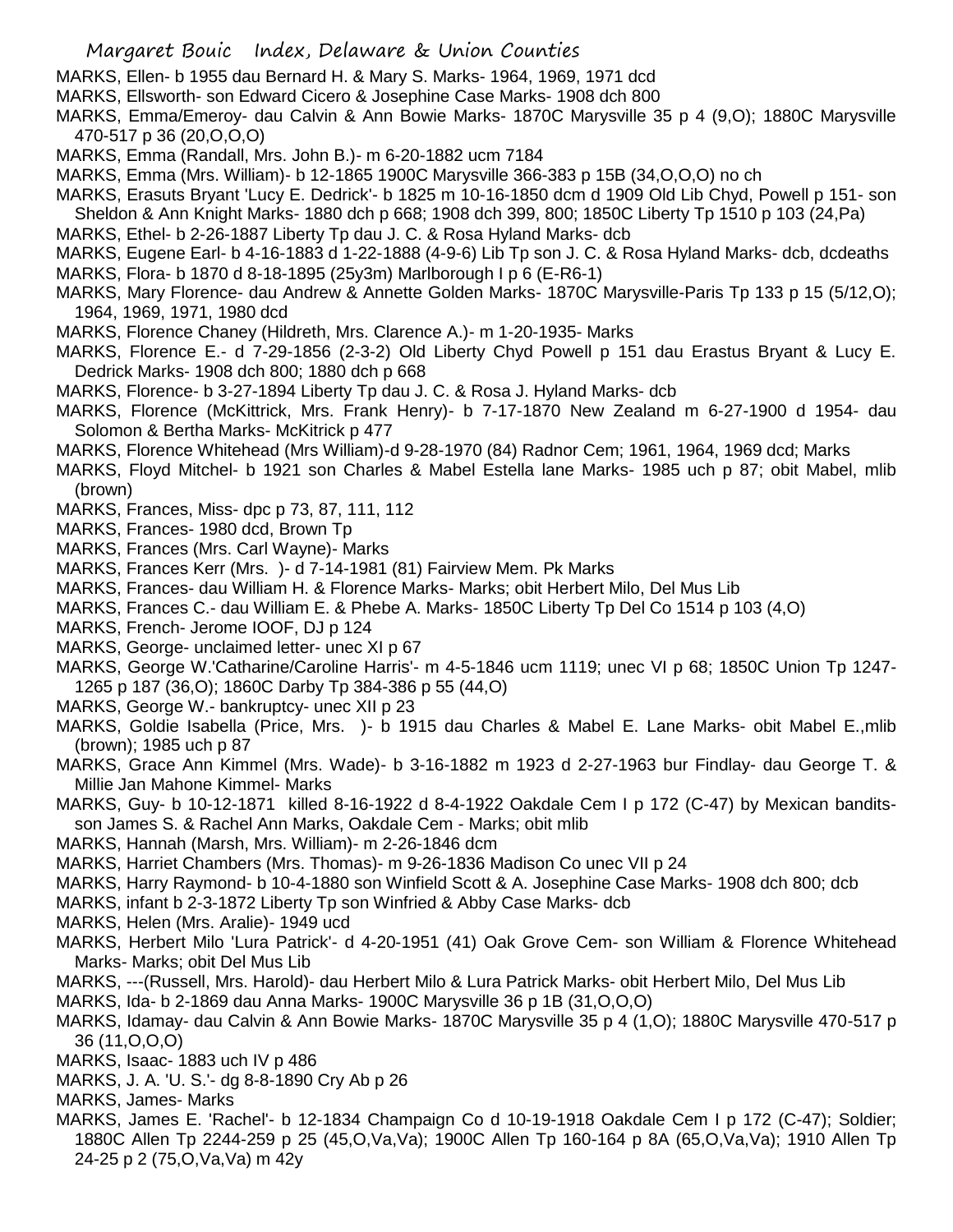MARKS, Ellen- b 1955 dau Bernard H. & Mary S. Marks- 1964, 1969, 1971 dcd

MARKS, Ellsworth- son Edward Cicero & Josephine Case Marks- 1908 dch 800

MARKS, Emma/Emeroy- dau Calvin & Ann Bowie Marks- 1870C Marysville 35 p 4 (9,O); 1880C Marysville 470-517 p 36 (20,O,O,O)

MARKS, Emma (Randall, Mrs. John B.)- m 6-20-1882 ucm 7184

MARKS, Emma (Mrs. William)- b 12-1865 1900C Marysville 366-383 p 15B (34,O,O,O) no ch

MARKS, Erasuts Bryant 'Lucy E. Dedrick'- b 1825 m 10-16-1850 dcm d 1909 Old Lib Chyd, Powell p 151- son Sheldon & Ann Knight Marks- 1880 dch p 668; 1908 dch 399, 800; 1850C Liberty Tp 1510 p 103 (24,Pa)

MARKS, Ethel- b 2-26-1887 Liberty Tp dau J. C. & Rosa Hyland Marks- dcb

MARKS, Eugene Earl- b 4-16-1883 d 1-22-1888 (4-9-6) Lib Tp son J. C. & Rosa Hyland Marks- dcb, dcdeaths

MARKS, Flora- b 1870 d 8-18-1895 (25y3m) Marlborough I p 6 (E-R6-1)

MARKS, Mary Florence- dau Andrew & Annette Golden Marks- 1870C Marysville-Paris Tp 133 p 15 (5/12,O); 1964, 1969, 1971, 1980 dcd

MARKS, Florence Chaney (Hildreth, Mrs. Clarence A.)- m 1-20-1935- Marks

MARKS, Florence E.- d 7-29-1856 (2-3-2) Old Liberty Chyd Powell p 151 dau Erastus Bryant & Lucy E. Dedrick Marks- 1908 dch 800; 1880 dch p 668

MARKS, Florence- b 3-27-1894 Liberty Tp dau J. C. & Rosa J. Hyland Marks- dcb

MARKS, Florence (McKittrick, Mrs. Frank Henry)- b 7-17-1870 New Zealand m 6-27-1900 d 1954- dau Solomon & Bertha Marks- McKitrick p 477

MARKS, Florence Whitehead (Mrs William)-d 9-28-1970 (84) Radnor Cem; 1961, 1964, 1969 dcd; Marks

MARKS, Floyd Mitchel- b 1921 son Charles & Mabel Estella lane Marks- 1985 uch p 87; obit Mabel, mlib (brown)

MARKS, Frances, Miss- dpc p 73, 87, 111, 112

MARKS, Frances- 1980 dcd, Brown Tp

MARKS, Frances (Mrs. Carl Wayne)- Marks

MARKS, Frances Kerr (Mrs. )- d 7-14-1981 (81) Fairview Mem. Pk Marks

MARKS, Frances- dau William H. & Florence Marks- Marks; obit Herbert Milo, Del Mus Lib

MARKS, Frances C.- dau William E. & Phebe A. Marks- 1850C Liberty Tp Del Co 1514 p 103 (4,O)

MARKS, French- Jerome IOOF, DJ p 124

MARKS, George- unclaimed letter- unec XI p 67

MARKS, George W.'Catharine/Caroline Harris'- m 4-5-1846 ucm 1119; unec VI p 68; 1850C Union Tp 1247-1265 p 187 (36,O); 1860C Darby Tp 384-386 p 55 (44,O)

MARKS, George W.- bankruptcy- unec XII p 23

MARKS, Goldie Isabella (Price, Mrs. )- b 1915 dau Charles & Mabel E. Lane Marks- obit Mabel E.,mlib (brown); 1985 uch p 87

MARKS, Grace Ann Kimmel (Mrs. Wade)- b 3-16-1882 m 1923 d 2-27-1963 bur Findlay- dau George T. & Millie Jan Mahone Kimmel- Marks

MARKS, Guy- b 10-12-1871 killed 8-16-1922 d 8-4-1922 Oakdale Cem I p 172 (C-47) by Mexican bandits- son James S. & Rachel Ann Marks, Oakdale Cem - Marks; obit mlib

MARKS, Hannah (Marsh, Mrs. William)- m 2-26-1846 dcm

MARKS, Harriet Chambers (Mrs. Thomas)- m 9-26-1836 Madison Co unec VII p 24

MARKS, Harry Raymond- b 10-4-1880 son Winfield Scott & A. Josephine Case Marks- 1908 dch 800; dcb

MARKS, infant b 2-3-1872 Liberty Tp son Winfried & Abby Case Marks- dcb

MARKS, Helen (Mrs. Aralie)- 1949 ucd

MARKS, Herbert Milo 'Lura Patrick'- d 4-20-1951 (41) Oak Grove Cem- son William & Florence Whitehead Marks- Marks; obit Del Mus Lib

MARKS, ---(Russell, Mrs. Harold)- dau Herbert Milo & Lura Patrick Marks- obit Herbert Milo, Del Mus Lib

MARKS, Ida- b 2-1869 dau Anna Marks- 1900C Marysville 36 p 1B (31,O,O,O)

MARKS, Idamay- dau Calvin & Ann Bowie Marks- 1870C Marysville 35 p 4 (1,O); 1880C Marysville 470-517 p 36 (11,O,O,O)

MARKS, Isaac- 1883 uch IV p 486

MARKS, J. A. 'U. S.'- dg 8-8-1890 Cry Ab p 26

MARKS, James- Marks

MARKS, James E. 'Rachel'- b 12-1834 Champaign Co d 10-19-1918 Oakdale Cem I p 172 (C-47); Soldier; 1880C Allen Tp 2244-259 p 25 (45,O,Va,Va); 1900C Allen Tp 160-164 p 8A (65,O,Va,Va); 1910 Allen Tp 24-25 p 2 (75,O,Va,Va) m 42y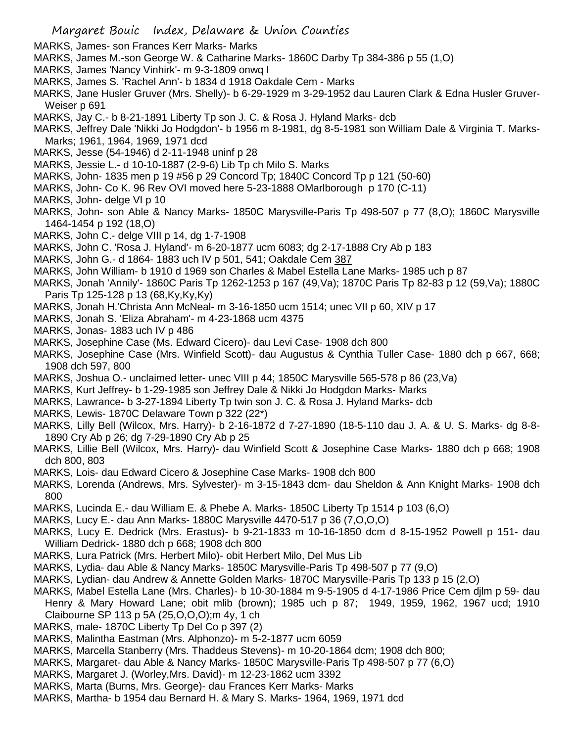MARKS, James- son Frances Kerr Marks- Marks

MARKS, James M.-son George W. & Catharine Marks- 1860C Darby Tp 384-386 p 55 (1,O)

MARKS, James 'Nancy Vinhirk'- m 9-3-1809 onwq I

MARKS, James S. 'Rachel Ann'- b 1834 d 1918 Oakdale Cem - Marks

MARKS, Jane Husler Gruver (Mrs. Shelly)- b 6-29-1929 m 3-29-1952 dau Lauren Clark & Edna Husler Gruver-Weiser p 691

MARKS, Jay C.- b 8-21-1891 Liberty Tp son J. C. & Rosa J. Hyland Marks- dcb

MARKS, Jeffrey Dale 'Nikki Jo Hodgdon'- b 1956 m 8-1981, dg 8-5-1981 son William Dale & Virginia T. Marks-Marks; 1961, 1964, 1969, 1971 dcd

MARKS, Jesse (54-1946) d 2-11-1948 uninf p 28

MARKS, Jessie L.- d 10-10-1887 (2-9-6) Lib Tp ch Milo S. Marks

MARKS, John- 1835 men p 19 #56 p 29 Concord Tp; 1840C Concord Tp p 121 (50-60)

MARKS, John- Co K. 96 Rev OVI moved here 5-23-1888 OMarlborough p 170 (C-11)

MARKS, John- delge VI p 10

MARKS, John- son Able & Nancy Marks- 1850C Marysville-Paris Tp 498-507 p 77 (8,O); 1860C Marysville 1464-1454 p 192 (18,O)

MARKS, John C.- delge VIII p 14, dg 1-7-1908

MARKS, John C. 'Rosa J. Hyland'- m 6-20-1877 ucm 6083; dg 2-17-1888 Cry Ab p 183

MARKS, John G.- d 1864- 1883 uch IV p 501, 541; Oakdale Cem 387

MARKS, John William- b 1910 d 1969 son Charles & Mabel Estella Lane Marks- 1985 uch p 87

MARKS, Jonah 'Annily'- 1860C Paris Tp 1262-1253 p 167 (49,Va); 1870C Paris Tp 82-83 p 12 (59,Va); 1880C Paris Tp 125-128 p 13 (68,Ky,Ky,Ky)

MARKS, Jonah H.'Christa Ann McNeal- m 3-16-1850 ucm 1514; unec VII p 60, XIV p 17

MARKS, Jonah S. 'Eliza Abraham'- m 4-23-1868 ucm 4375

MARKS, Jonas- 1883 uch IV p 486

MARKS, Josephine Case (Ms. Edward Cicero)- dau Levi Case- 1908 dch 800

MARKS, Josephine Case (Mrs. Winfield Scott)- dau Augustus & Cynthia Tuller Case- 1880 dch p 667, 668; 1908 dch 597, 800

MARKS, Joshua O.- unclaimed letter- unec VIII p 44; 1850C Marysville 565-578 p 86 (23,Va)

MARKS, Kurt Jeffrey- b 1-29-1985 son Jeffrey Dale & Nikki Jo Hodgdon Marks- Marks

MARKS, Lawrance- b 3-27-1894 Liberty Tp twin son J. C. & Rosa J. Hyland Marks- dcb

MARKS, Lewis- 1870C Delaware Town p 322 (22*)

MARKS, Lilly Bell (Wilcox, Mrs. Harry)- b 2-16-1872 d 7-27-1890 (18-5-110 dau J. A. & U. S. Marks- dg 8-8-1890 Cry Ab p 26; dg 7-29-1890 Cry Ab p 25

MARKS, Lillie Bell (Wilcox, Mrs. Harry)- dau Winfield Scott & Josephine Case Marks- 1880 dch p 668; 1908 dch 800, 803

MARKS, Lois- dau Edward Cicero & Josephine Case Marks- 1908 dch 800

MARKS, Lorenda (Andrews, Mrs. Sylvester)- m 3-15-1843 dcm- dau Sheldon & Ann Knight Marks- 1908 dch 800

MARKS, Lucinda E.- dau William E. & Phebe A. Marks- 1850C Liberty Tp 1514 p 103 (6,O)

MARKS, Lucy E.- dau Ann Marks- 1880C Marysville 4470-517 p 36 (7,O,O,O)

MARKS, Lucy E. Dedrick (Mrs. Erastus)- b 9-21-1833 m 10-16-1850 dcm d 8-15-1952 Powell p 151- dau William Dedrick- 1880 dch p 668; 1908 dch 800

MARKS, Lura Patrick (Mrs. Herbert Milo)- obit Herbert Milo, Del Mus Lib

MARKS, Lydia- dau Able & Nancy Marks- 1850C Marysville-Paris Tp 498-507 p 77 (9,O)

MARKS, Lydian- dau Andrew & Annette Golden Marks- 1870C Marysville-Paris Tp 133 p 15 (2,O)

MARKS, Mabel Estella Lane (Mrs. Charles)- b 10-30-1884 m 9-5-1905 d 4-17-1986 Price Cem djlm p 59- dau Henry & Mary Howard Lane; obit mlib (brown); 1985 uch p 87; 1949, 1959, 1962, 1967 ucd; 1910 Claibourne SP 113 p 5A (25,O,O,O);m 4y, 1 ch

MARKS, male- 1870C Liberty Tp Del Co p 397 (2)

MARKS, Malintha Eastman (Mrs. Alphonzo)- m 5-2-1877 ucm 6059

MARKS, Marcella Stanberry (Mrs. Thaddeus Stevens)- m 10-20-1864 dcm; 1908 dch 800;

MARKS, Margaret- dau Able & Nancy Marks- 1850C Marysville-Paris Tp 498-507 p 77 (6,O)

MARKS, Margaret J. (Worley,Mrs. David)- m 12-23-1862 ucm 3392

MARKS, Marta (Burns, Mrs. George)- dau Frances Kerr Marks- Marks

MARKS, Martha- b 1954 dau Bernard H. & Mary S. Marks- 1964, 1969, 1971 dcd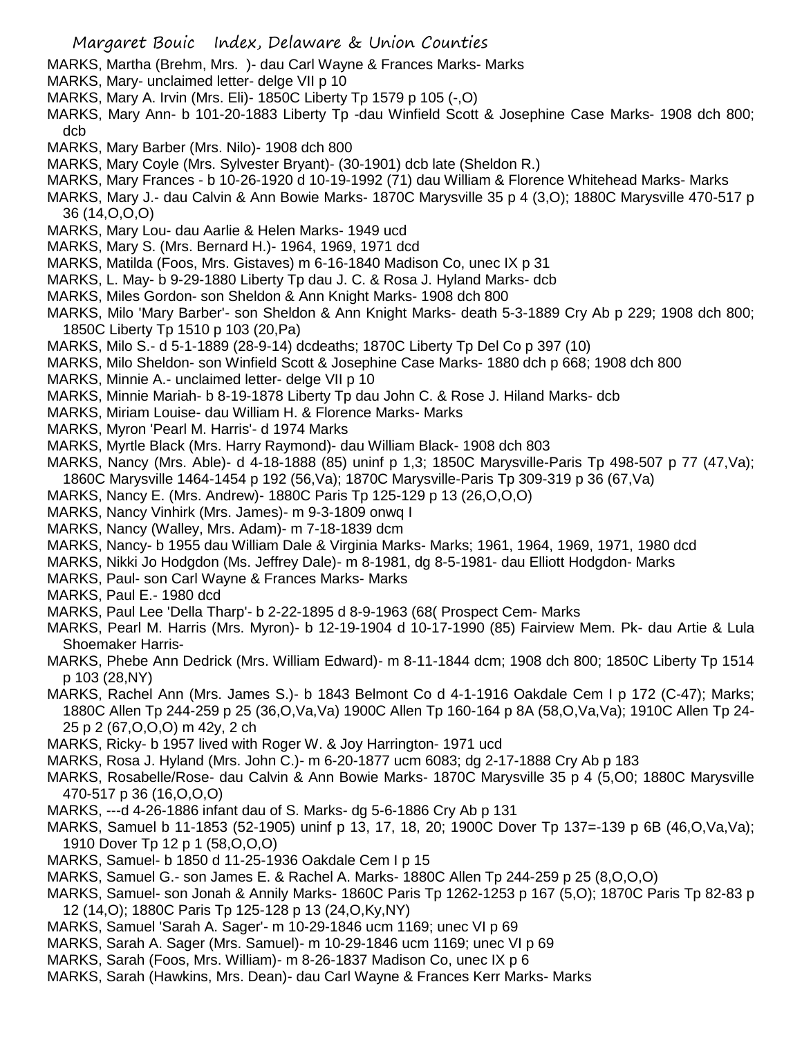MARKS, Martha (Brehm, Mrs. )- dau Carl Wayne & Frances Marks- Marks

MARKS, Mary- unclaimed letter- delge VII p 10

MARKS, Mary A. Irvin (Mrs. Eli)- 1850C Liberty Tp 1579 p 105 (-,O)

MARKS, Mary Ann- b 101-20-1883 Liberty Tp -dau Winfield Scott & Josephine Case Marks- 1908 dch 800; dcb

MARKS, Mary Barber (Mrs. Nilo)- 1908 dch 800

MARKS, Mary Coyle (Mrs. Sylvester Bryant)- (30-1901) dcb late (Sheldon R.)

MARKS, Mary Frances - b 10-26-1920 d 10-19-1992 (71) dau William & Florence Whitehead Marks- Marks

MARKS, Mary J.- dau Calvin & Ann Bowie Marks- 1870C Marysville 35 p 4 (3,O); 1880C Marysville 470-517 p 36 (14,O,O,O)

MARKS, Mary Lou- dau Aarlie & Helen Marks- 1949 ucd

MARKS, Mary S. (Mrs. Bernard H.)- 1964, 1969, 1971 dcd

MARKS, Matilda (Foos, Mrs. Gistaves) m 6-16-1840 Madison Co, unec IX p 31

MARKS, L. May- b 9-29-1880 Liberty Tp dau J. C. & Rosa J. Hyland Marks- dcb

MARKS, Miles Gordon- son Sheldon & Ann Knight Marks- 1908 dch 800

MARKS, Milo 'Mary Barber'- son Sheldon & Ann Knight Marks- death 5-3-1889 Cry Ab p 229; 1908 dch 800; 1850C Liberty Tp 1510 p 103 (20,Pa)

MARKS, Milo S.- d 5-1-1889 (28-9-14) dcdeaths; 1870C Liberty Tp Del Co p 397 (10)

MARKS, Milo Sheldon- son Winfield Scott & Josephine Case Marks- 1880 dch p 668; 1908 dch 800

MARKS, Minnie A.- unclaimed letter- delge VII p 10

MARKS, Minnie Mariah- b 8-19-1878 Liberty Tp dau John C. & Rose J. Hiland Marks- dcb

MARKS, Miriam Louise- dau William H. & Florence Marks- Marks

MARKS, Myron 'Pearl M. Harris'- d 1974 Marks

MARKS, Myrtle Black (Mrs. Harry Raymond)- dau William Black- 1908 dch 803

MARKS, Nancy (Mrs. Able)- d 4-18-1888 (85) uninf p 1,3; 1850C Marysville-Paris Tp 498-507 p 77 (47,Va); 1860C Marysville 1464-1454 p 192 (56,Va); 1870C Marysville-Paris Tp 309-319 p 36 (67,Va)

MARKS, Nancy E. (Mrs. Andrew)- 1880C Paris Tp 125-129 p 13 (26,O,O,O)

MARKS, Nancy Vinhirk (Mrs. James)- m 9-3-1809 onwq I

MARKS, Nancy (Walley, Mrs. Adam)- m 7-18-1839 dcm

MARKS, Nancy- b 1955 dau William Dale & Virginia Marks- Marks; 1961, 1964, 1969, 1971, 1980 dcd

MARKS, Nikki Jo Hodgdon (Ms. Jeffrey Dale)- m 8-1981, dg 8-5-1981- dau Elliott Hodgdon- Marks

MARKS, Paul- son Carl Wayne & Frances Marks- Marks

MARKS, Paul E.- 1980 dcd

MARKS, Paul Lee 'Della Tharp'- b 2-22-1895 d 8-9-1963 (68( Prospect Cem- Marks

MARKS, Pearl M. Harris (Mrs. Myron)- b 12-19-1904 d 10-17-1990 (85) Fairview Mem. Pk- dau Artie & Lula Shoemaker Harris-

MARKS, Phebe Ann Dedrick (Mrs. William Edward)- m 8-11-1844 dcm; 1908 dch 800; 1850C Liberty Tp 1514 p 103 (28,NY)

MARKS, Rachel Ann (Mrs. James S.)- b 1843 Belmont Co d 4-1-1916 Oakdale Cem I p 172 (C-47); Marks; 1880C Allen Tp 244-259 p 25 (36,O,Va,Va) 1900C Allen Tp 160-164 p 8A (58,O,Va,Va); 1910C Allen Tp 24-25 p 2 (67,O,O,O) m 42y, 2 ch

MARKS, Ricky- b 1957 lived with Roger W. & Joy Harrington- 1971 ucd

MARKS, Rosa J. Hyland (Mrs. John C.)- m 6-20-1877 ucm 6083; dg 2-17-1888 Cry Ab p 183

MARKS, Rosabelle/Rose- dau Calvin & Ann Bowie Marks- 1870C Marysville 35 p 4 (5,O0; 1880C Marysville 470-517 p 36 (16,O,O,O)

MARKS, ---d 4-26-1886 infant dau of S. Marks- dg 5-6-1886 Cry Ab p 131

MARKS, Samuel b 11-1853 (52-1905) uninf p 13, 17, 18, 20; 1900C Dover Tp 137=-139 p 6B (46,O,Va,Va); 1910 Dover Tp 12 p 1 (58,O,O,O)

MARKS, Samuel- b 1850 d 11-25-1936 Oakdale Cem I p 15

MARKS, Samuel G.- son James E. & Rachel A. Marks- 1880C Allen Tp 244-259 p 25 (8,O,O,O)

MARKS, Samuel- son Jonah & Annily Marks- 1860C Paris Tp 1262-1253 p 167 (5,O); 1870C Paris Tp 82-83 p 12 (14,O); 1880C Paris Tp 125-128 p 13 (24,O,Ky,NY)

MARKS, Samuel 'Sarah A. Sager'- m 10-29-1846 ucm 1169; unec VI p 69

MARKS, Sarah A. Sager (Mrs. Samuel)- m 10-29-1846 ucm 1169; unec VI p 69

MARKS, Sarah (Foos, Mrs. William)- m 8-26-1837 Madison Co, unec IX p 6

MARKS, Sarah (Hawkins, Mrs. Dean)- dau Carl Wayne & Frances Kerr Marks- Marks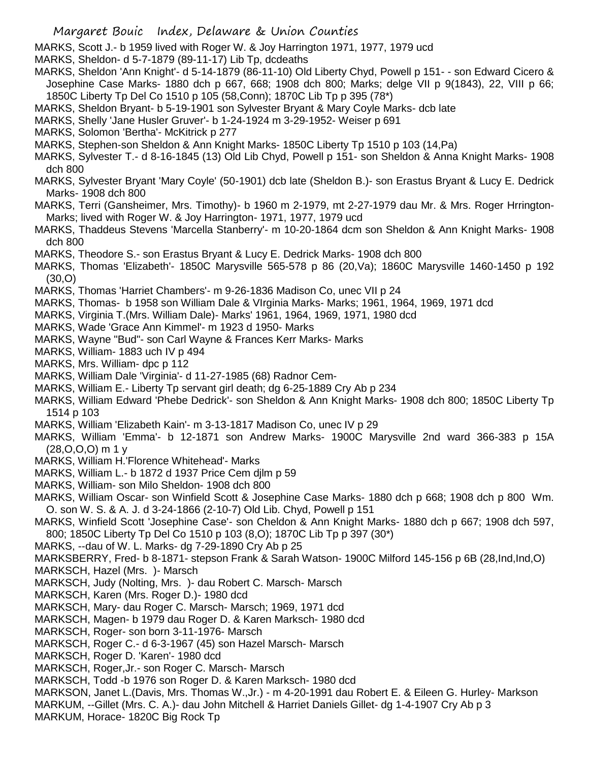MARKS, Scott J.- b 1959 lived with Roger W. & Joy Harrington 1971, 1977, 1979 ucd

MARKS, Sheldon- d 5-7-1879 (89-11-17) Lib Tp, dcdeaths

MARKS, Sheldon 'Ann Knight'- d 5-14-1879 (86-11-10) Old Liberty Chyd, Powell p 151- - son Edward Cicero & Josephine Case Marks- 1880 dch p 667, 668; 1908 dch 800; Marks; delge VII p 9(1843), 22, VIII p 66; 1850C Liberty Tp Del Co 1510 p 105 (58,Conn); 1870C Lib Tp p 395 (78*)

MARKS, Sheldon Bryant- b 5-19-1901 son Sylvester Bryant & Mary Coyle Marks- dcb late

MARKS, Shelly 'Jane Husler Gruver'- b 1-24-1924 m 3-29-1952- Weiser p 691

MARKS, Solomon 'Bertha'- McKitrick p 277

MARKS, Stephen-son Sheldon & Ann Knight Marks- 1850C Liberty Tp 1510 p 103 (14,Pa)

MARKS, Sylvester T.- d 8-16-1845 (13) Old Lib Chyd, Powell p 151- son Sheldon & Anna Knight Marks- 1908 dch 800

MARKS, Sylvester Bryant 'Mary Coyle' (50-1901) dcb late (Sheldon B.)- son Erastus Bryant & Lucy E. Dedrick Marks- 1908 dch 800

MARKS, Terri (Gansheimer, Mrs. Timothy)- b 1960 m 2-1979, mt 2-27-1979 dau Mr. & Mrs. Roger Hrrington-Marks; lived with Roger W. & Joy Harrington- 1971, 1977, 1979 ucd

MARKS, Thaddeus Stevens 'Marcella Stanberry'- m 10-20-1864 dcm son Sheldon & Ann Knight Marks- 1908 dch 800

MARKS, Theodore S.- son Erastus Bryant & Lucy E. Dedrick Marks- 1908 dch 800

MARKS, Thomas 'Elizabeth'- 1850C Marysville 565-578 p 86 (20,Va); 1860C Marysville 1460-1450 p 192 (30,O)

MARKS, Thomas 'Harriet Chambers'- m 9-26-1836 Madison Co, unec VII p 24

MARKS, Thomas- b 1958 son William Dale & VIrginia Marks- Marks; 1961, 1964, 1969, 1971 dcd

MARKS, Virginia T.(Mrs. William Dale)- Marks' 1961, 1964, 1969, 1971, 1980 dcd

MARKS, Wade 'Grace Ann Kimmel'- m 1923 d 1950- Marks

MARKS, Wayne "Bud"- son Carl Wayne & Frances Kerr Marks- Marks

MARKS, William- 1883 uch IV p 494

MARKS, Mrs. William- dpc p 112

MARKS, William Dale 'Virginia'- d 11-27-1985 (68) Radnor Cem-

MARKS, William E.- Liberty Tp servant girl death; dg 6-25-1889 Cry Ab p 234

MARKS, William Edward 'Phebe Dedrick'- son Sheldon & Ann Knight Marks- 1908 dch 800; 1850C Liberty Tp 1514 p 103

MARKS, William 'Elizabeth Kain'- m 3-13-1817 Madison Co, unec IV p 29

MARKS, William 'Emma'- b 12-1871 son Andrew Marks- 1900C Marysville 2nd ward 366-383 p 15A (28,O,O,O) m 1 y

MARKS, William H.'Florence Whitehead'- Marks

MARKS, William L.- b 1872 d 1937 Price Cem djlm p 59

MARKS, William- son Milo Sheldon- 1908 dch 800

MARKS, William Oscar- son Winfield Scott & Josephine Case Marks- 1880 dch p 668; 1908 dch p 800 Wm. O. son W. S. & A. J. d 3-24-1866 (2-10-7) Old Lib. Chyd, Powell p 151

MARKS, Winfield Scott 'Josephine Case'- son Cheldon & Ann Knight Marks- 1880 dch p 667; 1908 dch 597, 800; 1850C Liberty Tp Del Co 1510 p 103 (8,O); 1870C Lib Tp p 397 (30*)

MARKS, --dau of W. L. Marks- dg 7-29-1890 Cry Ab p 25

MARKSBERRY, Fred- b 8-1871- stepson Frank & Sarah Watson- 1900C Milford 145-156 p 6B (28,Ind,Ind,O)

MARKSCH, Hazel (Mrs. )- Marsch

MARKSCH, Judy (Nolting, Mrs. )- dau Robert C. Marsch- Marsch

MARKSCH, Karen (Mrs. Roger D.)- 1980 dcd

MARKSCH, Mary- dau Roger C. Marsch- Marsch; 1969, 1971 dcd

MARKSCH, Magen- b 1979 dau Roger D. & Karen Marksch- 1980 dcd

MARKSCH, Roger- son born 3-11-1976- Marsch

MARKSCH, Roger C.- d 6-3-1967 (45) son Hazel Marsch- Marsch

MARKSCH, Roger D. 'Karen'- 1980 dcd

MARKSCH, Roger,Jr.- son Roger C. Marsch- Marsch

MARKSCH, Todd -b 1976 son Roger D. & Karen Marksch- 1980 dcd

MARKSON, Janet L.(Davis, Mrs. Thomas W.,Jr.) - m 4-20-1991 dau Robert E. & Eileen G. Hurley- Markson

MARKUM, --Gillet (Mrs. C. A.)- dau John Mitchell & Harriet Daniels Gillet- dg 1-4-1907 Cry Ab p 3

MARKUM, Horace- 1820C Big Rock Tp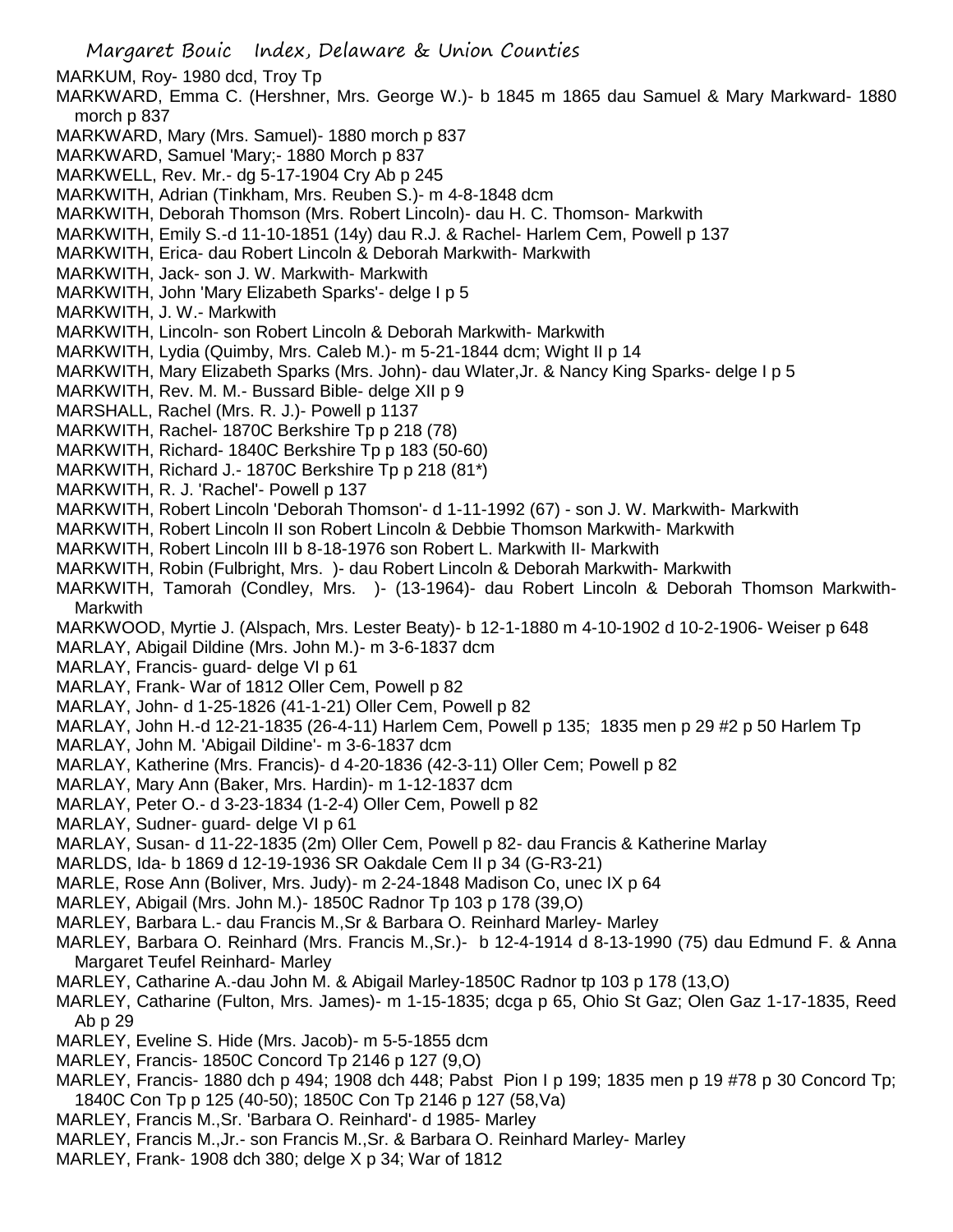MARKUM, Roy- 1980 dcd, Troy Tp
MARKWARD, Emma C. (Hershner, Mrs. George W.)- b 1845 m 1865 dau Samuel & Mary Markward- 1880 morch p 837
MARKWARD, Mary (Mrs. Samuel)- 1880 morch p 837
MARKWARD, Samuel 'Mary;- 1880 Morch p 837
MARKWELL, Rev. Mr.- dg 5-17-1904 Cry Ab p 245
MARKWITH, Adrian (Tinkham, Mrs. Reuben S.)- m 4-8-1848 dcm
MARKWITH, Deborah Thomson (Mrs. Robert Lincoln)- dau H. C. Thomson- Markwith
MARKWITH, Emily S.-d 11-10-1851 (14y) dau R.J. & Rachel- Harlem Cem, Powell p 137
MARKWITH, Erica- dau Robert Lincoln & Deborah Markwith- Markwith
MARKWITH, Jack- son J. W. Markwith- Markwith
MARKWITH, John 'Mary Elizabeth Sparks'- delge I p 5
MARKWITH, J. W.- Markwith
MARKWITH, Lincoln- son Robert Lincoln & Deborah Markwith- Markwith
MARKWITH, Lydia (Quimby, Mrs. Caleb M.)- m 5-21-1844 dcm; Wight II p 14
MARKWITH, Mary Elizabeth Sparks (Mrs. John)- dau Wlater,Jr. & Nancy King Sparks- delge I p 5
MARKWITH, Rev. M. M.- Bussard Bible- delge XII p 9
MARSHALL, Rachel (Mrs. R. J.)- Powell p 1137
MARKWITH, Rachel- 1870C Berkshire Tp p 218 (78)
MARKWITH, Richard- 1840C Berkshire Tp p 183 (50-60)
MARKWITH, Richard J.- 1870C Berkshire Tp p 218 (81*)
MARKWITH, R. J. 'Rachel'- Powell p 137
MARKWITH, Robert Lincoln 'Deborah Thomson'- d 1-11-1992 (67) - son J. W. Markwith- Markwith
MARKWITH, Robert Lincoln II son Robert Lincoln & Debbie Thomson Markwith- Markwith
MARKWITH, Robert Lincoln III b 8-18-1976 son Robert L. Markwith II- Markwith
MARKWITH, Robin (Fulbright, Mrs. )- dau Robert Lincoln & Deborah Markwith- Markwith
MARKWITH, Tamorah (Condley, Mrs. )- (13-1964)- dau Robert Lincoln & Deborah Thomson Markwith- Markwith
MARKWOOD, Myrtie J. (Alspach, Mrs. Lester Beaty)- b 12-1-1880 m 4-10-1902 d 10-2-1906- Weiser p 648
MARLAY, Abigail Dildine (Mrs. John M.)- m 3-6-1837 dcm
MARLAY, Francis- guard- delge VI p 61
MARLAY, Frank- War of 1812 Oller Cem, Powell p 82
MARLAY, John- d 1-25-1826 (41-1-21) Oller Cem, Powell p 82
MARLAY, John H.-d 12-21-1835 (26-4-11) Harlem Cem, Powell p 135; 1835 men p 29 #2 p 50 Harlem Tp
MARLAY, John M. 'Abigail Dildine'- m 3-6-1837 dcm
MARLAY, Katherine (Mrs. Francis)- d 4-20-1836 (42-3-11) Oller Cem; Powell p 82
MARLAY, Mary Ann (Baker, Mrs. Hardin)- m 1-12-1837 dcm
MARLAY, Peter O.- d 3-23-1834 (1-2-4) Oller Cem, Powell p 82
MARLAY, Sudner- guard- delge VI p 61
MARLAY, Susan- d 11-22-1835 (2m) Oller Cem, Powell p 82- dau Francis & Katherine Marlay
MARLDS, Ida- b 1869 d 12-19-1936 SR Oakdale Cem II p 34 (G-R3-21)
MARLE, Rose Ann (Boliver, Mrs. Judy)- m 2-24-1848 Madison Co, unec IX p 64
MARLEY, Abigail (Mrs. John M.)- 1850C Radnor Tp 103 p 178 (39,O)
MARLEY, Barbara L.- dau Francis M.,Sr & Barbara O. Reinhard Marley- Marley
MARLEY, Barbara O. Reinhard (Mrs. Francis M.,Sr.)- b 12-4-1914 d 8-13-1990 (75) dau Edmund F. & Anna Margaret Teufel Reinhard- Marley
MARLEY, Catharine A.-dau John M. & Abigail Marley-1850C Radnor tp 103 p 178 (13,O)
MARLEY, Catharine (Fulton, Mrs. James)- m 1-15-1835; dcga p 65, Ohio St Gaz; Olen Gaz 1-17-1835, Reed Ab p 29
MARLEY, Eveline S. Hide (Mrs. Jacob)- m 5-5-1855 dcm
MARLEY, Francis- 1850C Concord Tp 2146 p 127 (9,O)
MARLEY, Francis- 1880 dch p 494; 1908 dch 448; Pabst Pion I p 199; 1835 men p 19 #78 p 30 Concord Tp; 1840C Con Tp p 125 (40-50); 1850C Con Tp 2146 p 127 (58,Va)
MARLEY, Francis M.,Sr. 'Barbara O. Reinhard'- d 1985- Marley
MARLEY, Francis M.,Jr.- son Francis M.,Sr. & Barbara O. Reinhard Marley- Marley
MARLEY, Frank- 1908 dch 380; delge X p 34; War of 1812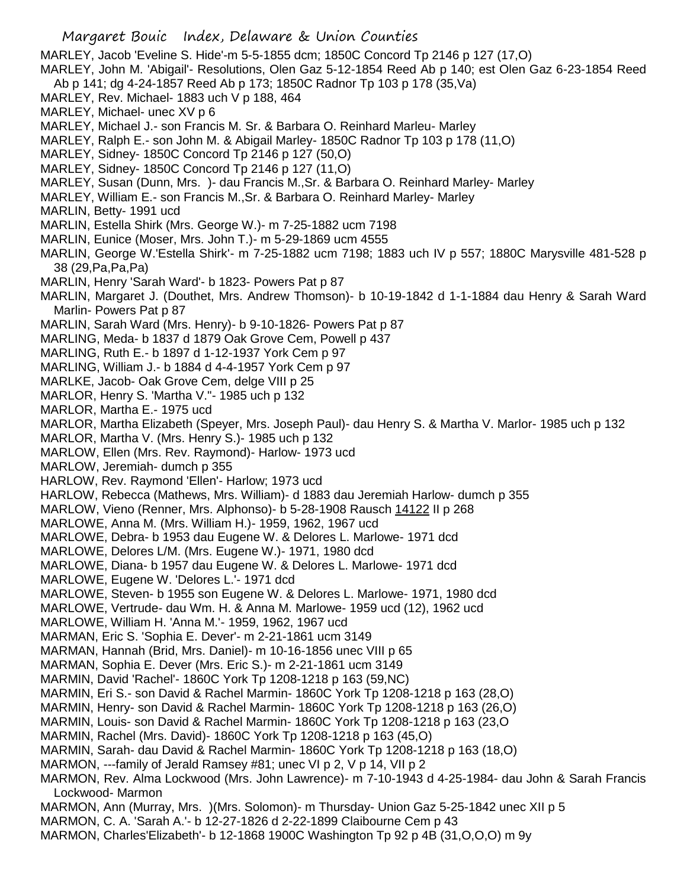MARLEY, Jacob 'Eveline S. Hide'-m 5-5-1855 dcm; 1850C Concord Tp 2146 p 127 (17,O)

MARLEY, John M. 'Abigail'- Resolutions, Olen Gaz 5-12-1854 Reed Ab p 140; est Olen Gaz 6-23-1854 Reed Ab p 141; dg 4-24-1857 Reed Ab p 173; 1850C Radnor Tp 103 p 178 (35,Va)

MARLEY, Rev. Michael- 1883 uch V p 188, 464

MARLEY, Michael- unec XV p 6

MARLEY, Michael J.- son Francis M. Sr. & Barbara O. Reinhard Marleu- Marley

MARLEY, Ralph E.- son John M. & Abigail Marley- 1850C Radnor Tp 103 p 178 (11,O)

MARLEY, Sidney- 1850C Concord Tp 2146 p 127 (50,O)

MARLEY, Sidney- 1850C Concord Tp 2146 p 127 (11,O)

MARLEY, Susan (Dunn, Mrs. )- dau Francis M.,Sr. & Barbara O. Reinhard Marley- Marley

MARLEY, William E.- son Francis M.,Sr. & Barbara O. Reinhard Marley- Marley

MARLIN, Betty- 1991 ucd

MARLIN, Estella Shirk (Mrs. George W.)- m 7-25-1882 ucm 7198

MARLIN, Eunice (Moser, Mrs. John T.)- m 5-29-1869 ucm 4555

MARLIN, George W.'Estella Shirk'- m 7-25-1882 ucm 7198; 1883 uch IV p 557; 1880C Marysville 481-528 p 38 (29,Pa,Pa,Pa)

MARLIN, Henry 'Sarah Ward'- b 1823- Powers Pat p 87

MARLIN, Margaret J. (Douthet, Mrs. Andrew Thomson)- b 10-19-1842 d 1-1-1884 dau Henry & Sarah Ward Marlin- Powers Pat p 87

MARLIN, Sarah Ward (Mrs. Henry)- b 9-10-1826- Powers Pat p 87

MARLING, Meda- b 1837 d 1879 Oak Grove Cem, Powell p 437

MARLING, Ruth E.- b 1897 d 1-12-1937 York Cem p 97

MARLING, William J.- b 1884 d 4-4-1957 York Cem p 97

MARLKE, Jacob- Oak Grove Cem, delge VIII p 25

MARLOR, Henry S. 'Martha V."- 1985 uch p 132

MARLOR, Martha E.- 1975 ucd

MARLOR, Martha Elizabeth (Speyer, Mrs. Joseph Paul)- dau Henry S. & Martha V. Marlor- 1985 uch p 132

MARLOR, Martha V. (Mrs. Henry S.)- 1985 uch p 132

MARLOW, Ellen (Mrs. Rev. Raymond)- Harlow- 1973 ucd

MARLOW, Jeremiah- dumch p 355

HARLOW, Rev. Raymond 'Ellen'- Harlow; 1973 ucd

HARLOW, Rebecca (Mathews, Mrs. William)- d 1883 dau Jeremiah Harlow- dumch p 355

MARLOW, Vieno (Renner, Mrs. Alphonso)- b 5-28-1908 Rausch 14122 II p 268

MARLOWE, Anna M. (Mrs. William H.)- 1959, 1962, 1967 ucd

MARLOWE, Debra- b 1953 dau Eugene W. & Delores L. Marlowe- 1971 dcd

MARLOWE, Delores L/M. (Mrs. Eugene W.)- 1971, 1980 dcd

MARLOWE, Diana- b 1957 dau Eugene W. & Delores L. Marlowe- 1971 dcd

MARLOWE, Eugene W. 'Delores L.'- 1971 dcd

MARLOWE, Steven- b 1955 son Eugene W. & Delores L. Marlowe- 1971, 1980 dcd

MARLOWE, Vertrude- dau Wm. H. & Anna M. Marlowe- 1959 ucd (12), 1962 ucd

MARLOWE, William H. 'Anna M.'- 1959, 1962, 1967 ucd

MARMAN, Eric S. 'Sophia E. Dever'- m 2-21-1861 ucm 3149

MARMAN, Hannah (Brid, Mrs. Daniel)- m 10-16-1856 unec VIII p 65

MARMAN, Sophia E. Dever (Mrs. Eric S.)- m 2-21-1861 ucm 3149

MARMIN, David 'Rachel'- 1860C York Tp 1208-1218 p 163 (59,NC)

MARMIN, Eri S.- son David & Rachel Marmin- 1860C York Tp 1208-1218 p 163 (28,O)

MARMIN, Henry- son David & Rachel Marmin- 1860C York Tp 1208-1218 p 163 (26,O)

MARMIN, Louis- son David & Rachel Marmin- 1860C York Tp 1208-1218 p 163 (23,O

MARMIN, Rachel (Mrs. David)- 1860C York Tp 1208-1218 p 163 (45,O)

MARMIN, Sarah- dau David & Rachel Marmin- 1860C York Tp 1208-1218 p 163 (18,O)

MARMON, ---family of Jerald Ramsey #81; unec VI p 2, V p 14, VII p 2

MARMON, Rev. Alma Lockwood (Mrs. John Lawrence)- m 7-10-1943 d 4-25-1984- dau John & Sarah Francis Lockwood- Marmon

MARMON, Ann (Murray, Mrs. )(Mrs. Solomon)- m Thursday- Union Gaz 5-25-1842 unec XII p 5

MARMON, C. A. 'Sarah A.'- b 12-27-1826 d 2-22-1899 Claibourne Cem p 43

MARMON, Charles'Elizabeth'- b 12-1868 1900C Washington Tp 92 p 4B (31,O,O,O) m 9y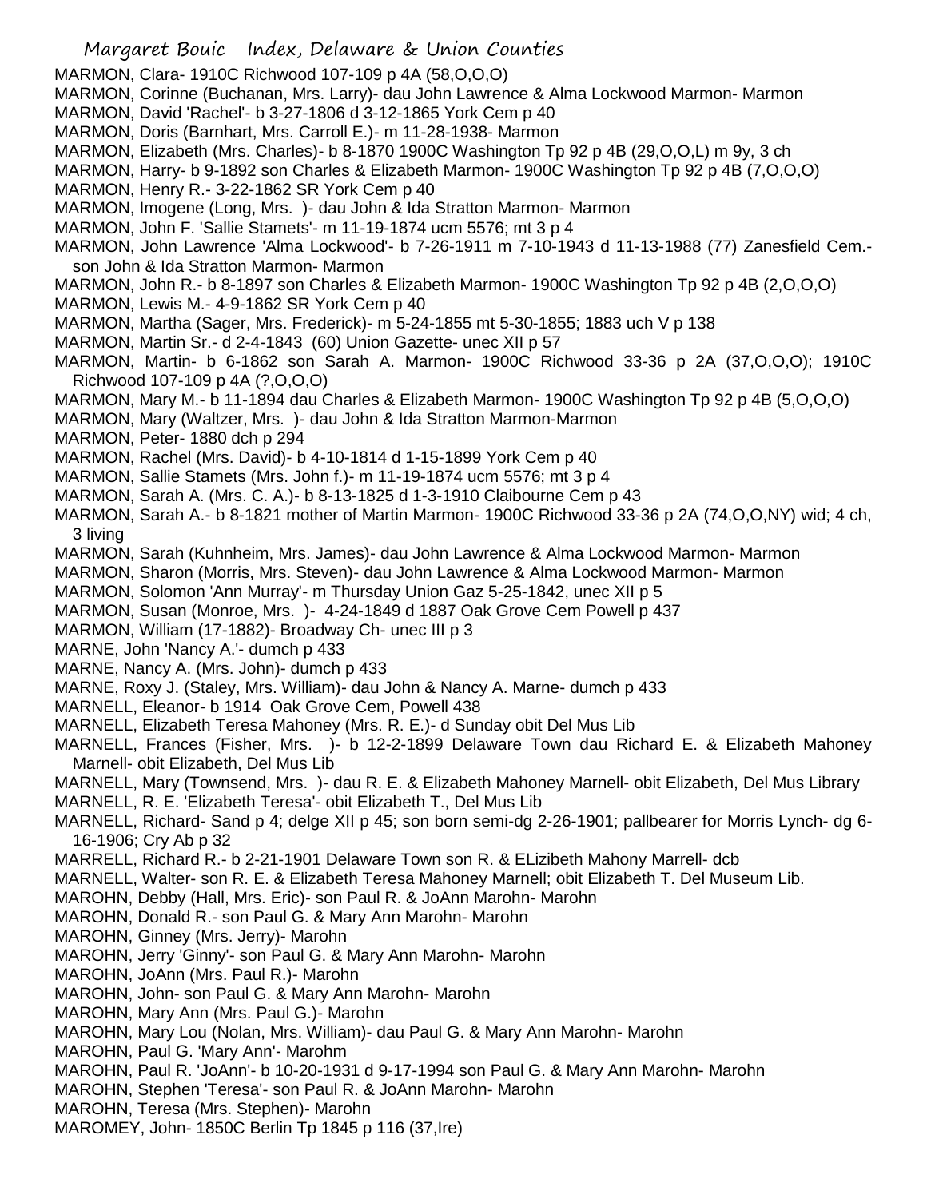MARMON, Clara- 1910C Richwood 107-109 p 4A (58,O,O,O)
MARMON, Corinne (Buchanan, Mrs. Larry)- dau John Lawrence & Alma Lockwood Marmon- Marmon
MARMON, David 'Rachel'- b 3-27-1806 d 3-12-1865 York Cem p 40
MARMON, Doris (Barnhart, Mrs. Carroll E.)- m 11-28-1938- Marmon
MARMON, Elizabeth (Mrs. Charles)- b 8-1870 1900C Washington Tp 92 p 4B (29,O,O,L) m 9y, 3 ch
MARMON, Harry- b 9-1892 son Charles & Elizabeth Marmon- 1900C Washington Tp 92 p 4B (7,O,O,O)
MARMON, Henry R.- 3-22-1862 SR York Cem p 40
MARMON, Imogene (Long, Mrs. )- dau John & Ida Stratton Marmon- Marmon
MARMON, John F. 'Sallie Stamets'- m 11-19-1874 ucm 5576; mt 3 p 4
MARMON, John Lawrence 'Alma Lockwood'- b 7-26-1911 m 7-10-1943 d 11-13-1988 (77) Zanesfield Cem.- son John & Ida Stratton Marmon- Marmon
MARMON, John R.- b 8-1897 son Charles & Elizabeth Marmon- 1900C Washington Tp 92 p 4B (2,O,O,O)
MARMON, Lewis M.- 4-9-1862 SR York Cem p 40
MARMON, Martha (Sager, Mrs. Frederick)- m 5-24-1855 mt 5-30-1855; 1883 uch V p 138
MARMON, Martin Sr.- d 2-4-1843 (60) Union Gazette- unec XII p 57
MARMON, Martin- b 6-1862 son Sarah A. Marmon- 1900C Richwood 33-36 p 2A (37,O,O,O); 1910C Richwood 107-109 p 4A (?,O,O,O)
MARMON, Mary M.- b 11-1894 dau Charles & Elizabeth Marmon- 1900C Washington Tp 92 p 4B (5,O,O,O)
MARMON, Mary (Waltzer, Mrs. )- dau John & Ida Stratton Marmon-Marmon
MARMON, Peter- 1880 dch p 294
MARMON, Rachel (Mrs. David)- b 4-10-1814 d 1-15-1899 York Cem p 40
MARMON, Sallie Stamets (Mrs. John f.)- m 11-19-1874 ucm 5576; mt 3 p 4
MARMON, Sarah A. (Mrs. C. A.)- b 8-13-1825 d 1-3-1910 Claibourne Cem p 43
MARMON, Sarah A.- b 8-1821 mother of Martin Marmon- 1900C Richwood 33-36 p 2A (74,O,O,NY) wid; 4 ch, 3 living
MARMON, Sarah (Kuhnheim, Mrs. James)- dau John Lawrence & Alma Lockwood Marmon- Marmon
MARMON, Sharon (Morris, Mrs. Steven)- dau John Lawrence & Alma Lockwood Marmon- Marmon
MARMON, Solomon 'Ann Murray'- m Thursday Union Gaz 5-25-1842, unec XII p 5
MARMON, Susan (Monroe, Mrs. )- 4-24-1849 d 1887 Oak Grove Cem Powell p 437
MARMON, William (17-1882)- Broadway Ch- unec III p 3
MARNE, John 'Nancy A.'- dumch p 433
MARNE, Nancy A. (Mrs. John)- dumch p 433
MARNE, Roxy J. (Staley, Mrs. William)- dau John & Nancy A. Marne- dumch p 433
MARNELL, Eleanor- b 1914 Oak Grove Cem, Powell 438
MARNELL, Elizabeth Teresa Mahoney (Mrs. R. E.)- d Sunday obit Del Mus Lib
MARNELL, Frances (Fisher, Mrs. )- b 12-2-1899 Delaware Town dau Richard E. & Elizabeth Mahoney Marnell- obit Elizabeth, Del Mus Lib
MARNELL, Mary (Townsend, Mrs. )- dau R. E. & Elizabeth Mahoney Marnell- obit Elizabeth, Del Mus Library
MARNELL, R. E. 'Elizabeth Teresa'- obit Elizabeth T., Del Mus Lib
MARNELL, Richard- Sand p 4; delge XII p 45; son born semi-dg 2-26-1901; pallbearer for Morris Lynch- dg 6-16-1906; Cry Ab p 32
MARRELL, Richard R.- b 2-21-1901 Delaware Town son R. & ELizibeth Mahony Marrell- dcb
MARNELL, Walter- son R. E. & Elizabeth Teresa Mahoney Marnell; obit Elizabeth T. Del Museum Lib.
MAROHN, Debby (Hall, Mrs. Eric)- son Paul R. & JoAnn Marohn- Marohn
MAROHN, Donald R.- son Paul G. & Mary Ann Marohn- Marohn
MAROHN, Ginney (Mrs. Jerry)- Marohn
MAROHN, Jerry 'Ginny'- son Paul G. & Mary Ann Marohn- Marohn
MAROHN, JoAnn (Mrs. Paul R.)- Marohn
MAROHN, John- son Paul G. & Mary Ann Marohn- Marohn
MAROHN, Mary Ann (Mrs. Paul G.)- Marohn
MAROHN, Mary Lou (Nolan, Mrs. William)- dau Paul G. & Mary Ann Marohn- Marohn
MAROHN, Paul G. 'Mary Ann'- Marohm
MAROHN, Paul R. 'JoAnn'- b 10-20-1931 d 9-17-1994 son Paul G. & Mary Ann Marohn- Marohn
MAROHN, Stephen 'Teresa'- son Paul R. & JoAnn Marohn- Marohn
MAROHN, Teresa (Mrs. Stephen)- Marohn
MAROMEY, John- 1850C Berlin Tp 1845 p 116 (37,Ire)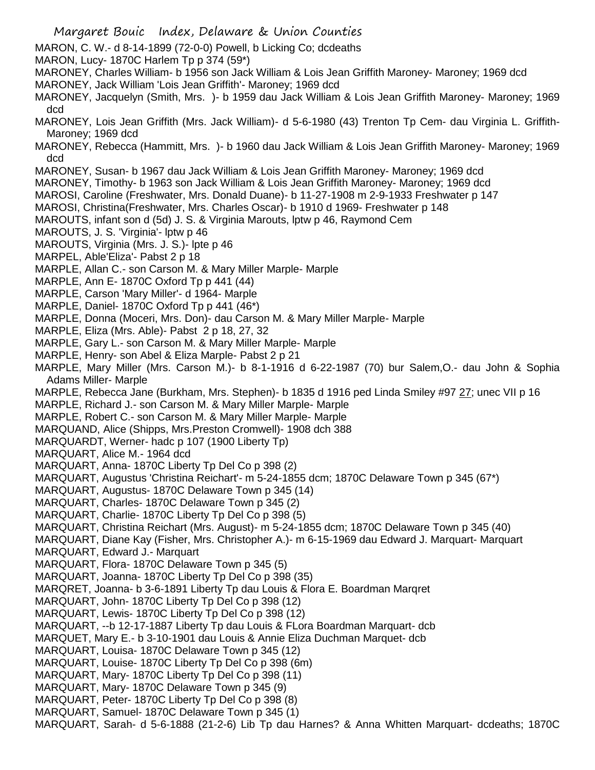MARON, C. W.- d 8-14-1899 (72-0-0) Powell, b Licking Co; dcdeaths
MARON, Lucy- 1870C Harlem Tp p 374 (59*)
MARONEY, Charles William- b 1956 son Jack William & Lois Jean Griffith Maroney- Maroney; 1969 dcd
MARONEY, Jack William 'Lois Jean Griffith'- Maroney; 1969 dcd
MARONEY, Jacquelyn (Smith, Mrs. )- b 1959 dau Jack William & Lois Jean Griffith Maroney- Maroney; 1969 dcd
MARONEY, Lois Jean Griffith (Mrs. Jack William)- d 5-6-1980 (43) Trenton Tp Cem- dau Virginia L. Griffith- Maroney; 1969 dcd
MARONEY, Rebecca (Hammitt, Mrs. )- b 1960 dau Jack William & Lois Jean Griffith Maroney- Maroney; 1969 dcd
MARONEY, Susan- b 1967 dau Jack William & Lois Jean Griffith Maroney- Maroney; 1969 dcd
MARONEY, Timothy- b 1963 son Jack William & Lois Jean Griffith Maroney- Maroney; 1969 dcd
MAROSI, Caroline (Freshwater, Mrs. Donald Duane)- b 11-27-1908 m 2-9-1933 Freshwater p 147
MAROSI, Christina(Freshwater, Mrs. Charles Oscar)- b 1910 d 1969- Freshwater p 148
MAROUTS, infant son d (5d) J. S. & Virginia Marouts, lptw p 46, Raymond Cem
MAROUTS, J. S. 'Virginia'- lptw p 46
MAROUTS, Virginia (Mrs. J. S.)- lpte p 46
MARPEL, Able'Eliza'- Pabst 2 p 18
MARPLE, Allan C.- son Carson M. & Mary Miller Marple- Marple
MARPLE, Ann E- 1870C Oxford Tp p 441 (44)
MARPLE, Carson 'Mary Miller'- d 1964- Marple
MARPLE, Daniel- 1870C Oxford Tp p 441 (46*)
MARPLE, Donna (Moceri, Mrs. Don)- dau Carson M. & Mary Miller Marple- Marple
MARPLE, Eliza (Mrs. Able)- Pabst 2 p 18, 27, 32
MARPLE, Gary L.- son Carson M. & Mary Miller Marple- Marple
MARPLE, Henry- son Abel & Eliza Marple- Pabst 2 p 21
MARPLE, Mary Miller (Mrs. Carson M.)- b 8-1-1916 d 6-22-1987 (70) bur Salem,O.- dau John & Sophia Adams Miller- Marple
MARPLE, Rebecca Jane (Burkham, Mrs. Stephen)- b 1835 d 1916 ped Linda Smiley #97 27; unec VII p 16
MARPLE, Richard J.- son Carson M. & Mary Miller Marple- Marple
MARPLE, Robert C.- son Carson M. & Mary Miller Marple- Marple
MARQUAND, Alice (Shipps, Mrs.Preston Cromwell)- 1908 dch 388
MARQUARDT, Werner- hadc p 107 (1900 Liberty Tp)
MARQUART, Alice M.- 1964 dcd
MARQUART, Anna- 1870C Liberty Tp Del Co p 398 (2)
MARQUART, Augustus 'Christina Reichart'- m 5-24-1855 dcm; 1870C Delaware Town p 345 (67*)
MARQUART, Augustus- 1870C Delaware Town p 345 (14)
MARQUART, Charles- 1870C Delaware Town p 345 (2)
MARQUART, Charlie- 1870C Liberty Tp Del Co p 398 (5)
MARQUART, Christina Reichart (Mrs. August)- m 5-24-1855 dcm; 1870C Delaware Town p 345 (40)
MARQUART, Diane Kay (Fisher, Mrs. Christopher A.)- m 6-15-1969 dau Edward J. Marquart- Marquart
MARQUART, Edward J.- Marquart
MARQUART, Flora- 1870C Delaware Town p 345 (5)
MARQUART, Joanna- 1870C Liberty Tp Del Co p 398 (35)
MARQRET, Joanna- b 3-6-1891 Liberty Tp dau Louis & Flora E. Boardman Marqret
MARQUART, John- 1870C Liberty Tp Del Co p 398 (12)
MARQUART, Lewis- 1870C Liberty Tp Del Co p 398 (12)
MARQUART, --b 12-17-1887 Liberty Tp dau Louis & FLora Boardman Marquart- dcb
MARQUET, Mary E.- b 3-10-1901 dau Louis & Annie Eliza Duchman Marquet- dcb
MARQUART, Louisa- 1870C Delaware Town p 345 (12)
MARQUART, Louise- 1870C Liberty Tp Del Co p 398 (6m)
MARQUART, Mary- 1870C Liberty Tp Del Co p 398 (11)
MARQUART, Mary- 1870C Delaware Town p 345 (9)
MARQUART, Peter- 1870C Liberty Tp Del Co p 398 (8)
MARQUART, Samuel- 1870C Delaware Town p 345 (1)
MARQUART, Sarah- d 5-6-1888 (21-2-6) Lib Tp dau Harnes? & Anna Whitten Marquart- dcdeaths; 1870C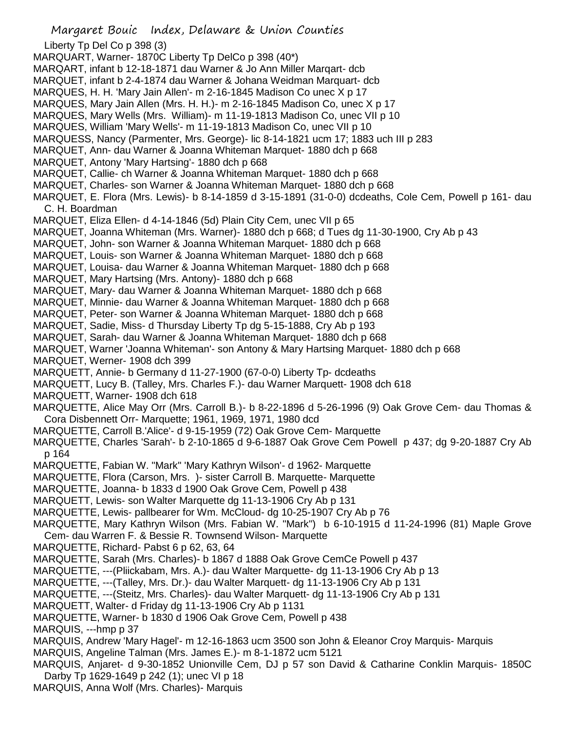Liberty Tp Del Co p 398 (3)

MARQUART, Warner- 1870C Liberty Tp DelCo p 398 (40*)

MARQART, infant b 12-18-1871 dau Warner & Jo Ann Miller Marqart- dcb

MARQUET, infant b 2-4-1874 dau Warner & Johana Weidman Marquart- dcb

MARQUES, H. H. 'Mary Jain Allen'- m 2-16-1845 Madison Co unec X p 17

MARQUES, Mary Jain Allen (Mrs. H. H.)- m 2-16-1845 Madison Co, unec X p 17

MARQUES, Mary Wells (Mrs. William)- m 11-19-1813 Madison Co, unec VII p 10

MARQUES, William 'Mary Wells'- m 11-19-1813 Madison Co, unec VII p 10

MARQUESS, Nancy (Parmenter, Mrs. George)- lic 8-14-1821 ucm 17; 1883 uch III p 283

MARQUET, Ann- dau Warner & Joanna Whiteman Marquet- 1880 dch p 668

MARQUET, Antony 'Mary Hartsing'- 1880 dch p 668

MARQUET, Callie- ch Warner & Joanna Whiteman Marquet- 1880 dch p 668

MARQUET, Charles- son Warner & Joanna Whiteman Marquet- 1880 dch p 668

MARQUET, E. Flora (Mrs. Lewis)- b 8-14-1859 d 3-15-1891 (31-0-0) dcdeaths, Cole Cem, Powell p 161- dau C. H. Boardman

MARQUET, Eliza Ellen- d 4-14-1846 (5d) Plain City Cem, unec VII p 65

MARQUET, Joanna Whiteman (Mrs. Warner)- 1880 dch p 668; d Tues dg 11-30-1900, Cry Ab p 43

MARQUET, John- son Warner & Joanna Whiteman Marquet- 1880 dch p 668

MARQUET, Louis- son Warner & Joanna Whiteman Marquet- 1880 dch p 668

MARQUART, Louisa- dau Warner & Joanna Whiteman Marquet- 1880 dch p 668

MARQUET, Mary Hartsing (Mrs. Antony)- 1880 dch p 668

MARQUET, Mary- dau Warner & Joanna Whiteman Marquet- 1880 dch p 668

MARQUET, Minnie- dau Warner & Joanna Whiteman Marquet- 1880 dch p 668

MARQUET, Peter- son Warner & Joanna Whiteman Marquet- 1880 dch p 668

MARQUET, Sadie, Miss- d Thursday Liberty Tp dg 5-15-1888, Cry Ab p 193

MARQUET, Sarah- dau Warner & Joanna Whiteman Marquet- 1880 dch p 668

MARQUET, Warner 'Joanna Whiteman'- son Antony & Mary Hartsing Marquet- 1880 dch p 668

MARQUET, Werner- 1908 dch 399

MARQUETT, Annie- b Germany d 11-27-1900 (67-0-0) Liberty Tp- dcdeaths

MARQUETT, Lucy B. (Talley, Mrs. Charles F.)- dau Warner Marquett- 1908 dch 618

MARQUETT, Warner- 1908 dch 618

MARQUETTE, Alice May Orr (Mrs. Carroll B.)- b 8-22-1896 d 5-26-1996 (9) Oak Grove Cem- dau Thomas & Cora Disbennett Orr- Marquette; 1961, 1969, 1971, 1980 dcd

MARQUETTE, Carroll B.'Alice'- d 9-15-1959 (72) Oak Grove Cem- Marquette

MARQUETTE, Charles 'Sarah'- b 2-10-1865 d 9-6-1887 Oak Grove Cem Powell p 437; dg 9-20-1887 Cry Ab p 164

MARQUETTE, Fabian W. "Mark" 'Mary Kathryn Wilson'- d 1962- Marquette

MARQUETTE, Flora (Carson, Mrs. )- sister Carroll B. Marquette- Marquette

MARQUETTE, Joanna- b 1833 d 1900 Oak Grove Cem, Powell p 438

MARQUETT, Lewis- son Walter Marquette dg 11-13-1906 Cry Ab p 131

MARQUETTE, Lewis- pallbearer for Wm. McCloud- dg 10-25-1907 Cry Ab p 76

MARQUETTE, Mary Kathryn Wilson (Mrs. Fabian W. "Mark") b 6-10-1915 d 11-24-1996 (81) Maple Grove Cem- dau Warren F. & Bessie R. Townsend Wilson- Marquette

MARQUETTE, Richard- Pabst 6 p 62, 63, 64

MARQUETTE, Sarah (Mrs. Charles)- b 1867 d 1888 Oak Grove CemCe Powell p 437

MARQUETTE, ---(Pliickabam, Mrs. A.)- dau Walter Marquette- dg 11-13-1906 Cry Ab p 13

MARQUETTE, ---(Talley, Mrs. Dr.)- dau Walter Marquett- dg 11-13-1906 Cry Ab p 131

MARQUETTE, ---(Steitz, Mrs. Charles)- dau Walter Marquett- dg 11-13-1906 Cry Ab p 131

MARQUETT, Walter- d Friday dg 11-13-1906 Cry Ab p 1131

MARQUETTE, Warner- b 1830 d 1906 Oak Grove Cem, Powell p 438

MARQUIS, ---hmp p 37

MARQUIS, Andrew 'Mary Hagel'- m 12-16-1863 ucm 3500 son John & Eleanor Croy Marquis- Marquis

MARQUIS, Angeline Talman (Mrs. James E.)- m 8-1-1872 ucm 5121

MARQUIS, Anjaret- d 9-30-1852 Unionville Cem, DJ p 57 son David & Catharine Conklin Marquis- 1850C Darby Tp 1629-1649 p 242 (1); unec VI p 18

MARQUIS, Anna Wolf (Mrs. Charles)- Marquis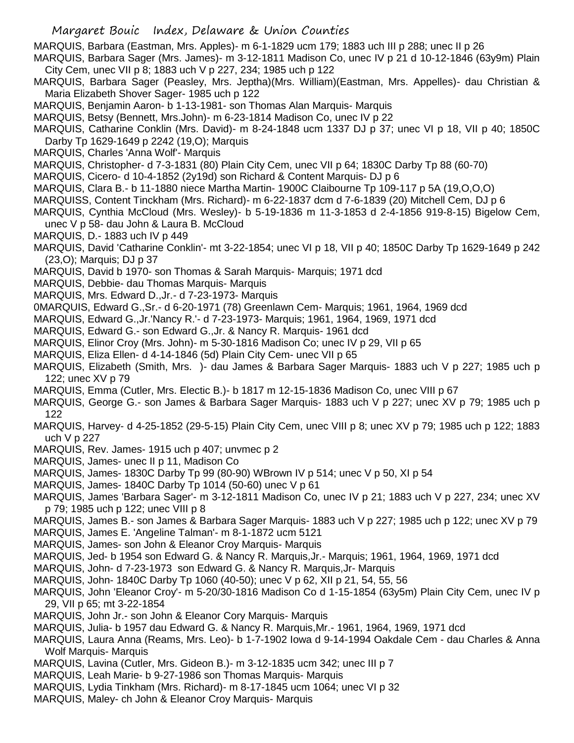MARQUIS, Barbara (Eastman, Mrs. Apples)- m 6-1-1829 ucm 179; 1883 uch III p 288; unec II p 26

MARQUIS, Barbara Sager (Mrs. James)- m 3-12-1811 Madison Co, unec IV p 21 d 10-12-1846 (63y9m) Plain City Cem, unec VII p 8; 1883 uch V p 227, 234; 1985 uch p 122

MARQUIS, Barbara Sager (Peasley, Mrs. Jeptha)(Mrs. William)(Eastman, Mrs. Appelles)- dau Christian & Maria Elizabeth Shover Sager- 1985 uch p 122

MARQUIS, Benjamin Aaron- b 1-13-1981- son Thomas Alan Marquis- Marquis

MARQUIS, Betsy (Bennett, Mrs.John)- m 6-23-1814 Madison Co, unec IV p 22

MARQUIS, Catharine Conklin (Mrs. David)- m 8-24-1848 ucm 1337 DJ p 37; unec VI p 18, VII p 40; 1850C Darby Tp 1629-1649 p 2242 (19,O); Marquis

MARQUIS, Charles 'Anna Wolf'- Marquis

MARQUIS, Christopher- d 7-3-1831 (80) Plain City Cem, unec VII p 64; 1830C Darby Tp 88 (60-70)

MARQUIS, Cicero- d 10-4-1852 (2y19d) son Richard & Content Marquis- DJ p 6

MARQUIS, Clara B.- b 11-1880 niece Martha Martin- 1900C Claibourne Tp 109-117 p 5A (19,O,O,O)

MARQUISS, Content Tinckham (Mrs. Richard)- m 6-22-1837 dcm d 7-6-1839 (20) Mitchell Cem, DJ p 6

MARQUIS, Cynthia McCloud (Mrs. Wesley)- b 5-19-1836 m 11-3-1853 d 2-4-1856 919-8-15) Bigelow Cem, unec V p 58- dau John & Laura B. McCloud

MARQUIS, D.- 1883 uch IV p 449

MARQUIS, David 'Catharine Conklin'- mt 3-22-1854; unec VI p 18, VII p 40; 1850C Darby Tp 1629-1649 p 242 (23,O); Marquis; DJ p 37

MARQUIS, David b 1970- son Thomas & Sarah Marquis- Marquis; 1971 dcd

MARQUIS, Debbie- dau Thomas Marquis- Marquis

MARQUIS, Mrs. Edward D.,Jr.- d 7-23-1973- Marquis

0MARQUIS, Edward G.,Sr.- d 6-20-1971 (78) Greenlawn Cem- Marquis; 1961, 1964, 1969 dcd

MARQUIS, Edward G.,Jr.'Nancy R.'- d 7-23-1973- Marquis; 1961, 1964, 1969, 1971 dcd

MARQUIS, Edward G.- son Edward G.,Jr. & Nancy R. Marquis- 1961 dcd

MARQUIS, Elinor Croy (Mrs. John)- m 5-30-1816 Madison Co; unec IV p 29, VII p 65

MARQUIS, Eliza Ellen- d 4-14-1846 (5d) Plain City Cem- unec VII p 65

MARQUIS, Elizabeth (Smith, Mrs. )- dau James & Barbara Sager Marquis- 1883 uch V p 227; 1985 uch p 122; unec XV p 79

MARQUIS, Emma (Cutler, Mrs. Electic B.)- b 1817 m 12-15-1836 Madison Co, unec VIII p 67

MARQUIS, George G.- son James & Barbara Sager Marquis- 1883 uch V p 227; unec XV p 79; 1985 uch p 122

MARQUIS, Harvey- d 4-25-1852 (29-5-15) Plain City Cem, unec VIII p 8; unec XV p 79; 1985 uch p 122; 1883 uch V p 227

MARQUIS, Rev. James- 1915 uch p 407; unvmec p 2

MARQUIS, James- unec II p 11, Madison Co

MARQUIS, James- 1830C Darby Tp 99 (80-90) WBrown IV p 514; unec V p 50, XI p 54

MARQUIS, James- 1840C Darby Tp 1014 (50-60) unec V p 61

MARQUIS, James 'Barbara Sager'- m 3-12-1811 Madison Co, unec IV p 21; 1883 uch V p 227, 234; unec XV p 79; 1985 uch p 122; unec VIII p 8

MARQUIS, James B.- son James & Barbara Sager Marquis- 1883 uch V p 227; 1985 uch p 122; unec XV p 79

MARQUIS, James E. 'Angeline Talman'- m 8-1-1872 ucm 5121

MARQUIS, James- son John & Eleanor Croy Marquis- Marquis

MARQUIS, Jed- b 1954 son Edward G. & Nancy R. Marquis,Jr.- Marquis; 1961, 1964, 1969, 1971 dcd

MARQUIS, John- d 7-23-1973 son Edward G. & Nancy R. Marquis,Jr- Marquis

MARQUIS, John- 1840C Darby Tp 1060 (40-50); unec V p 62, XII p 21, 54, 55, 56

MARQUIS, John 'Eleanor Croy'- m 5-20/30-1816 Madison Co d 1-15-1854 (63y5m) Plain City Cem, unec IV p 29, VII p 65; mt 3-22-1854

MARQUIS, John Jr.- son John & Eleanor Cory Marquis- Marquis

MARQUIS, Julia- b 1957 dau Edward G. & Nancy R. Marquis,Mr.- 1961, 1964, 1969, 1971 dcd

MARQUIS, Laura Anna (Reams, Mrs. Leo)- b 1-7-1902 Iowa d 9-14-1994 Oakdale Cem - dau Charles & Anna Wolf Marquis- Marquis

MARQUIS, Lavina (Cutler, Mrs. Gideon B.)- m 3-12-1835 ucm 342; unec III p 7

MARQUIS, Leah Marie- b 9-27-1986 son Thomas Marquis- Marquis

MARQUIS, Lydia Tinkham (Mrs. Richard)- m 8-17-1845 ucm 1064; unec VI p 32

MARQUIS, Maley- ch John & Eleanor Croy Marquis- Marquis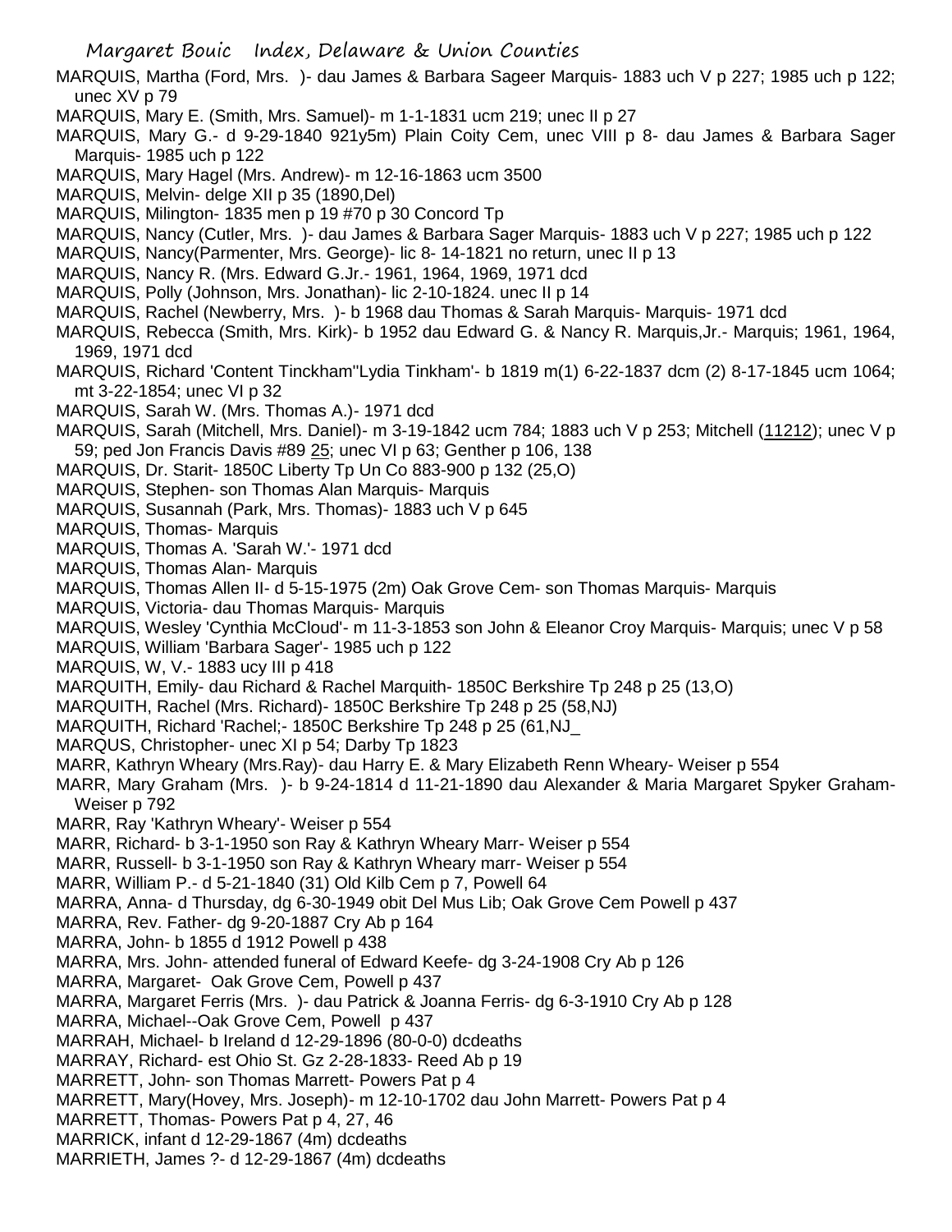MARQUIS, Martha (Ford, Mrs. )- dau James & Barbara Sageer Marquis- 1883 uch V p 227; 1985 uch p 122; unec XV p 79

MARQUIS, Mary E. (Smith, Mrs. Samuel)- m 1-1-1831 ucm 219; unec II p 27

MARQUIS, Mary G.- d 9-29-1840 921y5m) Plain Coity Cem, unec VIII p 8- dau James & Barbara Sager Marquis- 1985 uch p 122

MARQUIS, Mary Hagel (Mrs. Andrew)- m 12-16-1863 ucm 3500

MARQUIS, Melvin- delge XII p 35 (1890,Del)

MARQUIS, Milington- 1835 men p 19 #70 p 30 Concord Tp

MARQUIS, Nancy (Cutler, Mrs. )- dau James & Barbara Sager Marquis- 1883 uch V p 227; 1985 uch p 122

MARQUIS, Nancy(Parmenter, Mrs. George)- lic 8- 14-1821 no return, unec II p 13

MARQUIS, Nancy R. (Mrs. Edward G.Jr.- 1961, 1964, 1969, 1971 dcd

MARQUIS, Polly (Johnson, Mrs. Jonathan)- lic 2-10-1824. unec II p 14

MARQUIS, Rachel (Newberry, Mrs. )- b 1968 dau Thomas & Sarah Marquis- Marquis- 1971 dcd

MARQUIS, Rebecca (Smith, Mrs. Kirk)- b 1952 dau Edward G. & Nancy R. Marquis,Jr.- Marquis; 1961, 1964, 1969, 1971 dcd

MARQUIS, Richard 'Content Tinckham''Lydia Tinkham'- b 1819 m(1) 6-22-1837 dcm (2) 8-17-1845 ucm 1064; mt 3-22-1854; unec VI p 32

MARQUIS, Sarah W. (Mrs. Thomas A.)- 1971 dcd

MARQUIS, Sarah (Mitchell, Mrs. Daniel)- m 3-19-1842 ucm 784; 1883 uch V p 253; Mitchell (11212); unec V p 59; ped Jon Francis Davis #89 25; unec VI p 63; Genther p 106, 138

MARQUIS, Dr. Starit- 1850C Liberty Tp Un Co 883-900 p 132 (25,O)

MARQUIS, Stephen- son Thomas Alan Marquis- Marquis

MARQUIS, Susannah (Park, Mrs. Thomas)- 1883 uch V p 645

MARQUIS, Thomas- Marquis

MARQUIS, Thomas A. 'Sarah W.'- 1971 dcd

MARQUIS, Thomas Alan- Marquis

MARQUIS, Thomas Allen II- d 5-15-1975 (2m) Oak Grove Cem- son Thomas Marquis- Marquis

MARQUIS, Victoria- dau Thomas Marquis- Marquis

MARQUIS, Wesley 'Cynthia McCloud'- m 11-3-1853 son John & Eleanor Croy Marquis- Marquis; unec V p 58

MARQUIS, William 'Barbara Sager'- 1985 uch p 122

MARQUIS, W, V.- 1883 ucy III p 418

MARQUITH, Emily- dau Richard & Rachel Marquith- 1850C Berkshire Tp 248 p 25 (13,O)

MARQUITH, Rachel (Mrs. Richard)- 1850C Berkshire Tp 248 p 25 (58,NJ)

MARQUITH, Richard 'Rachel;- 1850C Berkshire Tp 248 p 25 (61,NJ_

MARQUS, Christopher- unec XI p 54; Darby Tp 1823

MARR, Kathryn Wheary (Mrs.Ray)- dau Harry E. & Mary Elizabeth Renn Wheary- Weiser p 554

MARR, Mary Graham (Mrs. )- b 9-24-1814 d 11-21-1890 dau Alexander & Maria Margaret Spyker Graham- Weiser p 792

MARR, Ray 'Kathryn Wheary'- Weiser p 554

MARR, Richard- b 3-1-1950 son Ray & Kathryn Wheary Marr- Weiser p 554

MARR, Russell- b 3-1-1950 son Ray & Kathryn Wheary marr- Weiser p 554

MARR, William P.- d 5-21-1840 (31) Old Kilb Cem p 7, Powell 64

MARRA, Anna- d Thursday, dg 6-30-1949 obit Del Mus Lib; Oak Grove Cem Powell p 437

MARRA, Rev. Father- dg 9-20-1887 Cry Ab p 164

MARRA, John- b 1855 d 1912 Powell p 438

MARRA, Mrs. John- attended funeral of Edward Keefe- dg 3-24-1908 Cry Ab p 126

MARRA, Margaret- Oak Grove Cem, Powell p 437

MARRA, Margaret Ferris (Mrs. )- dau Patrick & Joanna Ferris- dg 6-3-1910 Cry Ab p 128

MARRA, Michael--Oak Grove Cem, Powell p 437

MARRAH, Michael- b Ireland d 12-29-1896 (80-0-0) dcdeaths

MARRAY, Richard- est Ohio St. Gz 2-28-1833- Reed Ab p 19

MARRETT, John- son Thomas Marrett- Powers Pat p 4

MARRETT, Mary(Hovey, Mrs. Joseph)- m 12-10-1702 dau John Marrett- Powers Pat p 4

MARRETT, Thomas- Powers Pat p 4, 27, 46

MARRICK, infant d 12-29-1867 (4m) dcdeaths

MARRIETH, James ?- d 12-29-1867 (4m) dcdeaths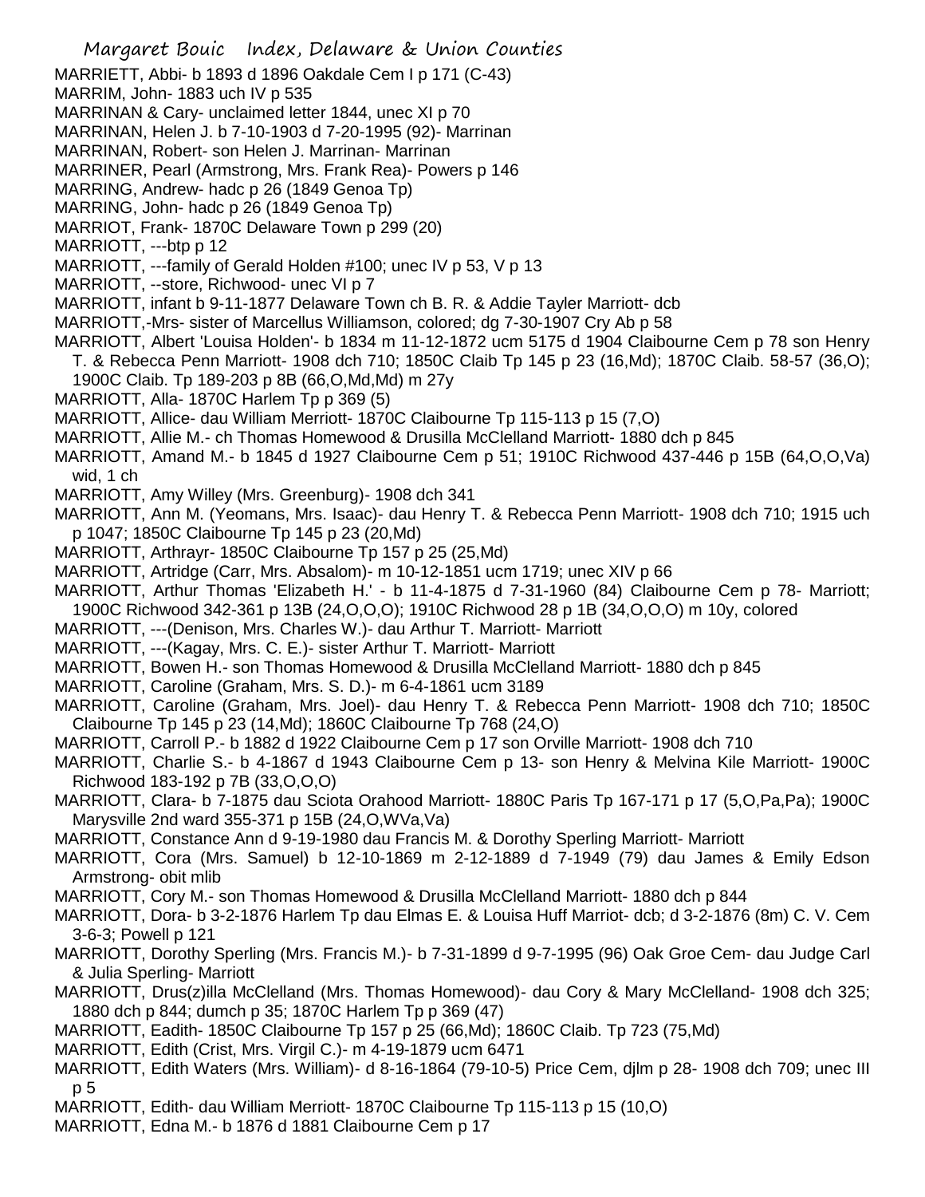MARRIETT, Abbi- b 1893 d 1896 Oakdale Cem I p 171 (C-43)

MARRIM, John- 1883 uch IV p 535

MARRINAN & Cary- unclaimed letter 1844, unec XI p 70

MARRINAN, Helen J. b 7-10-1903 d 7-20-1995 (92)- Marrinan

MARRINAN, Robert- son Helen J. Marrinan- Marrinan

MARRINER, Pearl (Armstrong, Mrs. Frank Rea)- Powers p 146

MARRING, Andrew- hadc p 26 (1849 Genoa Tp)

MARRING, John- hadc p 26 (1849 Genoa Tp)

MARRIOT, Frank- 1870C Delaware Town p 299 (20)

MARRIOTT, ---btp p 12

MARRIOTT, ---family of Gerald Holden #100; unec IV p 53, V p 13

MARRIOTT, --store, Richwood- unec VI p 7

MARRIOTT, infant b 9-11-1877 Delaware Town ch B. R. & Addie Tayler Marriott- dcb

MARRIOTT,-Mrs- sister of Marcellus Williamson, colored; dg 7-30-1907 Cry Ab p 58

MARRIOTT, Albert 'Louisa Holden'- b 1834 m 11-12-1872 ucm 5175 d 1904 Claibourne Cem p 78 son Henry T. & Rebecca Penn Marriott- 1908 dch 710; 1850C Claib Tp 145 p 23 (16,Md); 1870C Claib. 58-57 (36,O); 1900C Claib. Tp 189-203 p 8B (66,O,Md,Md) m 27y

MARRIOTT, Alla- 1870C Harlem Tp p 369 (5)

MARRIOTT, Allice- dau William Merriott- 1870C Claibourne Tp 115-113 p 15 (7,O)

MARRIOTT, Allie M.- ch Thomas Homewood & Drusilla McClelland Marriott- 1880 dch p 845

MARRIOTT, Amand M.- b 1845 d 1927 Claibourne Cem p 51; 1910C Richwood 437-446 p 15B (64,O,O,Va) wid, 1 ch

MARRIOTT, Amy Willey (Mrs. Greenburg)- 1908 dch 341

MARRIOTT, Ann M. (Yeomans, Mrs. Isaac)- dau Henry T. & Rebecca Penn Marriott- 1908 dch 710; 1915 uch p 1047; 1850C Claibourne Tp 145 p 23 (20,Md)

MARRIOTT, Arthrayr- 1850C Claibourne Tp 157 p 25 (25,Md)

MARRIOTT, Artridge (Carr, Mrs. Absalom)- m 10-12-1851 ucm 1719; unec XIV p 66

MARRIOTT, Arthur Thomas 'Elizabeth H.' - b 11-4-1875 d 7-31-1960 (84) Claibourne Cem p 78- Marriott; 1900C Richwood 342-361 p 13B (24,O,O,O); 1910C Richwood 28 p 1B (34,O,O,O) m 10y, colored

MARRIOTT, ---(Denison, Mrs. Charles W.)- dau Arthur T. Marriott- Marriott

MARRIOTT, ---(Kagay, Mrs. C. E.)- sister Arthur T. Marriott- Marriott

MARRIOTT, Bowen H.- son Thomas Homewood & Drusilla McClelland Marriott- 1880 dch p 845

MARRIOTT, Caroline (Graham, Mrs. S. D.)- m 6-4-1861 ucm 3189

MARRIOTT, Caroline (Graham, Mrs. Joel)- dau Henry T. & Rebecca Penn Marriott- 1908 dch 710; 1850C Claibourne Tp 145 p 23 (14,Md); 1860C Claibourne Tp 768 (24,O)

MARRIOTT, Carroll P.- b 1882 d 1922 Claibourne Cem p 17 son Orville Marriott- 1908 dch 710

MARRIOTT, Charlie S.- b 4-1867 d 1943 Claibourne Cem p 13- son Henry & Melvina Kile Marriott- 1900C Richwood 183-192 p 7B (33,O,O,O)

MARRIOTT, Clara- b 7-1875 dau Sciota Orahood Marriott- 1880C Paris Tp 167-171 p 17 (5,O,Pa,Pa); 1900C Marysville 2nd ward 355-371 p 15B (24,O,WVa,Va)

MARRIOTT, Constance Ann d 9-19-1980 dau Francis M. & Dorothy Sperling Marriott- Marriott

MARRIOTT, Cora (Mrs. Samuel) b 12-10-1869 m 2-12-1889 d 7-1949 (79) dau James & Emily Edson Armstrong- obit mlib

MARRIOTT, Cory M.- son Thomas Homewood & Drusilla McClelland Marriott- 1880 dch p 844

MARRIOTT, Dora- b 3-2-1876 Harlem Tp dau Elmas E. & Louisa Huff Marriot- dcb; d 3-2-1876 (8m) C. V. Cem 3-6-3; Powell p 121

MARRIOTT, Dorothy Sperling (Mrs. Francis M.)- b 7-31-1899 d 9-7-1995 (96) Oak Groe Cem- dau Judge Carl & Julia Sperling- Marriott

MARRIOTT, Drus(z)illa McClelland (Mrs. Thomas Homewood)- dau Cory & Mary McClelland- 1908 dch 325; 1880 dch p 844; dumch p 35; 1870C Harlem Tp p 369 (47)

MARRIOTT, Eadith- 1850C Claibourne Tp 157 p 25 (66,Md); 1860C Claib. Tp 723 (75,Md)

MARRIOTT, Edith (Crist, Mrs. Virgil C.)- m 4-19-1879 ucm 6471

MARRIOTT, Edith Waters (Mrs. William)- d 8-16-1864 (79-10-5) Price Cem, djlm p 28- 1908 dch 709; unec III p 5

MARRIOTT, Edith- dau William Merriott- 1870C Claibourne Tp 115-113 p 15 (10,O)

MARRIOTT, Edna M.- b 1876 d 1881 Claibourne Cem p 17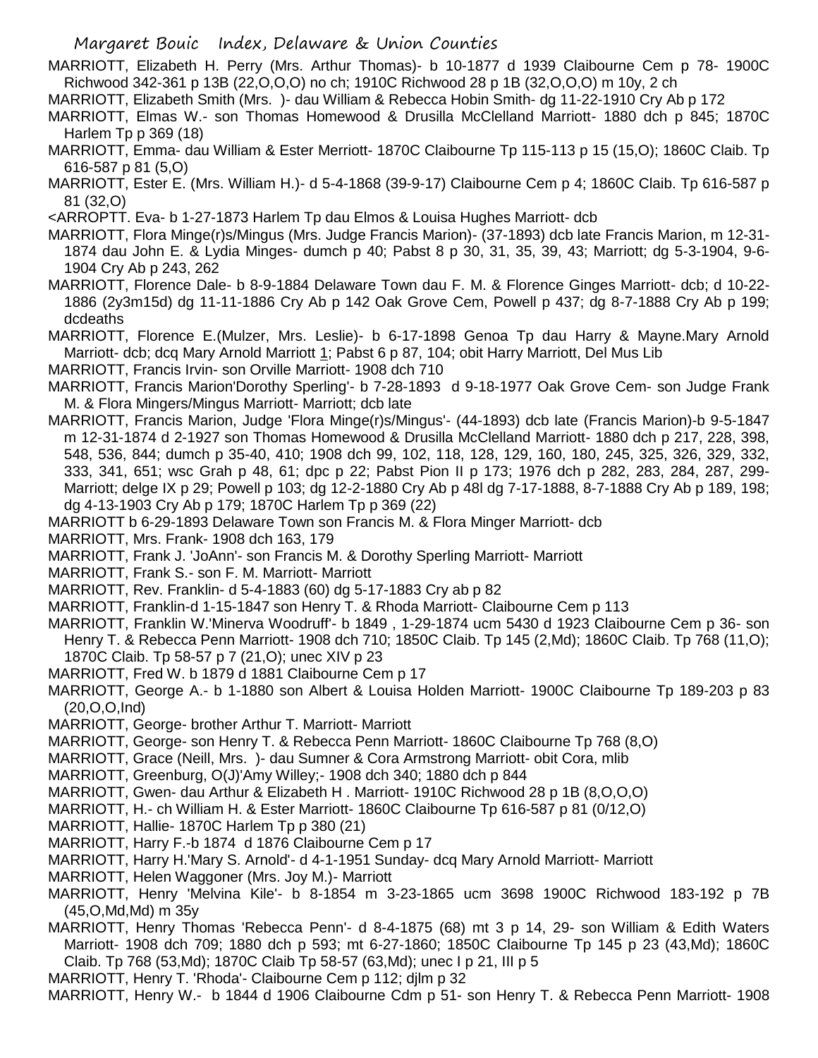MARRIOTT, Elizabeth H. Perry (Mrs. Arthur Thomas)- b 10-1877 d 1939 Claibourne Cem p 78- 1900C Richwood 342-361 p 13B (22,O,O,O) no ch; 1910C Richwood 28 p 1B (32,O,O,O) m 10y, 2 ch

MARRIOTT, Elizabeth Smith (Mrs. )- dau William & Rebecca Hobin Smith- dg 11-22-1910 Cry Ab p 172

MARRIOTT, Elmas W.- son Thomas Homewood & Drusilla McClelland Marriott- 1880 dch p 845; 1870C Harlem Tp p 369 (18)

MARRIOTT, Emma- dau William & Ester Merriott- 1870C Claibourne Tp 115-113 p 15 (15,O); 1860C Claib. Tp 616-587 p 81 (5,O)

MARRIOTT, Ester E. (Mrs. William H.)- d 5-4-1868 (39-9-17) Claibourne Cem p 4; 1860C Claib. Tp 616-587 p 81 (32,O)

<ARROPTT. Eva- b 1-27-1873 Harlem Tp dau Elmos & Louisa Hughes Marriott- dcb

MARRIOTT, Flora Minge(r)s/Mingus (Mrs. Judge Francis Marion)- (37-1893) dcb late Francis Marion, m 12-31-1874 dau John E. & Lydia Minges- dumch p 40; Pabst 8 p 30, 31, 35, 39, 43; Marriott; dg 5-3-1904, 9-6-1904 Cry Ab p 243, 262

MARRIOTT, Florence Dale- b 8-9-1884 Delaware Town dau F. M. & Florence Ginges Marriott- dcb; d 10-22-1886 (2y3m15d) dg 11-11-1886 Cry Ab p 142 Oak Grove Cem, Powell p 437; dg 8-7-1888 Cry Ab p 199; dcdeaths

MARRIOTT, Florence E.(Mulzer, Mrs. Leslie)- b 6-17-1898 Genoa Tp dau Harry & Mayne.Mary Arnold Marriott- dcb; dcq Mary Arnold Marriott 1; Pabst 6 p 87, 104; obit Harry Marriott, Del Mus Lib

MARRIOTT, Francis Irvin- son Orville Marriott- 1908 dch 710

MARRIOTT, Francis Marion'Dorothy Sperling'- b 7-28-1893 d 9-18-1977 Oak Grove Cem- son Judge Frank M. & Flora Mingers/Mingus Marriott- Marriott; dcb late

MARRIOTT, Francis Marion, Judge 'Flora Minge(r)s/Mingus'- (44-1893) dcb late (Francis Marion)-b 9-5-1847 m 12-31-1874 d 2-1927 son Thomas Homewood & Drusilla McClelland Marriott- 1880 dch p 217, 228, 398, 548, 536, 844; dumch p 35-40, 410; 1908 dch 99, 102, 118, 128, 129, 160, 180, 245, 325, 326, 329, 332, 333, 341, 651; wsc Grah p 48, 61; dpc p 22; Pabst Pion II p 173; 1976 dch p 282, 283, 284, 287, 299- Marriott; delge IX p 29; Powell p 103; dg 12-2-1880 Cry Ab p 48l dg 7-17-1888, 8-7-1888 Cry Ab p 189, 198; dg 4-13-1903 Cry Ab p 179; 1870C Harlem Tp p 369 (22)

MARRIOTT b 6-29-1893 Delaware Town son Francis M. & Flora Minger Marriott- dcb

MARRIOTT, Mrs. Frank- 1908 dch 163, 179

MARRIOTT, Frank J. 'JoAnn'- son Francis M. & Dorothy Sperling Marriott- Marriott

MARRIOTT, Frank S.- son F. M. Marriott- Marriott

MARRIOTT, Rev. Franklin- d 5-4-1883 (60) dg 5-17-1883 Cry ab p 82

MARRIOTT, Franklin-d 1-15-1847 son Henry T. & Rhoda Marriott- Claibourne Cem p 113

MARRIOTT, Franklin W.'Minerva Woodruff'- b 1849 , 1-29-1874 ucm 5430 d 1923 Claibourne Cem p 36- son Henry T. & Rebecca Penn Marriott- 1908 dch 710; 1850C Claib. Tp 145 (2,Md); 1860C Claib. Tp 768 (11,O); 1870C Claib. Tp 58-57 p 7 (21,O); unec XIV p 23

MARRIOTT, Fred W. b 1879 d 1881 Claibourne Cem p 17

MARRIOTT, George A.- b 1-1880 son Albert & Louisa Holden Marriott- 1900C Claibourne Tp 189-203 p 83 (20,O,O,Ind)

MARRIOTT, George- brother Arthur T. Marriott- Marriott

MARRIOTT, George- son Henry T. & Rebecca Penn Marriott- 1860C Claibourne Tp 768 (8,O)

MARRIOTT, Grace (Neill, Mrs. )- dau Sumner & Cora Armstrong Marriott- obit Cora, mlib

MARRIOTT, Greenburg, O(J)'Amy Willey;- 1908 dch 340; 1880 dch p 844

MARRIOTT, Gwen- dau Arthur & Elizabeth H . Marriott- 1910C Richwood 28 p 1B (8,O,O,O)

MARRIOTT, H.- ch William H. & Ester Marriott- 1860C Claibourne Tp 616-587 p 81 (0/12,O)

MARRIOTT, Hallie- 1870C Harlem Tp p 380 (21)

MARRIOTT, Harry F.-b 1874 d 1876 Claibourne Cem p 17

MARRIOTT, Harry H.'Mary S. Arnold'- d 4-1-1951 Sunday- dcq Mary Arnold Marriott- Marriott

MARRIOTT, Helen Waggoner (Mrs. Joy M.)- Marriott

MARRIOTT, Henry 'Melvina Kile'- b 8-1854 m 3-23-1865 ucm 3698 1900C Richwood 183-192 p 7B (45,O,Md,Md) m 35y

MARRIOTT, Henry Thomas 'Rebecca Penn'- d 8-4-1875 (68) mt 3 p 14, 29- son William & Edith Waters Marriott- 1908 dch 709; 1880 dch p 593; mt 6-27-1860; 1850C Claibourne Tp 145 p 23 (43,Md); 1860C Claib. Tp 768 (53,Md); 1870C Claib Tp 58-57 (63,Md); unec I p 21, III p 5

MARRIOTT, Henry T. 'Rhoda'- Claibourne Cem p 112; djlm p 32

MARRIOTT, Henry W.- b 1844 d 1906 Claibourne Cdm p 51- son Henry T. & Rebecca Penn Marriott- 1908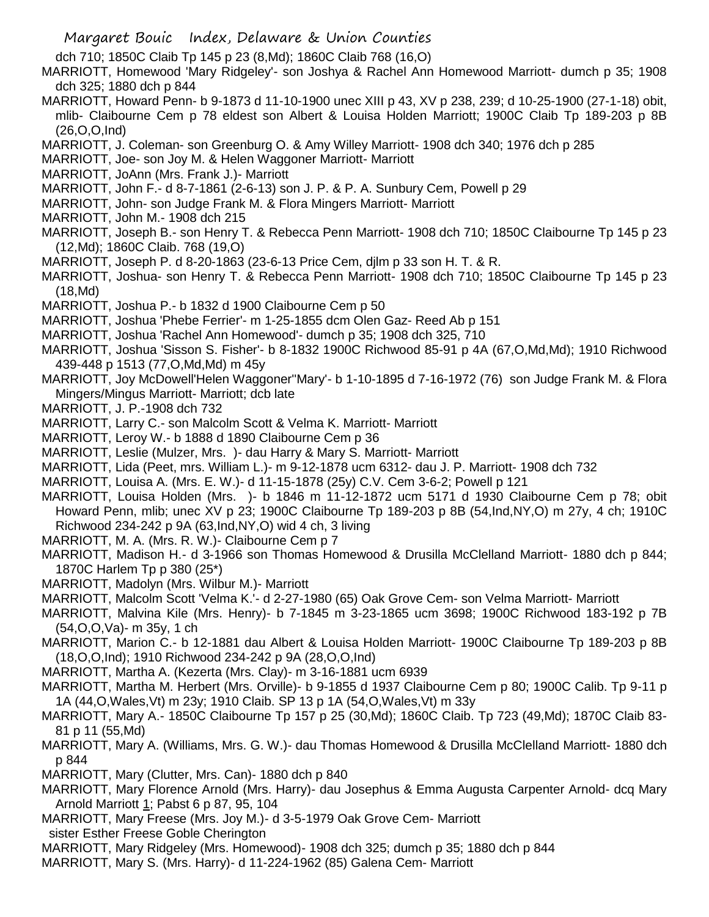dch 710; 1850C Claib Tp 145 p 23 (8,Md); 1860C Claib 768 (16,O)

MARRIOTT, Homewood 'Mary Ridgeley'- son Joshya & Rachel Ann Homewood Marriott- dumch p 35; 1908 dch 325; 1880 dch p 844

MARRIOTT, Howard Penn- b 9-1873 d 11-10-1900 unec XIII p 43, XV p 238, 239; d 10-25-1900 (27-1-18) obit, mlib- Claibourne Cem p 78 eldest son Albert & Louisa Holden Marriott; 1900C Claib Tp 189-203 p 8B (26,O,O,Ind)

MARRIOTT, J. Coleman- son Greenburg O. & Amy Willey Marriott- 1908 dch 340; 1976 dch p 285

MARRIOTT, Joe- son Joy M. & Helen Waggoner Marriott- Marriott

MARRIOTT, JoAnn (Mrs. Frank J.)- Marriott

MARRIOTT, John F.- d 8-7-1861 (2-6-13) son J. P. & P. A. Sunbury Cem, Powell p 29

MARRIOTT, John- son Judge Frank M. & Flora Mingers Marriott- Marriott

MARRIOTT, John M.- 1908 dch 215

MARRIOTT, Joseph B.- son Henry T. & Rebecca Penn Marriott- 1908 dch 710; 1850C Claibourne Tp 145 p 23 (12,Md); 1860C Claib. 768 (19,O)

MARRIOTT, Joseph P. d 8-20-1863 (23-6-13 Price Cem, djlm p 33 son H. T. & R.

MARRIOTT, Joshua- son Henry T. & Rebecca Penn Marriott- 1908 dch 710; 1850C Claibourne Tp 145 p 23 (18,Md)

MARRIOTT, Joshua P.- b 1832 d 1900 Claibourne Cem p 50

MARRIOTT, Joshua 'Phebe Ferrier'- m 1-25-1855 dcm Olen Gaz- Reed Ab p 151

MARRIOTT, Joshua 'Rachel Ann Homewood'- dumch p 35; 1908 dch 325, 710

MARRIOTT, Joshua 'Sisson S. Fisher'- b 8-1832 1900C Richwood 85-91 p 4A (67,O,Md,Md); 1910 Richwood 439-448 p 1513 (77,O,Md,Md) m 45y

MARRIOTT, Joy McDowell'Helen Waggoner''Mary'- b 1-10-1895 d 7-16-1972 (76) son Judge Frank M. & Flora Mingers/Mingus Marriott- Marriott; dcb late

MARRIOTT, J. P.-1908 dch 732

MARRIOTT, Larry C.- son Malcolm Scott & Velma K. Marriott- Marriott

MARRIOTT, Leroy W.- b 1888 d 1890 Claibourne Cem p 36

MARRIOTT, Leslie (Mulzer, Mrs. )- dau Harry & Mary S. Marriott- Marriott

MARRIOTT, Lida (Peet, mrs. William L.)- m 9-12-1878 ucm 6312- dau J. P. Marriott- 1908 dch 732

MARRIOTT, Louisa A. (Mrs. E. W.)- d 11-15-1878 (25y) C.V. Cem 3-6-2; Powell p 121

MARRIOTT, Louisa Holden (Mrs. )- b 1846 m 11-12-1872 ucm 5171 d 1930 Claibourne Cem p 78; obit Howard Penn, mlib; unec XV p 23; 1900C Claibourne Tp 189-203 p 8B (54,Ind,NY,O) m 27y, 4 ch; 1910C Richwood 234-242 p 9A (63,Ind,NY,O) wid 4 ch, 3 living

MARRIOTT, M. A. (Mrs. R. W.)- Claibourne Cem p 7

MARRIOTT, Madison H.- d 3-1966 son Thomas Homewood & Drusilla McClelland Marriott- 1880 dch p 844; 1870C Harlem Tp p 380 (25*)

MARRIOTT, Madolyn (Mrs. Wilbur M.)- Marriott

MARRIOTT, Malcolm Scott 'Velma K.'- d 2-27-1980 (65) Oak Grove Cem- son Velma Marriott- Marriott

MARRIOTT, Malvina Kile (Mrs. Henry)- b 7-1845 m 3-23-1865 ucm 3698; 1900C Richwood 183-192 p 7B (54,O,O,Va)- m 35y, 1 ch

MARRIOTT, Marion C.- b 12-1881 dau Albert & Louisa Holden Marriott- 1900C Claibourne Tp 189-203 p 8B (18,O,O,Ind); 1910 Richwood 234-242 p 9A (28,O,O,Ind)

MARRIOTT, Martha A. (Kezerta (Mrs. Clay)- m 3-16-1881 ucm 6939

MARRIOTT, Martha M. Herbert (Mrs. Orville)- b 9-1855 d 1937 Claibourne Cem p 80; 1900C Calib. Tp 9-11 p 1A (44,O,Wales,Vt) m 23y; 1910 Claib. SP 13 p 1A (54,O,Wales,Vt) m 33y

MARRIOTT, Mary A.- 1850C Claibourne Tp 157 p 25 (30,Md); 1860C Claib. Tp 723 (49,Md); 1870C Claib 83-81 p 11 (55,Md)

MARRIOTT, Mary A. (Williams, Mrs. G. W.)- dau Thomas Homewood & Drusilla McClelland Marriott- 1880 dch p 844

MARRIOTT, Mary (Clutter, Mrs. Can)- 1880 dch p 840

MARRIOTT, Mary Florence Arnold (Mrs. Harry)- dau Josephus & Emma Augusta Carpenter Arnold- dcq Mary Arnold Marriott 1; Pabst 6 p 87, 95, 104

MARRIOTT, Mary Freese (Mrs. Joy M.)- d 3-5-1979 Oak Grove Cem- Marriott
sister Esther Freese Goble Cherington

MARRIOTT, Mary Ridgeley (Mrs. Homewood)- 1908 dch 325; dumch p 35; 1880 dch p 844

MARRIOTT, Mary S. (Mrs. Harry)- d 11-224-1962 (85) Galena Cem- Marriott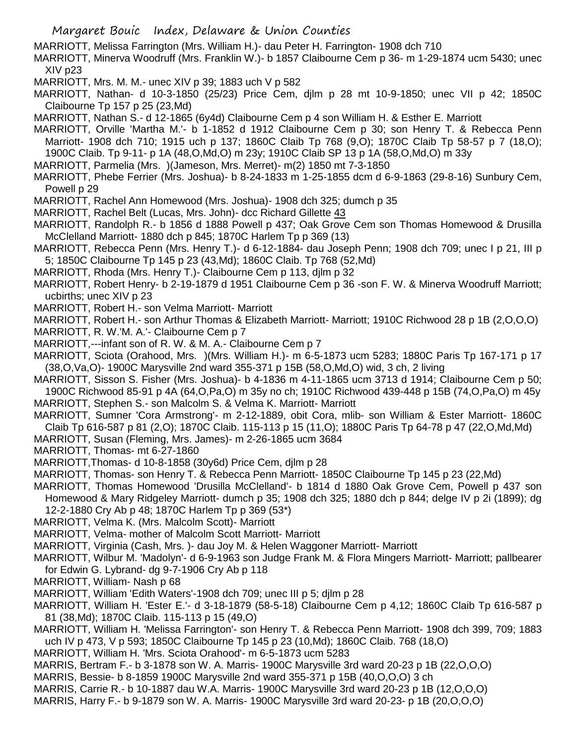MARRIOTT, Melissa Farrington (Mrs. William H.)- dau Peter H. Farrington- 1908 dch 710

MARRIOTT, Minerva Woodruff (Mrs. Franklin W.)- b 1857 Claibourne Cem p 36- m 1-29-1874 ucm 5430; unec XIV p23

MARRIOTT, Mrs. M. M.- unec XIV p 39; 1883 uch V p 582

MARRIOTT, Nathan- d 10-3-1850 (25/23) Price Cem, djlm p 28 mt 10-9-1850; unec VII p 42; 1850C Claibourne Tp 157 p 25 (23,Md)

MARRIOTT, Nathan S.- d 12-1865 (6y4d) Claibourne Cem p 4 son William H. & Esther E. Marriott

MARRIOTT, Orville 'Martha M.'- b 1-1852 d 1912 Claibourne Cem p 30; son Henry T. & Rebecca Penn Marriott- 1908 dch 710; 1915 uch p 137; 1860C Claib Tp 768 (9,O); 1870C Claib Tp 58-57 p 7 (18,O); 1900C Claib. Tp 9-11- p 1A (48,O,Md,O) m 23y; 1910C Claib SP 13 p 1A (58,O,Md,O) m 33y

MARRIOTT, Parmelia (Mrs. )(Jameson, Mrs. Merret)- m(2) 1850 mt 7-3-1850

MARRIOTT, Phebe Ferrier (Mrs. Joshua)- b 8-24-1833 m 1-25-1855 dcm d 6-9-1863 (29-8-16) Sunbury Cem, Powell p 29

MARRIOTT, Rachel Ann Homewood (Mrs. Joshua)- 1908 dch 325; dumch p 35

MARRIOTT, Rachel Belt (Lucas, Mrs. John)- dcc Richard Gillette 43

MARRIOTT, Randolph R.- b 1856 d 1888 Powell p 437; Oak Grove Cem son Thomas Homewood & Drusilla McClelland Marriott- 1880 dch p 845; 1870C Harlem Tp p 369 (13)

MARRIOTT, Rebecca Penn (Mrs. Henry T.)- d 6-12-1884- dau Joseph Penn; 1908 dch 709; unec I p 21, III p 5; 1850C Claibourne Tp 145 p 23 (43,Md); 1860C Claib. Tp 768 (52,Md)

MARRIOTT, Rhoda (Mrs. Henry T.)- Claibourne Cem p 113, djlm p 32

MARRIOTT, Robert Henry- b 2-19-1879 d 1951 Claibourne Cem p 36 -son F. W. & Minerva Woodruff Marriott; ucbirths; unec XIV p 23

MARRIOTT, Robert H.- son Velma Marriott- Marriott

MARRIOTT, Robert H.- son Arthur Thomas & Elizabeth Marriott- Marriott; 1910C Richwood 28 p 1B (2,O,O,O)

MARRIOTT, R. W.'M. A.'- Claibourne Cem p 7

MARRIOTT,---infant son of R. W. & M. A.- Claibourne Cem p 7

MARRIOTT, Sciota (Orahood, Mrs. )(Mrs. William H.)- m 6-5-1873 ucm 5283; 1880C Paris Tp 167-171 p 17 (38,O,Va,O)- 1900C Marysville 2nd ward 355-371 p 15B (58,O,Md,O) wid, 3 ch, 2 living

MARRIOTT, Sisson S. Fisher (Mrs. Joshua)- b 4-1836 m 4-11-1865 ucm 3713 d 1914; Claibourne Cem p 50; 1900C Richwood 85-91 p 4A (64,O,Pa,O) m 35y no ch; 1910C Richwood 439-448 p 15B (74,O,Pa,O) m 45y

MARRIOTT, Stephen S.- son Malcolm S. & Velma K. Marriott- Marriott

MARRIOTT, Sumner 'Cora Armstrong'- m 2-12-1889, obit Cora, mlib- son William & Ester Marriott- 1860C Claib Tp 616-587 p 81 (2,O); 1870C Claib. 115-113 p 15 (11,O); 1880C Paris Tp 64-78 p 47 (22,O,Md,Md)

MARRIOTT, Susan (Fleming, Mrs. James)- m 2-26-1865 ucm 3684

MARRIOTT, Thomas- mt 6-27-1860

MARRIOTT,Thomas- d 10-8-1858 (30y6d) Price Cem, djlm p 28

MARRIOTT, Thomas- son Henry T. & Rebecca Penn Marriott- 1850C Claibourne Tp 145 p 23 (22,Md)

MARRIOTT, Thomas Homewood 'Drusilla McClelland'- b 1814 d 1880 Oak Grove Cem, Powell p 437 son Homewood & Mary Ridgeley Marriott- dumch p 35; 1908 dch 325; 1880 dch p 844; delge IV p 2i (1899); dg 12-2-1880 Cry Ab p 48; 1870C Harlem Tp p 369 (53*)

MARRIOTT, Velma K. (Mrs. Malcolm Scott)- Marriott

MARRIOTT, Velma- mother of Malcolm Scott Marriott- Marriott

MARRIOTT, Virginia (Cash, Mrs. )- dau Joy M. & Helen Waggoner Marriott- Marriott

MARRIOTT, Wilbur M. 'Madolyn'- d 6-9-1963 son Judge Frank M. & Flora Mingers Marriott- Marriott; pallbearer for Edwin G. Lybrand- dg 9-7-1906 Cry Ab p 118

MARRIOTT, William- Nash p 68

MARRIOTT, William 'Edith Waters'-1908 dch 709; unec III p 5; djlm p 28

MARRIOTT, William H. 'Ester E.'- d 3-18-1879 (58-5-18) Claibourne Cem p 4,12; 1860C Claib Tp 616-587 p 81 (38,Md); 1870C Claib. 115-113 p 15 (49,O)

MARRIOTT, William H. 'Melissa Farrington'- son Henry T. & Rebecca Penn Marriott- 1908 dch 399, 709; 1883 uch IV p 473, V p 593; 1850C Claibourne Tp 145 p 23 (10,Md); 1860C Claib. 768 (18,O)

MARRIOTT, William H. 'Mrs. Sciota Orahood'- m 6-5-1873 ucm 5283

MARRIS, Bertram F.- b 3-1878 son W. A. Marris- 1900C Marysville 3rd ward 20-23 p 1B (22,O,O,O)

MARRIS, Bessie- b 8-1859 1900C Marysville 2nd ward 355-371 p 15B (40,O,O,O) 3 ch

MARRIS, Carrie R.- b 10-1887 dau W.A. Marris- 1900C Marysville 3rd ward 20-23 p 1B (12,O,O,O)

MARRIS, Harry F.- b 9-1879 son W. A. Marris- 1900C Marysville 3rd ward 20-23- p 1B (20,O,O,O)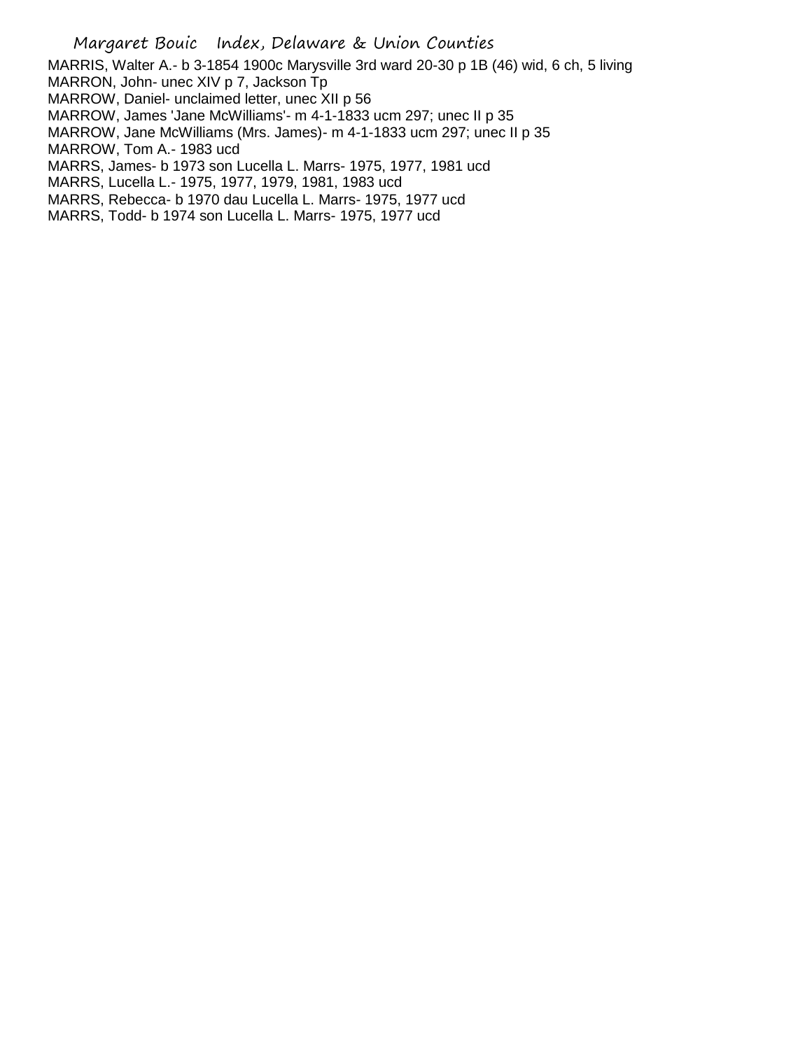MARRIS, Walter A.- b 3-1854 1900c Marysville 3rd ward 20-30 p 1B (46) wid, 6 ch, 5 living
MARRON, John- unec XIV p 7, Jackson Tp
MARROW, Daniel- unclaimed letter, unec XII p 56
MARROW, James 'Jane McWilliams'- m 4-1-1833 ucm 297; unec II p 35
MARROW, Jane McWilliams (Mrs. James)- m 4-1-1833 ucm 297; unec II p 35
MARROW, Tom A.- 1983 ucd
MARRS, James- b 1973 son Lucella L. Marrs- 1975, 1977, 1981 ucd
MARRS, Lucella L.- 1975, 1977, 1979, 1981, 1983 ucd
MARRS, Rebecca- b 1970 dau Lucella L. Marrs- 1975, 1977 ucd
MARRS, Todd- b 1974 son Lucella L. Marrs- 1975, 1977 ucd